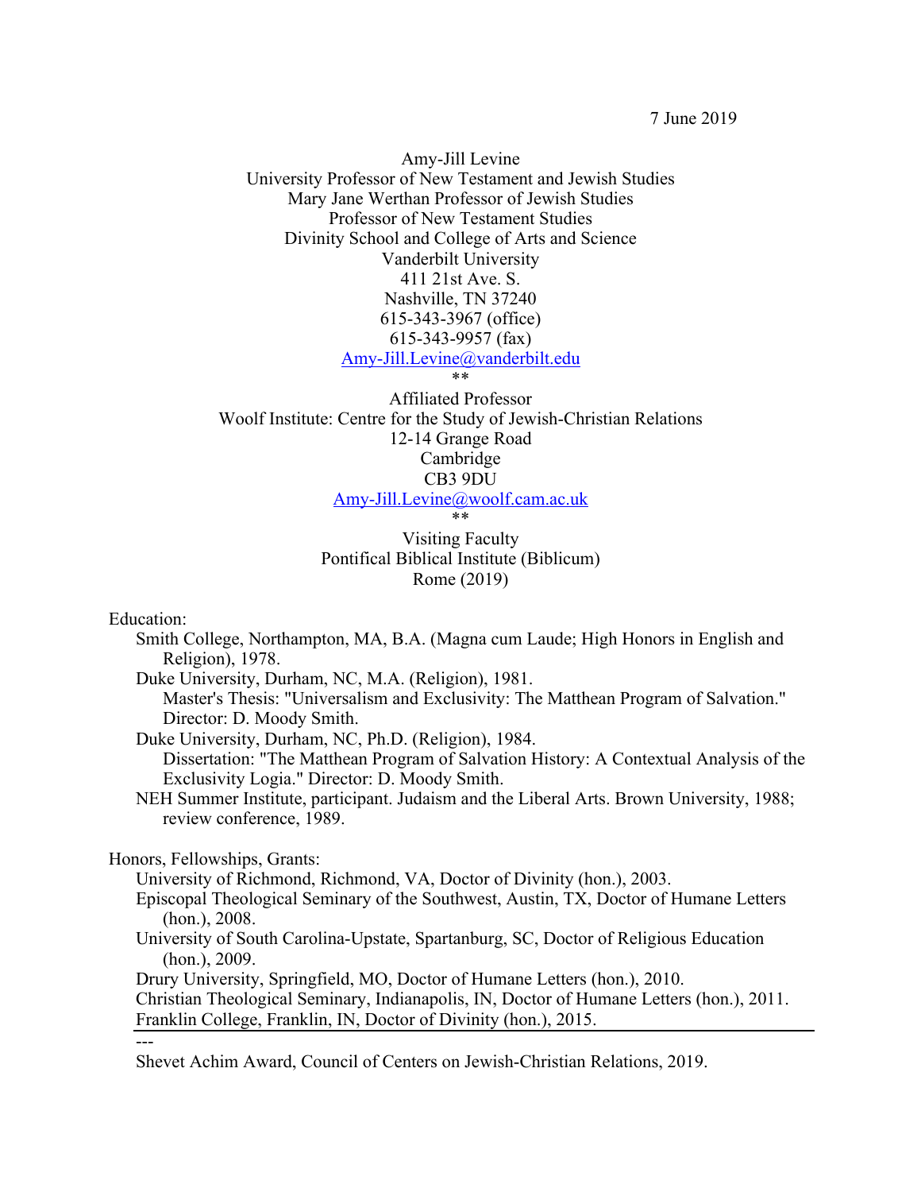7 June 2019

Amy-Jill Levine
University Professor of New Testament and Jewish Studies
Mary Jane Werthan Professor of Jewish Studies
Professor of New Testament Studies
Divinity School and College of Arts and Science
Vanderbilt University
411 21st Ave. S.
Nashville, TN 37240
615-343-3967 (office)
615-343-9957 (fax)
Amy-Jill.Levine@vanderbilt.edu
**
Affiliated Professor
Woolf Institute: Centre for the Study of Jewish-Christian Relations
12-14 Grange Road
Cambridge
CB3 9DU
Amy-Jill.Levine@woolf.cam.ac.uk
**
Visiting Faculty
Pontifical Biblical Institute (Biblicum)
Rome (2019)

Education:

- Smith College, Northampton, MA, B.A. (Magna cum Laude; High Honors in English and Religion), 1978.
- Duke University, Durham, NC, M.A. (Religion), 1981.
  - Master's Thesis: "Universalism and Exclusivity: The Matthean Program of Salvation." Director: D. Moody Smith.
- Duke University, Durham, NC, Ph.D. (Religion), 1984.
  - Dissertation: "The Matthean Program of Salvation History: A Contextual Analysis of the Exclusivity Logia." Director: D. Moody Smith.
- NEH Summer Institute, participant. Judaism and the Liberal Arts. Brown University, 1988; review conference, 1989.

Honors, Fellowships, Grants:

- University of Richmond, Richmond, VA, Doctor of Divinity (hon.), 2003.
- Episcopal Theological Seminary of the Southwest, Austin, TX, Doctor of Humane Letters (hon.), 2008.
- University of South Carolina-Upstate, Spartanburg, SC, Doctor of Religious Education (hon.), 2009.
- Drury University, Springfield, MO, Doctor of Humane Letters (hon.), 2010.
- Christian Theological Seminary, Indianapolis, IN, Doctor of Humane Letters (hon.), 2011.
- Franklin College, Franklin, IN, Doctor of Divinity (hon.), 2015.

---

- Shevet Achim Award, Council of Centers on Jewish-Christian Relations, 2019.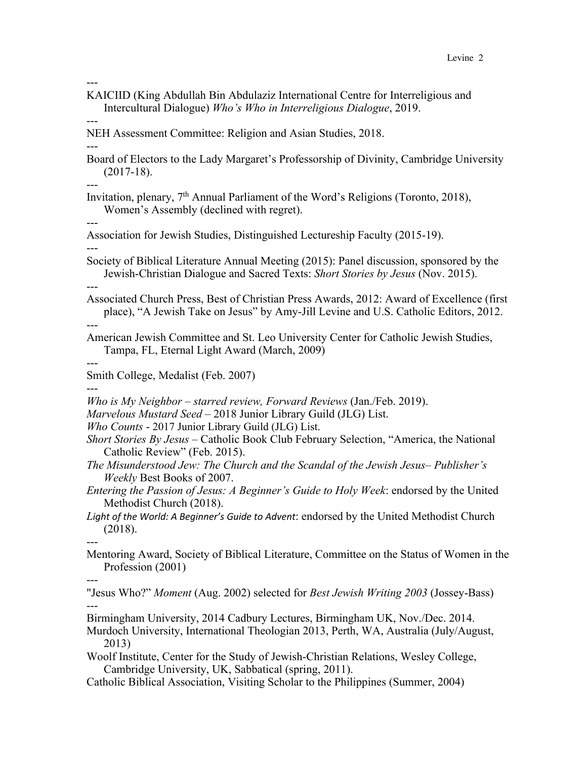---

KAICIID (King Abdullah Bin Abdulaziz International Centre for Interreligious and Intercultural Dialogue) *Who's Who in Interreligious Dialogue*, 2019.

---

NEH Assessment Committee: Religion and Asian Studies, 2018.

---

Board of Electors to the Lady Margaret's Professorship of Divinity, Cambridge University (2017-18).

---

Invitation, plenary, 7th Annual Parliament of the Word's Religions (Toronto, 2018), Women's Assembly (declined with regret).

---

Association for Jewish Studies, Distinguished Lectureship Faculty (2015-19).

---

Society of Biblical Literature Annual Meeting (2015): Panel discussion, sponsored by the Jewish-Christian Dialogue and Sacred Texts: *Short Stories by Jesus* (Nov. 2015).

---

Associated Church Press, Best of Christian Press Awards, 2012: Award of Excellence (first place), "A Jewish Take on Jesus" by Amy-Jill Levine and U.S. Catholic Editors, 2012.

---

American Jewish Committee and St. Leo University Center for Catholic Jewish Studies, Tampa, FL, Eternal Light Award (March, 2009)

---

Smith College, Medalist (Feb. 2007)

---

*Who is My Neighbor – starred review, Forward Reviews* (Jan./Feb. 2019).
*Marvelous Mustard Seed* – 2018 Junior Library Guild (JLG) List.
*Who Counts* - 2017 Junior Library Guild (JLG) List.
*Short Stories By Jesus* – Catholic Book Club February Selection, "America, the National Catholic Review" (Feb. 2015).
*The Misunderstood Jew: The Church and the Scandal of the Jewish Jesus– Publisher's Weekly* Best Books of 2007.
*Entering the Passion of Jesus: A Beginner's Guide to Holy Week*: endorsed by the United Methodist Church (2018).
*Light of the World: A Beginner's Guide to Advent*: endorsed by the United Methodist Church (2018).

---

Mentoring Award, Society of Biblical Literature, Committee on the Status of Women in the Profession (2001)

---

"Jesus Who?" *Moment* (Aug. 2002) selected for *Best Jewish Writing 2003* (Jossey-Bass)

---

Birmingham University, 2014 Cadbury Lectures, Birmingham UK, Nov./Dec. 2014.
Murdoch University, International Theologian 2013, Perth, WA, Australia (July/August, 2013)
Woolf Institute, Center for the Study of Jewish-Christian Relations, Wesley College, Cambridge University, UK, Sabbatical (spring, 2011).
Catholic Biblical Association, Visiting Scholar to the Philippines (Summer, 2004)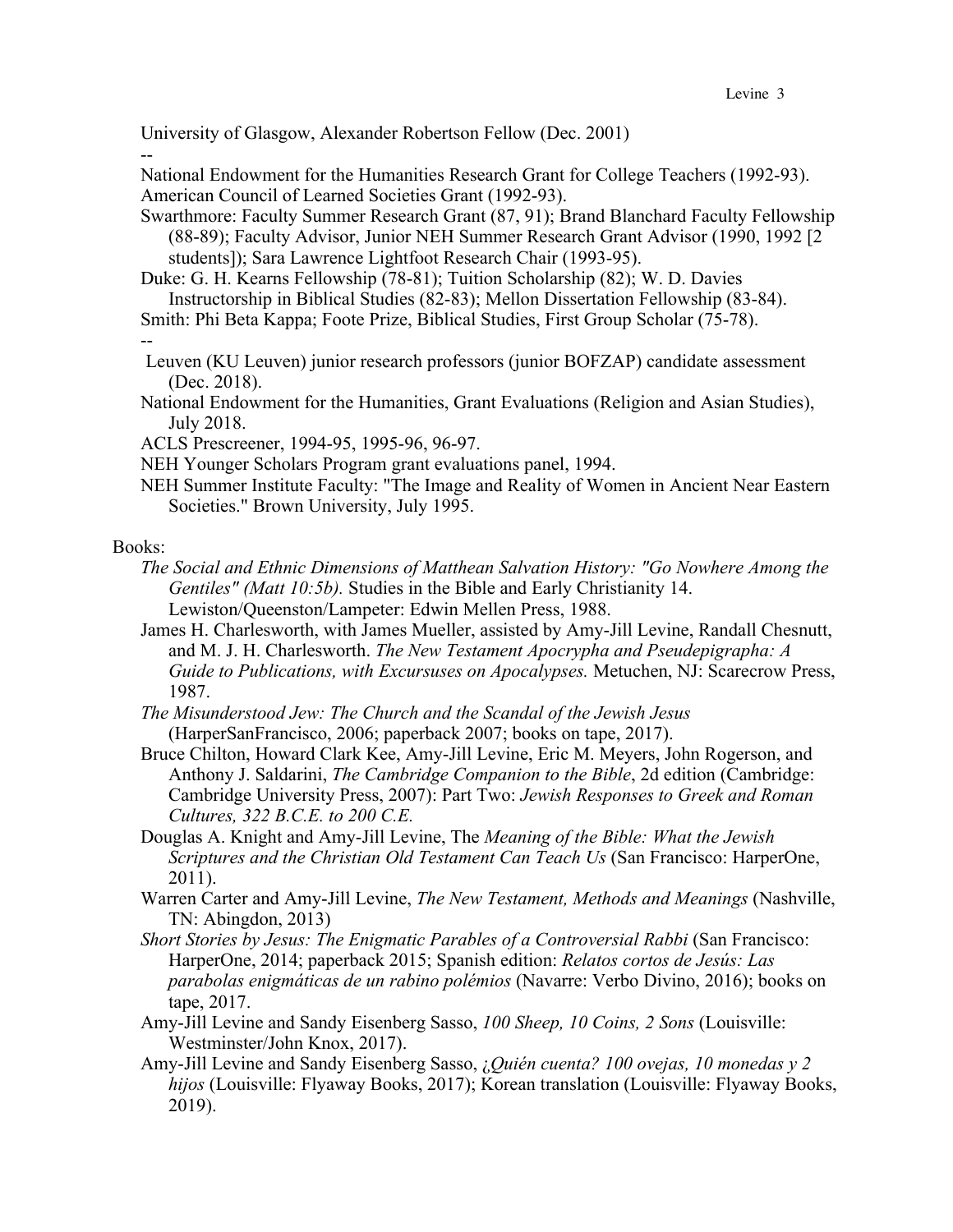University of Glasgow, Alexander Robertson Fellow (Dec. 2001)

--

National Endowment for the Humanities Research Grant for College Teachers (1992-93).

American Council of Learned Societies Grant (1992-93).

Swarthmore: Faculty Summer Research Grant (87, 91); Brand Blanchard Faculty Fellowship (88-89); Faculty Advisor, Junior NEH Summer Research Grant Advisor (1990, 1992 [2 students]); Sara Lawrence Lightfoot Research Chair (1993-95).

Duke: G. H. Kearns Fellowship (78-81); Tuition Scholarship (82); W. D. Davies Instructorship in Biblical Studies (82-83); Mellon Dissertation Fellowship (83-84).

Smith: Phi Beta Kappa; Foote Prize, Biblical Studies, First Group Scholar (75-78).

--

Leuven (KU Leuven) junior research professors (junior BOFZAP) candidate assessment (Dec. 2018).

National Endowment for the Humanities, Grant Evaluations (Religion and Asian Studies), July 2018.

ACLS Prescreener, 1994-95, 1995-96, 96-97.

NEH Younger Scholars Program grant evaluations panel, 1994.

NEH Summer Institute Faculty: "The Image and Reality of Women in Ancient Near Eastern Societies." Brown University, July 1995.

Books:

*The Social and Ethnic Dimensions of Matthean Salvation History: "Go Nowhere Among the Gentiles" (Matt 10:5b).* Studies in the Bible and Early Christianity 14. Lewiston/Queenston/Lampeter: Edwin Mellen Press, 1988.

James H. Charlesworth, with James Mueller, assisted by Amy-Jill Levine, Randall Chesnutt, and M. J. H. Charlesworth. *The New Testament Apocrypha and Pseudepigrapha: A Guide to Publications, with Excursuses on Apocalypses.* Metuchen, NJ: Scarecrow Press, 1987.

*The Misunderstood Jew: The Church and the Scandal of the Jewish Jesus* (HarperSanFrancisco, 2006; paperback 2007; books on tape, 2017).

Bruce Chilton, Howard Clark Kee, Amy-Jill Levine, Eric M. Meyers, John Rogerson, and Anthony J. Saldarini, *The Cambridge Companion to the Bible*, 2d edition (Cambridge: Cambridge University Press, 2007): Part Two: *Jewish Responses to Greek and Roman Cultures, 322 B.C.E. to 200 C.E.*

Douglas A. Knight and Amy-Jill Levine, The *Meaning of the Bible: What the Jewish Scriptures and the Christian Old Testament Can Teach Us* (San Francisco: HarperOne, 2011).

Warren Carter and Amy-Jill Levine, *The New Testament, Methods and Meanings* (Nashville, TN: Abingdon, 2013)

*Short Stories by Jesus: The Enigmatic Parables of a Controversial Rabbi* (San Francisco: HarperOne, 2014; paperback 2015; Spanish edition: *Relatos cortos de Jesús: Las parabolas enigmáticas de un rabino polémios* (Navarre: Verbo Divino, 2016); books on tape, 2017.

Amy-Jill Levine and Sandy Eisenberg Sasso, *100 Sheep, 10 Coins, 2 Sons* (Louisville: Westminster/John Knox, 2017).

Amy-Jill Levine and Sandy Eisenberg Sasso, *¿Quién cuenta? 100 ovejas, 10 monedas y 2 hijos* (Louisville: Flyaway Books, 2017); Korean translation (Louisville: Flyaway Books, 2019).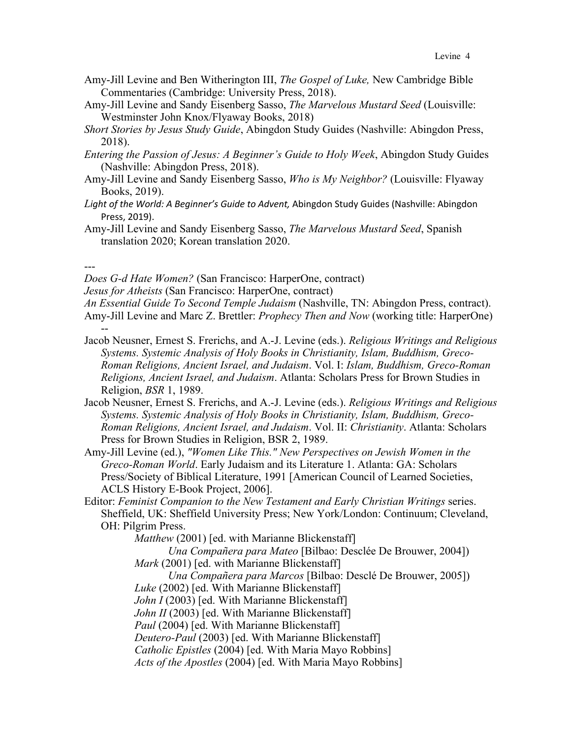Amy-Jill Levine and Ben Witherington III, *The Gospel of Luke,* New Cambridge Bible Commentaries (Cambridge: University Press, 2018).

Amy-Jill Levine and Sandy Eisenberg Sasso, *The Marvelous Mustard Seed* (Louisville: Westminster John Knox/Flyaway Books, 2018)

*Short Stories by Jesus Study Guide*, Abingdon Study Guides (Nashville: Abingdon Press, 2018).

*Entering the Passion of Jesus: A Beginner's Guide to Holy Week*, Abingdon Study Guides (Nashville: Abingdon Press, 2018).

Amy-Jill Levine and Sandy Eisenberg Sasso, *Who is My Neighbor?* (Louisville: Flyaway Books, 2019).

*Light of the World: A Beginner's Guide to Advent,* Abingdon Study Guides (Nashville: Abingdon Press, 2019).

Amy-Jill Levine and Sandy Eisenberg Sasso, *The Marvelous Mustard Seed*, Spanish translation 2020; Korean translation 2020.

---

*Does G-d Hate Women?* (San Francisco: HarperOne, contract)

*Jesus for Atheists* (San Francisco: HarperOne, contract)

*An Essential Guide To Second Temple Judaism* (Nashville, TN: Abingdon Press, contract).

Amy-Jill Levine and Marc Z. Brettler: *Prophecy Then and Now* (working title: HarperOne)

--

Jacob Neusner, Ernest S. Frerichs, and A.-J. Levine (eds.). *Religious Writings and Religious Systems. Systemic Analysis of Holy Books in Christianity, Islam, Buddhism, Greco-Roman Religions, Ancient Israel, and Judaism*. Vol. I: *Islam, Buddhism, Greco-Roman Religions, Ancient Israel, and Judaism*. Atlanta: Scholars Press for Brown Studies in Religion, *BSR* 1, 1989.

Jacob Neusner, Ernest S. Frerichs, and A.-J. Levine (eds.). *Religious Writings and Religious Systems. Systemic Analysis of Holy Books in Christianity, Islam, Buddhism, Greco-Roman Religions, Ancient Israel, and Judaism*. Vol. II: *Christianity*. Atlanta: Scholars Press for Brown Studies in Religion, BSR 2, 1989.

Amy-Jill Levine (ed.), *"Women Like This." New Perspectives on Jewish Women in the Greco-Roman World*. Early Judaism and its Literature 1. Atlanta: GA: Scholars Press/Society of Biblical Literature, 1991 [American Council of Learned Societies, ACLS History E-Book Project, 2006].

Editor: *Feminist Companion to the New Testament and Early Christian Writings* series. Sheffield, UK: Sheffield University Press; New York/London: Continuum; Cleveland, OH: Pilgrim Press.

- *Matthew* (2001) [ed. with Marianne Blickenstaff]
  - *Una Compañera para Mateo* [Bilbao: Desclée De Brouwer, 2004])
- *Mark* (2001) [ed. with Marianne Blickenstaff]
  - *Una Compañera para Marcos* [Bilbao: Desclé De Brouwer, 2005])
- *Luke* (2002) [ed. With Marianne Blickenstaff]
- *John I* (2003) [ed. With Marianne Blickenstaff]
- *John II* (2003) [ed. With Marianne Blickenstaff]
- *Paul* (2004) [ed. With Marianne Blickenstaff]
- *Deutero-Paul* (2003) [ed. With Marianne Blickenstaff]
- *Catholic Epistles* (2004) [ed. With Maria Mayo Robbins]
- *Acts of the Apostles* (2004) [ed. With Maria Mayo Robbins]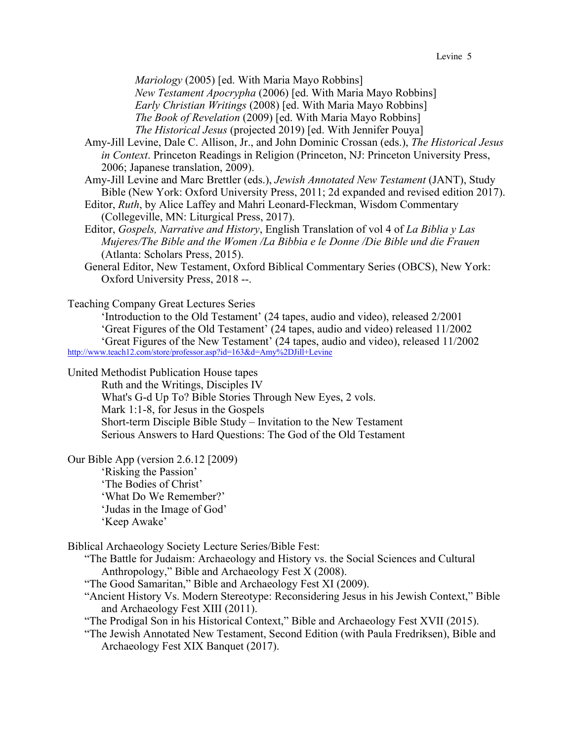*Mariology* (2005) [ed. With Maria Mayo Robbins]
*New Testament Apocrypha* (2006) [ed. With Maria Mayo Robbins]
*Early Christian Writings* (2008) [ed. With Maria Mayo Robbins]
*The Book of Revelation* (2009) [ed. With Maria Mayo Robbins]
*The Historical Jesus* (projected 2019) [ed. With Jennifer Pouya]

Amy-Jill Levine, Dale C. Allison, Jr., and John Dominic Crossan (eds.), *The Historical Jesus in Context*. Princeton Readings in Religion (Princeton, NJ: Princeton University Press, 2006; Japanese translation, 2009).

Amy-Jill Levine and Marc Brettler (eds.), *Jewish Annotated New Testament* (JANT), Study Bible (New York: Oxford University Press, 2011; 2d expanded and revised edition 2017).

Editor, *Ruth*, by Alice Laffey and Mahri Leonard-Fleckman, Wisdom Commentary (Collegeville, MN: Liturgical Press, 2017).

Editor, *Gospels, Narrative and History*, English Translation of vol 4 of *La Biblia y Las Mujeres/The Bible and the Women /La Bibbia e le Donne /Die Bible und die Frauen* (Atlanta: Scholars Press, 2015).

General Editor, New Testament, Oxford Biblical Commentary Series (OBCS), New York: Oxford University Press, 2018 --.

Teaching Company Great Lectures Series
'Introduction to the Old Testament' (24 tapes, audio and video), released 2/2001
'Great Figures of the Old Testament' (24 tapes, audio and video) released 11/2002
'Great Figures of the New Testament' (24 tapes, audio and video), released 11/2002
http://www.teach12.com/store/professor.asp?id=163&d=Amy%2DJill+Levine

United Methodist Publication House tapes
Ruth and the Writings, Disciples IV
What's G-d Up To? Bible Stories Through New Eyes, 2 vols.
Mark 1:1-8, for Jesus in the Gospels
Short-term Disciple Bible Study – Invitation to the New Testament
Serious Answers to Hard Questions: The God of the Old Testament

Our Bible App (version 2.6.12 [2009)
'Risking the Passion'
'The Bodies of Christ'
'What Do We Remember?'
'Judas in the Image of God'
'Keep Awake'

Biblical Archaeology Society Lecture Series/Bible Fest:
"The Battle for Judaism: Archaeology and History vs. the Social Sciences and Cultural Anthropology," Bible and Archaeology Fest X (2008).
"The Good Samaritan," Bible and Archaeology Fest XI (2009).
"Ancient History Vs. Modern Stereotype: Reconsidering Jesus in his Jewish Context," Bible and Archaeology Fest XIII (2011).
"The Prodigal Son in his Historical Context," Bible and Archaeology Fest XVII (2015).
"The Jewish Annotated New Testament, Second Edition (with Paula Fredriksen), Bible and Archaeology Fest XIX Banquet (2017).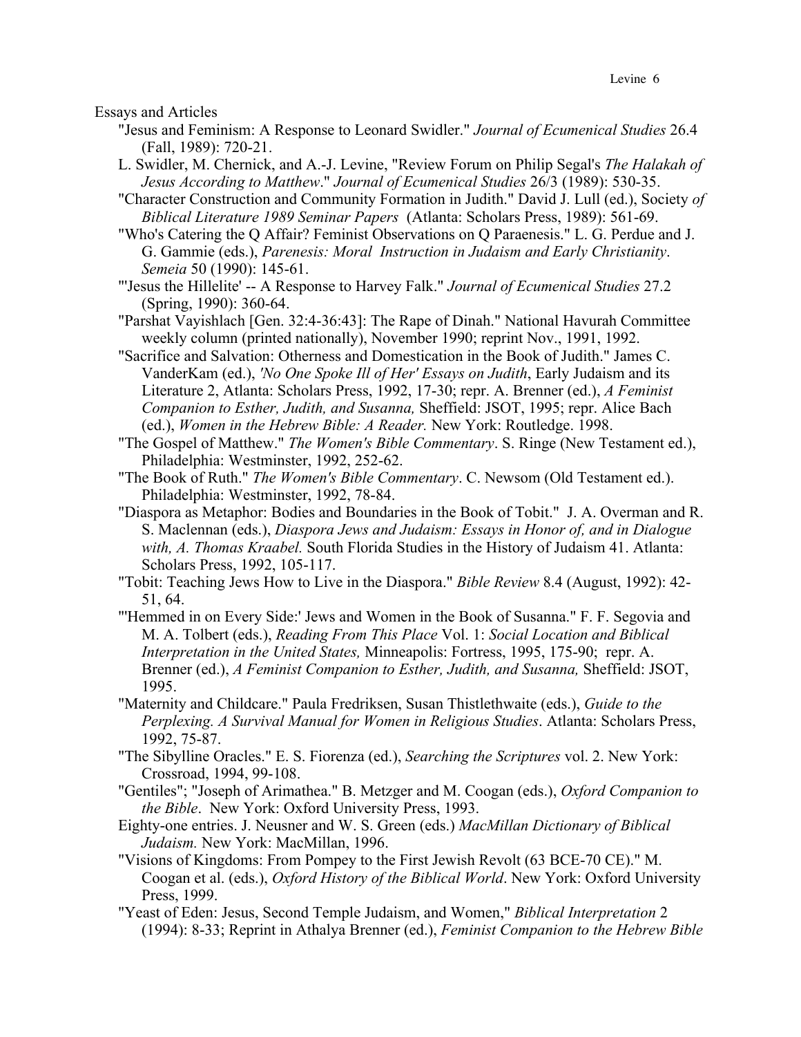Essays and Articles

- "Jesus and Feminism: A Response to Leonard Swidler." *Journal of Ecumenical Studies* 26.4 (Fall, 1989): 720-21.
- L. Swidler, M. Chernick, and A.-J. Levine, "Review Forum on Philip Segal's *The Halakah of Jesus According to Matthew*." *Journal of Ecumenical Studies* 26/3 (1989): 530-35.
- "Character Construction and Community Formation in Judith." David J. Lull (ed.), Society *of Biblical Literature 1989 Seminar Papers* (Atlanta: Scholars Press, 1989): 561-69.
- "Who's Catering the Q Affair? Feminist Observations on Q Paraenesis." L. G. Perdue and J. G. Gammie (eds.), *Parenesis: Moral Instruction in Judaism and Early Christianity*. *Semeia* 50 (1990): 145-61.
- "'Jesus the Hillelite' -- A Response to Harvey Falk." *Journal of Ecumenical Studies* 27.2 (Spring, 1990): 360-64.
- "Parshat Vayishlach [Gen. 32:4-36:43]: The Rape of Dinah." National Havurah Committee weekly column (printed nationally), November 1990; reprint Nov., 1991, 1992.
- "Sacrifice and Salvation: Otherness and Domestication in the Book of Judith." James C. VanderKam (ed.), *'No One Spoke Ill of Her' Essays on Judith*, Early Judaism and its Literature 2, Atlanta: Scholars Press, 1992, 17-30; repr. A. Brenner (ed.), *A Feminist Companion to Esther, Judith, and Susanna,* Sheffield: JSOT, 1995; repr. Alice Bach (ed.), *Women in the Hebrew Bible: A Reader.* New York: Routledge. 1998.
- "The Gospel of Matthew." *The Women's Bible Commentary*. S. Ringe (New Testament ed.), Philadelphia: Westminster, 1992, 252-62.
- "The Book of Ruth." *The Women's Bible Commentary*. C. Newsom (Old Testament ed.). Philadelphia: Westminster, 1992, 78-84.
- "Diaspora as Metaphor: Bodies and Boundaries in the Book of Tobit." J. A. Overman and R. S. Maclennan (eds.), *Diaspora Jews and Judaism: Essays in Honor of, and in Dialogue with, A. Thomas Kraabel.* South Florida Studies in the History of Judaism 41. Atlanta: Scholars Press, 1992, 105-117.
- "Tobit: Teaching Jews How to Live in the Diaspora." *Bible Review* 8.4 (August, 1992): 42-51, 64.
- "'Hemmed in on Every Side:' Jews and Women in the Book of Susanna." F. F. Segovia and M. A. Tolbert (eds.), *Reading From This Place* Vol. 1: *Social Location and Biblical Interpretation in the United States,* Minneapolis: Fortress, 1995, 175-90; repr. A. Brenner (ed.), *A Feminist Companion to Esther, Judith, and Susanna,* Sheffield: JSOT, 1995.
- "Maternity and Childcare." Paula Fredriksen, Susan Thistlethwaite (eds.), *Guide to the Perplexing. A Survival Manual for Women in Religious Studies*. Atlanta: Scholars Press, 1992, 75-87.
- "The Sibylline Oracles." E. S. Fiorenza (ed.), *Searching the Scriptures* vol. 2. New York: Crossroad, 1994, 99-108.
- "Gentiles"; "Joseph of Arimathea." B. Metzger and M. Coogan (eds.), *Oxford Companion to the Bible*. New York: Oxford University Press, 1993.
- Eighty-one entries. J. Neusner and W. S. Green (eds.) *MacMillan Dictionary of Biblical Judaism.* New York: MacMillan, 1996.
- "Visions of Kingdoms: From Pompey to the First Jewish Revolt (63 BCE-70 CE)." M. Coogan et al. (eds.), *Oxford History of the Biblical World*. New York: Oxford University Press, 1999.
- "Yeast of Eden: Jesus, Second Temple Judaism, and Women," *Biblical Interpretation* 2 (1994): 8-33; Reprint in Athalya Brenner (ed.), *Feminist Companion to the Hebrew Bible*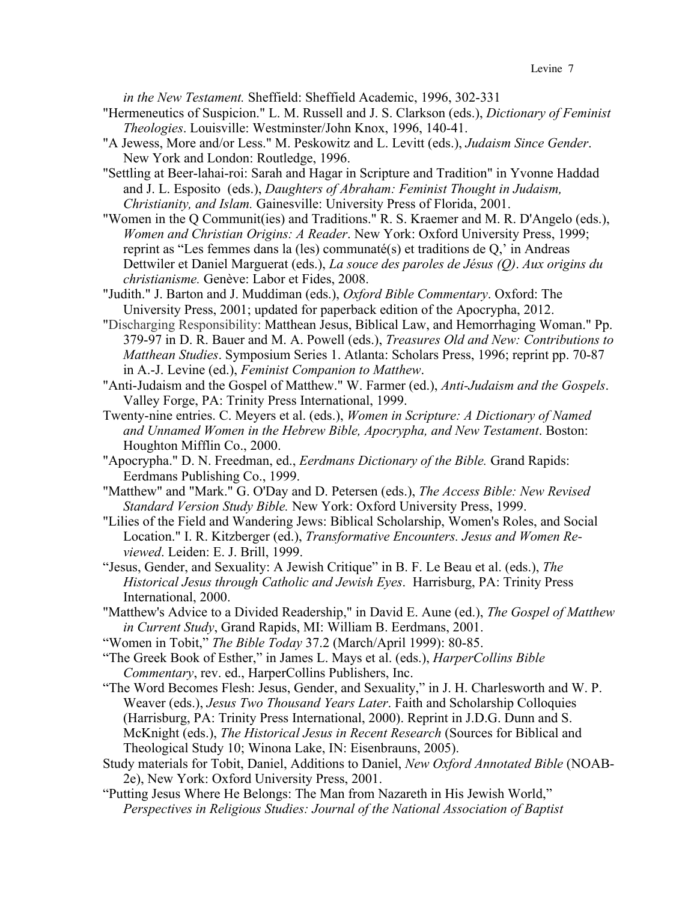*in the New Testament.* Sheffield: Sheffield Academic, 1996, 302-331

"Hermeneutics of Suspicion." L. M. Russell and J. S. Clarkson (eds.), *Dictionary of Feminist Theologies*. Louisville: Westminster/John Knox, 1996, 140-41.

"A Jewess, More and/or Less." M. Peskowitz and L. Levitt (eds.), *Judaism Since Gender*. New York and London: Routledge, 1996.

"Settling at Beer-lahai-roi: Sarah and Hagar in Scripture and Tradition" in Yvonne Haddad and J. L. Esposito (eds.), *Daughters of Abraham: Feminist Thought in Judaism, Christianity, and Islam.* Gainesville: University Press of Florida, 2001.

"Women in the Q Communit(ies) and Traditions." R. S. Kraemer and M. R. D'Angelo (eds.), *Women and Christian Origins: A Reader*. New York: Oxford University Press, 1999; reprint as "Les femmes dans la (les) communaté(s) et traditions de Q,' in Andreas Dettwiler et Daniel Marguerat (eds.), *La souce des paroles de Jésus (Q)*. *Aux origins du christianisme.* Genève: Labor et Fides, 2008.

"Judith." J. Barton and J. Muddiman (eds.), *Oxford Bible Commentary*. Oxford: The University Press, 2001; updated for paperback edition of the Apocrypha, 2012.

"Discharging Responsibility: Matthean Jesus, Biblical Law, and Hemorrhaging Woman." Pp. 379-97 in D. R. Bauer and M. A. Powell (eds.), *Treasures Old and New: Contributions to Matthean Studies*. Symposium Series 1. Atlanta: Scholars Press, 1996; reprint pp. 70-87 in A.-J. Levine (ed.), *Feminist Companion to Matthew*.

"Anti-Judaism and the Gospel of Matthew." W. Farmer (ed.), *Anti-Judaism and the Gospels*. Valley Forge, PA: Trinity Press International, 1999.

Twenty-nine entries. C. Meyers et al. (eds.), *Women in Scripture: A Dictionary of Named and Unnamed Women in the Hebrew Bible, Apocrypha, and New Testament*. Boston: Houghton Mifflin Co., 2000.

"Apocrypha." D. N. Freedman, ed., *Eerdmans Dictionary of the Bible.* Grand Rapids: Eerdmans Publishing Co., 1999.

"Matthew" and "Mark." G. O'Day and D. Petersen (eds.), *The Access Bible: New Revised Standard Version Study Bible.* New York: Oxford University Press, 1999.

"Lilies of the Field and Wandering Jews: Biblical Scholarship, Women's Roles, and Social Location." I. R. Kitzberger (ed.), *Transformative Encounters. Jesus and Women Re-viewed*. Leiden: E. J. Brill, 1999.

"Jesus, Gender, and Sexuality: A Jewish Critique" in B. F. Le Beau et al. (eds.), *The Historical Jesus through Catholic and Jewish Eyes*. Harrisburg, PA: Trinity Press International, 2000.

"Matthew's Advice to a Divided Readership," in David E. Aune (ed.), *The Gospel of Matthew in Current Study*, Grand Rapids, MI: William B. Eerdmans, 2001.

"Women in Tobit," *The Bible Today* 37.2 (March/April 1999): 80-85.

"The Greek Book of Esther," in James L. Mays et al. (eds.), *HarperCollins Bible Commentary*, rev. ed., HarperCollins Publishers, Inc.

"The Word Becomes Flesh: Jesus, Gender, and Sexuality," in J. H. Charlesworth and W. P. Weaver (eds.), *Jesus Two Thousand Years Later*. Faith and Scholarship Colloquies (Harrisburg, PA: Trinity Press International, 2000). Reprint in J.D.G. Dunn and S. McKnight (eds.), *The Historical Jesus in Recent Research* (Sources for Biblical and Theological Study 10; Winona Lake, IN: Eisenbrauns, 2005).

Study materials for Tobit, Daniel, Additions to Daniel, *New Oxford Annotated Bible* (NOAB-2e), New York: Oxford University Press, 2001.

"Putting Jesus Where He Belongs: The Man from Nazareth in His Jewish World," *Perspectives in Religious Studies: Journal of the National Association of Baptist*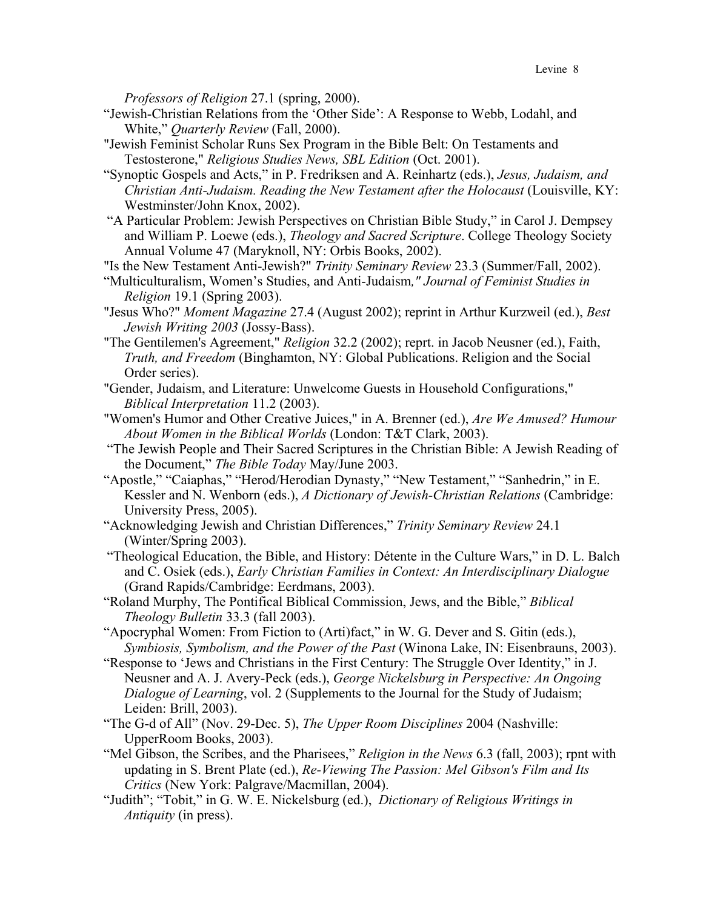*Professors of Religion* 27.1 (spring, 2000).

“Jewish-Christian Relations from the ‘Other Side’: A Response to Webb, Lodahl, and White,” *Quarterly Review* (Fall, 2000).

"Jewish Feminist Scholar Runs Sex Program in the Bible Belt: On Testaments and Testosterone," *Religious Studies News, SBL Edition* (Oct. 2001).

“Synoptic Gospels and Acts,” in P. Fredriksen and A. Reinhartz (eds.), *Jesus, Judaism, and Christian Anti-Judaism. Reading the New Testament after the Holocaust* (Louisville, KY: Westminster/John Knox, 2002).

“A Particular Problem: Jewish Perspectives on Christian Bible Study,” in Carol J. Dempsey and William P. Loewe (eds.), *Theology and Sacred Scripture*. College Theology Society Annual Volume 47 (Maryknoll, NY: Orbis Books, 2002).

"Is the New Testament Anti-Jewish?" *Trinity Seminary Review* 23.3 (Summer/Fall, 2002).

“Multiculturalism, Women’s Studies, and Anti-Judaism*," Journal of Feminist Studies in Religion* 19.1 (Spring 2003).

"Jesus Who?" *Moment Magazine* 27.4 (August 2002); reprint in Arthur Kurzweil (ed.), *Best Jewish Writing 2003* (Jossy-Bass).

"The Gentilemen's Agreement," *Religion* 32.2 (2002); reprt. in Jacob Neusner (ed.), Faith, *Truth, and Freedom* (Binghamton, NY: Global Publications. Religion and the Social Order series).

"Gender, Judaism, and Literature: Unwelcome Guests in Household Configurations," *Biblical Interpretation* 11.2 (2003).

"Women's Humor and Other Creative Juices," in A. Brenner (ed.), *Are We Amused? Humour About Women in the Biblical Worlds* (London: T&T Clark, 2003).

“The Jewish People and Their Sacred Scriptures in the Christian Bible: A Jewish Reading of the Document,” *The Bible Today* May/June 2003.

“Apostle,” “Caiaphas,” “Herod/Herodian Dynasty,” “New Testament,” “Sanhedrin,” in E. Kessler and N. Wenborn (eds.), *A Dictionary of Jewish-Christian Relations* (Cambridge: University Press, 2005).

“Acknowledging Jewish and Christian Differences,” *Trinity Seminary Review* 24.1 (Winter/Spring 2003).

“Theological Education, the Bible, and History: Détente in the Culture Wars,” in D. L. Balch and C. Osiek (eds.), *Early Christian Families in Context: An Interdisciplinary Dialogue* (Grand Rapids/Cambridge: Eerdmans, 2003).

“Roland Murphy, The Pontifical Biblical Commission, Jews, and the Bible,” *Biblical Theology Bulletin* 33.3 (fall 2003).

“Apocryphal Women: From Fiction to (Arti)fact,” in W. G. Dever and S. Gitin (eds.), *Symbiosis, Symbolism, and the Power of the Past* (Winona Lake, IN: Eisenbrauns, 2003).

“Response to ‘Jews and Christians in the First Century: The Struggle Over Identity,” in J. Neusner and A. J. Avery-Peck (eds.), *George Nickelsburg in Perspective: An Ongoing Dialogue of Learning*, vol. 2 (Supplements to the Journal for the Study of Judaism; Leiden: Brill, 2003).

“The G-d of All” (Nov. 29-Dec. 5), *The Upper Room Disciplines* 2004 (Nashville: UpperRoom Books, 2003).

“Mel Gibson, the Scribes, and the Pharisees,” *Religion in the News* 6.3 (fall, 2003); rpnt with updating in S. Brent Plate (ed.), *Re-Viewing The Passion: Mel Gibson's Film and Its Critics* (New York: Palgrave/Macmillan, 2004).

“Judith”; “Tobit,” in G. W. E. Nickelsburg (ed.), *Dictionary of Religious Writings in Antiquity* (in press).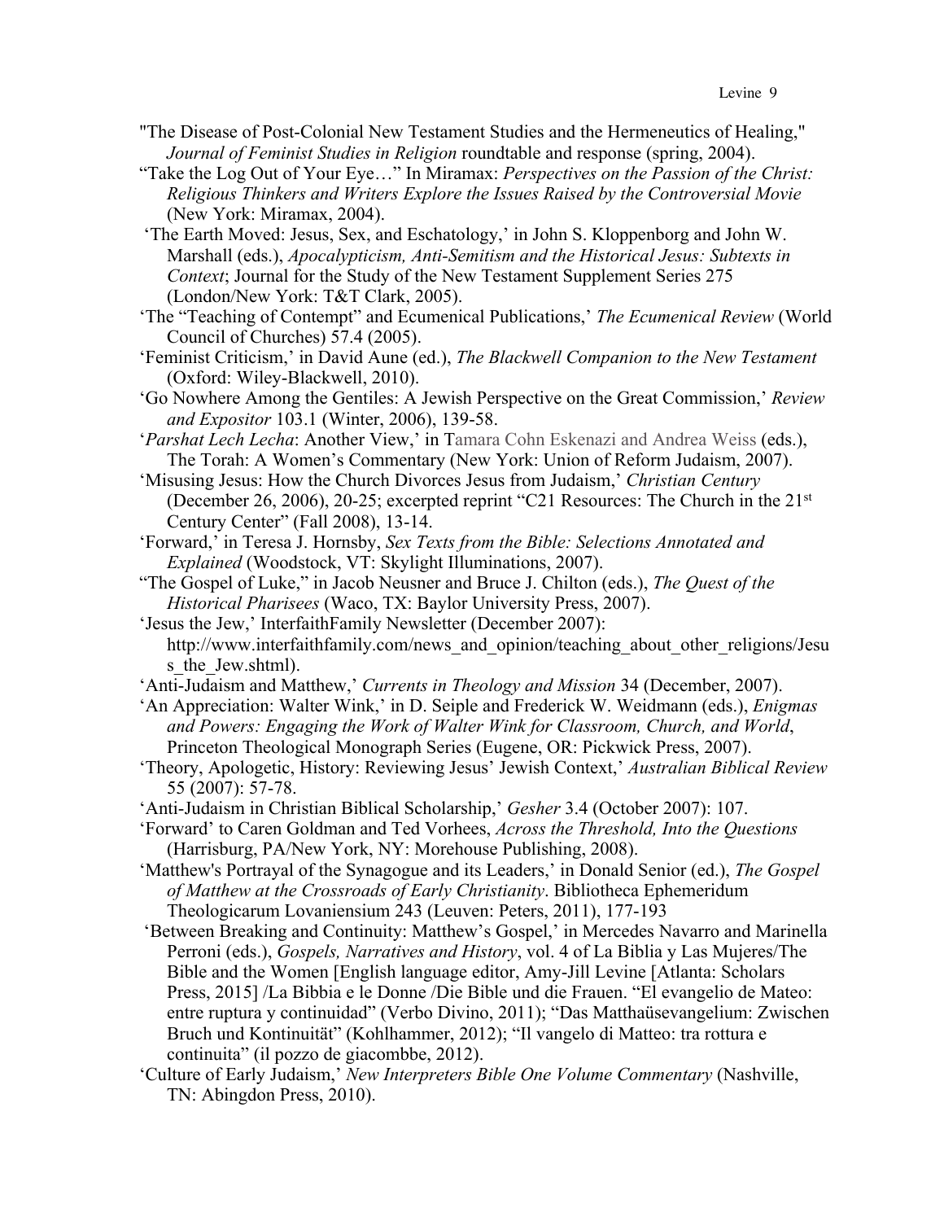"The Disease of Post-Colonial New Testament Studies and the Hermeneutics of Healing," *Journal of Feminist Studies in Religion* roundtable and response (spring, 2004).

"Take the Log Out of Your Eye…" In Miramax: *Perspectives on the Passion of the Christ: Religious Thinkers and Writers Explore the Issues Raised by the Controversial Movie* (New York: Miramax, 2004).

'The Earth Moved: Jesus, Sex, and Eschatology,' in John S. Kloppenborg and John W. Marshall (eds.), *Apocalypticism, Anti-Semitism and the Historical Jesus: Subtexts in Context*; Journal for the Study of the New Testament Supplement Series 275 (London/New York: T&T Clark, 2005).

'The "Teaching of Contempt" and Ecumenical Publications,' *The Ecumenical Review* (World Council of Churches) 57.4 (2005).

'Feminist Criticism,' in David Aune (ed.), *The Blackwell Companion to the New Testament* (Oxford: Wiley-Blackwell, 2010).

'Go Nowhere Among the Gentiles: A Jewish Perspective on the Great Commission,' *Review and Expositor* 103.1 (Winter, 2006), 139-58.

'*Parshat Lech Lecha*: Another View,' in Tamara Cohn Eskenazi and Andrea Weiss (eds.), The Torah: A Women's Commentary (New York: Union of Reform Judaism, 2007).

'Misusing Jesus: How the Church Divorces Jesus from Judaism,' *Christian Century* (December 26, 2006), 20-25; excerpted reprint "C21 Resources: The Church in the 21st Century Center" (Fall 2008), 13-14.

'Forward,' in Teresa J. Hornsby, *Sex Texts from the Bible: Selections Annotated and Explained* (Woodstock, VT: Skylight Illuminations, 2007).

"The Gospel of Luke," in Jacob Neusner and Bruce J. Chilton (eds.), *The Quest of the Historical Pharisees* (Waco, TX: Baylor University Press, 2007).

'Jesus the Jew,' InterfaithFamily Newsletter (December 2007): http://www.interfaithfamily.com/news_and_opinion/teaching_about_other_religions/Jesus_the_Jew.shtml).

'Anti-Judaism and Matthew,' *Currents in Theology and Mission* 34 (December, 2007).

'An Appreciation: Walter Wink,' in D. Seiple and Frederick W. Weidmann (eds.), *Enigmas and Powers: Engaging the Work of Walter Wink for Classroom, Church, and World*, Princeton Theological Monograph Series (Eugene, OR: Pickwick Press, 2007).

'Theory, Apologetic, History: Reviewing Jesus' Jewish Context,' *Australian Biblical Review* 55 (2007): 57-78.

'Anti-Judaism in Christian Biblical Scholarship,' *Gesher* 3.4 (October 2007): 107.

'Forward' to Caren Goldman and Ted Vorhees, *Across the Threshold, Into the Questions* (Harrisburg, PA/New York, NY: Morehouse Publishing, 2008).

'Matthew's Portrayal of the Synagogue and its Leaders,' in Donald Senior (ed.), *The Gospel of Matthew at the Crossroads of Early Christianity*. Bibliotheca Ephemeridum Theologicarum Lovaniensium 243 (Leuven: Peters, 2011), 177-193

'Between Breaking and Continuity: Matthew's Gospel,' in Mercedes Navarro and Marinella Perroni (eds.), *Gospels, Narratives and History*, vol. 4 of La Biblia y Las Mujeres/The Bible and the Women [English language editor, Amy-Jill Levine [Atlanta: Scholars Press, 2015] /La Bibbia e le Donne /Die Bible und die Frauen. "El evangelio de Mateo: entre ruptura y continuidad" (Verbo Divino, 2011); "Das Matthaüsevangelium: Zwischen Bruch und Kontinuität" (Kohlhammer, 2012); "Il vangelo di Matteo: tra rottura e continuita" (il pozzo de giacombbe, 2012).

'Culture of Early Judaism,' *New Interpreters Bible One Volume Commentary* (Nashville, TN: Abingdon Press, 2010).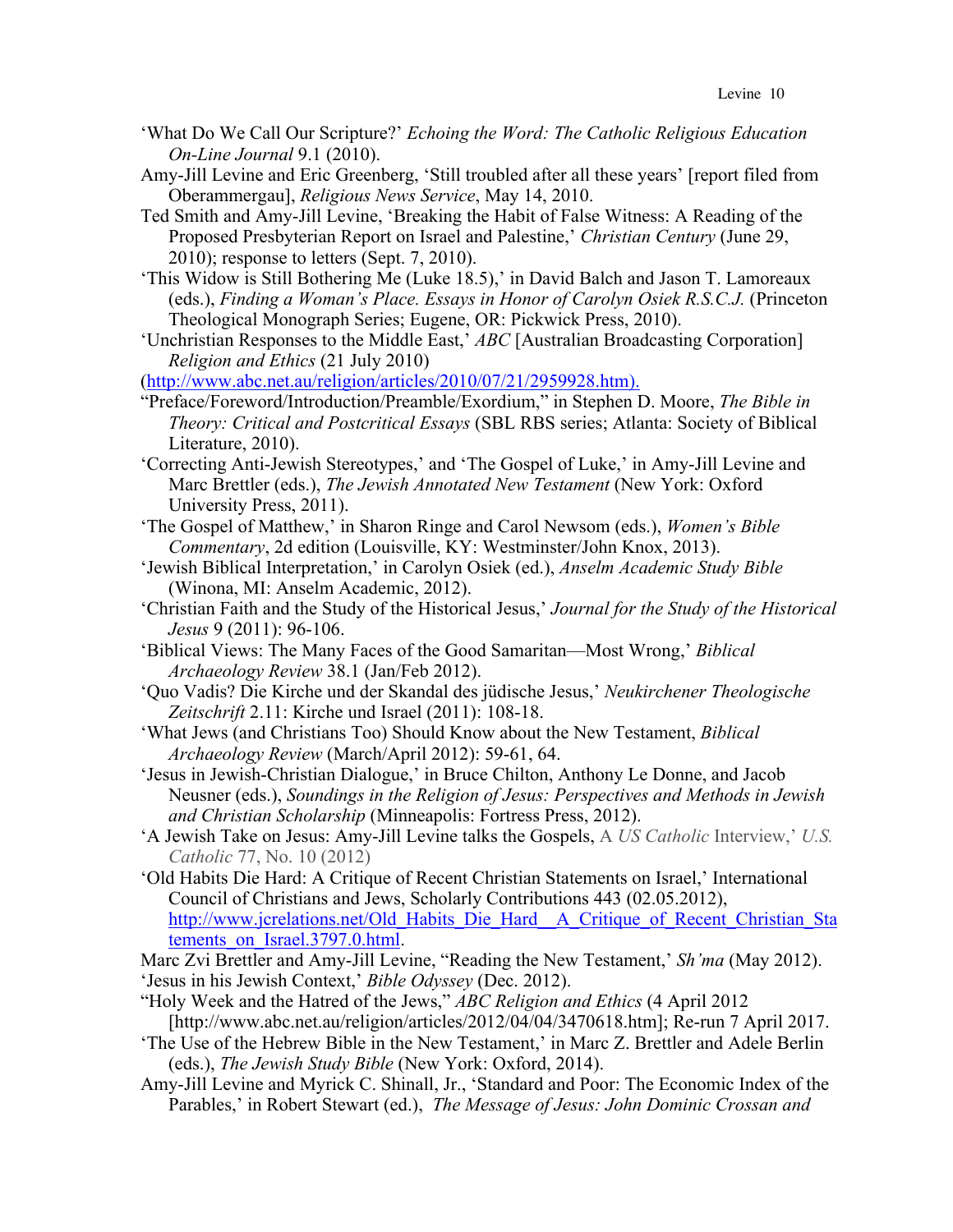'What Do We Call Our Scripture?' *Echoing the Word: The Catholic Religious Education On-Line Journal* 9.1 (2010).

Amy-Jill Levine and Eric Greenberg, 'Still troubled after all these years' [report filed from Oberammergau], *Religious News Service*, May 14, 2010.

Ted Smith and Amy-Jill Levine, 'Breaking the Habit of False Witness: A Reading of the Proposed Presbyterian Report on Israel and Palestine,' *Christian Century* (June 29, 2010); response to letters (Sept. 7, 2010).

'This Widow is Still Bothering Me (Luke 18.5),' in David Balch and Jason T. Lamoreaux (eds.), *Finding a Woman's Place. Essays in Honor of Carolyn Osiek R.S.C.J.* (Princeton Theological Monograph Series; Eugene, OR: Pickwick Press, 2010).

'Unchristian Responses to the Middle East,' *ABC* [Australian Broadcasting Corporation] *Religion and Ethics* (21 July 2010) (http://www.abc.net.au/religion/articles/2010/07/21/2959928.htm).

"Preface/Foreword/Introduction/Preamble/Exordium," in Stephen D. Moore, *The Bible in Theory: Critical and Postcritical Essays* (SBL RBS series; Atlanta: Society of Biblical Literature, 2010).

'Correcting Anti-Jewish Stereotypes,' and 'The Gospel of Luke,' in Amy-Jill Levine and Marc Brettler (eds.), *The Jewish Annotated New Testament* (New York: Oxford University Press, 2011).

'The Gospel of Matthew,' in Sharon Ringe and Carol Newsom (eds.), *Women's Bible Commentary*, 2d edition (Louisville, KY: Westminster/John Knox, 2013).

'Jewish Biblical Interpretation,' in Carolyn Osiek (ed.), *Anselm Academic Study Bible* (Winona, MI: Anselm Academic, 2012).

'Christian Faith and the Study of the Historical Jesus,' *Journal for the Study of the Historical Jesus* 9 (2011): 96-106.

'Biblical Views: The Many Faces of the Good Samaritan—Most Wrong,' *Biblical Archaeology Review* 38.1 (Jan/Feb 2012).

'Quo Vadis? Die Kirche und der Skandal des jüdische Jesus,' *Neukirchener Theologische Zeitschrift* 2.11: Kirche und Israel (2011): 108-18.

'What Jews (and Christians Too) Should Know about the New Testament, *Biblical Archaeology Review* (March/April 2012): 59-61, 64.

'Jesus in Jewish-Christian Dialogue,' in Bruce Chilton, Anthony Le Donne, and Jacob Neusner (eds.), *Soundings in the Religion of Jesus: Perspectives and Methods in Jewish and Christian Scholarship* (Minneapolis: Fortress Press, 2012).

'A Jewish Take on Jesus: Amy-Jill Levine talks the Gospels, A *US Catholic* Interview,' *U.S. Catholic* 77, No. 10 (2012)

'Old Habits Die Hard: A Critique of Recent Christian Statements on Israel,' International Council of Christians and Jews, Scholarly Contributions 443 (02.05.2012), http://www.jcrelations.net/Old_Habits_Die_Hard__A_Critique_of_Recent_Christian_Statements_on_Israel.3797.0.html.

Marc Zvi Brettler and Amy-Jill Levine, "Reading the New Testament,' *Sh'ma* (May 2012).

'Jesus in his Jewish Context,' *Bible Odyssey* (Dec. 2012).

"Holy Week and the Hatred of the Jews," *ABC Religion and Ethics* (4 April 2012 [http://www.abc.net.au/religion/articles/2012/04/04/3470618.htm]; Re-run 7 April 2017.

'The Use of the Hebrew Bible in the New Testament,' in Marc Z. Brettler and Adele Berlin (eds.), *The Jewish Study Bible* (New York: Oxford, 2014).

Amy-Jill Levine and Myrick C. Shinall, Jr., 'Standard and Poor: The Economic Index of the Parables,' in Robert Stewart (ed.), *The Message of Jesus: John Dominic Crossan and*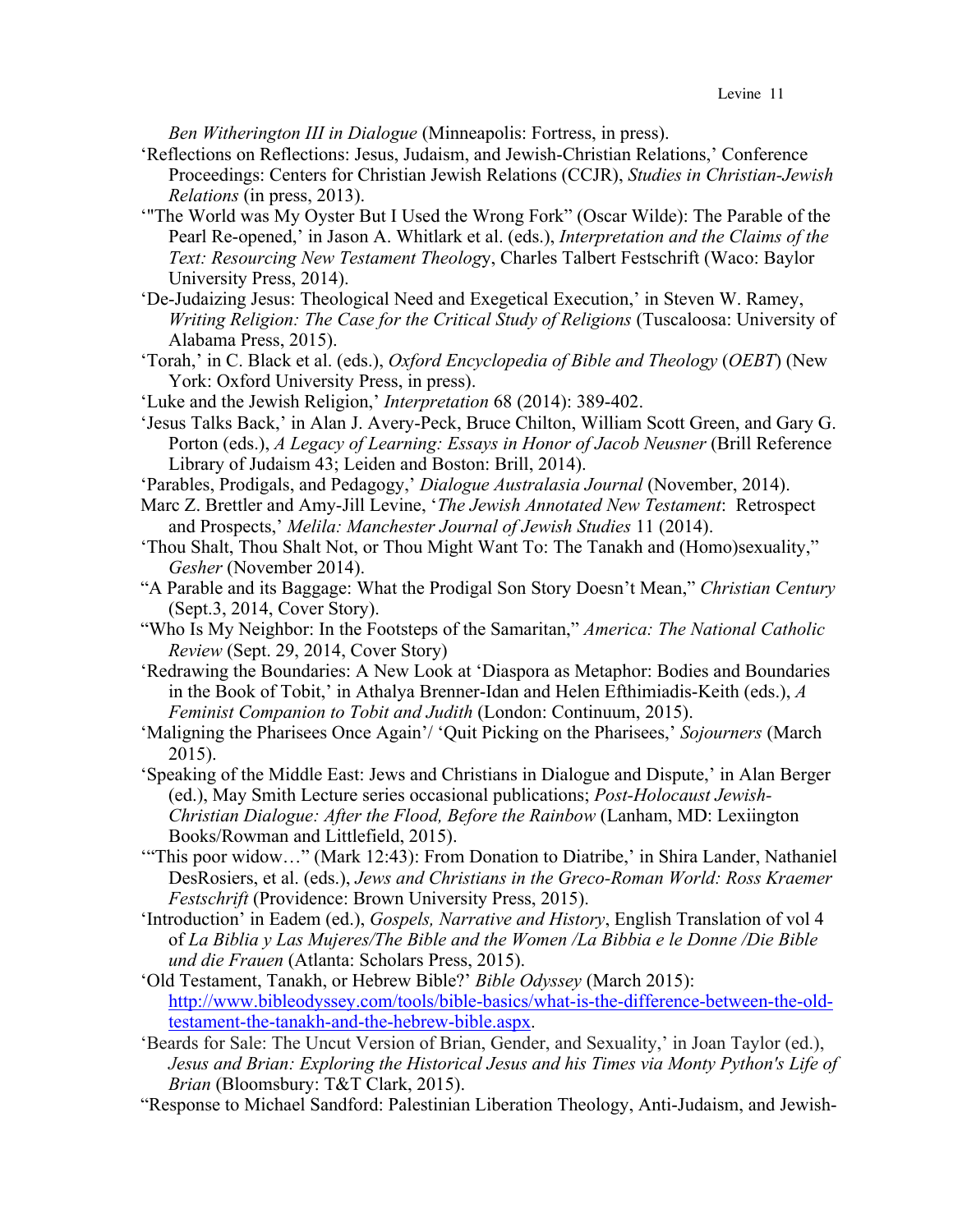*Ben Witherington III in Dialogue* (Minneapolis: Fortress, in press).

'Reflections on Reflections: Jesus, Judaism, and Jewish-Christian Relations,' Conference Proceedings: Centers for Christian Jewish Relations (CCJR), *Studies in Christian-Jewish Relations* (in press, 2013).

'"The World was My Oyster But I Used the Wrong Fork" (Oscar Wilde): The Parable of the Pearl Re-opened,' in Jason A. Whitlark et al. (eds.), *Interpretation and the Claims of the Text: Resourcing New Testament Theolog*y, Charles Talbert Festschrift (Waco: Baylor University Press, 2014).

'De-Judaizing Jesus: Theological Need and Exegetical Execution,' in Steven W. Ramey, *Writing Religion: The Case for the Critical Study of Religions* (Tuscaloosa: University of Alabama Press, 2015).

'Torah,' in C. Black et al. (eds.), *Oxford Encyclopedia of Bible and Theology* (*OEBT*) (New York: Oxford University Press, in press).

'Luke and the Jewish Religion,' *Interpretation* 68 (2014): 389-402.

'Jesus Talks Back,' in Alan J. Avery-Peck, Bruce Chilton, William Scott Green, and Gary G. Porton (eds.), *A Legacy of Learning: Essays in Honor of Jacob Neusner* (Brill Reference Library of Judaism 43; Leiden and Boston: Brill, 2014).

'Parables, Prodigals, and Pedagogy,' *Dialogue Australasia Journal* (November, 2014).

Marc Z. Brettler and Amy-Jill Levine, '*The Jewish Annotated New Testament*: Retrospect and Prospects,' *Melila: Manchester Journal of Jewish Studies* 11 (2014).

'Thou Shalt, Thou Shalt Not, or Thou Might Want To: The Tanakh and (Homo)sexuality," *Gesher* (November 2014).

"A Parable and its Baggage: What the Prodigal Son Story Doesn't Mean," *Christian Century* (Sept.3, 2014, Cover Story).

"Who Is My Neighbor: In the Footsteps of the Samaritan," *America: The National Catholic Review* (Sept. 29, 2014, Cover Story)

'Redrawing the Boundaries: A New Look at 'Diaspora as Metaphor: Bodies and Boundaries in the Book of Tobit,' in Athalya Brenner-Idan and Helen Efthimiadis-Keith (eds.), *A Feminist Companion to Tobit and Judith* (London: Continuum, 2015).

'Maligning the Pharisees Once Again'/ 'Quit Picking on the Pharisees,' *Sojourners* (March 2015).

'Speaking of the Middle East: Jews and Christians in Dialogue and Dispute,' in Alan Berger (ed.), May Smith Lecture series occasional publications; *Post-Holocaust Jewish-Christian Dialogue: After the Flood, Before the Rainbow* (Lanham, MD: Lexiington Books/Rowman and Littlefield, 2015).

'"This poor widow…" (Mark 12:43): From Donation to Diatribe,' in Shira Lander, Nathaniel DesRosiers, et al. (eds.), *Jews and Christians in the Greco-Roman World: Ross Kraemer Festschrift* (Providence: Brown University Press, 2015).

'Introduction' in Eadem (ed.), *Gospels, Narrative and History*, English Translation of vol 4 of *La Biblia y Las Mujeres/The Bible and the Women /La Bibbia e le Donne /Die Bible und die Frauen* (Atlanta: Scholars Press, 2015).

'Old Testament, Tanakh, or Hebrew Bible?' *Bible Odyssey* (March 2015): http://www.bibleodyssey.com/tools/bible-basics/what-is-the-difference-between-the-old-testament-the-tanakh-and-the-hebrew-bible.aspx.

'Beards for Sale: The Uncut Version of Brian, Gender, and Sexuality,' in Joan Taylor (ed.), *Jesus and Brian: Exploring the Historical Jesus and his Times via Monty Python's Life of Brian* (Bloomsbury: T&T Clark, 2015).

"Response to Michael Sandford: Palestinian Liberation Theology, Anti-Judaism, and Jewish-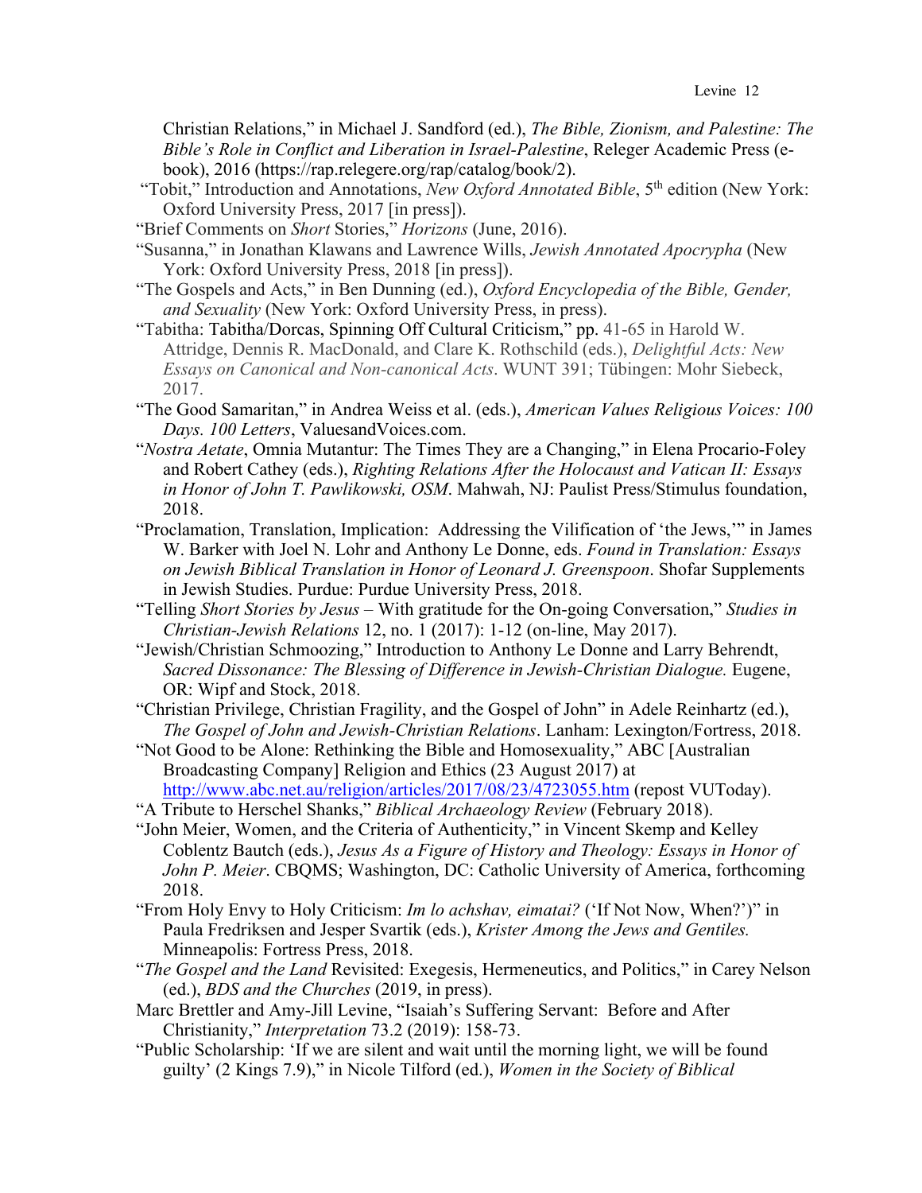Christian Relations," in Michael J. Sandford (ed.), *The Bible, Zionism, and Palestine: The Bible's Role in Conflict and Liberation in Israel-Palestine*, Releger Academic Press (e-book), 2016 (https://rap.relegere.org/rap/catalog/book/2).

"Tobit," Introduction and Annotations, *New Oxford Annotated Bible*, 5th edition (New York: Oxford University Press, 2017 [in press]).

"Brief Comments on *Short* Stories," *Horizons* (June, 2016).

"Susanna," in Jonathan Klawans and Lawrence Wills, *Jewish Annotated Apocrypha* (New York: Oxford University Press, 2018 [in press]).

"The Gospels and Acts," in Ben Dunning (ed.), *Oxford Encyclopedia of the Bible, Gender, and Sexuality* (New York: Oxford University Press, in press).

"Tabitha: Tabitha/Dorcas, Spinning Off Cultural Criticism," pp. 41-65 in Harold W. Attridge, Dennis R. MacDonald, and Clare K. Rothschild (eds.), *Delightful Acts: New Essays on Canonical and Non-canonical Acts*. WUNT 391; Tübingen: Mohr Siebeck, 2017.

"The Good Samaritan," in Andrea Weiss et al. (eds.), *American Values Religious Voices: 100 Days. 100 Letters*, ValuesandVoices.com.

"*Nostra Aetate*, Omnia Mutantur: The Times They are a Changing," in Elena Procario-Foley and Robert Cathey (eds.), *Righting Relations After the Holocaust and Vatican II: Essays in Honor of John T. Pawlikowski, OSM*. Mahwah, NJ: Paulist Press/Stimulus foundation, 2018.

"Proclamation, Translation, Implication: Addressing the Vilification of 'the Jews,'" in James W. Barker with Joel N. Lohr and Anthony Le Donne, eds. *Found in Translation: Essays on Jewish Biblical Translation in Honor of Leonard J. Greenspoon*. Shofar Supplements in Jewish Studies. Purdue: Purdue University Press, 2018.

"Telling *Short Stories by Jesus* – With gratitude for the On-going Conversation," *Studies in Christian-Jewish Relations* 12, no. 1 (2017): 1-12 (on-line, May 2017).

"Jewish/Christian Schmoozing," Introduction to Anthony Le Donne and Larry Behrendt, *Sacred Dissonance: The Blessing of Difference in Jewish-Christian Dialogue.* Eugene, OR: Wipf and Stock, 2018.

"Christian Privilege, Christian Fragility, and the Gospel of John" in Adele Reinhartz (ed.), *The Gospel of John and Jewish-Christian Relations*. Lanham: Lexington/Fortress, 2018.

"Not Good to be Alone: Rethinking the Bible and Homosexuality," ABC [Australian Broadcasting Company] Religion and Ethics (23 August 2017) at http://www.abc.net.au/religion/articles/2017/08/23/4723055.htm (repost VUToday).

"A Tribute to Herschel Shanks," *Biblical Archaeology Review* (February 2018).

"John Meier, Women, and the Criteria of Authenticity," in Vincent Skemp and Kelley Coblentz Bautch (eds.), *Jesus As a Figure of History and Theology: Essays in Honor of John P. Meier*. CBQMS; Washington, DC: Catholic University of America, forthcoming 2018.

"From Holy Envy to Holy Criticism: *Im lo achshav, eimatai?* ('If Not Now, When?')" in Paula Fredriksen and Jesper Svartik (eds.), *Krister Among the Jews and Gentiles.* Minneapolis: Fortress Press, 2018.

"*The Gospel and the Land* Revisited: Exegesis, Hermeneutics, and Politics," in Carey Nelson (ed.), *BDS and the Churches* (2019, in press).

Marc Brettler and Amy-Jill Levine, "Isaiah's Suffering Servant: Before and After Christianity," *Interpretation* 73.2 (2019): 158-73.

"Public Scholarship: 'If we are silent and wait until the morning light, we will be found guilty' (2 Kings 7.9)," in Nicole Tilford (ed.), *Women in the Society of Biblical*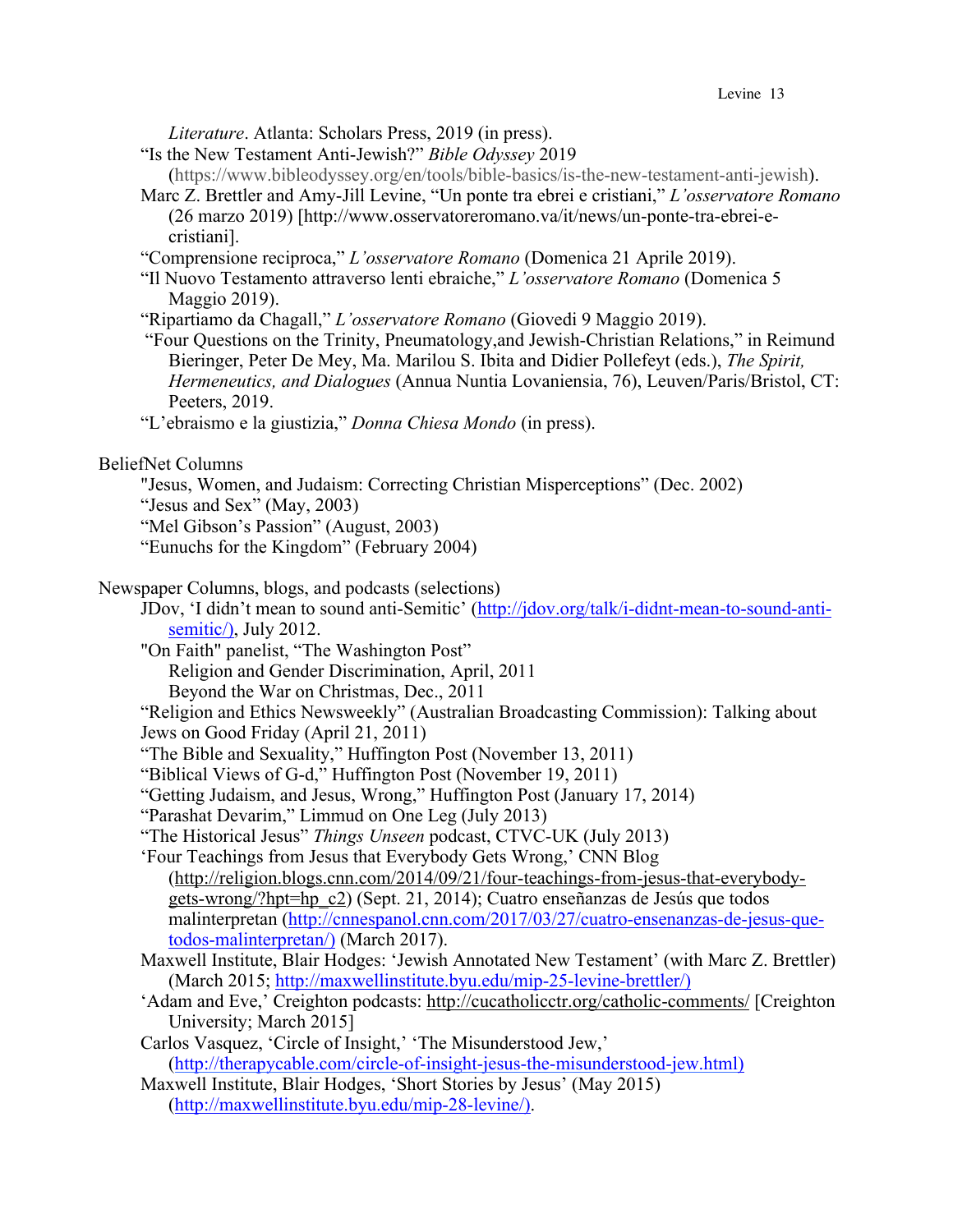*Literature*. Atlanta: Scholars Press, 2019 (in press).

"Is the New Testament Anti-Jewish?" *Bible Odyssey* 2019 (https://www.bibleodyssey.org/en/tools/bible-basics/is-the-new-testament-anti-jewish).

Marc Z. Brettler and Amy-Jill Levine, "Un ponte tra ebrei e cristiani," *L'osservatore Romano* (26 marzo 2019) [http://www.osservatoreromano.va/it/news/un-ponte-tra-ebrei-e-cristiani].

"Comprensione reciproca," *L'osservatore Romano* (Domenica 21 Aprile 2019).

"Il Nuovo Testamento attraverso lenti ebraiche," *L'osservatore Romano* (Domenica 5 Maggio 2019).

"Ripartiamo da Chagall," *L'osservatore Romano* (Giovedi 9 Maggio 2019).

"Four Questions on the Trinity, Pneumatology,and Jewish-Christian Relations," in Reimund Bieringer, Peter De Mey, Ma. Marilou S. Ibita and Didier Pollefeyt (eds.), *The Spirit, Hermeneutics, and Dialogues* (Annua Nuntia Lovaniensia, 76), Leuven/Paris/Bristol, CT: Peeters, 2019.

"L'ebraismo e la giustizia," *Donna Chiesa Mondo* (in press).

BeliefNet Columns

"Jesus, Women, and Judaism: Correcting Christian Misperceptions" (Dec. 2002)

"Jesus and Sex" (May, 2003)

"Mel Gibson's Passion" (August, 2003)

"Eunuchs for the Kingdom" (February 2004)

Newspaper Columns, blogs, and podcasts (selections)

JDov, 'I didn't mean to sound anti-Semitic' (http://jdov.org/talk/i-didnt-mean-to-sound-anti-semitic/), July 2012.

"On Faith" panelist, "The Washington Post"
- Religion and Gender Discrimination, April, 2011
- Beyond the War on Christmas, Dec., 2011

"Religion and Ethics Newsweekly" (Australian Broadcasting Commission): Talking about Jews on Good Friday (April 21, 2011)

"The Bible and Sexuality," Huffington Post (November 13, 2011)

"Biblical Views of G-d," Huffington Post (November 19, 2011)

"Getting Judaism, and Jesus, Wrong," Huffington Post (January 17, 2014)

"Parashat Devarim," Limmud on One Leg (July 2013)

"The Historical Jesus" *Things Unseen* podcast, CTVC-UK (July 2013)

'Four Teachings from Jesus that Everybody Gets Wrong,' CNN Blog (http://religion.blogs.cnn.com/2014/09/21/four-teachings-from-jesus-that-everybody-gets-wrong/?hpt=hp_c2) (Sept. 21, 2014); Cuatro enseñanzas de Jesús que todos malinterpretan (http://cnnespanol.cnn.com/2017/03/27/cuatro-ensenanzas-de-jesus-que-todos-malinterpretan/) (March 2017).

Maxwell Institute, Blair Hodges: 'Jewish Annotated New Testament' (with Marc Z. Brettler) (March 2015; http://maxwellinstitute.byu.edu/mip-25-levine-brettler/)

'Adam and Eve,' Creighton podcasts: http://cucatholicctr.org/catholic-comments/ [Creighton University; March 2015]

Carlos Vasquez, 'Circle of Insight,' 'The Misunderstood Jew,' (http://therapycable.com/circle-of-insight-jesus-the-misunderstood-jew.html)

Maxwell Institute, Blair Hodges, 'Short Stories by Jesus' (May 2015) (http://maxwellinstitute.byu.edu/mip-28-levine/).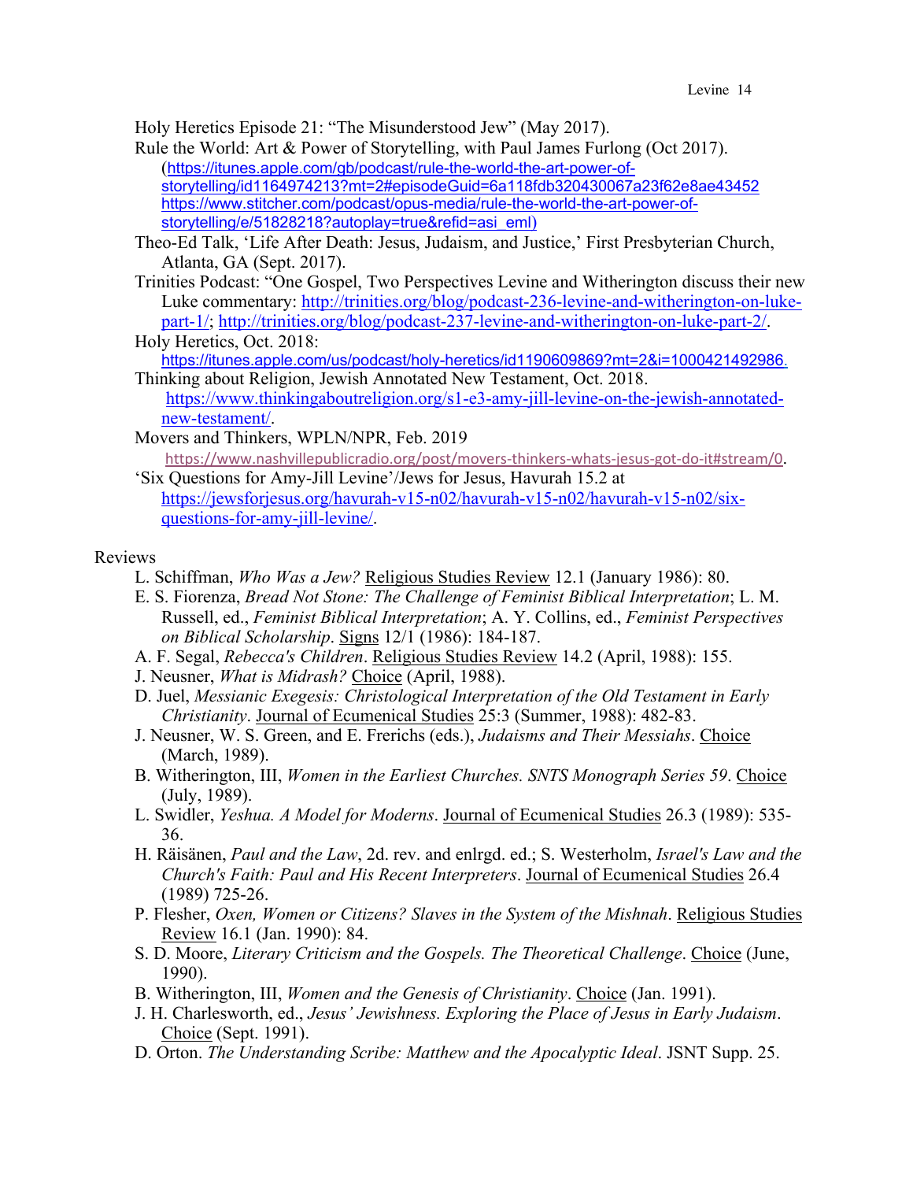Holy Heretics Episode 21: "The Misunderstood Jew" (May 2017).

Rule the World: Art & Power of Storytelling, with Paul James Furlong (Oct 2017). (https://itunes.apple.com/gb/podcast/rule-the-world-the-art-power-of-storytelling/id1164974213?mt=2#episodeGuid=6a118fdb320430067a23f62e8ae43452 https://www.stitcher.com/podcast/opus-media/rule-the-world-the-art-power-of-storytelling/e/51828218?autoplay=true&refid=asi_eml)

Theo-Ed Talk, 'Life After Death: Jesus, Judaism, and Justice,' First Presbyterian Church, Atlanta, GA (Sept. 2017).

Trinities Podcast: "One Gospel, Two Perspectives Levine and Witherington discuss their new Luke commentary: http://trinities.org/blog/podcast-236-levine-and-witherington-on-luke-part-1/; http://trinities.org/blog/podcast-237-levine-and-witherington-on-luke-part-2/.

Holy Heretics, Oct. 2018: https://itunes.apple.com/us/podcast/holy-heretics/id1190609869?mt=2&i=1000421492986.

Thinking about Religion, Jewish Annotated New Testament, Oct. 2018. https://www.thinkingaboutreligion.org/s1-e3-amy-jill-levine-on-the-jewish-annotated-new-testament/.

Movers and Thinkers, WPLN/NPR, Feb. 2019 https://www.nashvillepublicradio.org/post/movers-thinkers-whats-jesus-got-do-it#stream/0.

'Six Questions for Amy-Jill Levine'/Jews for Jesus, Havurah 15.2 at https://jewsforjesus.org/havurah-v15-n02/havurah-v15-n02/havurah-v15-n02/six-questions-for-amy-jill-levine/.

Reviews

L. Schiffman, *Who Was a Jew?* Religious Studies Review 12.1 (January 1986): 80.

E. S. Fiorenza, *Bread Not Stone: The Challenge of Feminist Biblical Interpretation*; L. M. Russell, ed., *Feminist Biblical Interpretation*; A. Y. Collins, ed., *Feminist Perspectives on Biblical Scholarship*. Signs 12/1 (1986): 184-187.

A. F. Segal, *Rebecca's Children*. Religious Studies Review 14.2 (April, 1988): 155.

J. Neusner, *What is Midrash?* Choice (April, 1988).

D. Juel, *Messianic Exegesis: Christological Interpretation of the Old Testament in Early Christianity*. Journal of Ecumenical Studies 25:3 (Summer, 1988): 482-83.

J. Neusner, W. S. Green, and E. Frerichs (eds.), *Judaisms and Their Messiahs*. Choice (March, 1989).

B. Witherington, III, *Women in the Earliest Churches. SNTS Monograph Series 59*. Choice (July, 1989).

L. Swidler, *Yeshua. A Model for Moderns*. Journal of Ecumenical Studies 26.3 (1989): 535-36.

H. Räisänen, *Paul and the Law*, 2d. rev. and enlrgd. ed.; S. Westerholm, *Israel's Law and the Church's Faith: Paul and His Recent Interpreters*. Journal of Ecumenical Studies 26.4 (1989) 725-26.

P. Flesher, *Oxen, Women or Citizens? Slaves in the System of the Mishnah*. Religious Studies Review 16.1 (Jan. 1990): 84.

S. D. Moore, *Literary Criticism and the Gospels. The Theoretical Challenge*. Choice (June, 1990).

B. Witherington, III, *Women and the Genesis of Christianity*. Choice (Jan. 1991).

J. H. Charlesworth, ed., *Jesus' Jewishness. Exploring the Place of Jesus in Early Judaism*. Choice (Sept. 1991).

D. Orton. *The Understanding Scribe: Matthew and the Apocalyptic Ideal*. JSNT Supp. 25.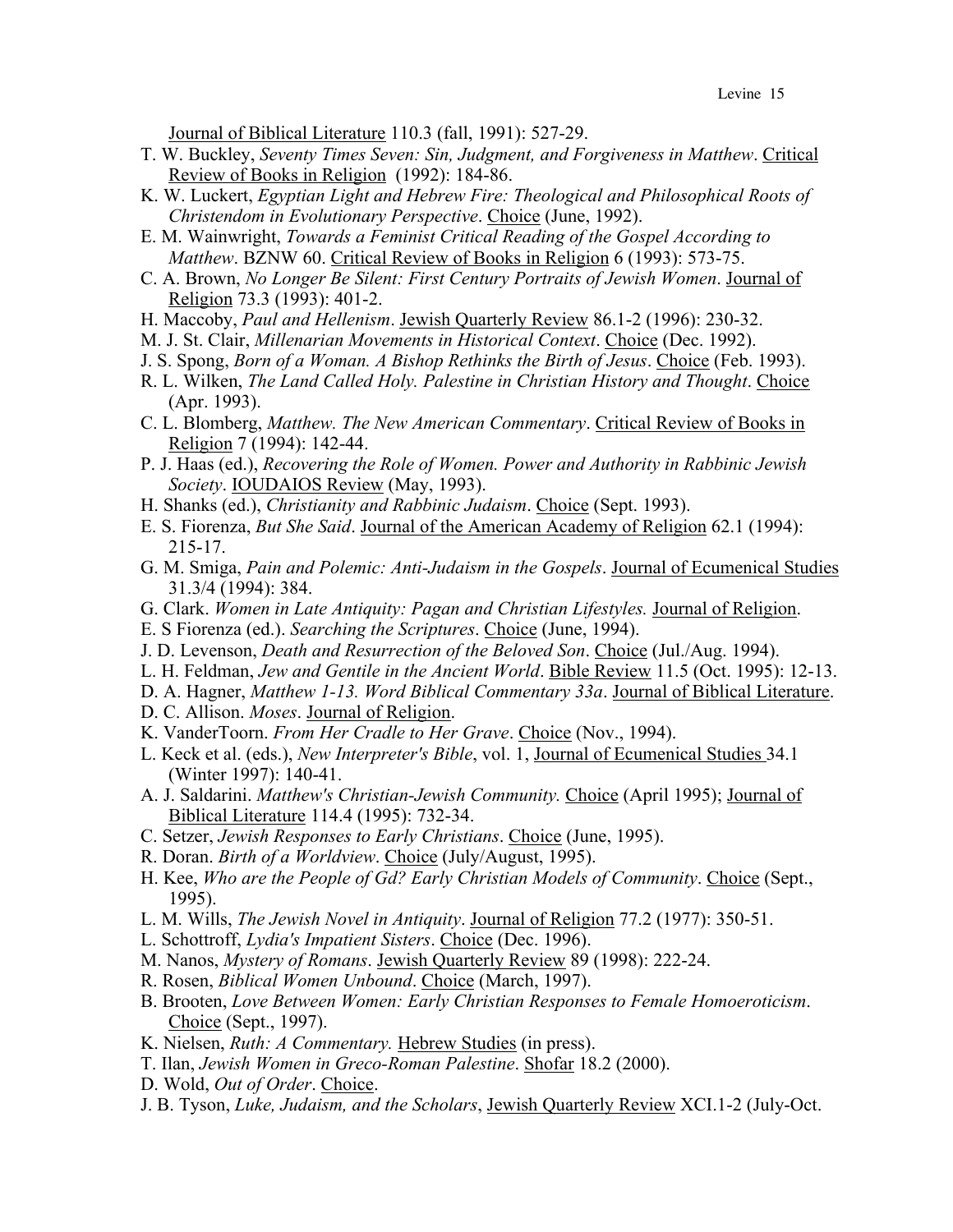Journal of Biblical Literature 110.3 (fall, 1991): 527-29.

T. W. Buckley, *Seventy Times Seven: Sin, Judgment, and Forgiveness in Matthew*. Critical Review of Books in Religion (1992): 184-86.

K. W. Luckert, *Egyptian Light and Hebrew Fire: Theological and Philosophical Roots of Christendom in Evolutionary Perspective*. Choice (June, 1992).

E. M. Wainwright, *Towards a Feminist Critical Reading of the Gospel According to Matthew*. BZNW 60. Critical Review of Books in Religion 6 (1993): 573-75.

C. A. Brown, *No Longer Be Silent: First Century Portraits of Jewish Women*. Journal of Religion 73.3 (1993): 401-2.

H. Maccoby, *Paul and Hellenism*. Jewish Quarterly Review 86.1-2 (1996): 230-32.

M. J. St. Clair, *Millenarian Movements in Historical Context*. Choice (Dec. 1992).

J. S. Spong, *Born of a Woman. A Bishop Rethinks the Birth of Jesus*. Choice (Feb. 1993).

R. L. Wilken, *The Land Called Holy. Palestine in Christian History and Thought*. Choice (Apr. 1993).

C. L. Blomberg, *Matthew. The New American Commentary*. Critical Review of Books in Religion 7 (1994): 142-44.

P. J. Haas (ed.), *Recovering the Role of Women. Power and Authority in Rabbinic Jewish Society*. IOUDAIOS Review (May, 1993).

H. Shanks (ed.), *Christianity and Rabbinic Judaism*. Choice (Sept. 1993).

E. S. Fiorenza, *But She Said*. Journal of the American Academy of Religion 62.1 (1994): 215-17.

G. M. Smiga, *Pain and Polemic: Anti-Judaism in the Gospels*. Journal of Ecumenical Studies 31.3/4 (1994): 384.

G. Clark. *Women in Late Antiquity: Pagan and Christian Lifestyles.* Journal of Religion.

E. S Fiorenza (ed.). *Searching the Scriptures*. Choice (June, 1994).

J. D. Levenson, *Death and Resurrection of the Beloved Son*. Choice (Jul./Aug. 1994).

L. H. Feldman, *Jew and Gentile in the Ancient World*. Bible Review 11.5 (Oct. 1995): 12-13.

D. A. Hagner, *Matthew 1-13. Word Biblical Commentary 33a*. Journal of Biblical Literature.

D. C. Allison. *Moses*. Journal of Religion.

K. VanderToorn. *From Her Cradle to Her Grave*. Choice (Nov., 1994).

L. Keck et al. (eds.), *New Interpreter's Bible*, vol. 1, Journal of Ecumenical Studies 34.1 (Winter 1997): 140-41.

A. J. Saldarini. *Matthew's Christian-Jewish Community.* Choice (April 1995); Journal of Biblical Literature 114.4 (1995): 732-34.

C. Setzer, *Jewish Responses to Early Christians*. Choice (June, 1995).

R. Doran. *Birth of a Worldview*. Choice (July/August, 1995).

H. Kee, *Who are the People of Gd? Early Christian Models of Community*. Choice (Sept., 1995).

L. M. Wills, *The Jewish Novel in Antiquity*. Journal of Religion 77.2 (1977): 350-51.

L. Schottroff, *Lydia's Impatient Sisters*. Choice (Dec. 1996).

M. Nanos, *Mystery of Romans*. Jewish Quarterly Review 89 (1998): 222-24.

R. Rosen, *Biblical Women Unbound*. Choice (March, 1997).

B. Brooten, *Love Between Women: Early Christian Responses to Female Homoeroticism*. Choice (Sept., 1997).

K. Nielsen, *Ruth: A Commentary.* Hebrew Studies (in press).

T. Ilan, *Jewish Women in Greco-Roman Palestine*. Shofar 18.2 (2000).

D. Wold, *Out of Order*. Choice.

J. B. Tyson, *Luke, Judaism, and the Scholars*, Jewish Quarterly Review XCI.1-2 (July-Oct.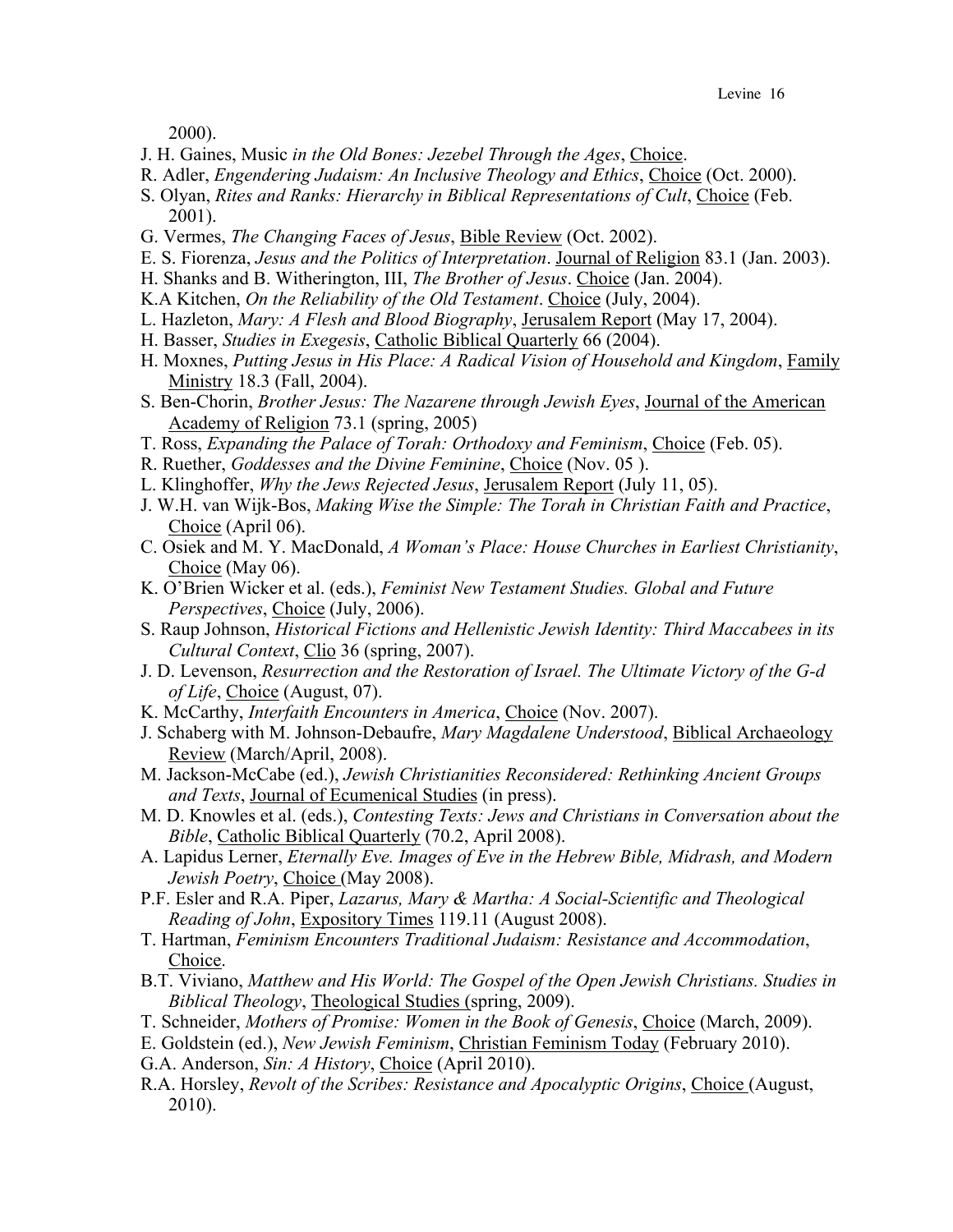2000).

J. H. Gaines, Music *in the Old Bones: Jezebel Through the Ages*, Choice.

R. Adler, *Engendering Judaism: An Inclusive Theology and Ethics*, Choice (Oct. 2000).

S. Olyan, *Rites and Ranks: Hierarchy in Biblical Representations of Cult*, Choice (Feb. 2001).

G. Vermes, *The Changing Faces of Jesus*, Bible Review (Oct. 2002).

E. S. Fiorenza, *Jesus and the Politics of Interpretation*. Journal of Religion 83.1 (Jan. 2003).

H. Shanks and B. Witherington, III, *The Brother of Jesus*. Choice (Jan. 2004).

K.A Kitchen, *On the Reliability of the Old Testament*. Choice (July, 2004).

L. Hazleton, *Mary: A Flesh and Blood Biography*, Jerusalem Report (May 17, 2004).

H. Basser, *Studies in Exegesis*, Catholic Biblical Quarterly 66 (2004).

H. Moxnes, *Putting Jesus in His Place: A Radical Vision of Household and Kingdom*, Family Ministry 18.3 (Fall, 2004).

S. Ben-Chorin, *Brother Jesus: The Nazarene through Jewish Eyes*, Journal of the American Academy of Religion 73.1 (spring, 2005)

T. Ross, *Expanding the Palace of Torah: Orthodoxy and Feminism*, Choice (Feb. 05).

R. Ruether, *Goddesses and the Divine Feminine*, Choice (Nov. 05 ).

L. Klinghoffer, *Why the Jews Rejected Jesus*, Jerusalem Report (July 11, 05).

J. W.H. van Wijk-Bos, *Making Wise the Simple: The Torah in Christian Faith and Practice*, Choice (April 06).

C. Osiek and M. Y. MacDonald, *A Woman's Place: House Churches in Earliest Christianity*, Choice (May 06).

K. O'Brien Wicker et al. (eds.), *Feminist New Testament Studies. Global and Future Perspectives*, Choice (July, 2006).

S. Raup Johnson, *Historical Fictions and Hellenistic Jewish Identity: Third Maccabees in its Cultural Context*, Clio 36 (spring, 2007).

J. D. Levenson, *Resurrection and the Restoration of Israel. The Ultimate Victory of the G-d of Life*, Choice (August, 07).

K. McCarthy, *Interfaith Encounters in America*, Choice (Nov. 2007).

J. Schaberg with M. Johnson-Debaufre, *Mary Magdalene Understood*, Biblical Archaeology Review (March/April, 2008).

M. Jackson-McCabe (ed.), *Jewish Christianities Reconsidered: Rethinking Ancient Groups and Texts*, Journal of Ecumenical Studies (in press).

M. D. Knowles et al. (eds.), *Contesting Texts: Jews and Christians in Conversation about the Bible*, Catholic Biblical Quarterly (70.2, April 2008).

A. Lapidus Lerner, *Eternally Eve. Images of Eve in the Hebrew Bible, Midrash, and Modern Jewish Poetry*, Choice (May 2008).

P.F. Esler and R.A. Piper, *Lazarus, Mary & Martha: A Social-Scientific and Theological Reading of John*, Expository Times 119.11 (August 2008).

T. Hartman, *Feminism Encounters Traditional Judaism: Resistance and Accommodation*, Choice.

B.T. Viviano, *Matthew and His World: The Gospel of the Open Jewish Christians. Studies in Biblical Theology*, Theological Studies (spring, 2009).

T. Schneider, *Mothers of Promise: Women in the Book of Genesis*, Choice (March, 2009).

E. Goldstein (ed.), *New Jewish Feminism*, Christian Feminism Today (February 2010).

G.A. Anderson, *Sin: A History*, Choice (April 2010).

R.A. Horsley, *Revolt of the Scribes: Resistance and Apocalyptic Origins*, Choice (August, 2010).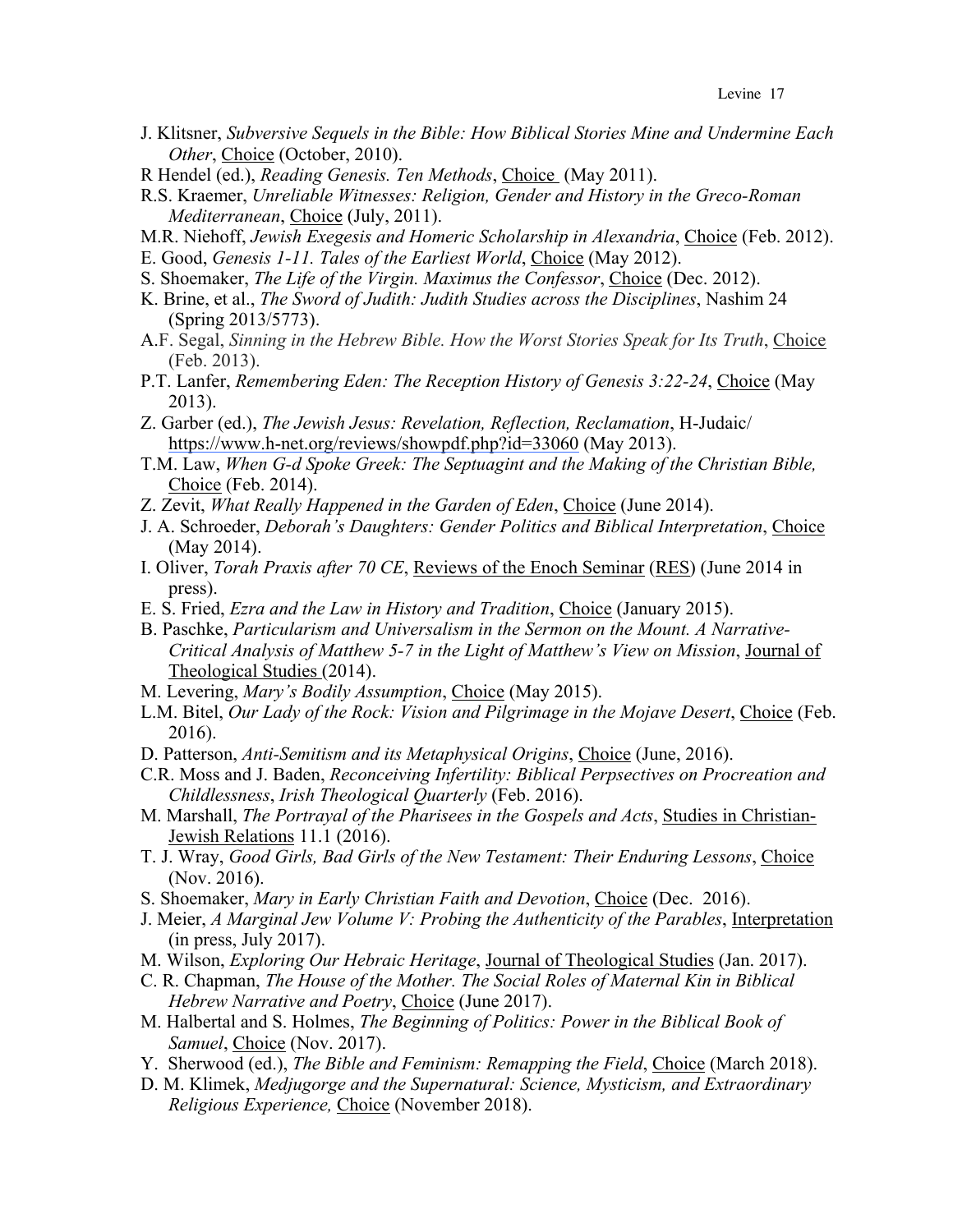J. Klitsner, *Subversive Sequels in the Bible: How Biblical Stories Mine and Undermine Each Other*, Choice (October, 2010).

R Hendel (ed.), *Reading Genesis. Ten Methods*, Choice (May 2011).

R.S. Kraemer, *Unreliable Witnesses: Religion, Gender and History in the Greco-Roman Mediterranean*, Choice (July, 2011).

M.R. Niehoff, *Jewish Exegesis and Homeric Scholarship in Alexandria*, Choice (Feb. 2012).

E. Good, *Genesis 1-11. Tales of the Earliest World*, Choice (May 2012).

S. Shoemaker, *The Life of the Virgin. Maximus the Confessor*, Choice (Dec. 2012).

K. Brine, et al., *The Sword of Judith: Judith Studies across the Disciplines*, Nashim 24 (Spring 2013/5773).

A.F. Segal, *Sinning in the Hebrew Bible. How the Worst Stories Speak for Its Truth*, Choice (Feb. 2013).

P.T. Lanfer, *Remembering Eden: The Reception History of Genesis 3:22-24*, Choice (May 2013).

Z. Garber (ed.), *The Jewish Jesus: Revelation, Reflection, Reclamation*, H-Judaic/ https://www.h-net.org/reviews/showpdf.php?id=33060 (May 2013).

T.M. Law, *When G-d Spoke Greek: The Septuagint and the Making of the Christian Bible,* Choice (Feb. 2014).

Z. Zevit, *What Really Happened in the Garden of Eden*, Choice (June 2014).

J. A. Schroeder, *Deborah's Daughters: Gender Politics and Biblical Interpretation*, Choice (May 2014).

I. Oliver, *Torah Praxis after 70 CE*, Reviews of the Enoch Seminar (RES) (June 2014 in press).

E. S. Fried, *Ezra and the Law in History and Tradition*, Choice (January 2015).

B. Paschke, *Particularism and Universalism in the Sermon on the Mount. A Narrative-Critical Analysis of Matthew 5-7 in the Light of Matthew's View on Mission*, Journal of Theological Studies (2014).

M. Levering, *Mary's Bodily Assumption*, Choice (May 2015).

L.M. Bitel, *Our Lady of the Rock: Vision and Pilgrimage in the Mojave Desert*, Choice (Feb. 2016).

D. Patterson, *Anti-Semitism and its Metaphysical Origins*, Choice (June, 2016).

C.R. Moss and J. Baden, *Reconceiving Infertility: Biblical Perpsectives on Procreation and Childlessness*, *Irish Theological Quarterly* (Feb. 2016).

M. Marshall, *The Portrayal of the Pharisees in the Gospels and Acts*, Studies in Christian-Jewish Relations 11.1 (2016).

T. J. Wray, *Good Girls, Bad Girls of the New Testament: Their Enduring Lessons*, Choice (Nov. 2016).

S. Shoemaker, *Mary in Early Christian Faith and Devotion*, Choice (Dec. 2016).

J. Meier, *A Marginal Jew Volume V: Probing the Authenticity of the Parables*, Interpretation (in press, July 2017).

M. Wilson, *Exploring Our Hebraic Heritage*, Journal of Theological Studies (Jan. 2017).

C. R. Chapman, *The House of the Mother. The Social Roles of Maternal Kin in Biblical Hebrew Narrative and Poetry*, Choice (June 2017).

M. Halbertal and S. Holmes, *The Beginning of Politics: Power in the Biblical Book of Samuel*, Choice (Nov. 2017).

Y. Sherwood (ed.), *The Bible and Feminism: Remapping the Field*, Choice (March 2018).

D. M. Klimek, *Medjugorge and the Supernatural: Science, Mysticism, and Extraordinary Religious Experience,* Choice (November 2018).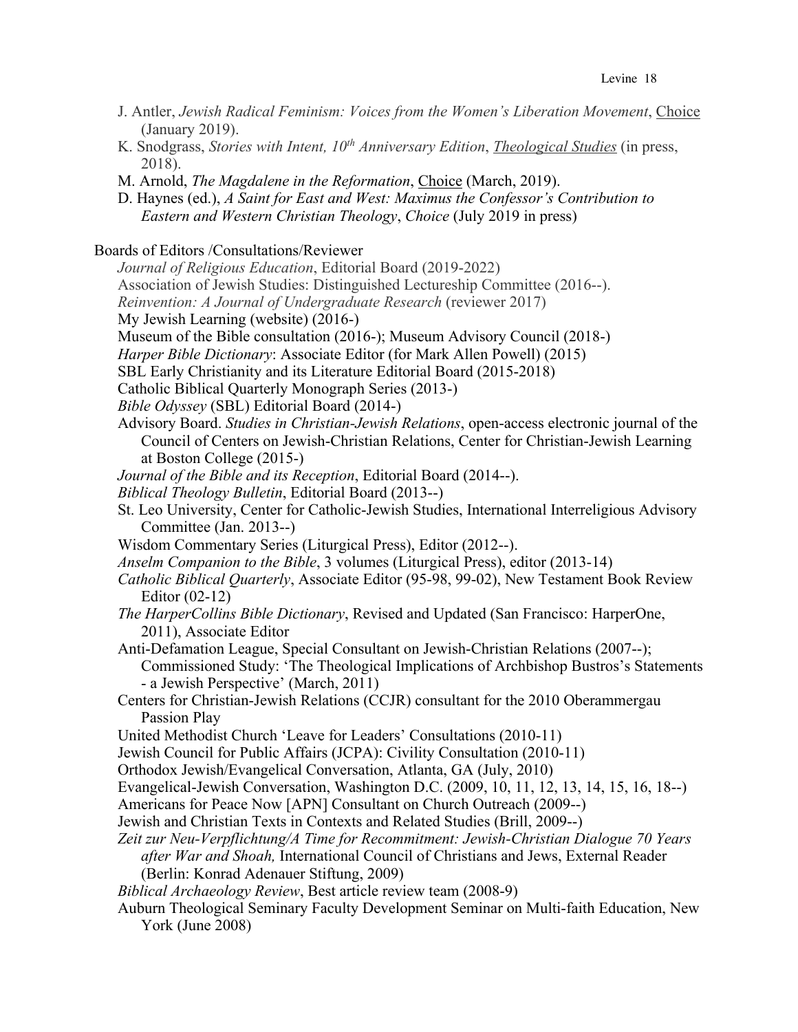J. Antler, *Jewish Radical Feminism: Voices from the Women's Liberation Movement*, Choice (January 2019).

K. Snodgrass, *Stories with Intent, 10th Anniversary Edition*, *Theological Studies* (in press, 2018).

M. Arnold, *The Magdalene in the Reformation*, Choice (March, 2019).

D. Haynes (ed.), *A Saint for East and West: Maximus the Confessor's Contribution to Eastern and Western Christian Theology*, *Choice* (July 2019 in press)

Boards of Editors /Consultations/Reviewer

*Journal of Religious Education*, Editorial Board (2019-2022)

Association of Jewish Studies: Distinguished Lectureship Committee (2016--).

*Reinvention: A Journal of Undergraduate Research* (reviewer 2017)

My Jewish Learning (website) (2016-)

Museum of the Bible consultation (2016-); Museum Advisory Council (2018-)

*Harper Bible Dictionary*: Associate Editor (for Mark Allen Powell) (2015)

SBL Early Christianity and its Literature Editorial Board (2015-2018)

Catholic Biblical Quarterly Monograph Series (2013-)

*Bible Odyssey* (SBL) Editorial Board (2014-)

Advisory Board. *Studies in Christian-Jewish Relations*, open-access electronic journal of the Council of Centers on Jewish-Christian Relations, Center for Christian-Jewish Learning at Boston College (2015-)

*Journal of the Bible and its Reception*, Editorial Board (2014--).

*Biblical Theology Bulletin*, Editorial Board (2013--)

St. Leo University, Center for Catholic-Jewish Studies, International Interreligious Advisory Committee (Jan. 2013--)

Wisdom Commentary Series (Liturgical Press), Editor (2012--).

*Anselm Companion to the Bible*, 3 volumes (Liturgical Press), editor (2013-14)

*Catholic Biblical Quarterly*, Associate Editor (95-98, 99-02), New Testament Book Review Editor (02-12)

*The HarperCollins Bible Dictionary*, Revised and Updated (San Francisco: HarperOne, 2011), Associate Editor

Anti-Defamation League, Special Consultant on Jewish-Christian Relations (2007--); Commissioned Study: 'The Theological Implications of Archbishop Bustros's Statements - a Jewish Perspective' (March, 2011)

Centers for Christian-Jewish Relations (CCJR) consultant for the 2010 Oberammergau Passion Play

United Methodist Church 'Leave for Leaders' Consultations (2010-11)

Jewish Council for Public Affairs (JCPA): Civility Consultation (2010-11)

Orthodox Jewish/Evangelical Conversation, Atlanta, GA (July, 2010)

Evangelical-Jewish Conversation, Washington D.C. (2009, 10, 11, 12, 13, 14, 15, 16, 18--)

Americans for Peace Now [APN] Consultant on Church Outreach (2009--)

Jewish and Christian Texts in Contexts and Related Studies (Brill, 2009--)

*Zeit zur Neu-Verpflichtung/A Time for Recommitment: Jewish-Christian Dialogue 70 Years after War and Shoah,* International Council of Christians and Jews, External Reader (Berlin: Konrad Adenauer Stiftung, 2009)

*Biblical Archaeology Review*, Best article review team (2008-9)

Auburn Theological Seminary Faculty Development Seminar on Multi-faith Education, New York (June 2008)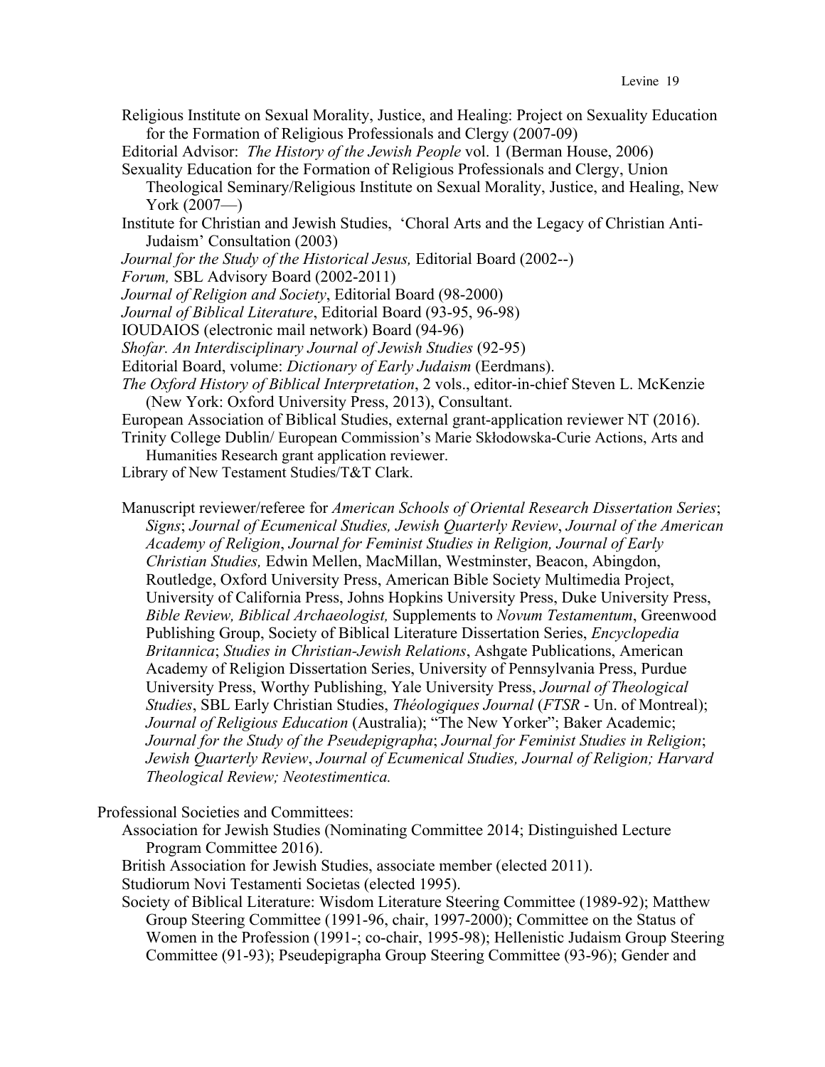Religious Institute on Sexual Morality, Justice, and Healing: Project on Sexuality Education for the Formation of Religious Professionals and Clergy (2007-09)

Editorial Advisor: *The History of the Jewish People* vol. 1 (Berman House, 2006)

Sexuality Education for the Formation of Religious Professionals and Clergy, Union Theological Seminary/Religious Institute on Sexual Morality, Justice, and Healing, New York (2007—)

Institute for Christian and Jewish Studies, 'Choral Arts and the Legacy of Christian Anti-Judaism' Consultation (2003)

*Journal for the Study of the Historical Jesus,* Editorial Board (2002--)

*Forum,* SBL Advisory Board (2002-2011)

*Journal of Religion and Society*, Editorial Board (98-2000)

*Journal of Biblical Literature*, Editorial Board (93-95, 96-98)

IOUDAIOS (electronic mail network) Board (94-96)

*Shofar. An Interdisciplinary Journal of Jewish Studies* (92-95)

Editorial Board, volume: *Dictionary of Early Judaism* (Eerdmans).

*The Oxford History of Biblical Interpretation*, 2 vols., editor-in-chief Steven L. McKenzie (New York: Oxford University Press, 2013), Consultant.

European Association of Biblical Studies, external grant-application reviewer NT (2016).

Trinity College Dublin/ European Commission's Marie Skłodowska-Curie Actions, Arts and Humanities Research grant application reviewer.

Library of New Testament Studies/T&T Clark.

Manuscript reviewer/referee for *American Schools of Oriental Research Dissertation Series*; *Signs*; *Journal of Ecumenical Studies, Jewish Quarterly Review*, *Journal of the American Academy of Religion*, *Journal for Feminist Studies in Religion, Journal of Early Christian Studies,* Edwin Mellen, MacMillan, Westminster, Beacon, Abingdon, Routledge, Oxford University Press, American Bible Society Multimedia Project, University of California Press, Johns Hopkins University Press, Duke University Press, *Bible Review, Biblical Archaeologist,* Supplements to *Novum Testamentum*, Greenwood Publishing Group, Society of Biblical Literature Dissertation Series, *Encyclopedia Britannica*; *Studies in Christian-Jewish Relations*, Ashgate Publications, American Academy of Religion Dissertation Series, University of Pennsylvania Press, Purdue University Press, Worthy Publishing, Yale University Press, *Journal of Theological Studies*, SBL Early Christian Studies, *Théologiques Journal* (*FTSR* - Un. of Montreal); *Journal of Religious Education* (Australia); "The New Yorker"; Baker Academic; *Journal for the Study of the Pseudepigrapha*; *Journal for Feminist Studies in Religion*; *Jewish Quarterly Review*, *Journal of Ecumenical Studies, Journal of Religion; Harvard Theological Review; Neotestimentica.*

Professional Societies and Committees:

Association for Jewish Studies (Nominating Committee 2014; Distinguished Lecture Program Committee 2016).

British Association for Jewish Studies, associate member (elected 2011).

Studiorum Novi Testamenti Societas (elected 1995).

Society of Biblical Literature: Wisdom Literature Steering Committee (1989-92); Matthew Group Steering Committee (1991-96, chair, 1997-2000); Committee on the Status of Women in the Profession (1991-; co-chair, 1995-98); Hellenistic Judaism Group Steering Committee (91-93); Pseudepigrapha Group Steering Committee (93-96); Gender and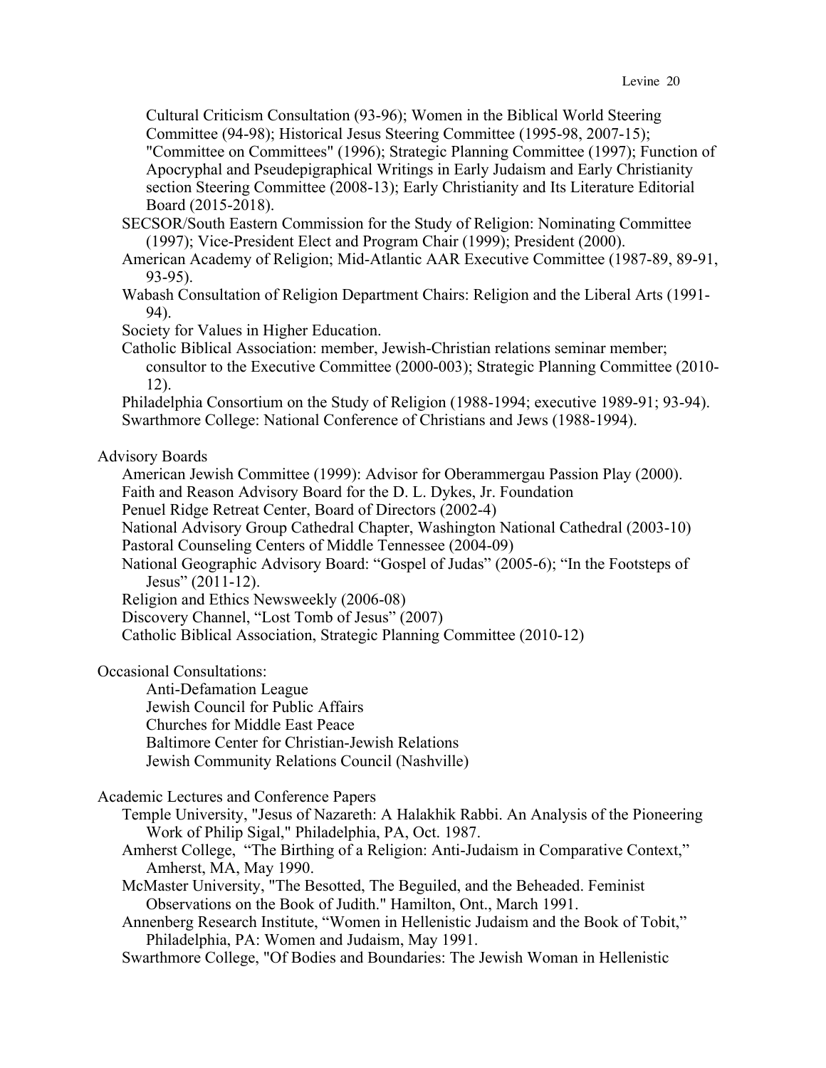Cultural Criticism Consultation (93-96); Women in the Biblical World Steering Committee (94-98); Historical Jesus Steering Committee (1995-98, 2007-15); "Committee on Committees" (1996); Strategic Planning Committee (1997); Function of Apocryphal and Pseudepigraphical Writings in Early Judaism and Early Christianity section Steering Committee (2008-13); Early Christianity and Its Literature Editorial Board (2015-2018).

SECSOR/South Eastern Commission for the Study of Religion: Nominating Committee (1997); Vice-President Elect and Program Chair (1999); President (2000).

American Academy of Religion; Mid-Atlantic AAR Executive Committee (1987-89, 89-91, 93-95).

Wabash Consultation of Religion Department Chairs: Religion and the Liberal Arts (1991-94).

Society for Values in Higher Education.

Catholic Biblical Association: member, Jewish-Christian relations seminar member; consultor to the Executive Committee (2000-003); Strategic Planning Committee (2010-12).

Philadelphia Consortium on the Study of Religion (1988-1994; executive 1989-91; 93-94).

Swarthmore College: National Conference of Christians and Jews (1988-1994).

Advisory Boards

American Jewish Committee (1999): Advisor for Oberammergau Passion Play (2000).

Faith and Reason Advisory Board for the D. L. Dykes, Jr. Foundation

Penuel Ridge Retreat Center, Board of Directors (2002-4)

National Advisory Group Cathedral Chapter, Washington National Cathedral (2003-10)

Pastoral Counseling Centers of Middle Tennessee (2004-09)

National Geographic Advisory Board: "Gospel of Judas" (2005-6); "In the Footsteps of Jesus" (2011-12).

Religion and Ethics Newsweekly (2006-08)

Discovery Channel, "Lost Tomb of Jesus" (2007)

Catholic Biblical Association, Strategic Planning Committee (2010-12)

Occasional Consultations:

Anti-Defamation League
Jewish Council for Public Affairs
Churches for Middle East Peace
Baltimore Center for Christian-Jewish Relations
Jewish Community Relations Council (Nashville)

Academic Lectures and Conference Papers

Temple University, "Jesus of Nazareth: A Halakhik Rabbi. An Analysis of the Pioneering Work of Philip Sigal," Philadelphia, PA, Oct. 1987.

Amherst College, "The Birthing of a Religion: Anti-Judaism in Comparative Context," Amherst, MA, May 1990.

McMaster University, "The Besotted, The Beguiled, and the Beheaded. Feminist Observations on the Book of Judith." Hamilton, Ont., March 1991.

Annenberg Research Institute, "Women in Hellenistic Judaism and the Book of Tobit," Philadelphia, PA: Women and Judaism, May 1991.

Swarthmore College, "Of Bodies and Boundaries: The Jewish Woman in Hellenistic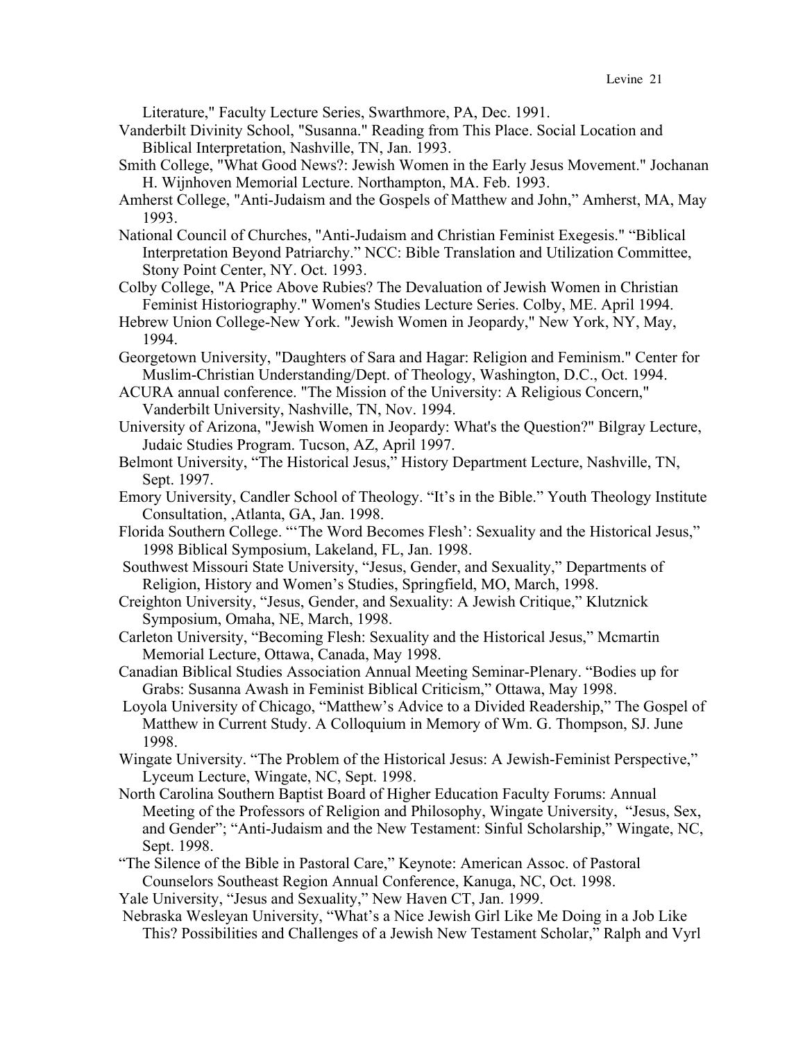Literature," Faculty Lecture Series, Swarthmore, PA, Dec. 1991.

Vanderbilt Divinity School, "Susanna." Reading from This Place. Social Location and Biblical Interpretation, Nashville, TN, Jan. 1993.

Smith College, "What Good News?: Jewish Women in the Early Jesus Movement." Jochanan H. Wijnhoven Memorial Lecture. Northampton, MA. Feb. 1993.

Amherst College, "Anti-Judaism and the Gospels of Matthew and John," Amherst, MA, May 1993.

National Council of Churches, "Anti-Judaism and Christian Feminist Exegesis." "Biblical Interpretation Beyond Patriarchy." NCC: Bible Translation and Utilization Committee, Stony Point Center, NY. Oct. 1993.

Colby College, "A Price Above Rubies? The Devaluation of Jewish Women in Christian Feminist Historiography." Women's Studies Lecture Series. Colby, ME. April 1994.

Hebrew Union College-New York. "Jewish Women in Jeopardy," New York, NY, May, 1994.

Georgetown University, "Daughters of Sara and Hagar: Religion and Feminism." Center for Muslim-Christian Understanding/Dept. of Theology, Washington, D.C., Oct. 1994.

ACURA annual conference. "The Mission of the University: A Religious Concern," Vanderbilt University, Nashville, TN, Nov. 1994.

University of Arizona, "Jewish Women in Jeopardy: What's the Question?" Bilgray Lecture, Judaic Studies Program. Tucson, AZ, April 1997.

Belmont University, "The Historical Jesus," History Department Lecture, Nashville, TN, Sept. 1997.

Emory University, Candler School of Theology. "It's in the Bible." Youth Theology Institute Consultation, ,Atlanta, GA, Jan. 1998.

Florida Southern College. "'The Word Becomes Flesh': Sexuality and the Historical Jesus," 1998 Biblical Symposium, Lakeland, FL, Jan. 1998.

Southwest Missouri State University, "Jesus, Gender, and Sexuality," Departments of Religion, History and Women's Studies, Springfield, MO, March, 1998.

Creighton University, "Jesus, Gender, and Sexuality: A Jewish Critique," Klutznick Symposium, Omaha, NE, March, 1998.

Carleton University, "Becoming Flesh: Sexuality and the Historical Jesus," Mcmartin Memorial Lecture, Ottawa, Canada, May 1998.

Canadian Biblical Studies Association Annual Meeting Seminar-Plenary. "Bodies up for Grabs: Susanna Awash in Feminist Biblical Criticism," Ottawa, May 1998.

Loyola University of Chicago, "Matthew's Advice to a Divided Readership," The Gospel of Matthew in Current Study. A Colloquium in Memory of Wm. G. Thompson, SJ. June 1998.

Wingate University. "The Problem of the Historical Jesus: A Jewish-Feminist Perspective," Lyceum Lecture, Wingate, NC, Sept. 1998.

North Carolina Southern Baptist Board of Higher Education Faculty Forums: Annual Meeting of the Professors of Religion and Philosophy, Wingate University, "Jesus, Sex, and Gender"; "Anti-Judaism and the New Testament: Sinful Scholarship," Wingate, NC, Sept. 1998.

"The Silence of the Bible in Pastoral Care," Keynote: American Assoc. of Pastoral Counselors Southeast Region Annual Conference, Kanuga, NC, Oct. 1998.

Yale University, "Jesus and Sexuality," New Haven CT, Jan. 1999.

Nebraska Wesleyan University, "What's a Nice Jewish Girl Like Me Doing in a Job Like This? Possibilities and Challenges of a Jewish New Testament Scholar," Ralph and Vyrl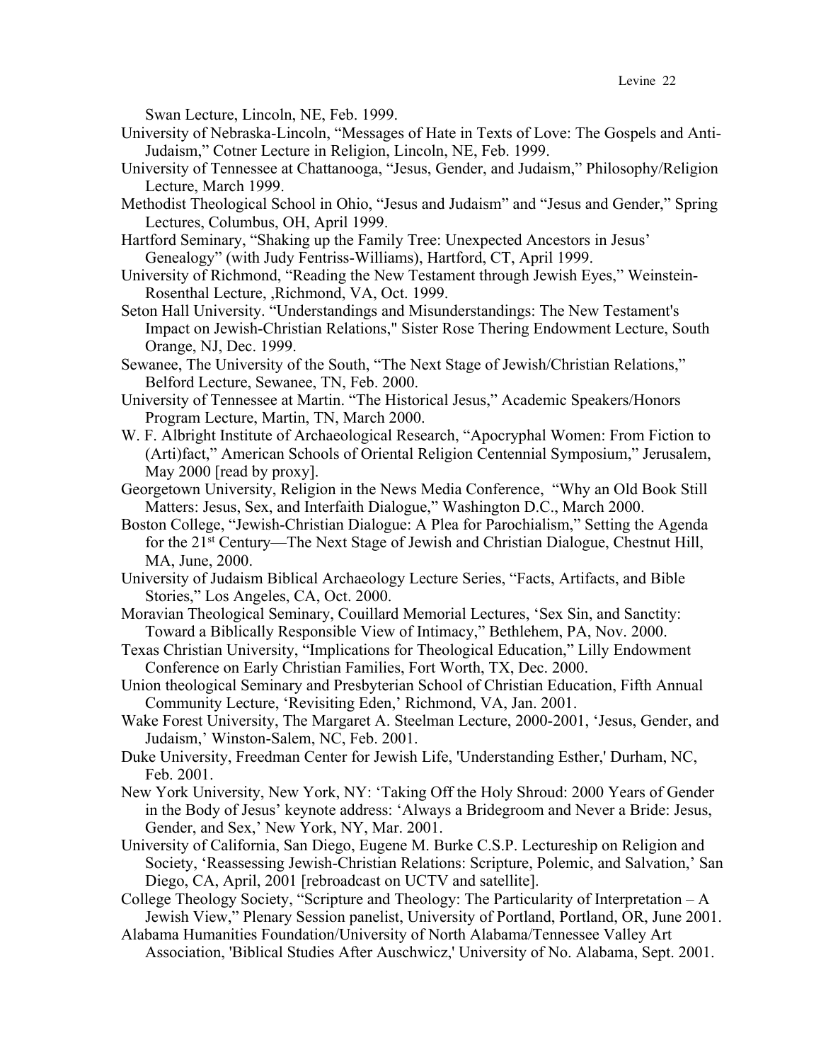Swan Lecture, Lincoln, NE, Feb. 1999.

University of Nebraska-Lincoln, “Messages of Hate in Texts of Love: The Gospels and Anti-Judaism,” Cotner Lecture in Religion, Lincoln, NE, Feb. 1999.

University of Tennessee at Chattanooga, “Jesus, Gender, and Judaism,” Philosophy/Religion Lecture, March 1999.

Methodist Theological School in Ohio, “Jesus and Judaism” and “Jesus and Gender,” Spring Lectures, Columbus, OH, April 1999.

Hartford Seminary, “Shaking up the Family Tree: Unexpected Ancestors in Jesus' Genealogy” (with Judy Fentriss-Williams), Hartford, CT, April 1999.

University of Richmond, “Reading the New Testament through Jewish Eyes,” Weinstein-Rosenthal Lecture, ,Richmond, VA, Oct. 1999.

Seton Hall University. “Understandings and Misunderstandings: The New Testament's Impact on Jewish-Christian Relations," Sister Rose Thering Endowment Lecture, South Orange, NJ, Dec. 1999.

Sewanee, The University of the South, “The Next Stage of Jewish/Christian Relations,” Belford Lecture, Sewanee, TN, Feb. 2000.

University of Tennessee at Martin. “The Historical Jesus,” Academic Speakers/Honors Program Lecture, Martin, TN, March 2000.

W. F. Albright Institute of Archaeological Research, “Apocryphal Women: From Fiction to (Arti)fact,” American Schools of Oriental Religion Centennial Symposium,” Jerusalem, May 2000 [read by proxy].

Georgetown University, Religion in the News Media Conference, “Why an Old Book Still Matters: Jesus, Sex, and Interfaith Dialogue,” Washington D.C., March 2000.

Boston College, “Jewish-Christian Dialogue: A Plea for Parochialism,” Setting the Agenda for the 21st Century—The Next Stage of Jewish and Christian Dialogue, Chestnut Hill, MA, June, 2000.

University of Judaism Biblical Archaeology Lecture Series, “Facts, Artifacts, and Bible Stories,” Los Angeles, CA, Oct. 2000.

Moravian Theological Seminary, Couillard Memorial Lectures, ‘Sex Sin, and Sanctity: Toward a Biblically Responsible View of Intimacy,” Bethlehem, PA, Nov. 2000.

Texas Christian University, “Implications for Theological Education,” Lilly Endowment Conference on Early Christian Families, Fort Worth, TX, Dec. 2000.

Union theological Seminary and Presbyterian School of Christian Education, Fifth Annual Community Lecture, ‘Revisiting Eden,’ Richmond, VA, Jan. 2001.

Wake Forest University, The Margaret A. Steelman Lecture, 2000-2001, ‘Jesus, Gender, and Judaism,’ Winston-Salem, NC, Feb. 2001.

Duke University, Freedman Center for Jewish Life, 'Understanding Esther,' Durham, NC, Feb. 2001.

New York University, New York, NY: ‘Taking Off the Holy Shroud: 2000 Years of Gender in the Body of Jesus’ keynote address: ‘Always a Bridegroom and Never a Bride: Jesus, Gender, and Sex,’ New York, NY, Mar. 2001.

University of California, San Diego, Eugene M. Burke C.S.P. Lectureship on Religion and Society, ‘Reassessing Jewish-Christian Relations: Scripture, Polemic, and Salvation,’ San Diego, CA, April, 2001 [rebroadcast on UCTV and satellite].

College Theology Society, “Scripture and Theology: The Particularity of Interpretation – A Jewish View,” Plenary Session panelist, University of Portland, Portland, OR, June 2001.

Alabama Humanities Foundation/University of North Alabama/Tennessee Valley Art Association, 'Biblical Studies After Auschwicz,' University of No. Alabama, Sept. 2001.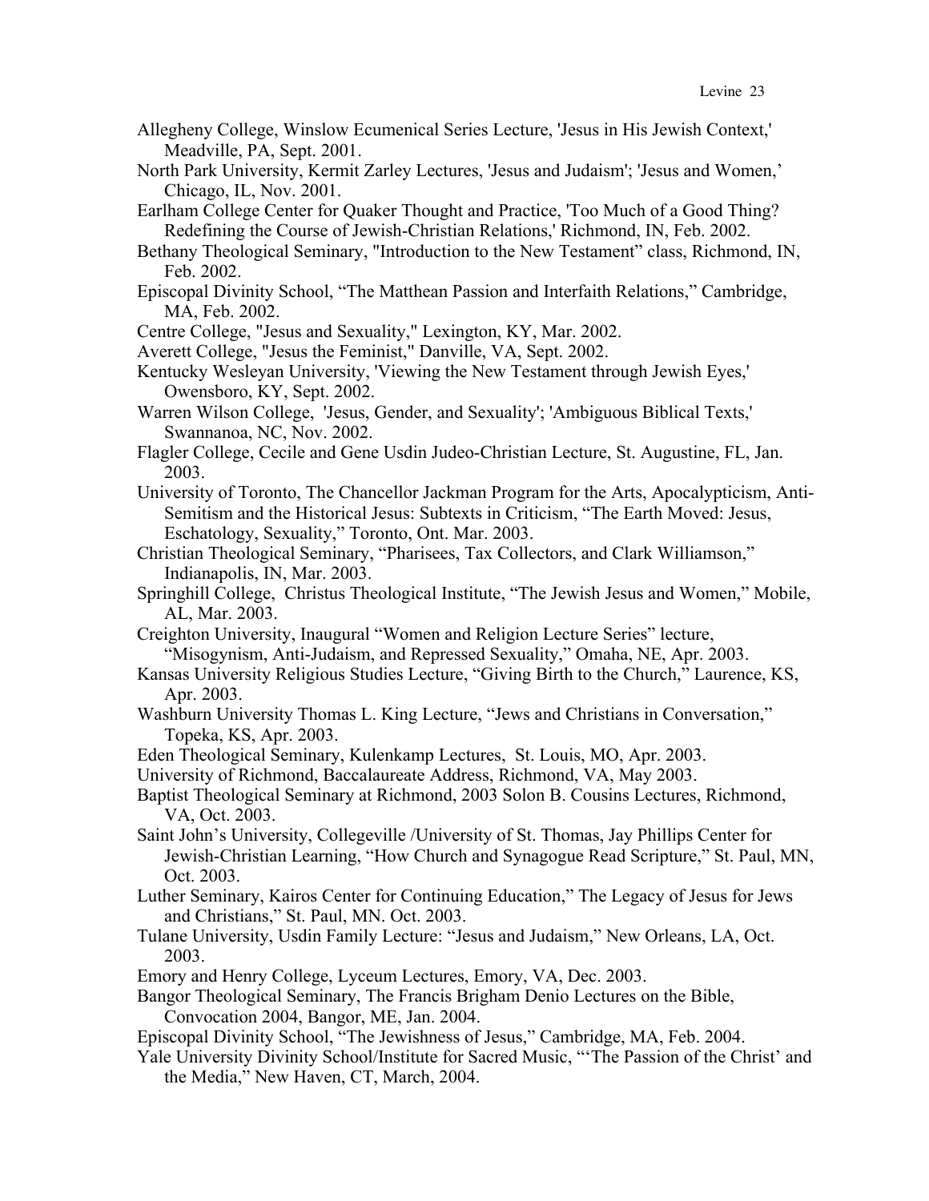Allegheny College, Winslow Ecumenical Series Lecture, 'Jesus in His Jewish Context,' Meadville, PA, Sept. 2001.

North Park University, Kermit Zarley Lectures, 'Jesus and Judaism'; 'Jesus and Women,' Chicago, IL, Nov. 2001.

Earlham College Center for Quaker Thought and Practice, 'Too Much of a Good Thing? Redefining the Course of Jewish-Christian Relations,' Richmond, IN, Feb. 2002.

Bethany Theological Seminary, "Introduction to the New Testament" class, Richmond, IN, Feb. 2002.

Episcopal Divinity School, "The Matthean Passion and Interfaith Relations," Cambridge, MA, Feb. 2002.

Centre College, "Jesus and Sexuality," Lexington, KY, Mar. 2002.

Averett College, "Jesus the Feminist," Danville, VA, Sept. 2002.

Kentucky Wesleyan University, 'Viewing the New Testament through Jewish Eyes,' Owensboro, KY, Sept. 2002.

Warren Wilson College, 'Jesus, Gender, and Sexuality'; 'Ambiguous Biblical Texts,' Swannanoa, NC, Nov. 2002.

Flagler College, Cecile and Gene Usdin Judeo-Christian Lecture, St. Augustine, FL, Jan. 2003.

University of Toronto, The Chancellor Jackman Program for the Arts, Apocalypticism, Anti-Semitism and the Historical Jesus: Subtexts in Criticism, "The Earth Moved: Jesus, Eschatology, Sexuality," Toronto, Ont. Mar. 2003.

Christian Theological Seminary, "Pharisees, Tax Collectors, and Clark Williamson," Indianapolis, IN, Mar. 2003.

Springhill College, Christus Theological Institute, "The Jewish Jesus and Women," Mobile, AL, Mar. 2003.

Creighton University, Inaugural "Women and Religion Lecture Series" lecture, "Misogynism, Anti-Judaism, and Repressed Sexuality," Omaha, NE, Apr. 2003.

Kansas University Religious Studies Lecture, "Giving Birth to the Church," Laurence, KS, Apr. 2003.

Washburn University Thomas L. King Lecture, "Jews and Christians in Conversation," Topeka, KS, Apr. 2003.

Eden Theological Seminary, Kulenkamp Lectures, St. Louis, MO, Apr. 2003.

University of Richmond, Baccalaureate Address, Richmond, VA, May 2003.

Baptist Theological Seminary at Richmond, 2003 Solon B. Cousins Lectures, Richmond, VA, Oct. 2003.

Saint John's University, Collegeville /University of St. Thomas, Jay Phillips Center for Jewish-Christian Learning, "How Church and Synagogue Read Scripture," St. Paul, MN, Oct. 2003.

Luther Seminary, Kairos Center for Continuing Education," The Legacy of Jesus for Jews and Christians," St. Paul, MN. Oct. 2003.

Tulane University, Usdin Family Lecture: "Jesus and Judaism," New Orleans, LA, Oct. 2003.

Emory and Henry College, Lyceum Lectures, Emory, VA, Dec. 2003.

Bangor Theological Seminary, The Francis Brigham Denio Lectures on the Bible, Convocation 2004, Bangor, ME, Jan. 2004.

Episcopal Divinity School, "The Jewishness of Jesus," Cambridge, MA, Feb. 2004.

Yale University Divinity School/Institute for Sacred Music, "'The Passion of the Christ' and the Media," New Haven, CT, March, 2004.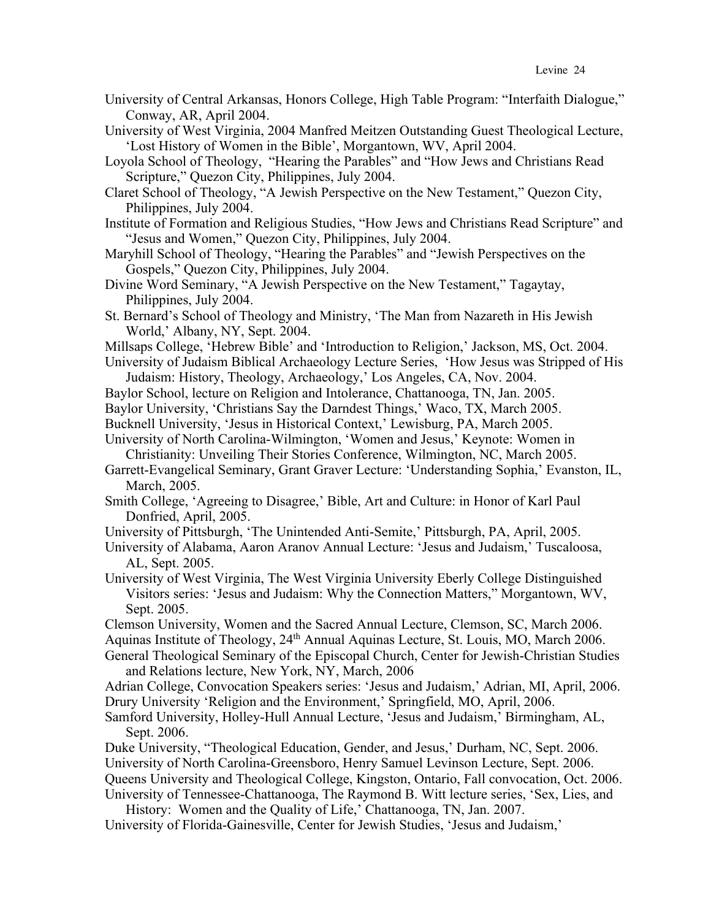University of Central Arkansas, Honors College, High Table Program: "Interfaith Dialogue," Conway, AR, April 2004.

University of West Virginia, 2004 Manfred Meitzen Outstanding Guest Theological Lecture, 'Lost History of Women in the Bible', Morgantown, WV, April 2004.

Loyola School of Theology, "Hearing the Parables" and "How Jews and Christians Read Scripture," Quezon City, Philippines, July 2004.

Claret School of Theology, "A Jewish Perspective on the New Testament," Quezon City, Philippines, July 2004.

Institute of Formation and Religious Studies, "How Jews and Christians Read Scripture" and "Jesus and Women," Quezon City, Philippines, July 2004.

Maryhill School of Theology, "Hearing the Parables" and "Jewish Perspectives on the Gospels," Quezon City, Philippines, July 2004.

Divine Word Seminary, "A Jewish Perspective on the New Testament," Tagaytay, Philippines, July 2004.

St. Bernard's School of Theology and Ministry, 'The Man from Nazareth in His Jewish World,' Albany, NY, Sept. 2004.

Millsaps College, 'Hebrew Bible' and 'Introduction to Religion,' Jackson, MS, Oct. 2004.

University of Judaism Biblical Archaeology Lecture Series, 'How Jesus was Stripped of His Judaism: History, Theology, Archaeology,' Los Angeles, CA, Nov. 2004.

Baylor School, lecture on Religion and Intolerance, Chattanooga, TN, Jan. 2005.

Baylor University, 'Christians Say the Darndest Things,' Waco, TX, March 2005.

Bucknell University, 'Jesus in Historical Context,' Lewisburg, PA, March 2005.

University of North Carolina-Wilmington, 'Women and Jesus,' Keynote: Women in Christianity: Unveiling Their Stories Conference, Wilmington, NC, March 2005.

Garrett-Evangelical Seminary, Grant Graver Lecture: 'Understanding Sophia,' Evanston, IL, March, 2005.

Smith College, 'Agreeing to Disagree,' Bible, Art and Culture: in Honor of Karl Paul Donfried, April, 2005.

University of Pittsburgh, 'The Unintended Anti-Semite,' Pittsburgh, PA, April, 2005.

University of Alabama, Aaron Aranov Annual Lecture: 'Jesus and Judaism,' Tuscaloosa, AL, Sept. 2005.

University of West Virginia, The West Virginia University Eberly College Distinguished Visitors series: 'Jesus and Judaism: Why the Connection Matters," Morgantown, WV, Sept. 2005.

Clemson University, Women and the Sacred Annual Lecture, Clemson, SC, March 2006.

Aquinas Institute of Theology, 24th Annual Aquinas Lecture, St. Louis, MO, March 2006.

General Theological Seminary of the Episcopal Church, Center for Jewish-Christian Studies and Relations lecture, New York, NY, March, 2006

Adrian College, Convocation Speakers series: 'Jesus and Judaism,' Adrian, MI, April, 2006.

Drury University 'Religion and the Environment,' Springfield, MO, April, 2006.

Samford University, Holley-Hull Annual Lecture, 'Jesus and Judaism,' Birmingham, AL, Sept. 2006.

Duke University, "Theological Education, Gender, and Jesus,' Durham, NC, Sept. 2006.

University of North Carolina-Greensboro, Henry Samuel Levinson Lecture, Sept. 2006.

Queens University and Theological College, Kingston, Ontario, Fall convocation, Oct. 2006.

University of Tennessee-Chattanooga, The Raymond B. Witt lecture series, 'Sex, Lies, and History: Women and the Quality of Life,' Chattanooga, TN, Jan. 2007.

University of Florida-Gainesville, Center for Jewish Studies, 'Jesus and Judaism,'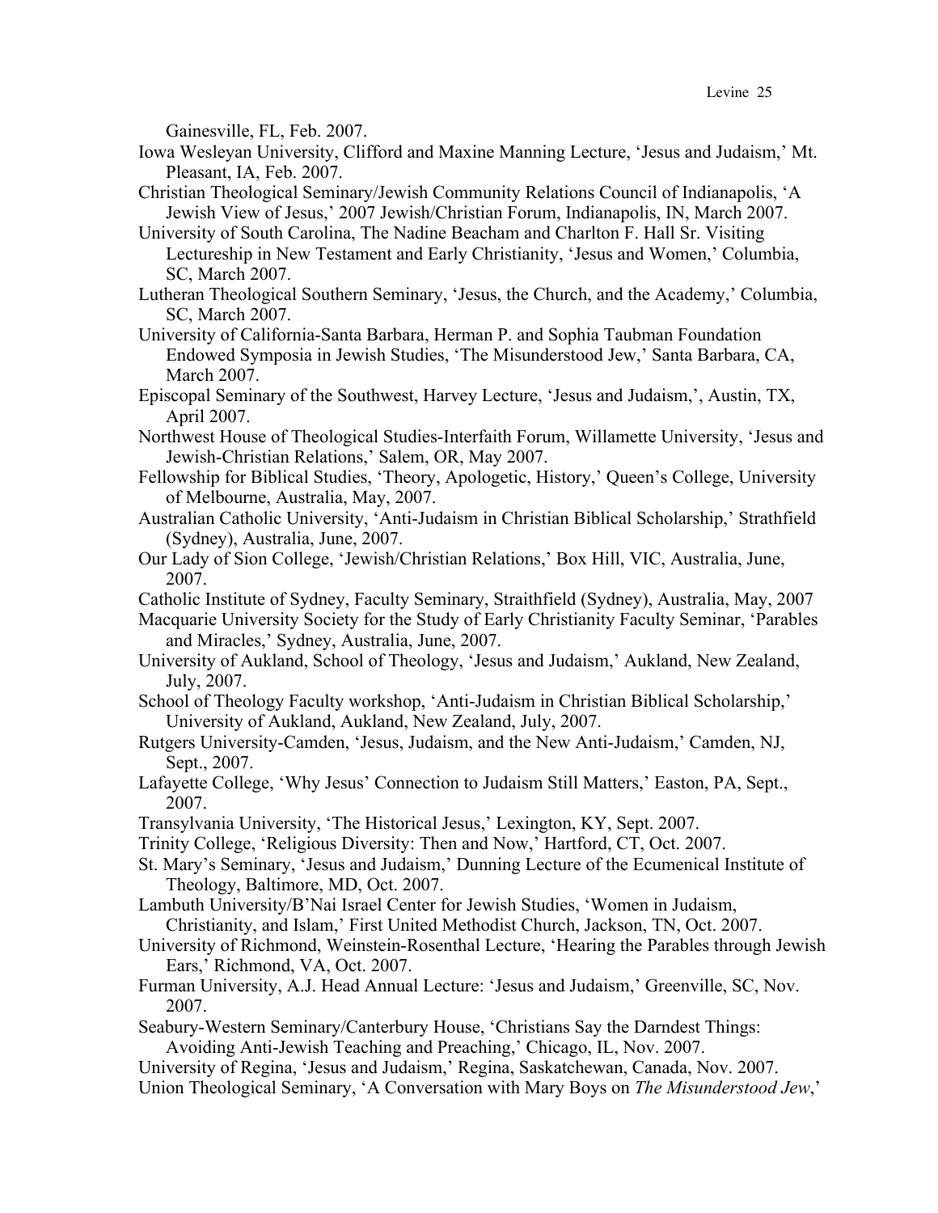Gainesville, FL, Feb. 2007.

Iowa Wesleyan University, Clifford and Maxine Manning Lecture, 'Jesus and Judaism,' Mt. Pleasant, IA, Feb. 2007.

Christian Theological Seminary/Jewish Community Relations Council of Indianapolis, 'A Jewish View of Jesus,' 2007 Jewish/Christian Forum, Indianapolis, IN, March 2007.

University of South Carolina, The Nadine Beacham and Charlton F. Hall Sr. Visiting Lectureship in New Testament and Early Christianity, 'Jesus and Women,' Columbia, SC, March 2007.

Lutheran Theological Southern Seminary, 'Jesus, the Church, and the Academy,' Columbia, SC, March 2007.

University of California-Santa Barbara, Herman P. and Sophia Taubman Foundation Endowed Symposia in Jewish Studies, 'The Misunderstood Jew,' Santa Barbara, CA, March 2007.

Episcopal Seminary of the Southwest, Harvey Lecture, 'Jesus and Judaism,', Austin, TX, April 2007.

Northwest House of Theological Studies-Interfaith Forum, Willamette University, 'Jesus and Jewish-Christian Relations,' Salem, OR, May 2007.

Fellowship for Biblical Studies, 'Theory, Apologetic, History,' Queen's College, University of Melbourne, Australia, May, 2007.

Australian Catholic University, 'Anti-Judaism in Christian Biblical Scholarship,' Strathfield (Sydney), Australia, June, 2007.

Our Lady of Sion College, 'Jewish/Christian Relations,' Box Hill, VIC, Australia, June, 2007.

Catholic Institute of Sydney, Faculty Seminary, Straithfield (Sydney), Australia, May, 2007

Macquarie University Society for the Study of Early Christianity Faculty Seminar, 'Parables and Miracles,' Sydney, Australia, June, 2007.

University of Aukland, School of Theology, 'Jesus and Judaism,' Aukland, New Zealand, July, 2007.

School of Theology Faculty workshop, 'Anti-Judaism in Christian Biblical Scholarship,' University of Aukland, Aukland, New Zealand, July, 2007.

Rutgers University-Camden, 'Jesus, Judaism, and the New Anti-Judaism,' Camden, NJ, Sept., 2007.

Lafayette College, 'Why Jesus' Connection to Judaism Still Matters,' Easton, PA, Sept., 2007.

Transylvania University, 'The Historical Jesus,' Lexington, KY, Sept. 2007.

Trinity College, 'Religious Diversity: Then and Now,' Hartford, CT, Oct. 2007.

St. Mary's Seminary, 'Jesus and Judaism,' Dunning Lecture of the Ecumenical Institute of Theology, Baltimore, MD, Oct. 2007.

Lambuth University/B'Nai Israel Center for Jewish Studies, 'Women in Judaism, Christianity, and Islam,' First United Methodist Church, Jackson, TN, Oct. 2007.

University of Richmond, Weinstein-Rosenthal Lecture, 'Hearing the Parables through Jewish Ears,' Richmond, VA, Oct. 2007.

Furman University, A.J. Head Annual Lecture: 'Jesus and Judaism,' Greenville, SC, Nov. 2007.

Seabury-Western Seminary/Canterbury House, 'Christians Say the Darndest Things: Avoiding Anti-Jewish Teaching and Preaching,' Chicago, IL, Nov. 2007.

University of Regina, 'Jesus and Judaism,' Regina, Saskatchewan, Canada, Nov. 2007.

Union Theological Seminary, 'A Conversation with Mary Boys on *The Misunderstood Jew*,'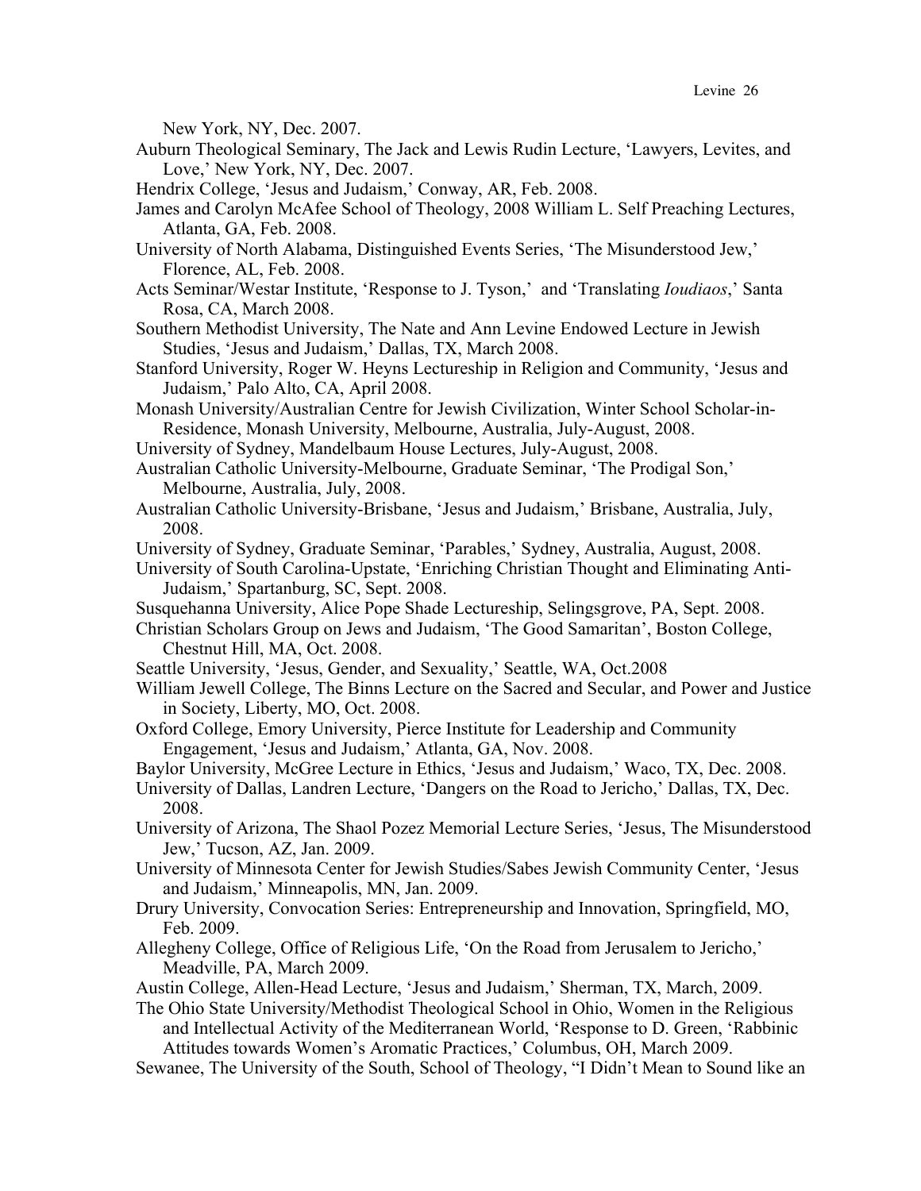New York, NY, Dec. 2007.

Auburn Theological Seminary, The Jack and Lewis Rudin Lecture, 'Lawyers, Levites, and Love,' New York, NY, Dec. 2007.

Hendrix College, 'Jesus and Judaism,' Conway, AR, Feb. 2008.

James and Carolyn McAfee School of Theology, 2008 William L. Self Preaching Lectures, Atlanta, GA, Feb. 2008.

University of North Alabama, Distinguished Events Series, 'The Misunderstood Jew,' Florence, AL, Feb. 2008.

Acts Seminar/Westar Institute, 'Response to J. Tyson,' and 'Translating *Ioudiaos*,' Santa Rosa, CA, March 2008.

Southern Methodist University, The Nate and Ann Levine Endowed Lecture in Jewish Studies, 'Jesus and Judaism,' Dallas, TX, March 2008.

Stanford University, Roger W. Heyns Lectureship in Religion and Community, 'Jesus and Judaism,' Palo Alto, CA, April 2008.

Monash University/Australian Centre for Jewish Civilization, Winter School Scholar-in-Residence, Monash University, Melbourne, Australia, July-August, 2008.

University of Sydney, Mandelbaum House Lectures, July-August, 2008.

Australian Catholic University-Melbourne, Graduate Seminar, 'The Prodigal Son,' Melbourne, Australia, July, 2008.

Australian Catholic University-Brisbane, 'Jesus and Judaism,' Brisbane, Australia, July, 2008.

University of Sydney, Graduate Seminar, 'Parables,' Sydney, Australia, August, 2008.

University of South Carolina-Upstate, 'Enriching Christian Thought and Eliminating Anti-Judaism,' Spartanburg, SC, Sept. 2008.

Susquehanna University, Alice Pope Shade Lectureship, Selingsgrove, PA, Sept. 2008.

Christian Scholars Group on Jews and Judaism, 'The Good Samaritan', Boston College, Chestnut Hill, MA, Oct. 2008.

Seattle University, 'Jesus, Gender, and Sexuality,' Seattle, WA, Oct.2008

William Jewell College, The Binns Lecture on the Sacred and Secular, and Power and Justice in Society, Liberty, MO, Oct. 2008.

Oxford College, Emory University, Pierce Institute for Leadership and Community Engagement, 'Jesus and Judaism,' Atlanta, GA, Nov. 2008.

Baylor University, McGree Lecture in Ethics, 'Jesus and Judaism,' Waco, TX, Dec. 2008.

University of Dallas, Landren Lecture, 'Dangers on the Road to Jericho,' Dallas, TX, Dec. 2008.

University of Arizona, The Shaol Pozez Memorial Lecture Series, 'Jesus, The Misunderstood Jew,' Tucson, AZ, Jan. 2009.

University of Minnesota Center for Jewish Studies/Sabes Jewish Community Center, 'Jesus and Judaism,' Minneapolis, MN, Jan. 2009.

Drury University, Convocation Series: Entrepreneurship and Innovation, Springfield, MO, Feb. 2009.

Allegheny College, Office of Religious Life, 'On the Road from Jerusalem to Jericho,' Meadville, PA, March 2009.

Austin College, Allen-Head Lecture, 'Jesus and Judaism,' Sherman, TX, March, 2009.

The Ohio State University/Methodist Theological School in Ohio, Women in the Religious and Intellectual Activity of the Mediterranean World, 'Response to D. Green, 'Rabbinic Attitudes towards Women's Aromatic Practices,' Columbus, OH, March 2009.

Sewanee, The University of the South, School of Theology, "I Didn't Mean to Sound like an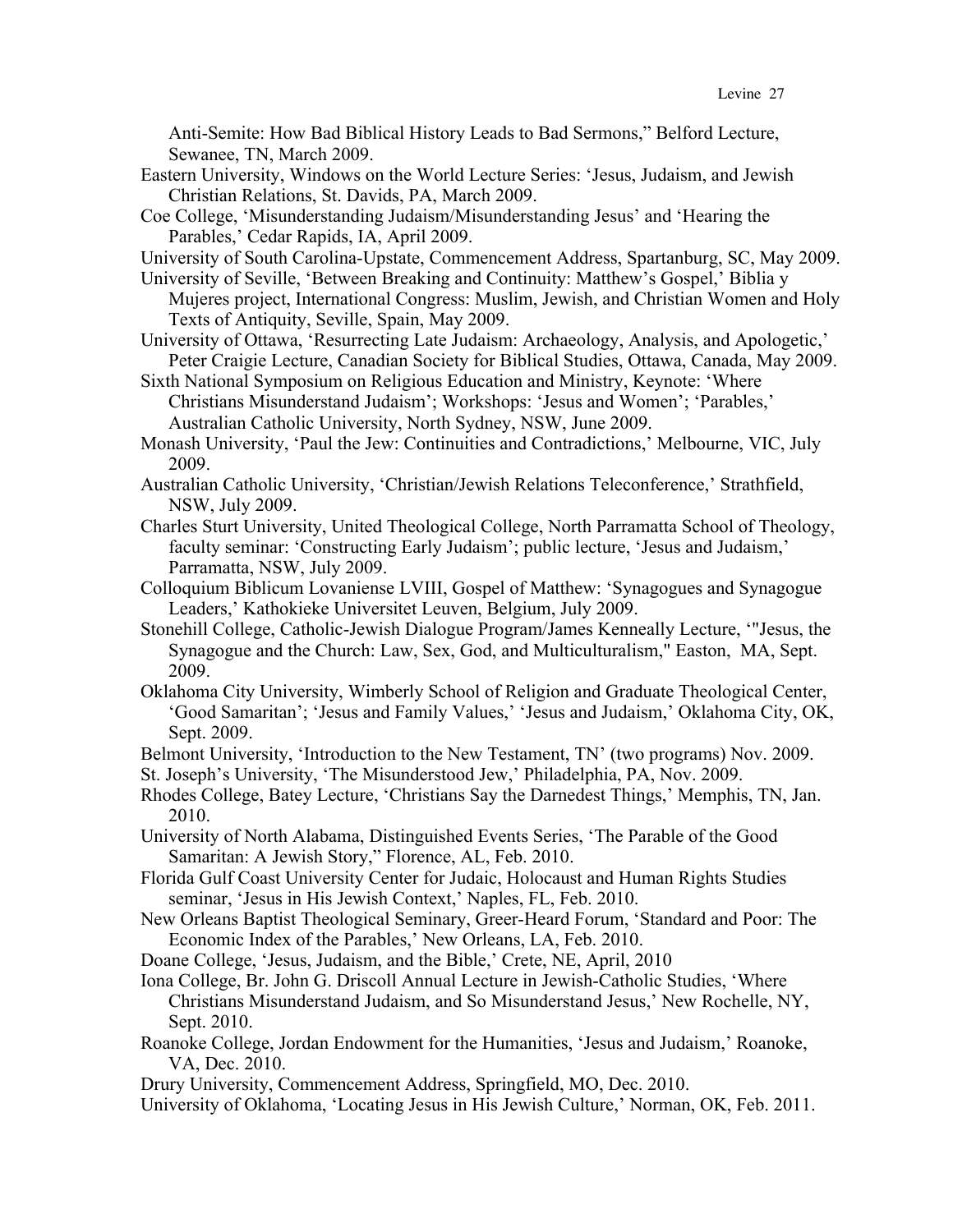Anti-Semite: How Bad Biblical History Leads to Bad Sermons," Belford Lecture, Sewanee, TN, March 2009.

Eastern University, Windows on the World Lecture Series: 'Jesus, Judaism, and Jewish Christian Relations, St. Davids, PA, March 2009.

Coe College, 'Misunderstanding Judaism/Misunderstanding Jesus' and 'Hearing the Parables,' Cedar Rapids, IA, April 2009.

University of South Carolina-Upstate, Commencement Address, Spartanburg, SC, May 2009.

University of Seville, 'Between Breaking and Continuity: Matthew's Gospel,' Biblia y Mujeres project, International Congress: Muslim, Jewish, and Christian Women and Holy Texts of Antiquity, Seville, Spain, May 2009.

University of Ottawa, 'Resurrecting Late Judaism: Archaeology, Analysis, and Apologetic,' Peter Craigie Lecture, Canadian Society for Biblical Studies, Ottawa, Canada, May 2009.

Sixth National Symposium on Religious Education and Ministry, Keynote: 'Where Christians Misunderstand Judaism'; Workshops: 'Jesus and Women'; 'Parables,' Australian Catholic University, North Sydney, NSW, June 2009.

Monash University, 'Paul the Jew: Continuities and Contradictions,' Melbourne, VIC, July 2009.

Australian Catholic University, 'Christian/Jewish Relations Teleconference,' Strathfield, NSW, July 2009.

Charles Sturt University, United Theological College, North Parramatta School of Theology, faculty seminar: 'Constructing Early Judaism'; public lecture, 'Jesus and Judaism,' Parramatta, NSW, July 2009.

Colloquium Biblicum Lovaniense LVIII, Gospel of Matthew: 'Synagogues and Synagogue Leaders,' Kathokieke Universitet Leuven, Belgium, July 2009.

Stonehill College, Catholic-Jewish Dialogue Program/James Kenneally Lecture, '"Jesus, the Synagogue and the Church: Law, Sex, God, and Multiculturalism," Easton, MA, Sept. 2009.

Oklahoma City University, Wimberly School of Religion and Graduate Theological Center, 'Good Samaritan'; 'Jesus and Family Values,' 'Jesus and Judaism,' Oklahoma City, OK, Sept. 2009.

Belmont University, 'Introduction to the New Testament, TN' (two programs) Nov. 2009.

St. Joseph's University, 'The Misunderstood Jew,' Philadelphia, PA, Nov. 2009.

Rhodes College, Batey Lecture, 'Christians Say the Darnedest Things,' Memphis, TN, Jan. 2010.

University of North Alabama, Distinguished Events Series, 'The Parable of the Good Samaritan: A Jewish Story," Florence, AL, Feb. 2010.

Florida Gulf Coast University Center for Judaic, Holocaust and Human Rights Studies seminar, 'Jesus in His Jewish Context,' Naples, FL, Feb. 2010.

New Orleans Baptist Theological Seminary, Greer-Heard Forum, 'Standard and Poor: The Economic Index of the Parables,' New Orleans, LA, Feb. 2010.

Doane College, 'Jesus, Judaism, and the Bible,' Crete, NE, April, 2010

Iona College, Br. John G. Driscoll Annual Lecture in Jewish-Catholic Studies, 'Where Christians Misunderstand Judaism, and So Misunderstand Jesus,' New Rochelle, NY, Sept. 2010.

Roanoke College, Jordan Endowment for the Humanities, 'Jesus and Judaism,' Roanoke, VA, Dec. 2010.

Drury University, Commencement Address, Springfield, MO, Dec. 2010.

University of Oklahoma, 'Locating Jesus in His Jewish Culture,' Norman, OK, Feb. 2011.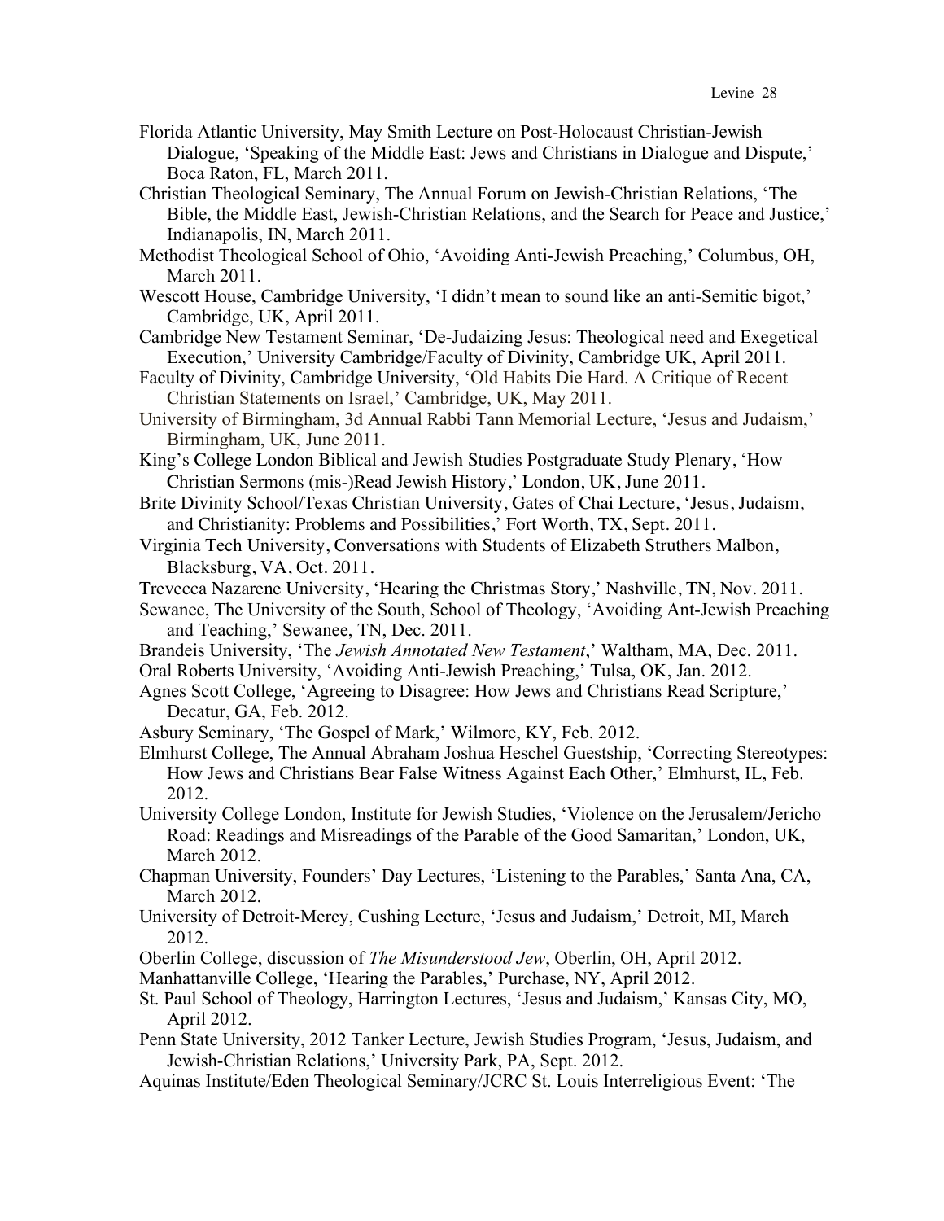Florida Atlantic University, May Smith Lecture on Post-Holocaust Christian-Jewish Dialogue, 'Speaking of the Middle East: Jews and Christians in Dialogue and Dispute,' Boca Raton, FL, March 2011.

Christian Theological Seminary, The Annual Forum on Jewish-Christian Relations, 'The Bible, the Middle East, Jewish-Christian Relations, and the Search for Peace and Justice,' Indianapolis, IN, March 2011.

Methodist Theological School of Ohio, 'Avoiding Anti-Jewish Preaching,' Columbus, OH, March 2011.

Wescott House, Cambridge University, 'I didn't mean to sound like an anti-Semitic bigot,' Cambridge, UK, April 2011.

Cambridge New Testament Seminar, 'De-Judaizing Jesus: Theological need and Exegetical Execution,' University Cambridge/Faculty of Divinity, Cambridge UK, April 2011.

Faculty of Divinity, Cambridge University, 'Old Habits Die Hard. A Critique of Recent Christian Statements on Israel,' Cambridge, UK, May 2011.

University of Birmingham, 3d Annual Rabbi Tann Memorial Lecture, 'Jesus and Judaism,' Birmingham, UK, June 2011.

King's College London Biblical and Jewish Studies Postgraduate Study Plenary, 'How Christian Sermons (mis-)Read Jewish History,' London, UK, June 2011.

Brite Divinity School/Texas Christian University, Gates of Chai Lecture, 'Jesus, Judaism, and Christianity: Problems and Possibilities,' Fort Worth, TX, Sept. 2011.

Virginia Tech University, Conversations with Students of Elizabeth Struthers Malbon, Blacksburg, VA, Oct. 2011.

Trevecca Nazarene University, 'Hearing the Christmas Story,' Nashville, TN, Nov. 2011.

Sewanee, The University of the South, School of Theology, 'Avoiding Ant-Jewish Preaching and Teaching,' Sewanee, TN, Dec. 2011.

Brandeis University, 'The *Jewish Annotated New Testament*,' Waltham, MA, Dec. 2011.

Oral Roberts University, 'Avoiding Anti-Jewish Preaching,' Tulsa, OK, Jan. 2012.

Agnes Scott College, 'Agreeing to Disagree: How Jews and Christians Read Scripture,' Decatur, GA, Feb. 2012.

Asbury Seminary, 'The Gospel of Mark,' Wilmore, KY, Feb. 2012.

Elmhurst College, The Annual Abraham Joshua Heschel Guestship, 'Correcting Stereotypes: How Jews and Christians Bear False Witness Against Each Other,' Elmhurst, IL, Feb. 2012.

University College London, Institute for Jewish Studies, 'Violence on the Jerusalem/Jericho Road: Readings and Misreadings of the Parable of the Good Samaritan,' London, UK, March 2012.

Chapman University, Founders' Day Lectures, 'Listening to the Parables,' Santa Ana, CA, March 2012.

University of Detroit-Mercy, Cushing Lecture, 'Jesus and Judaism,' Detroit, MI, March 2012.

Oberlin College, discussion of *The Misunderstood Jew*, Oberlin, OH, April 2012.

Manhattanville College, 'Hearing the Parables,' Purchase, NY, April 2012.

St. Paul School of Theology, Harrington Lectures, 'Jesus and Judaism,' Kansas City, MO, April 2012.

Penn State University, 2012 Tanker Lecture, Jewish Studies Program, 'Jesus, Judaism, and Jewish-Christian Relations,' University Park, PA, Sept. 2012.

Aquinas Institute/Eden Theological Seminary/JCRC St. Louis Interreligious Event: 'The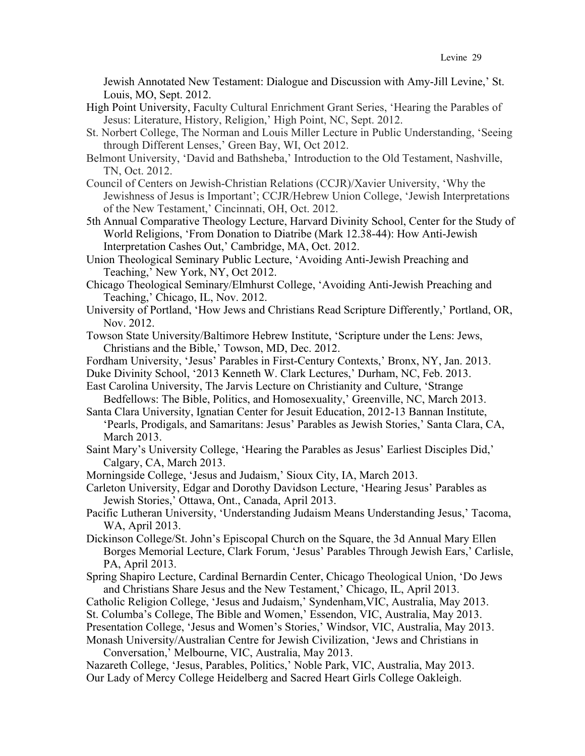Jewish Annotated New Testament: Dialogue and Discussion with Amy-Jill Levine,' St. Louis, MO, Sept. 2012.

High Point University, Faculty Cultural Enrichment Grant Series, 'Hearing the Parables of Jesus: Literature, History, Religion,' High Point, NC, Sept. 2012.

St. Norbert College, The Norman and Louis Miller Lecture in Public Understanding, 'Seeing through Different Lenses,' Green Bay, WI, Oct 2012.

Belmont University, 'David and Bathsheba,' Introduction to the Old Testament, Nashville, TN, Oct. 2012.

Council of Centers on Jewish-Christian Relations (CCJR)/Xavier University, 'Why the Jewishness of Jesus is Important'; CCJR/Hebrew Union College, 'Jewish Interpretations of the New Testament,' Cincinnati, OH, Oct. 2012.

5th Annual Comparative Theology Lecture, Harvard Divinity School, Center for the Study of World Religions, 'From Donation to Diatribe (Mark 12.38-44): How Anti-Jewish Interpretation Cashes Out,' Cambridge, MA, Oct. 2012.

Union Theological Seminary Public Lecture, 'Avoiding Anti-Jewish Preaching and Teaching,' New York, NY, Oct 2012.

Chicago Theological Seminary/Elmhurst College, 'Avoiding Anti-Jewish Preaching and Teaching,' Chicago, IL, Nov. 2012.

University of Portland, 'How Jews and Christians Read Scripture Differently,' Portland, OR, Nov. 2012.

Towson State University/Baltimore Hebrew Institute, 'Scripture under the Lens: Jews, Christians and the Bible,' Towson, MD, Dec. 2012.

Fordham University, 'Jesus' Parables in First-Century Contexts,' Bronx, NY, Jan. 2013.

Duke Divinity School, '2013 Kenneth W. Clark Lectures,' Durham, NC, Feb. 2013.

East Carolina University, The Jarvis Lecture on Christianity and Culture, 'Strange Bedfellows: The Bible, Politics, and Homosexuality,' Greenville, NC, March 2013.

Santa Clara University, Ignatian Center for Jesuit Education, 2012-13 Bannan Institute, 'Pearls, Prodigals, and Samaritans: Jesus' Parables as Jewish Stories,' Santa Clara, CA, March 2013.

Saint Mary's University College, 'Hearing the Parables as Jesus' Earliest Disciples Did,' Calgary, CA, March 2013.

Morningside College, 'Jesus and Judaism,' Sioux City, IA, March 2013.

Carleton University, Edgar and Dorothy Davidson Lecture, 'Hearing Jesus' Parables as Jewish Stories,' Ottawa, Ont., Canada, April 2013.

Pacific Lutheran University, 'Understanding Judaism Means Understanding Jesus,' Tacoma, WA, April 2013.

Dickinson College/St. John's Episcopal Church on the Square, the 3d Annual Mary Ellen Borges Memorial Lecture, Clark Forum, 'Jesus' Parables Through Jewish Ears,' Carlisle, PA, April 2013.

Spring Shapiro Lecture, Cardinal Bernardin Center, Chicago Theological Union, 'Do Jews and Christians Share Jesus and the New Testament,' Chicago, IL, April 2013.

Catholic Religion College, 'Jesus and Judaism,' Syndenham,VIC, Australia, May 2013.

St. Columba's College, The Bible and Women,' Essendon, VIC, Australia, May 2013.

Presentation College, 'Jesus and Women's Stories,' Windsor, VIC, Australia, May 2013.

Monash University/Australian Centre for Jewish Civilization, 'Jews and Christians in Conversation,' Melbourne, VIC, Australia, May 2013.

Nazareth College, 'Jesus, Parables, Politics,' Noble Park, VIC, Australia, May 2013.

Our Lady of Mercy College Heidelberg and Sacred Heart Girls College Oakleigh.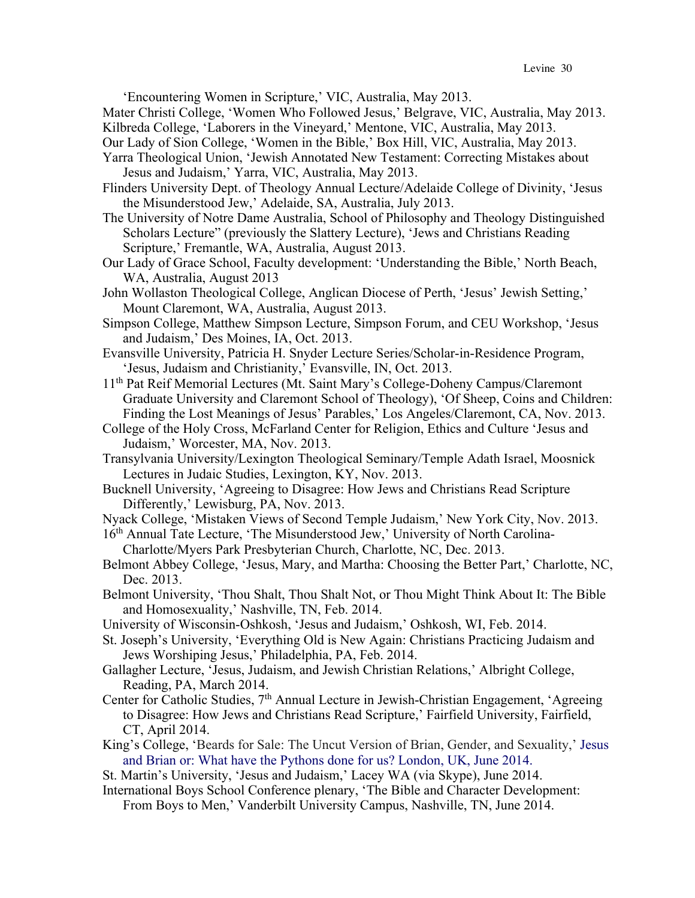'Encountering Women in Scripture,' VIC, Australia, May 2013.

Mater Christi College, 'Women Who Followed Jesus,' Belgrave, VIC, Australia, May 2013.

Kilbreda College, 'Laborers in the Vineyard,' Mentone, VIC, Australia, May 2013.

Our Lady of Sion College, 'Women in the Bible,' Box Hill, VIC, Australia, May 2013.

Yarra Theological Union, 'Jewish Annotated New Testament: Correcting Mistakes about Jesus and Judaism,' Yarra, VIC, Australia, May 2013.

Flinders University Dept. of Theology Annual Lecture/Adelaide College of Divinity, 'Jesus the Misunderstood Jew,' Adelaide, SA, Australia, July 2013.

The University of Notre Dame Australia, School of Philosophy and Theology Distinguished Scholars Lecture" (previously the Slattery Lecture), 'Jews and Christians Reading Scripture,' Fremantle, WA, Australia, August 2013.

Our Lady of Grace School, Faculty development: 'Understanding the Bible,' North Beach, WA, Australia, August 2013

John Wollaston Theological College, Anglican Diocese of Perth, 'Jesus' Jewish Setting,' Mount Claremont, WA, Australia, August 2013.

Simpson College, Matthew Simpson Lecture, Simpson Forum, and CEU Workshop, 'Jesus and Judaism,' Des Moines, IA, Oct. 2013.

Evansville University, Patricia H. Snyder Lecture Series/Scholar-in-Residence Program, 'Jesus, Judaism and Christianity,' Evansville, IN, Oct. 2013.

11th Pat Reif Memorial Lectures (Mt. Saint Mary's College-Doheny Campus/Claremont Graduate University and Claremont School of Theology), 'Of Sheep, Coins and Children: Finding the Lost Meanings of Jesus' Parables,' Los Angeles/Claremont, CA, Nov. 2013.

College of the Holy Cross, McFarland Center for Religion, Ethics and Culture 'Jesus and Judaism,' Worcester, MA, Nov. 2013.

Transylvania University/Lexington Theological Seminary/Temple Adath Israel, Moosnick Lectures in Judaic Studies, Lexington, KY, Nov. 2013.

Bucknell University, 'Agreeing to Disagree: How Jews and Christians Read Scripture Differently,' Lewisburg, PA, Nov. 2013.

Nyack College, 'Mistaken Views of Second Temple Judaism,' New York City, Nov. 2013.

16th Annual Tate Lecture, 'The Misunderstood Jew,' University of North Carolina-Charlotte/Myers Park Presbyterian Church, Charlotte, NC, Dec. 2013.

Belmont Abbey College, 'Jesus, Mary, and Martha: Choosing the Better Part,' Charlotte, NC, Dec. 2013.

Belmont University, 'Thou Shalt, Thou Shalt Not, or Thou Might Think About It: The Bible and Homosexuality,' Nashville, TN, Feb. 2014.

University of Wisconsin-Oshkosh, 'Jesus and Judaism,' Oshkosh, WI, Feb. 2014.

St. Joseph's University, 'Everything Old is New Again: Christians Practicing Judaism and Jews Worshiping Jesus,' Philadelphia, PA, Feb. 2014.

Gallagher Lecture, 'Jesus, Judaism, and Jewish Christian Relations,' Albright College, Reading, PA, March 2014.

Center for Catholic Studies, 7th Annual Lecture in Jewish-Christian Engagement, 'Agreeing to Disagree: How Jews and Christians Read Scripture,' Fairfield University, Fairfield, CT, April 2014.

King's College, 'Beards for Sale: The Uncut Version of Brian, Gender, and Sexuality,' Jesus and Brian or: What have the Pythons done for us? London, UK, June 2014.

St. Martin's University, 'Jesus and Judaism,' Lacey WA (via Skype), June 2014.

International Boys School Conference plenary, 'The Bible and Character Development: From Boys to Men,' Vanderbilt University Campus, Nashville, TN, June 2014.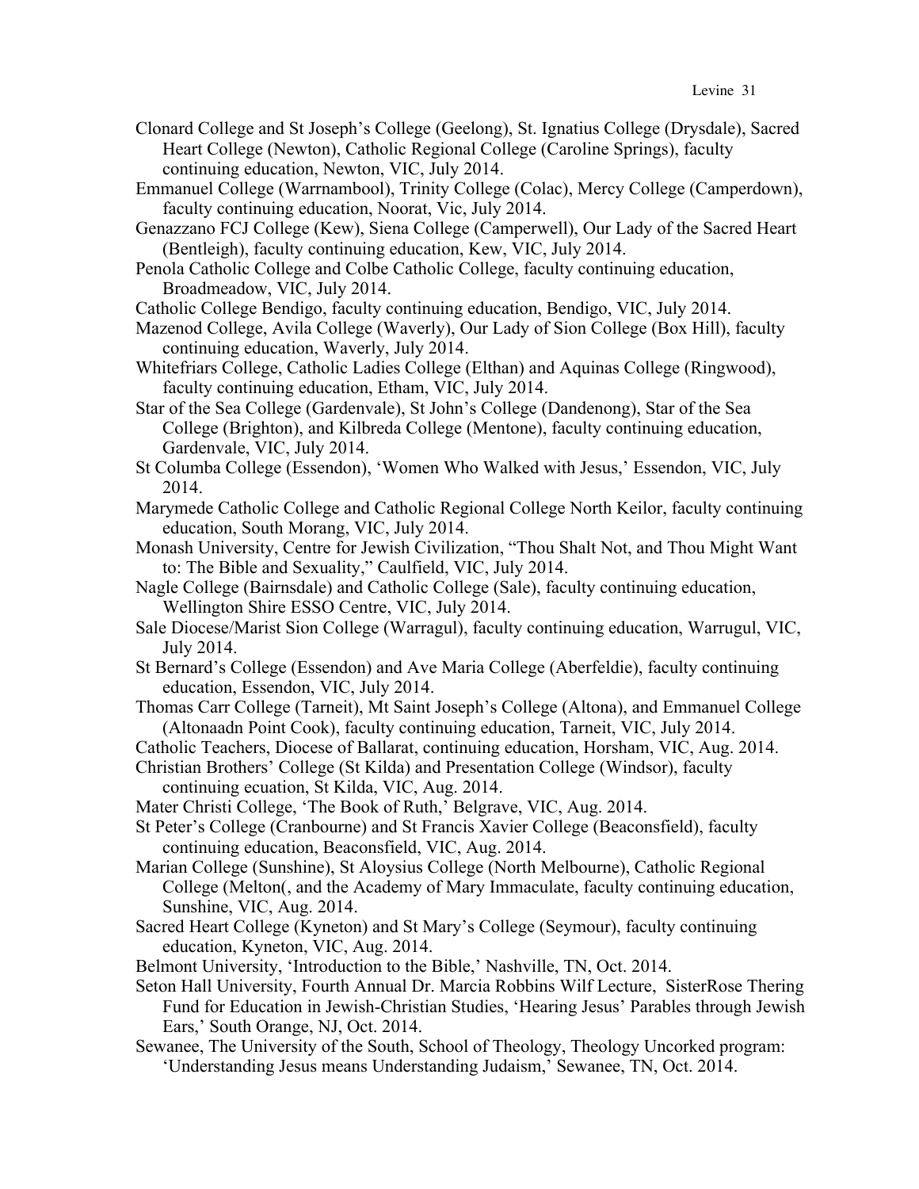Clonard College and St Joseph's College (Geelong), St. Ignatius College (Drysdale), Sacred Heart College (Newton), Catholic Regional College (Caroline Springs), faculty continuing education, Newton, VIC, July 2014.

Emmanuel College (Warrnambool), Trinity College (Colac), Mercy College (Camperdown), faculty continuing education, Noorat, Vic, July 2014.

Genazzano FCJ College (Kew), Siena College (Camperwell), Our Lady of the Sacred Heart (Bentleigh), faculty continuing education, Kew, VIC, July 2014.

Penola Catholic College and Colbe Catholic College, faculty continuing education, Broadmeadow, VIC, July 2014.

Catholic College Bendigo, faculty continuing education, Bendigo, VIC, July 2014.

Mazenod College, Avila College (Waverly), Our Lady of Sion College (Box Hill), faculty continuing education, Waverly, July 2014.

Whitefriars College, Catholic Ladies College (Elthan) and Aquinas College (Ringwood), faculty continuing education, Etham, VIC, July 2014.

Star of the Sea College (Gardenvale), St John's College (Dandenong), Star of the Sea College (Brighton), and Kilbreda College (Mentone), faculty continuing education, Gardenvale, VIC, July 2014.

St Columba College (Essendon), 'Women Who Walked with Jesus,' Essendon, VIC, July 2014.

Marymede Catholic College and Catholic Regional College North Keilor, faculty continuing education, South Morang, VIC, July 2014.

Monash University, Centre for Jewish Civilization, "Thou Shalt Not, and Thou Might Want to: The Bible and Sexuality," Caulfield, VIC, July 2014.

Nagle College (Bairnsdale) and Catholic College (Sale), faculty continuing education, Wellington Shire ESSO Centre, VIC, July 2014.

Sale Diocese/Marist Sion College (Warragul), faculty continuing education, Warrugul, VIC, July 2014.

St Bernard's College (Essendon) and Ave Maria College (Aberfeldie), faculty continuing education, Essendon, VIC, July 2014.

Thomas Carr College (Tarneit), Mt Saint Joseph's College (Altona), and Emmanuel College (Altonaadn Point Cook), faculty continuing education, Tarneit, VIC, July 2014.

Catholic Teachers, Diocese of Ballarat, continuing education, Horsham, VIC, Aug. 2014.

Christian Brothers' College (St Kilda) and Presentation College (Windsor), faculty continuing ecuation, St Kilda, VIC, Aug. 2014.

Mater Christi College, 'The Book of Ruth,' Belgrave, VIC, Aug. 2014.

St Peter's College (Cranbourne) and St Francis Xavier College (Beaconsfield), faculty continuing education, Beaconsfield, VIC, Aug. 2014.

Marian College (Sunshine), St Aloysius College (North Melbourne), Catholic Regional College (Melton(, and the Academy of Mary Immaculate, faculty continuing education, Sunshine, VIC, Aug. 2014.

Sacred Heart College (Kyneton) and St Mary's College (Seymour), faculty continuing education, Kyneton, VIC, Aug. 2014.

Belmont University, 'Introduction to the Bible,' Nashville, TN, Oct. 2014.

Seton Hall University, Fourth Annual Dr. Marcia Robbins Wilf Lecture, SisterRose Thering Fund for Education in Jewish-Christian Studies, 'Hearing Jesus' Parables through Jewish Ears,' South Orange, NJ, Oct. 2014.

Sewanee, The University of the South, School of Theology, Theology Uncorked program: 'Understanding Jesus means Understanding Judaism,' Sewanee, TN, Oct. 2014.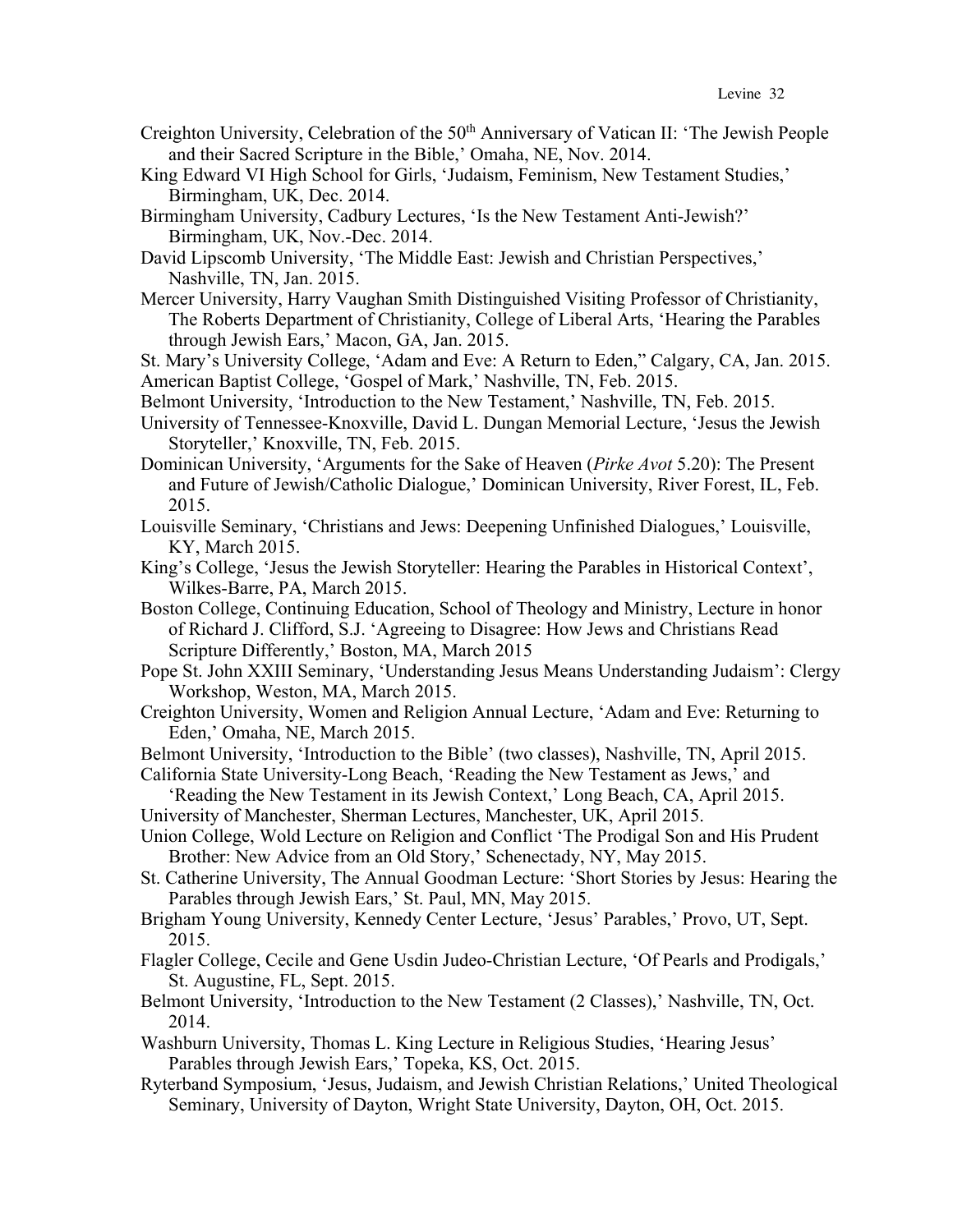Creighton University, Celebration of the 50th Anniversary of Vatican II: 'The Jewish People and their Sacred Scripture in the Bible,' Omaha, NE, Nov. 2014.

King Edward VI High School for Girls, 'Judaism, Feminism, New Testament Studies,' Birmingham, UK, Dec. 2014.

Birmingham University, Cadbury Lectures, 'Is the New Testament Anti-Jewish?' Birmingham, UK, Nov.-Dec. 2014.

David Lipscomb University, 'The Middle East: Jewish and Christian Perspectives,' Nashville, TN, Jan. 2015.

Mercer University, Harry Vaughan Smith Distinguished Visiting Professor of Christianity, The Roberts Department of Christianity, College of Liberal Arts, 'Hearing the Parables through Jewish Ears,' Macon, GA, Jan. 2015.

St. Mary's University College, 'Adam and Eve: A Return to Eden," Calgary, CA, Jan. 2015.

American Baptist College, 'Gospel of Mark,' Nashville, TN, Feb. 2015.

Belmont University, 'Introduction to the New Testament,' Nashville, TN, Feb. 2015.

University of Tennessee-Knoxville, David L. Dungan Memorial Lecture, 'Jesus the Jewish Storyteller,' Knoxville, TN, Feb. 2015.

Dominican University, 'Arguments for the Sake of Heaven (*Pirke Avot* 5.20): The Present and Future of Jewish/Catholic Dialogue,' Dominican University, River Forest, IL, Feb. 2015.

Louisville Seminary, 'Christians and Jews: Deepening Unfinished Dialogues,' Louisville, KY, March 2015.

King's College, 'Jesus the Jewish Storyteller: Hearing the Parables in Historical Context', Wilkes-Barre, PA, March 2015.

Boston College, Continuing Education, School of Theology and Ministry, Lecture in honor of Richard J. Clifford, S.J. 'Agreeing to Disagree: How Jews and Christians Read Scripture Differently,' Boston, MA, March 2015

Pope St. John XXIII Seminary, 'Understanding Jesus Means Understanding Judaism': Clergy Workshop, Weston, MA, March 2015.

Creighton University, Women and Religion Annual Lecture, 'Adam and Eve: Returning to Eden,' Omaha, NE, March 2015.

Belmont University, 'Introduction to the Bible' (two classes), Nashville, TN, April 2015.

California State University-Long Beach, 'Reading the New Testament as Jews,' and 'Reading the New Testament in its Jewish Context,' Long Beach, CA, April 2015.

University of Manchester, Sherman Lectures, Manchester, UK, April 2015.

Union College, Wold Lecture on Religion and Conflict 'The Prodigal Son and His Prudent Brother: New Advice from an Old Story,' Schenectady, NY, May 2015.

St. Catherine University, The Annual Goodman Lecture: 'Short Stories by Jesus: Hearing the Parables through Jewish Ears,' St. Paul, MN, May 2015.

Brigham Young University, Kennedy Center Lecture, 'Jesus' Parables,' Provo, UT, Sept. 2015.

Flagler College, Cecile and Gene Usdin Judeo-Christian Lecture, 'Of Pearls and Prodigals,' St. Augustine, FL, Sept. 2015.

Belmont University, 'Introduction to the New Testament (2 Classes),' Nashville, TN, Oct. 2014.

Washburn University, Thomas L. King Lecture in Religious Studies, 'Hearing Jesus' Parables through Jewish Ears,' Topeka, KS, Oct. 2015.

Ryterband Symposium, 'Jesus, Judaism, and Jewish Christian Relations,' United Theological Seminary, University of Dayton, Wright State University, Dayton, OH, Oct. 2015.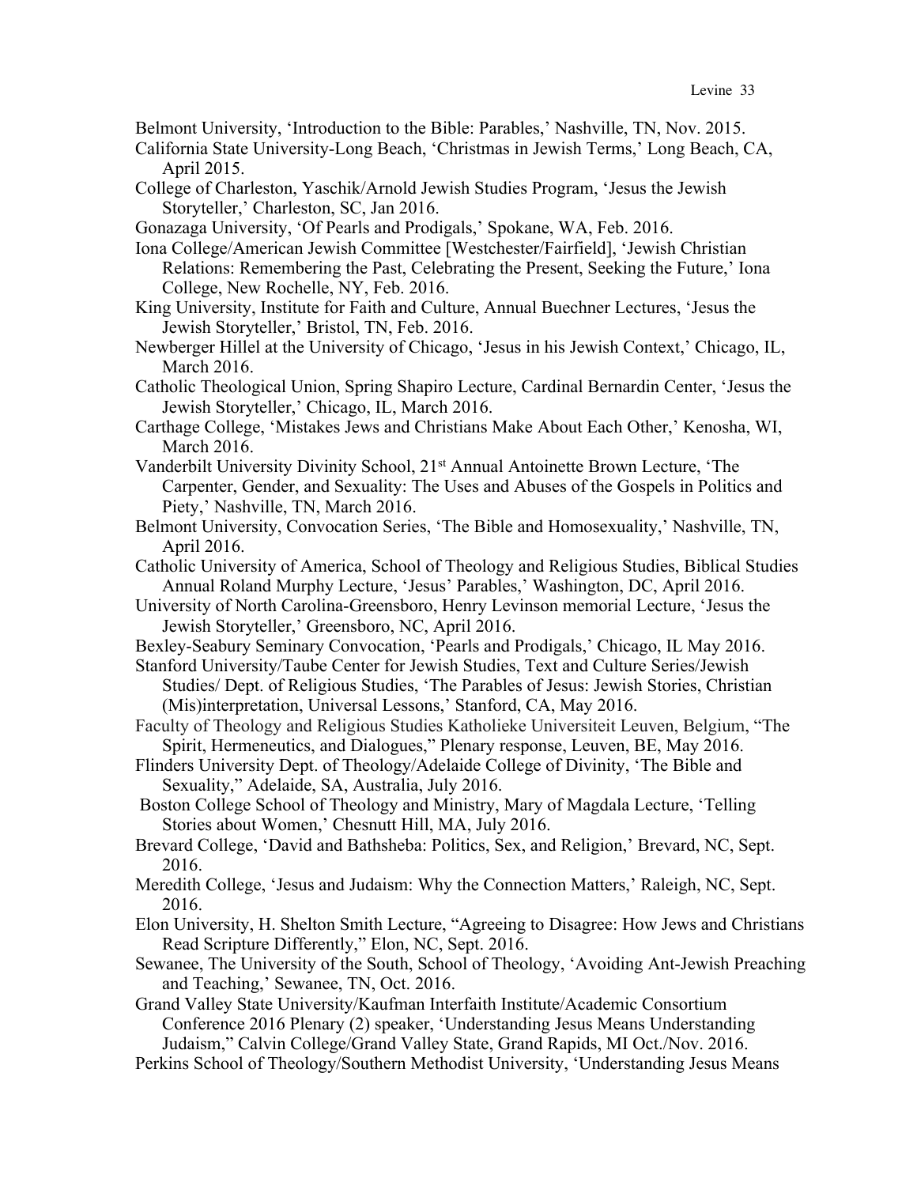Belmont University, 'Introduction to the Bible: Parables,' Nashville, TN, Nov. 2015.

California State University-Long Beach, 'Christmas in Jewish Terms,' Long Beach, CA, April 2015.

College of Charleston, Yaschik/Arnold Jewish Studies Program, 'Jesus the Jewish Storyteller,' Charleston, SC, Jan 2016.

Gonazaga University, 'Of Pearls and Prodigals,' Spokane, WA, Feb. 2016.

Iona College/American Jewish Committee [Westchester/Fairfield], 'Jewish Christian Relations: Remembering the Past, Celebrating the Present, Seeking the Future,' Iona College, New Rochelle, NY, Feb. 2016.

King University, Institute for Faith and Culture, Annual Buechner Lectures, 'Jesus the Jewish Storyteller,' Bristol, TN, Feb. 2016.

Newberger Hillel at the University of Chicago, 'Jesus in his Jewish Context,' Chicago, IL, March 2016.

Catholic Theological Union, Spring Shapiro Lecture, Cardinal Bernardin Center, 'Jesus the Jewish Storyteller,' Chicago, IL, March 2016.

Carthage College, 'Mistakes Jews and Christians Make About Each Other,' Kenosha, WI, March 2016.

Vanderbilt University Divinity School, 21st Annual Antoinette Brown Lecture, 'The Carpenter, Gender, and Sexuality: The Uses and Abuses of the Gospels in Politics and Piety,' Nashville, TN, March 2016.

Belmont University, Convocation Series, 'The Bible and Homosexuality,' Nashville, TN, April 2016.

Catholic University of America, School of Theology and Religious Studies, Biblical Studies Annual Roland Murphy Lecture, 'Jesus' Parables,' Washington, DC, April 2016.

University of North Carolina-Greensboro, Henry Levinson memorial Lecture, 'Jesus the Jewish Storyteller,' Greensboro, NC, April 2016.

Bexley-Seabury Seminary Convocation, 'Pearls and Prodigals,' Chicago, IL May 2016.

Stanford University/Taube Center for Jewish Studies, Text and Culture Series/Jewish Studies/ Dept. of Religious Studies, 'The Parables of Jesus: Jewish Stories, Christian (Mis)interpretation, Universal Lessons,' Stanford, CA, May 2016.

Faculty of Theology and Religious Studies Katholieke Universiteit Leuven, Belgium, "The Spirit, Hermeneutics, and Dialogues," Plenary response, Leuven, BE, May 2016.

Flinders University Dept. of Theology/Adelaide College of Divinity, 'The Bible and Sexuality," Adelaide, SA, Australia, July 2016.

Boston College School of Theology and Ministry, Mary of Magdala Lecture, 'Telling Stories about Women,' Chesnutt Hill, MA, July 2016.

Brevard College, 'David and Bathsheba: Politics, Sex, and Religion,' Brevard, NC, Sept. 2016.

Meredith College, 'Jesus and Judaism: Why the Connection Matters,' Raleigh, NC, Sept. 2016.

Elon University, H. Shelton Smith Lecture, "Agreeing to Disagree: How Jews and Christians Read Scripture Differently," Elon, NC, Sept. 2016.

Sewanee, The University of the South, School of Theology, 'Avoiding Ant-Jewish Preaching and Teaching,' Sewanee, TN, Oct. 2016.

Grand Valley State University/Kaufman Interfaith Institute/Academic Consortium Conference 2016 Plenary (2) speaker, 'Understanding Jesus Means Understanding Judaism," Calvin College/Grand Valley State, Grand Rapids, MI Oct./Nov. 2016.

Perkins School of Theology/Southern Methodist University, 'Understanding Jesus Means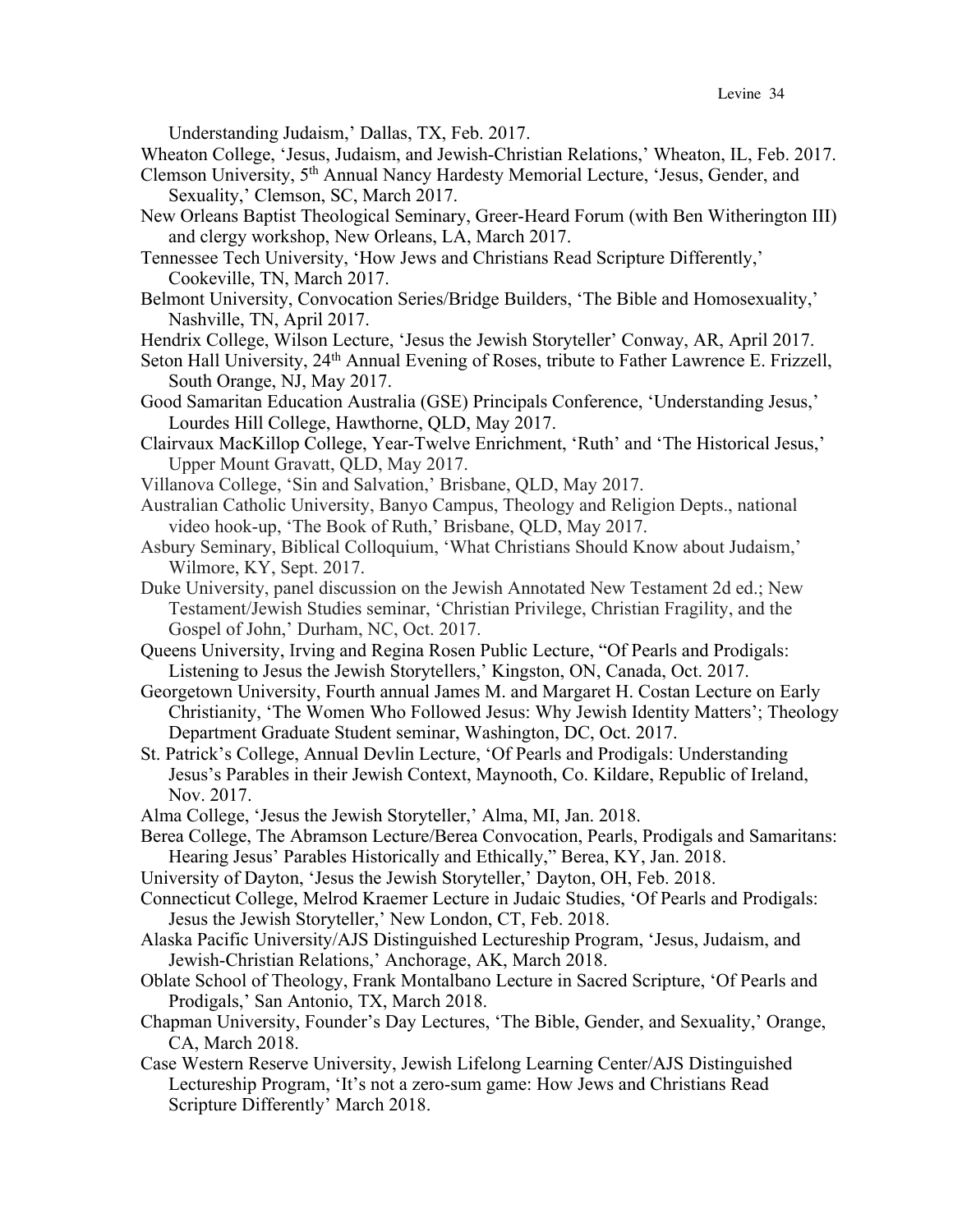Understanding Judaism,' Dallas, TX, Feb. 2017.

Wheaton College, 'Jesus, Judaism, and Jewish-Christian Relations,' Wheaton, IL, Feb. 2017.

Clemson University, 5th Annual Nancy Hardesty Memorial Lecture, 'Jesus, Gender, and Sexuality,' Clemson, SC, March 2017.

New Orleans Baptist Theological Seminary, Greer-Heard Forum (with Ben Witherington III) and clergy workshop, New Orleans, LA, March 2017.

Tennessee Tech University, 'How Jews and Christians Read Scripture Differently,' Cookeville, TN, March 2017.

Belmont University, Convocation Series/Bridge Builders, 'The Bible and Homosexuality,' Nashville, TN, April 2017.

Hendrix College, Wilson Lecture, 'Jesus the Jewish Storyteller' Conway, AR, April 2017.

Seton Hall University, 24th Annual Evening of Roses, tribute to Father Lawrence E. Frizzell, South Orange, NJ, May 2017.

Good Samaritan Education Australia (GSE) Principals Conference, 'Understanding Jesus,' Lourdes Hill College, Hawthorne, QLD, May 2017.

Clairvaux MacKillop College, Year-Twelve Enrichment, 'Ruth' and 'The Historical Jesus,' Upper Mount Gravatt, QLD, May 2017.

Villanova College, 'Sin and Salvation,' Brisbane, QLD, May 2017.

Australian Catholic University, Banyo Campus, Theology and Religion Depts., national video hook-up, 'The Book of Ruth,' Brisbane, QLD, May 2017.

Asbury Seminary, Biblical Colloquium, 'What Christians Should Know about Judaism,' Wilmore, KY, Sept. 2017.

Duke University, panel discussion on the Jewish Annotated New Testament 2d ed.; New Testament/Jewish Studies seminar, 'Christian Privilege, Christian Fragility, and the Gospel of John,' Durham, NC, Oct. 2017.

Queens University, Irving and Regina Rosen Public Lecture, "Of Pearls and Prodigals: Listening to Jesus the Jewish Storytellers,' Kingston, ON, Canada, Oct. 2017.

Georgetown University, Fourth annual James M. and Margaret H. Costan Lecture on Early Christianity, 'The Women Who Followed Jesus: Why Jewish Identity Matters'; Theology Department Graduate Student seminar, Washington, DC, Oct. 2017.

St. Patrick's College, Annual Devlin Lecture, 'Of Pearls and Prodigals: Understanding Jesus's Parables in their Jewish Context, Maynooth, Co. Kildare, Republic of Ireland, Nov. 2017.

Alma College, 'Jesus the Jewish Storyteller,' Alma, MI, Jan. 2018.

Berea College, The Abramson Lecture/Berea Convocation, Pearls, Prodigals and Samaritans: Hearing Jesus' Parables Historically and Ethically," Berea, KY, Jan. 2018.

University of Dayton, 'Jesus the Jewish Storyteller,' Dayton, OH, Feb. 2018.

Connecticut College, Melrod Kraemer Lecture in Judaic Studies, 'Of Pearls and Prodigals: Jesus the Jewish Storyteller,' New London, CT, Feb. 2018.

Alaska Pacific University/AJS Distinguished Lectureship Program, 'Jesus, Judaism, and Jewish-Christian Relations,' Anchorage, AK, March 2018.

Oblate School of Theology, Frank Montalbano Lecture in Sacred Scripture, 'Of Pearls and Prodigals,' San Antonio, TX, March 2018.

Chapman University, Founder's Day Lectures, 'The Bible, Gender, and Sexuality,' Orange, CA, March 2018.

Case Western Reserve University, Jewish Lifelong Learning Center/AJS Distinguished Lectureship Program, 'It's not a zero-sum game: How Jews and Christians Read Scripture Differently' March 2018.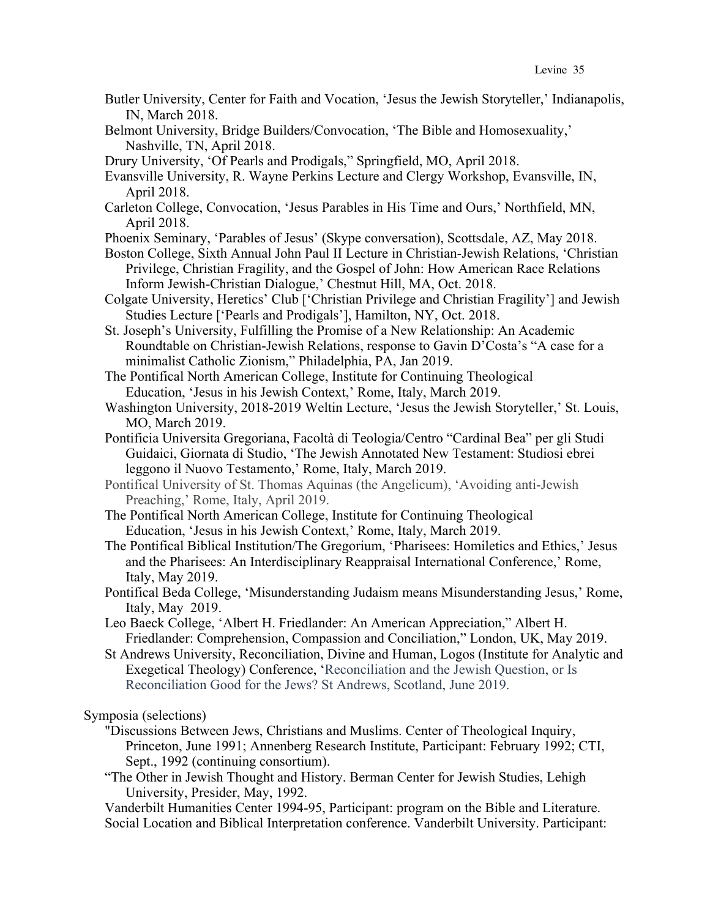Butler University, Center for Faith and Vocation, 'Jesus the Jewish Storyteller,' Indianapolis, IN, March 2018.

Belmont University, Bridge Builders/Convocation, 'The Bible and Homosexuality,' Nashville, TN, April 2018.

Drury University, 'Of Pearls and Prodigals," Springfield, MO, April 2018.

Evansville University, R. Wayne Perkins Lecture and Clergy Workshop, Evansville, IN, April 2018.

Carleton College, Convocation, 'Jesus Parables in His Time and Ours,' Northfield, MN, April 2018.

Phoenix Seminary, 'Parables of Jesus' (Skype conversation), Scottsdale, AZ, May 2018.

Boston College, Sixth Annual John Paul II Lecture in Christian-Jewish Relations, 'Christian Privilege, Christian Fragility, and the Gospel of John: How American Race Relations Inform Jewish-Christian Dialogue,' Chestnut Hill, MA, Oct. 2018.

Colgate University, Heretics' Club ['Christian Privilege and Christian Fragility'] and Jewish Studies Lecture ['Pearls and Prodigals'], Hamilton, NY, Oct. 2018.

St. Joseph's University, Fulfilling the Promise of a New Relationship: An Academic Roundtable on Christian-Jewish Relations, response to Gavin D'Costa's "A case for a minimalist Catholic Zionism," Philadelphia, PA, Jan 2019.

The Pontifical North American College, Institute for Continuing Theological Education, 'Jesus in his Jewish Context,' Rome, Italy, March 2019.

Washington University, 2018-2019 Weltin Lecture, 'Jesus the Jewish Storyteller,' St. Louis, MO, March 2019.

Pontificia Universita Gregoriana, Facoltà di Teologia/Centro "Cardinal Bea" per gli Studi Guidaici, Giornata di Studio, 'The Jewish Annotated New Testament: Studiosi ebrei leggono il Nuovo Testamento,' Rome, Italy, March 2019.

Pontifical University of St. Thomas Aquinas (the Angelicum), 'Avoiding anti-Jewish Preaching,' Rome, Italy, April 2019.

The Pontifical North American College, Institute for Continuing Theological Education, 'Jesus in his Jewish Context,' Rome, Italy, March 2019.

The Pontifical Biblical Institution/The Gregorium, 'Pharisees: Homiletics and Ethics,' Jesus and the Pharisees: An Interdisciplinary Reappraisal International Conference,' Rome, Italy, May 2019.

Pontifical Beda College, 'Misunderstanding Judaism means Misunderstanding Jesus,' Rome, Italy, May 2019.

Leo Baeck College, 'Albert H. Friedlander: An American Appreciation," Albert H. Friedlander: Comprehension, Compassion and Conciliation," London, UK, May 2019.

St Andrews University, Reconciliation, Divine and Human, Logos (Institute for Analytic and Exegetical Theology) Conference, 'Reconciliation and the Jewish Question, or Is Reconciliation Good for the Jews? St Andrews, Scotland, June 2019.

Symposia (selections)

"Discussions Between Jews, Christians and Muslims. Center of Theological Inquiry, Princeton, June 1991; Annenberg Research Institute, Participant: February 1992; CTI, Sept., 1992 (continuing consortium).

"The Other in Jewish Thought and History. Berman Center for Jewish Studies, Lehigh University, Presider, May, 1992.

Vanderbilt Humanities Center 1994-95, Participant: program on the Bible and Literature.

Social Location and Biblical Interpretation conference. Vanderbilt University. Participant: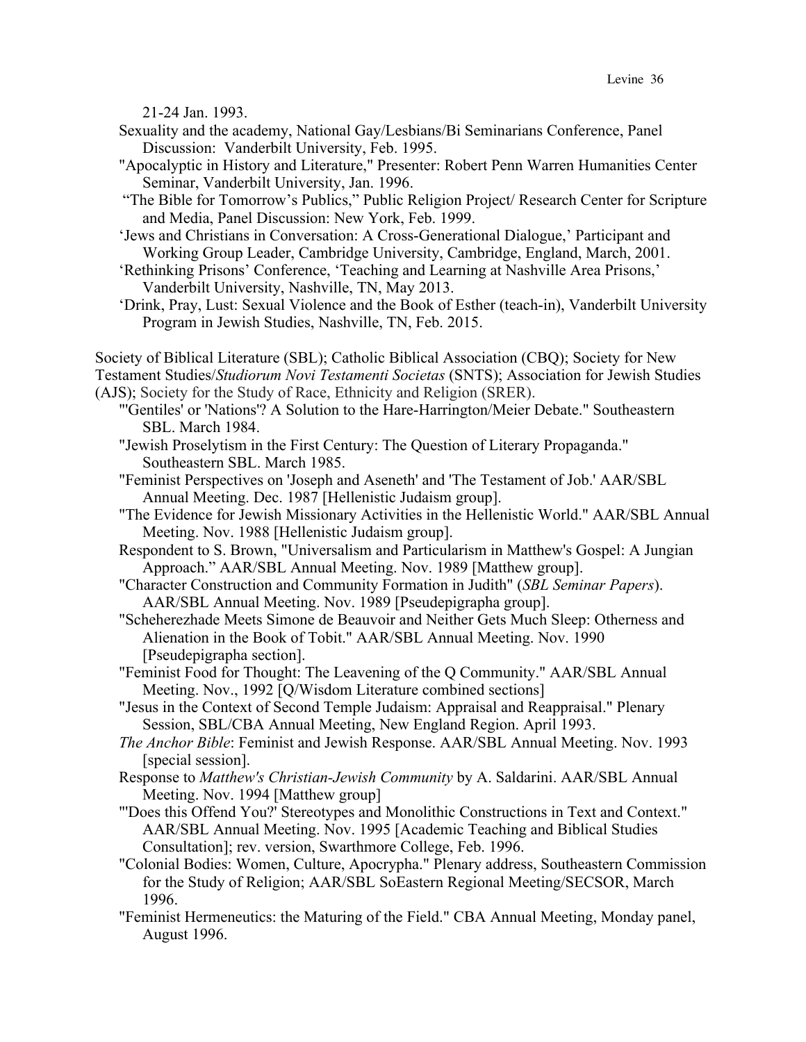21-24 Jan. 1993.

Sexuality and the academy, National Gay/Lesbians/Bi Seminarians Conference, Panel Discussion: Vanderbilt University, Feb. 1995.

"Apocalyptic in History and Literature," Presenter: Robert Penn Warren Humanities Center Seminar, Vanderbilt University, Jan. 1996.

"The Bible for Tomorrow's Publics," Public Religion Project/ Research Center for Scripture and Media, Panel Discussion: New York, Feb. 1999.

'Jews and Christians in Conversation: A Cross-Generational Dialogue,' Participant and Working Group Leader, Cambridge University, Cambridge, England, March, 2001.

'Rethinking Prisons' Conference, 'Teaching and Learning at Nashville Area Prisons,' Vanderbilt University, Nashville, TN, May 2013.

'Drink, Pray, Lust: Sexual Violence and the Book of Esther (teach-in), Vanderbilt University Program in Jewish Studies, Nashville, TN, Feb. 2015.

Society of Biblical Literature (SBL); Catholic Biblical Association (CBQ); Society for New Testament Studies/*Studiorum Novi Testamenti Societas* (SNTS); Association for Jewish Studies (AJS); Society for the Study of Race, Ethnicity and Religion (SRER).

"'Gentiles' or 'Nations'? A Solution to the Hare-Harrington/Meier Debate." Southeastern SBL. March 1984.

"Jewish Proselytism in the First Century: The Question of Literary Propaganda." Southeastern SBL. March 1985.

"Feminist Perspectives on 'Joseph and Aseneth' and 'The Testament of Job.' AAR/SBL Annual Meeting. Dec. 1987 [Hellenistic Judaism group].

"The Evidence for Jewish Missionary Activities in the Hellenistic World." AAR/SBL Annual Meeting. Nov. 1988 [Hellenistic Judaism group].

Respondent to S. Brown, "Universalism and Particularism in Matthew's Gospel: A Jungian Approach." AAR/SBL Annual Meeting. Nov. 1989 [Matthew group].

"Character Construction and Community Formation in Judith" (*SBL Seminar Papers*). AAR/SBL Annual Meeting. Nov. 1989 [Pseudepigrapha group].

"Scheherezhade Meets Simone de Beauvoir and Neither Gets Much Sleep: Otherness and Alienation in the Book of Tobit." AAR/SBL Annual Meeting. Nov. 1990 [Pseudepigrapha section].

"Feminist Food for Thought: The Leavening of the Q Community." AAR/SBL Annual Meeting. Nov., 1992 [Q/Wisdom Literature combined sections]

"Jesus in the Context of Second Temple Judaism: Appraisal and Reappraisal." Plenary Session, SBL/CBA Annual Meeting, New England Region. April 1993.

*The Anchor Bible*: Feminist and Jewish Response. AAR/SBL Annual Meeting. Nov. 1993 [special session].

Response to *Matthew's Christian-Jewish Community* by A. Saldarini. AAR/SBL Annual Meeting. Nov. 1994 [Matthew group]

"'Does this Offend You?' Stereotypes and Monolithic Constructions in Text and Context." AAR/SBL Annual Meeting. Nov. 1995 [Academic Teaching and Biblical Studies Consultation]; rev. version, Swarthmore College, Feb. 1996.

"Colonial Bodies: Women, Culture, Apocrypha." Plenary address, Southeastern Commission for the Study of Religion; AAR/SBL SoEastern Regional Meeting/SECSOR, March 1996.

"Feminist Hermeneutics: the Maturing of the Field." CBA Annual Meeting, Monday panel, August 1996.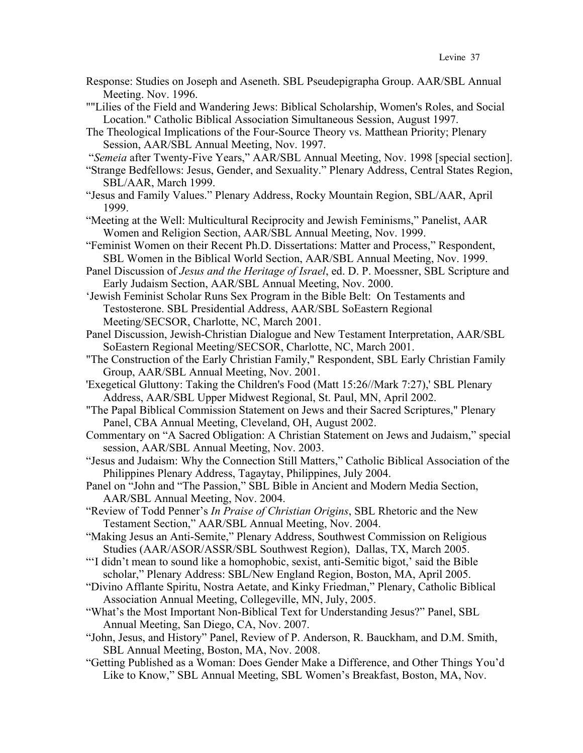Response: Studies on Joseph and Aseneth. SBL Pseudepigrapha Group. AAR/SBL Annual Meeting. Nov. 1996.

""Lilies of the Field and Wandering Jews: Biblical Scholarship, Women's Roles, and Social Location." Catholic Biblical Association Simultaneous Session, August 1997.

The Theological Implications of the Four-Source Theory vs. Matthean Priority; Plenary Session, AAR/SBL Annual Meeting, Nov. 1997.

"*Semeia* after Twenty-Five Years," AAR/SBL Annual Meeting, Nov. 1998 [special section].

"Strange Bedfellows: Jesus, Gender, and Sexuality." Plenary Address, Central States Region, SBL/AAR, March 1999.

"Jesus and Family Values." Plenary Address, Rocky Mountain Region, SBL/AAR, April 1999.

"Meeting at the Well: Multicultural Reciprocity and Jewish Feminisms," Panelist, AAR Women and Religion Section, AAR/SBL Annual Meeting, Nov. 1999.

"Feminist Women on their Recent Ph.D. Dissertations: Matter and Process," Respondent, SBL Women in the Biblical World Section, AAR/SBL Annual Meeting, Nov. 1999.

Panel Discussion of *Jesus and the Heritage of Israel*, ed. D. P. Moessner, SBL Scripture and Early Judaism Section, AAR/SBL Annual Meeting, Nov. 2000.

'Jewish Feminist Scholar Runs Sex Program in the Bible Belt: On Testaments and Testosterone. SBL Presidential Address, AAR/SBL SoEastern Regional Meeting/SECSOR, Charlotte, NC, March 2001.

Panel Discussion, Jewish-Christian Dialogue and New Testament Interpretation, AAR/SBL SoEastern Regional Meeting/SECSOR, Charlotte, NC, March 2001.

"The Construction of the Early Christian Family," Respondent, SBL Early Christian Family Group, AAR/SBL Annual Meeting, Nov. 2001.

'Exegetical Gluttony: Taking the Children's Food (Matt 15:26//Mark 7:27),' SBL Plenary Address, AAR/SBL Upper Midwest Regional, St. Paul, MN, April 2002.

"The Papal Biblical Commission Statement on Jews and their Sacred Scriptures," Plenary Panel, CBA Annual Meeting, Cleveland, OH, August 2002.

Commentary on "A Sacred Obligation: A Christian Statement on Jews and Judaism," special session, AAR/SBL Annual Meeting, Nov. 2003.

"Jesus and Judaism: Why the Connection Still Matters," Catholic Biblical Association of the Philippines Plenary Address, Tagaytay, Philippines, July 2004.

Panel on "John and "The Passion," SBL Bible in Ancient and Modern Media Section, AAR/SBL Annual Meeting, Nov. 2004.

"Review of Todd Penner's *In Praise of Christian Origins*, SBL Rhetoric and the New Testament Section," AAR/SBL Annual Meeting, Nov. 2004.

"Making Jesus an Anti-Semite," Plenary Address, Southwest Commission on Religious Studies (AAR/ASOR/ASSR/SBL Southwest Region), Dallas, TX, March 2005.

"'I didn't mean to sound like a homophobic, sexist, anti-Semitic bigot,' said the Bible scholar," Plenary Address: SBL/New England Region, Boston, MA, April 2005.

"Divino Afflante Spiritu, Nostra Aetate, and Kinky Friedman," Plenary, Catholic Biblical Association Annual Meeting, Collegeville, MN, July, 2005.

"What's the Most Important Non-Biblical Text for Understanding Jesus?" Panel, SBL Annual Meeting, San Diego, CA, Nov. 2007.

"John, Jesus, and History" Panel, Review of P. Anderson, R. Bauckham, and D.M. Smith, SBL Annual Meeting, Boston, MA, Nov. 2008.

"Getting Published as a Woman: Does Gender Make a Difference, and Other Things You'd Like to Know," SBL Annual Meeting, SBL Women's Breakfast, Boston, MA, Nov.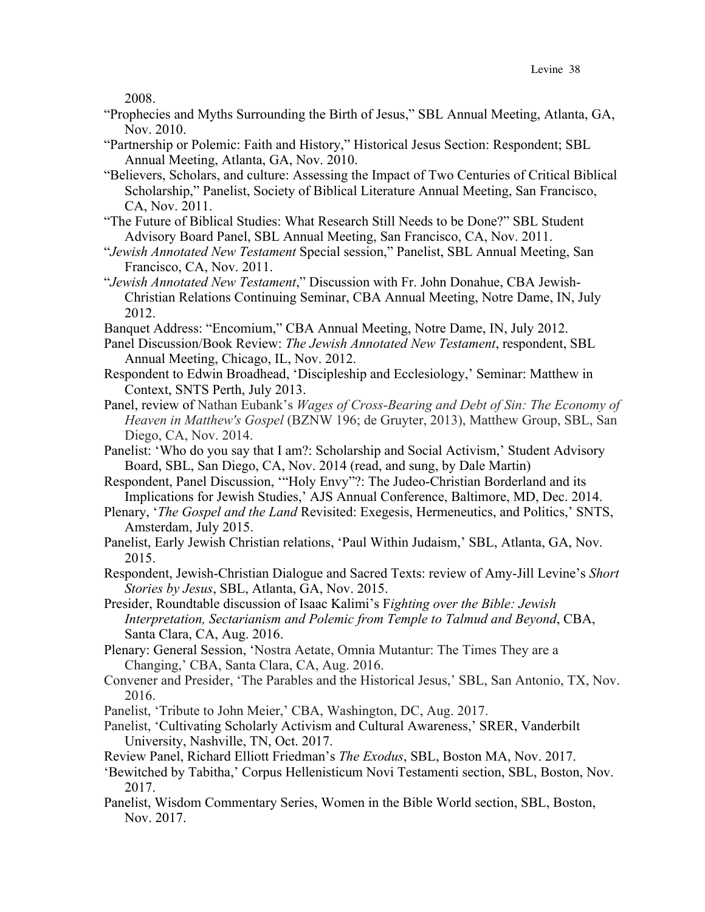2008.

"Prophecies and Myths Surrounding the Birth of Jesus," SBL Annual Meeting, Atlanta, GA, Nov. 2010.

"Partnership or Polemic: Faith and History," Historical Jesus Section: Respondent; SBL Annual Meeting, Atlanta, GA, Nov. 2010.

"Believers, Scholars, and culture: Assessing the Impact of Two Centuries of Critical Biblical Scholarship," Panelist, Society of Biblical Literature Annual Meeting, San Francisco, CA, Nov. 2011.

"The Future of Biblical Studies: What Research Still Needs to be Done?" SBL Student Advisory Board Panel, SBL Annual Meeting, San Francisco, CA, Nov. 2011.

"*Jewish Annotated New Testament* Special session," Panelist, SBL Annual Meeting, San Francisco, CA, Nov. 2011.

"*Jewish Annotated New Testament*," Discussion with Fr. John Donahue, CBA Jewish-Christian Relations Continuing Seminar, CBA Annual Meeting, Notre Dame, IN, July 2012.

Banquet Address: "Encomium," CBA Annual Meeting, Notre Dame, IN, July 2012.

Panel Discussion/Book Review: *The Jewish Annotated New Testament*, respondent, SBL Annual Meeting, Chicago, IL, Nov. 2012.

Respondent to Edwin Broadhead, 'Discipleship and Ecclesiology,' Seminar: Matthew in Context, SNTS Perth, July 2013.

Panel, review of Nathan Eubank's *Wages of Cross-Bearing and Debt of Sin: The Economy of Heaven in Matthew's Gospel* (BZNW 196; de Gruyter, 2013), Matthew Group, SBL, San Diego, CA, Nov. 2014.

Panelist: 'Who do you say that I am?: Scholarship and Social Activism,' Student Advisory Board, SBL, San Diego, CA, Nov. 2014 (read, and sung, by Dale Martin)

Respondent, Panel Discussion, '"Holy Envy"?: The Judeo-Christian Borderland and its Implications for Jewish Studies,' AJS Annual Conference, Baltimore, MD, Dec. 2014.

Plenary, '*The Gospel and the Land* Revisited: Exegesis, Hermeneutics, and Politics,' SNTS, Amsterdam, July 2015.

Panelist, Early Jewish Christian relations, 'Paul Within Judaism,' SBL, Atlanta, GA, Nov. 2015.

Respondent, Jewish-Christian Dialogue and Sacred Texts: review of Amy-Jill Levine's *Short Stories by Jesus*, SBL, Atlanta, GA, Nov. 2015.

Presider, Roundtable discussion of Isaac Kalimi's F*ighting over the Bible: Jewish Interpretation, Sectarianism and Polemic from Temple to Talmud and Beyond*, CBA, Santa Clara, CA, Aug. 2016.

Plenary: General Session, 'Nostra Aetate, Omnia Mutantur: The Times They are a Changing,' CBA, Santa Clara, CA, Aug. 2016.

Convener and Presider, 'The Parables and the Historical Jesus,' SBL, San Antonio, TX, Nov. 2016.

Panelist, 'Tribute to John Meier,' CBA, Washington, DC, Aug. 2017.

Panelist, 'Cultivating Scholarly Activism and Cultural Awareness,' SRER, Vanderbilt University, Nashville, TN, Oct. 2017.

Review Panel, Richard Elliott Friedman's *The Exodus*, SBL, Boston MA, Nov. 2017.

'Bewitched by Tabitha,' Corpus Hellenisticum Novi Testamenti section, SBL, Boston, Nov. 2017.

Panelist, Wisdom Commentary Series, Women in the Bible World section, SBL, Boston, Nov. 2017.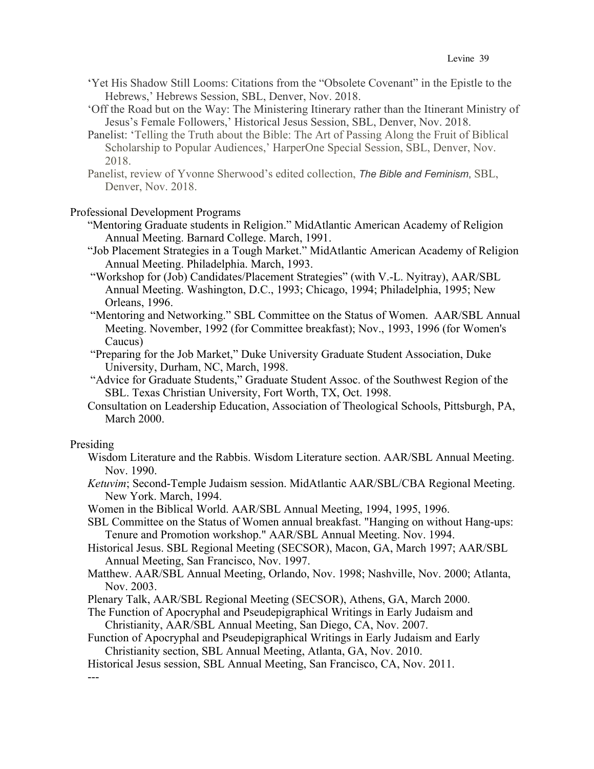'Yet His Shadow Still Looms: Citations from the "Obsolete Covenant" in the Epistle to the Hebrews,' Hebrews Session, SBL, Denver, Nov. 2018.

'Off the Road but on the Way: The Ministering Itinerary rather than the Itinerant Ministry of Jesus's Female Followers,' Historical Jesus Session, SBL, Denver, Nov. 2018.

Panelist: 'Telling the Truth about the Bible: The Art of Passing Along the Fruit of Biblical Scholarship to Popular Audiences,' HarperOne Special Session, SBL, Denver, Nov. 2018.

Panelist, review of Yvonne Sherwood's edited collection, *The Bible and Feminism*, SBL, Denver, Nov. 2018.

Professional Development Programs

"Mentoring Graduate students in Religion." MidAtlantic American Academy of Religion Annual Meeting. Barnard College. March, 1991.

"Job Placement Strategies in a Tough Market." MidAtlantic American Academy of Religion Annual Meeting. Philadelphia. March, 1993.

"Workshop for (Job) Candidates/Placement Strategies" (with V.-L. Nyitray), AAR/SBL Annual Meeting. Washington, D.C., 1993; Chicago, 1994; Philadelphia, 1995; New Orleans, 1996.

"Mentoring and Networking." SBL Committee on the Status of Women. AAR/SBL Annual Meeting. November, 1992 (for Committee breakfast); Nov., 1993, 1996 (for Women's Caucus)

"Preparing for the Job Market," Duke University Graduate Student Association, Duke University, Durham, NC, March, 1998.

"Advice for Graduate Students," Graduate Student Assoc. of the Southwest Region of the SBL. Texas Christian University, Fort Worth, TX, Oct. 1998.

Consultation on Leadership Education, Association of Theological Schools, Pittsburgh, PA, March 2000.

Presiding

Wisdom Literature and the Rabbis. Wisdom Literature section. AAR/SBL Annual Meeting. Nov. 1990.

*Ketuvim*; Second-Temple Judaism session. MidAtlantic AAR/SBL/CBA Regional Meeting. New York. March, 1994.

Women in the Biblical World. AAR/SBL Annual Meeting, 1994, 1995, 1996.

SBL Committee on the Status of Women annual breakfast. "Hanging on without Hang-ups: Tenure and Promotion workshop." AAR/SBL Annual Meeting. Nov. 1994.

Historical Jesus. SBL Regional Meeting (SECSOR), Macon, GA, March 1997; AAR/SBL Annual Meeting, San Francisco, Nov. 1997.

Matthew. AAR/SBL Annual Meeting, Orlando, Nov. 1998; Nashville, Nov. 2000; Atlanta, Nov. 2003.

Plenary Talk, AAR/SBL Regional Meeting (SECSOR), Athens, GA, March 2000.

The Function of Apocryphal and Pseudepigraphical Writings in Early Judaism and Christianity, AAR/SBL Annual Meeting, San Diego, CA, Nov. 2007.

Function of Apocryphal and Pseudepigraphical Writings in Early Judaism and Early Christianity section, SBL Annual Meeting, Atlanta, GA, Nov. 2010.

Historical Jesus session, SBL Annual Meeting, San Francisco, CA, Nov. 2011.

---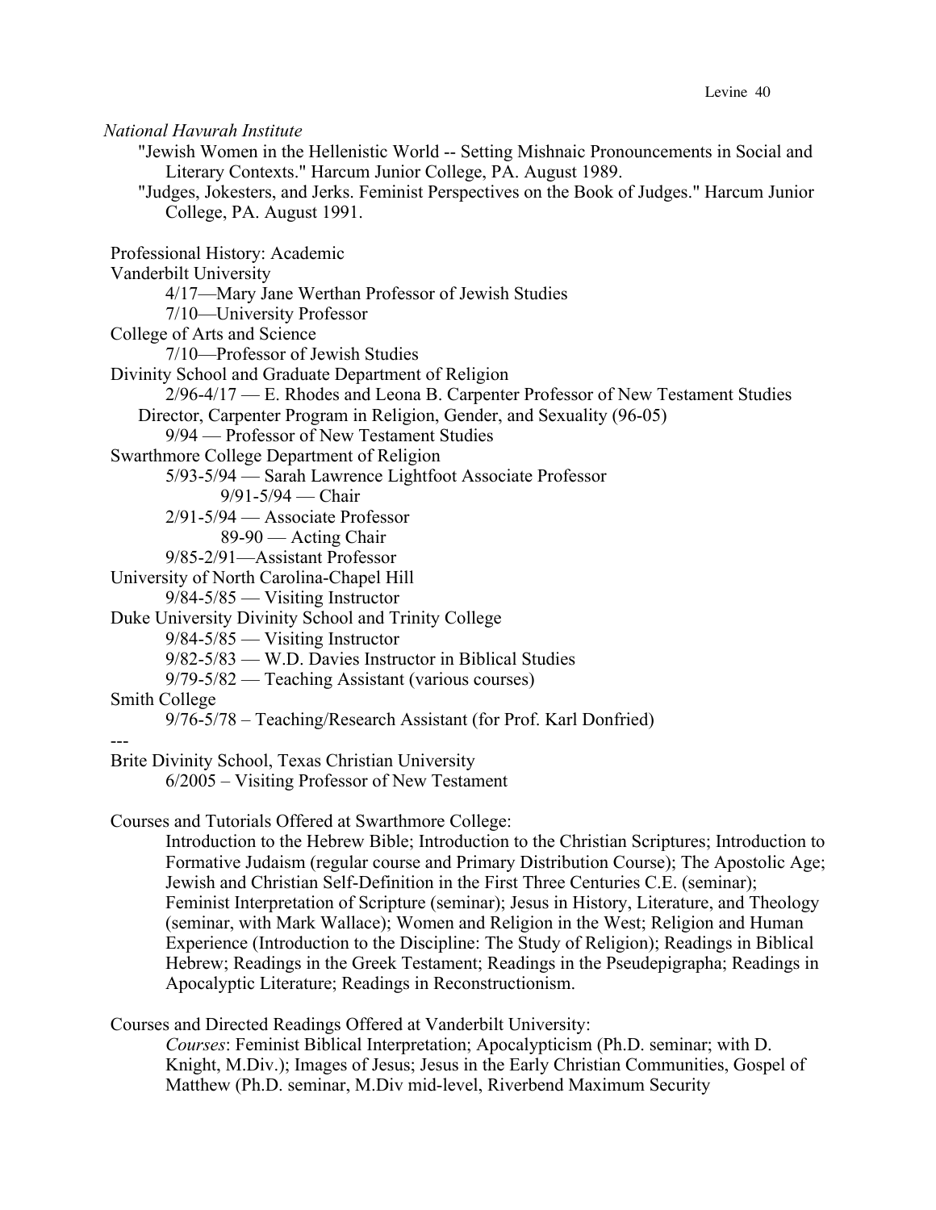*National Havurah Institute*

"Jewish Women in the Hellenistic World -- Setting Mishnaic Pronouncements in Social and Literary Contexts." Harcum Junior College, PA. August 1989.

"Judges, Jokesters, and Jerks. Feminist Perspectives on the Book of Judges." Harcum Junior College, PA. August 1991.

Professional History: Academic

Vanderbilt University

4/17—Mary Jane Werthan Professor of Jewish Studies

7/10—University Professor

College of Arts and Science

7/10—Professor of Jewish Studies

Divinity School and Graduate Department of Religion

2/96-4/17 — E. Rhodes and Leona B. Carpenter Professor of New Testament Studies

Director, Carpenter Program in Religion, Gender, and Sexuality (96-05)

9/94 — Professor of New Testament Studies

Swarthmore College Department of Religion

5/93-5/94 — Sarah Lawrence Lightfoot Associate Professor

9/91-5/94 — Chair

2/91-5/94 — Associate Professor

89-90 — Acting Chair

9/85-2/91—Assistant Professor

University of North Carolina-Chapel Hill

9/84-5/85 — Visiting Instructor

Duke University Divinity School and Trinity College

9/84-5/85 — Visiting Instructor

9/82-5/83 — W.D. Davies Instructor in Biblical Studies

9/79-5/82 — Teaching Assistant (various courses)

Smith College

9/76-5/78 – Teaching/Research Assistant (for Prof. Karl Donfried)

---

Brite Divinity School, Texas Christian University

6/2005 – Visiting Professor of New Testament

Courses and Tutorials Offered at Swarthmore College:

Introduction to the Hebrew Bible; Introduction to the Christian Scriptures; Introduction to Formative Judaism (regular course and Primary Distribution Course); The Apostolic Age; Jewish and Christian Self-Definition in the First Three Centuries C.E. (seminar); Feminist Interpretation of Scripture (seminar); Jesus in History, Literature, and Theology (seminar, with Mark Wallace); Women and Religion in the West; Religion and Human Experience (Introduction to the Discipline: The Study of Religion); Readings in Biblical Hebrew; Readings in the Greek Testament; Readings in the Pseudepigrapha; Readings in Apocalyptic Literature; Readings in Reconstructionism.

Courses and Directed Readings Offered at Vanderbilt University:

*Courses*: Feminist Biblical Interpretation; Apocalypticism (Ph.D. seminar; with D. Knight, M.Div.); Images of Jesus; Jesus in the Early Christian Communities, Gospel of Matthew (Ph.D. seminar, M.Div mid-level, Riverbend Maximum Security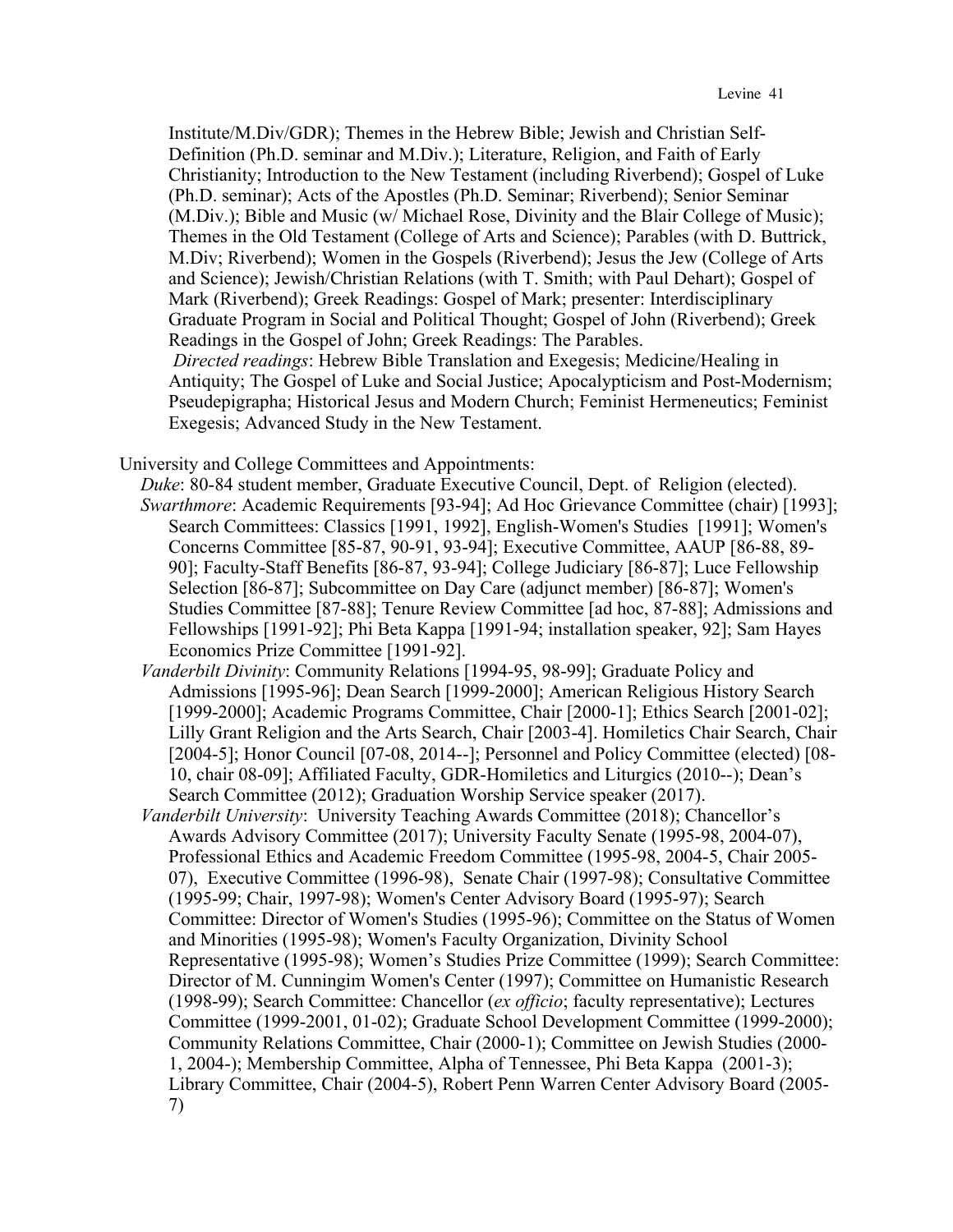Institute/M.Div/GDR); Themes in the Hebrew Bible; Jewish and Christian Self-Definition (Ph.D. seminar and M.Div.); Literature, Religion, and Faith of Early Christianity; Introduction to the New Testament (including Riverbend); Gospel of Luke (Ph.D. seminar); Acts of the Apostles (Ph.D. Seminar; Riverbend); Senior Seminar (M.Div.); Bible and Music (w/ Michael Rose, Divinity and the Blair College of Music); Themes in the Old Testament (College of Arts and Science); Parables (with D. Buttrick, M.Div; Riverbend); Women in the Gospels (Riverbend); Jesus the Jew (College of Arts and Science); Jewish/Christian Relations (with T. Smith; with Paul Dehart); Gospel of Mark (Riverbend); Greek Readings: Gospel of Mark; presenter: Interdisciplinary Graduate Program in Social and Political Thought; Gospel of John (Riverbend); Greek Readings in the Gospel of John; Greek Readings: The Parables.

*Directed readings*: Hebrew Bible Translation and Exegesis; Medicine/Healing in Antiquity; The Gospel of Luke and Social Justice; Apocalypticism and Post-Modernism; Pseudepigrapha; Historical Jesus and Modern Church; Feminist Hermeneutics; Feminist Exegesis; Advanced Study in the New Testament.

University and College Committees and Appointments:

*Duke*: 80-84 student member, Graduate Executive Council, Dept. of Religion (elected).

*Swarthmore*: Academic Requirements [93-94]; Ad Hoc Grievance Committee (chair) [1993]; Search Committees: Classics [1991, 1992], English-Women's Studies [1991]; Women's Concerns Committee [85-87, 90-91, 93-94]; Executive Committee, AAUP [86-88, 89-90]; Faculty-Staff Benefits [86-87, 93-94]; College Judiciary [86-87]; Luce Fellowship Selection [86-87]; Subcommittee on Day Care (adjunct member) [86-87]; Women's Studies Committee [87-88]; Tenure Review Committee [ad hoc, 87-88]; Admissions and Fellowships [1991-92]; Phi Beta Kappa [1991-94; installation speaker, 92]; Sam Hayes Economics Prize Committee [1991-92].

*Vanderbilt Divinity*: Community Relations [1994-95, 98-99]; Graduate Policy and Admissions [1995-96]; Dean Search [1999-2000]; American Religious History Search [1999-2000]; Academic Programs Committee, Chair [2000-1]; Ethics Search [2001-02]; Lilly Grant Religion and the Arts Search, Chair [2003-4]. Homiletics Chair Search, Chair [2004-5]; Honor Council [07-08, 2014--]; Personnel and Policy Committee (elected) [08-10, chair 08-09]; Affiliated Faculty, GDR-Homiletics and Liturgics (2010--); Dean's Search Committee (2012); Graduation Worship Service speaker (2017).

*Vanderbilt University*: University Teaching Awards Committee (2018); Chancellor's Awards Advisory Committee (2017); University Faculty Senate (1995-98, 2004-07), Professional Ethics and Academic Freedom Committee (1995-98, 2004-5, Chair 2005-07), Executive Committee (1996-98), Senate Chair (1997-98); Consultative Committee (1995-99; Chair, 1997-98); Women's Center Advisory Board (1995-97); Search Committee: Director of Women's Studies (1995-96); Committee on the Status of Women and Minorities (1995-98); Women's Faculty Organization, Divinity School Representative (1995-98); Women's Studies Prize Committee (1999); Search Committee: Director of M. Cuningim Women's Center (1997); Committee on Humanistic Research (1998-99); Search Committee: Chancellor (*ex officio*; faculty representative); Lectures Committee (1999-2001, 01-02); Graduate School Development Committee (1999-2000); Community Relations Committee, Chair (2000-1); Committee on Jewish Studies (2000-1, 2004-); Membership Committee, Alpha of Tennessee, Phi Beta Kappa (2001-3); Library Committee, Chair (2004-5), Robert Penn Warren Center Advisory Board (2005-7)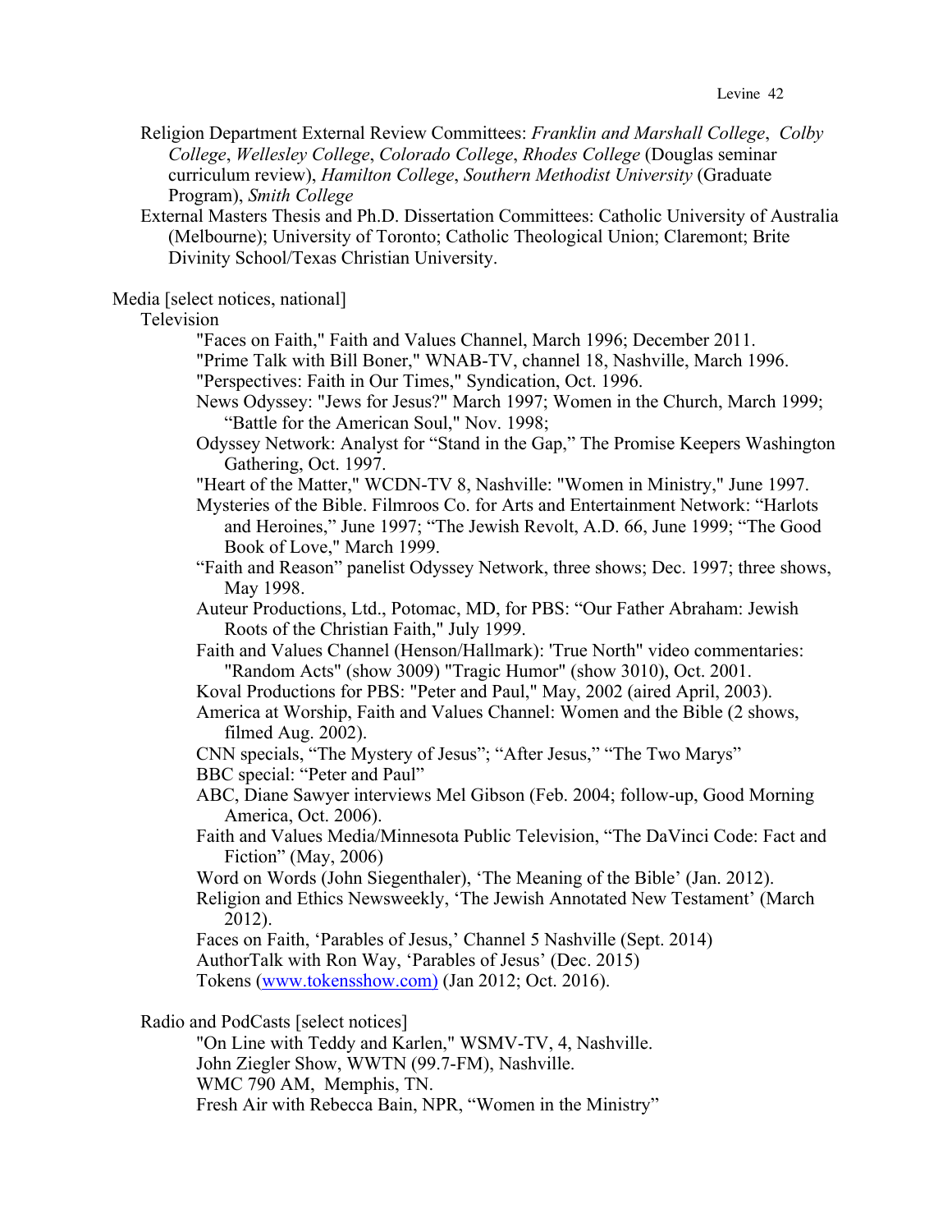Religion Department External Review Committees: *Franklin and Marshall College*, *Colby College*, *Wellesley College*, *Colorado College*, *Rhodes College* (Douglas seminar curriculum review), *Hamilton College*, *Southern Methodist University* (Graduate Program), *Smith College*

External Masters Thesis and Ph.D. Dissertation Committees: Catholic University of Australia (Melbourne); University of Toronto; Catholic Theological Union; Claremont; Brite Divinity School/Texas Christian University.

Media [select notices, national]

Television

- "Faces on Faith," Faith and Values Channel, March 1996; December 2011.
- "Prime Talk with Bill Boner," WNAB-TV, channel 18, Nashville, March 1996.
- "Perspectives: Faith in Our Times," Syndication, Oct. 1996.
- News Odyssey: "Jews for Jesus?" March 1997; Women in the Church, March 1999; "Battle for the American Soul," Nov. 1998;
- Odyssey Network: Analyst for "Stand in the Gap," The Promise Keepers Washington Gathering, Oct. 1997.
- "Heart of the Matter," WCDN-TV 8, Nashville: "Women in Ministry," June 1997.
- Mysteries of the Bible. Filmroos Co. for Arts and Entertainment Network: "Harlots and Heroines," June 1997; "The Jewish Revolt, A.D. 66, June 1999; "The Good Book of Love," March 1999.
- "Faith and Reason" panelist Odyssey Network, three shows; Dec. 1997; three shows, May 1998.
- Auteur Productions, Ltd., Potomac, MD, for PBS: "Our Father Abraham: Jewish Roots of the Christian Faith," July 1999.
- Faith and Values Channel (Henson/Hallmark): 'True North" video commentaries: "Random Acts" (show 3009) "Tragic Humor" (show 3010), Oct. 2001.
- Koval Productions for PBS: "Peter and Paul," May, 2002 (aired April, 2003).
- America at Worship, Faith and Values Channel: Women and the Bible (2 shows, filmed Aug. 2002).
- CNN specials, "The Mystery of Jesus"; "After Jesus," "The Two Marys"
- BBC special: "Peter and Paul"
- ABC, Diane Sawyer interviews Mel Gibson (Feb. 2004; follow-up, Good Morning America, Oct. 2006).
- Faith and Values Media/Minnesota Public Television, "The DaVinci Code: Fact and Fiction" (May, 2006)
- Word on Words (John Siegenthaler), 'The Meaning of the Bible' (Jan. 2012).
- Religion and Ethics Newsweekly, 'The Jewish Annotated New Testament' (March 2012).
- Faces on Faith, 'Parables of Jesus,' Channel 5 Nashville (Sept. 2014)
- AuthorTalk with Ron Way, 'Parables of Jesus' (Dec. 2015)
- Tokens (www.tokensshow.com) (Jan 2012; Oct. 2016).

Radio and PodCasts [select notices]

- "On Line with Teddy and Karlen," WSMV-TV, 4, Nashville.
- John Ziegler Show, WWTN (99.7-FM), Nashville.
- WMC 790 AM, Memphis, TN.
- Fresh Air with Rebecca Bain, NPR, "Women in the Ministry"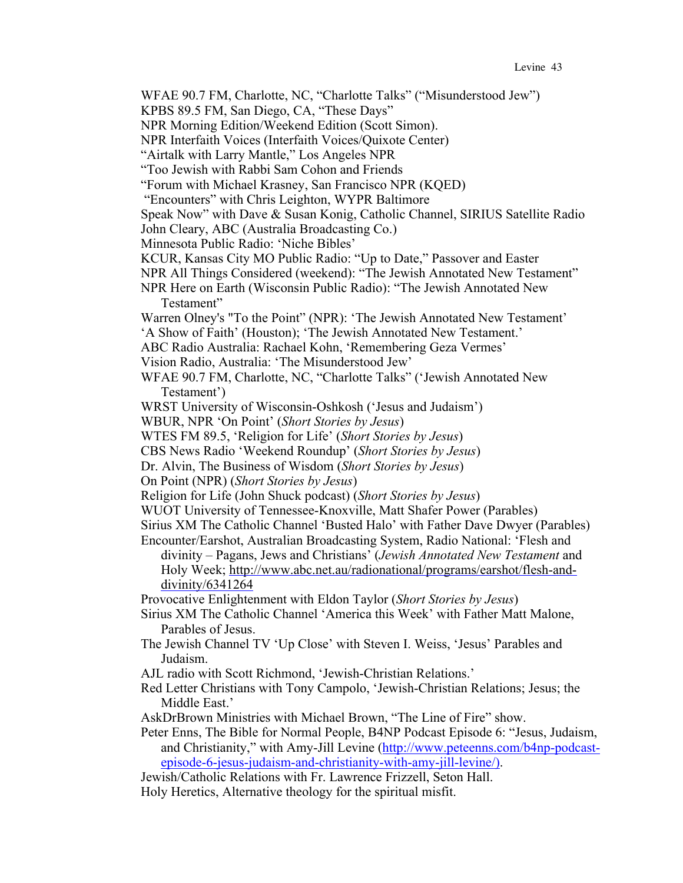WFAE 90.7 FM, Charlotte, NC, "Charlotte Talks" ("Misunderstood Jew")
KPBS 89.5 FM, San Diego, CA, "These Days"
NPR Morning Edition/Weekend Edition (Scott Simon).
NPR Interfaith Voices (Interfaith Voices/Quixote Center)
"Airtalk with Larry Mantle," Los Angeles NPR
"Too Jewish with Rabbi Sam Cohon and Friends
"Forum with Michael Krasney, San Francisco NPR (KQED)
"Encounters" with Chris Leighton, WYPR Baltimore
Speak Now" with Dave & Susan Konig, Catholic Channel, SIRIUS Satellite Radio
John Cleary, ABC (Australia Broadcasting Co.)
Minnesota Public Radio: 'Niche Bibles'
KCUR, Kansas City MO Public Radio: "Up to Date," Passover and Easter
NPR All Things Considered (weekend): "The Jewish Annotated New Testament"
NPR Here on Earth (Wisconsin Public Radio): "The Jewish Annotated New Testament"
Warren Olney's "To the Point" (NPR): 'The Jewish Annotated New Testament'
'A Show of Faith' (Houston); 'The Jewish Annotated New Testament.'
ABC Radio Australia: Rachael Kohn, 'Remembering Geza Vermes'
Vision Radio, Australia: 'The Misunderstood Jew'
WFAE 90.7 FM, Charlotte, NC, "Charlotte Talks" ('Jewish Annotated New Testament')
WRST University of Wisconsin-Oshkosh ('Jesus and Judaism')
WBUR, NPR 'On Point' (*Short Stories by Jesus*)
WTES FM 89.5, 'Religion for Life' (*Short Stories by Jesus*)
CBS News Radio 'Weekend Roundup' (*Short Stories by Jesus*)
Dr. Alvin, The Business of Wisdom (*Short Stories by Jesus*)
On Point (NPR) (*Short Stories by Jesus*)
Religion for Life (John Shuck podcast) (*Short Stories by Jesus*)
WUOT University of Tennessee-Knoxville, Matt Shafer Power (Parables)
Sirius XM The Catholic Channel 'Busted Halo' with Father Dave Dwyer (Parables)
Encounter/Earshot, Australian Broadcasting System, Radio National: 'Flesh and divinity – Pagans, Jews and Christians' (*Jewish Annotated New Testament* and Holy Week; http://www.abc.net.au/radionational/programs/earshot/flesh-and-divinity/6341264
Provocative Enlightenment with Eldon Taylor (*Short Stories by Jesus*)
Sirius XM The Catholic Channel 'America this Week' with Father Matt Malone, Parables of Jesus.
The Jewish Channel TV 'Up Close' with Steven I. Weiss, 'Jesus' Parables and Judaism.
AJL radio with Scott Richmond, 'Jewish-Christian Relations.'
Red Letter Christians with Tony Campolo, 'Jewish-Christian Relations; Jesus; the Middle East.'
AskDrBrown Ministries with Michael Brown, "The Line of Fire" show.
Peter Enns, The Bible for Normal People, B4NP Podcast Episode 6: "Jesus, Judaism, and Christianity," with Amy-Jill Levine (http://www.peteenns.com/b4np-podcast-episode-6-jesus-judaism-and-christianity-with-amy-jill-levine/).
Jewish/Catholic Relations with Fr. Lawrence Frizzell, Seton Hall.
Holy Heretics, Alternative theology for the spiritual misfit.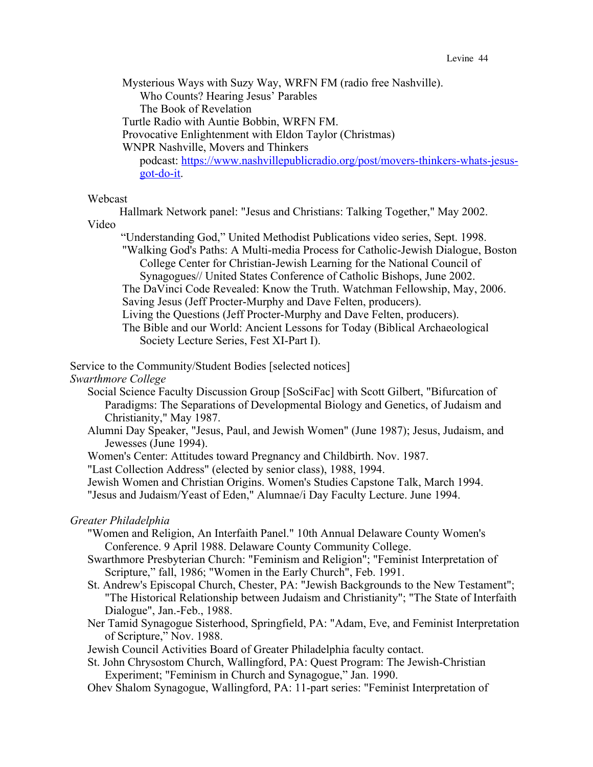Mysterious Ways with Suzy Way, WRFN FM (radio free Nashville).
- Who Counts? Hearing Jesus' Parables
- The Book of Revelation

Turtle Radio with Auntie Bobbin, WRFN FM.

Provocative Enlightenment with Eldon Taylor (Christmas)

WNPR Nashville, Movers and Thinkers
- podcast: https://www.nashvillepublicradio.org/post/movers-thinkers-whats-jesus-got-do-it.

Webcast

Hallmark Network panel: "Jesus and Christians: Talking Together," May 2002.

Video

"Understanding God," United Methodist Publications video series, Sept. 1998.

"Walking God's Paths: A Multi-media Process for Catholic-Jewish Dialogue, Boston College Center for Christian-Jewish Learning for the National Council of Synagogues// United States Conference of Catholic Bishops, June 2002.

The DaVinci Code Revealed: Know the Truth. Watchman Fellowship, May, 2006.

Saving Jesus (Jeff Procter-Murphy and Dave Felten, producers).

Living the Questions (Jeff Procter-Murphy and Dave Felten, producers).

The Bible and our World: Ancient Lessons for Today (Biblical Archaeological Society Lecture Series, Fest XI-Part I).

Service to the Community/Student Bodies [selected notices]

*Swarthmore College*

Social Science Faculty Discussion Group [SoSciFac] with Scott Gilbert, "Bifurcation of Paradigms: The Separations of Developmental Biology and Genetics, of Judaism and Christianity," May 1987.

Alumni Day Speaker, "Jesus, Paul, and Jewish Women" (June 1987); Jesus, Judaism, and Jewesses (June 1994).

Women's Center: Attitudes toward Pregnancy and Childbirth. Nov. 1987.

"Last Collection Address" (elected by senior class), 1988, 1994.

Jewish Women and Christian Origins. Women's Studies Capstone Talk, March 1994.

"Jesus and Judaism/Yeast of Eden," Alumnae/i Day Faculty Lecture. June 1994.

*Greater Philadelphia*

"Women and Religion, An Interfaith Panel." 10th Annual Delaware County Women's Conference. 9 April 1988. Delaware County Community College.

Swarthmore Presbyterian Church: "Feminism and Religion"; "Feminist Interpretation of Scripture," fall, 1986; "Women in the Early Church", Feb. 1991.

St. Andrew's Episcopal Church, Chester, PA: "Jewish Backgrounds to the New Testament"; "The Historical Relationship between Judaism and Christianity"; "The State of Interfaith Dialogue", Jan.-Feb., 1988.

Ner Tamid Synagogue Sisterhood, Springfield, PA: "Adam, Eve, and Feminist Interpretation of Scripture," Nov. 1988.

Jewish Council Activities Board of Greater Philadelphia faculty contact.

St. John Chrysostom Church, Wallingford, PA: Quest Program: The Jewish-Christian Experiment; "Feminism in Church and Synagogue," Jan. 1990.

Ohev Shalom Synagogue, Wallingford, PA: 11-part series: "Feminist Interpretation of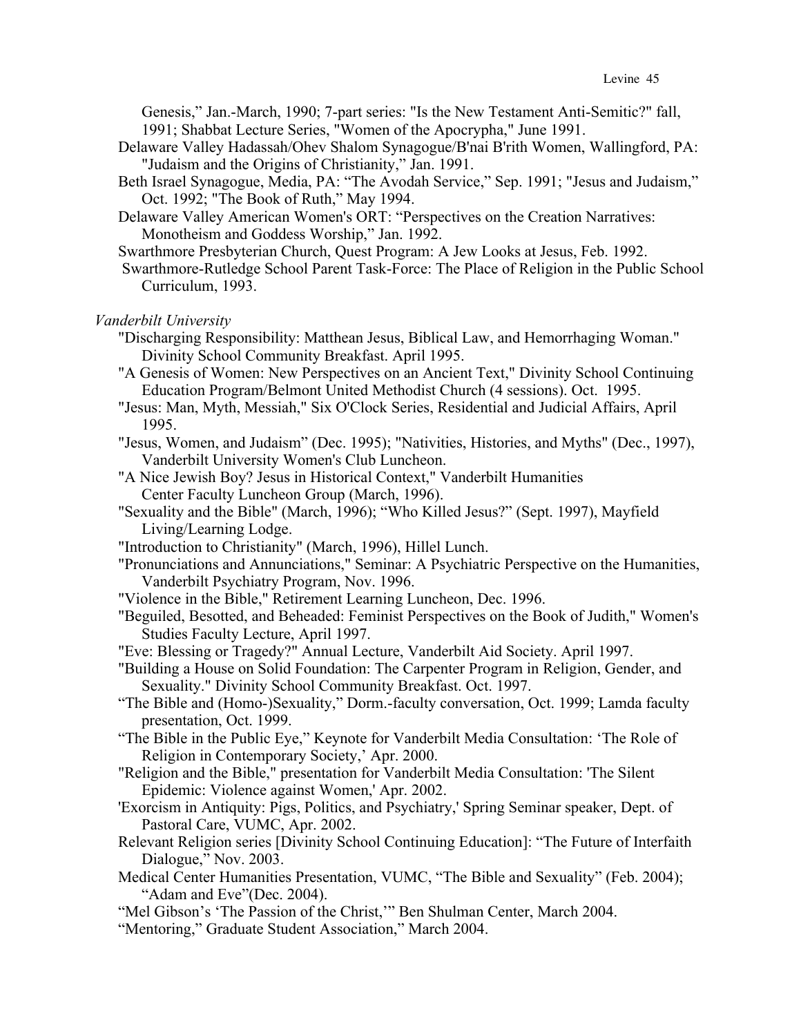Genesis," Jan.-March, 1990; 7-part series: "Is the New Testament Anti-Semitic?" fall, 1991; Shabbat Lecture Series, "Women of the Apocrypha," June 1991.

Delaware Valley Hadassah/Ohev Shalom Synagogue/B'nai B'rith Women, Wallingford, PA: "Judaism and the Origins of Christianity," Jan. 1991.

Beth Israel Synagogue, Media, PA: "The Avodah Service," Sep. 1991; "Jesus and Judaism," Oct. 1992; "The Book of Ruth," May 1994.

Delaware Valley American Women's ORT: "Perspectives on the Creation Narratives: Monotheism and Goddess Worship," Jan. 1992.

Swarthmore Presbyterian Church, Quest Program: A Jew Looks at Jesus, Feb. 1992.

Swarthmore-Rutledge School Parent Task-Force: The Place of Religion in the Public School Curriculum, 1993.

*Vanderbilt University*

"Discharging Responsibility: Matthean Jesus, Biblical Law, and Hemorrhaging Woman." Divinity School Community Breakfast. April 1995.

"A Genesis of Women: New Perspectives on an Ancient Text," Divinity School Continuing Education Program/Belmont United Methodist Church (4 sessions). Oct. 1995.

"Jesus: Man, Myth, Messiah," Six O'Clock Series, Residential and Judicial Affairs, April 1995.

"Jesus, Women, and Judaism" (Dec. 1995); "Nativities, Histories, and Myths" (Dec., 1997), Vanderbilt University Women's Club Luncheon.

"A Nice Jewish Boy? Jesus in Historical Context," Vanderbilt Humanities Center Faculty Luncheon Group (March, 1996).

"Sexuality and the Bible" (March, 1996); "Who Killed Jesus?" (Sept. 1997), Mayfield Living/Learning Lodge.

"Introduction to Christianity" (March, 1996), Hillel Lunch.

"Pronunciations and Annunciations," Seminar: A Psychiatric Perspective on the Humanities, Vanderbilt Psychiatry Program, Nov. 1996.

"Violence in the Bible," Retirement Learning Luncheon, Dec. 1996.

"Beguiled, Besotted, and Beheaded: Feminist Perspectives on the Book of Judith," Women's Studies Faculty Lecture, April 1997.

"Eve: Blessing or Tragedy?" Annual Lecture, Vanderbilt Aid Society. April 1997.

"Building a House on Solid Foundation: The Carpenter Program in Religion, Gender, and Sexuality." Divinity School Community Breakfast. Oct. 1997.

"The Bible and (Homo-)Sexuality," Dorm.-faculty conversation, Oct. 1999; Lamda faculty presentation, Oct. 1999.

"The Bible in the Public Eye," Keynote for Vanderbilt Media Consultation: 'The Role of Religion in Contemporary Society,' Apr. 2000.

"Religion and the Bible," presentation for Vanderbilt Media Consultation: 'The Silent Epidemic: Violence against Women,' Apr. 2002.

'Exorcism in Antiquity: Pigs, Politics, and Psychiatry,' Spring Seminar speaker, Dept. of Pastoral Care, VUMC, Apr. 2002.

Relevant Religion series [Divinity School Continuing Education]: "The Future of Interfaith Dialogue," Nov. 2003.

Medical Center Humanities Presentation, VUMC, "The Bible and Sexuality" (Feb. 2004); "Adam and Eve"(Dec. 2004).

"Mel Gibson's 'The Passion of the Christ,'" Ben Shulman Center, March 2004.

"Mentoring," Graduate Student Association," March 2004.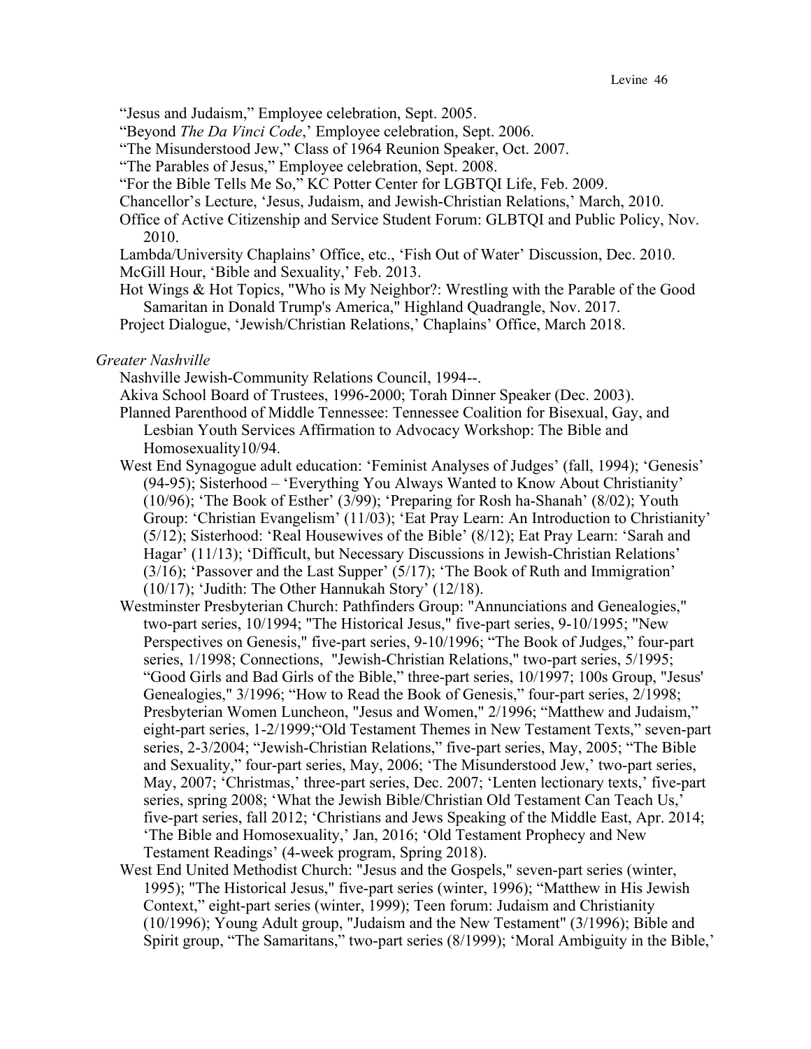"Jesus and Judaism," Employee celebration, Sept. 2005.

"Beyond *The Da Vinci Code*,' Employee celebration, Sept. 2006.

"The Misunderstood Jew," Class of 1964 Reunion Speaker, Oct. 2007.

"The Parables of Jesus," Employee celebration, Sept. 2008.

"For the Bible Tells Me So," KC Potter Center for LGBTQI Life, Feb. 2009.

Chancellor's Lecture, 'Jesus, Judaism, and Jewish-Christian Relations,' March, 2010.

Office of Active Citizenship and Service Student Forum: GLBTQI and Public Policy, Nov. 2010.

Lambda/University Chaplains' Office, etc., 'Fish Out of Water' Discussion, Dec. 2010.

McGill Hour, 'Bible and Sexuality,' Feb. 2013.

Hot Wings & Hot Topics, "Who is My Neighbor?: Wrestling with the Parable of the Good Samaritan in Donald Trump's America," Highland Quadrangle, Nov. 2017.

Project Dialogue, 'Jewish/Christian Relations,' Chaplains' Office, March 2018.

*Greater Nashville*

Nashville Jewish-Community Relations Council, 1994--.

Akiva School Board of Trustees, 1996-2000; Torah Dinner Speaker (Dec. 2003).

Planned Parenthood of Middle Tennessee: Tennessee Coalition for Bisexual, Gay, and Lesbian Youth Services Affirmation to Advocacy Workshop: The Bible and Homosexuality10/94.

West End Synagogue adult education: 'Feminist Analyses of Judges' (fall, 1994); 'Genesis' (94-95); Sisterhood – 'Everything You Always Wanted to Know About Christianity' (10/96); 'The Book of Esther' (3/99); 'Preparing for Rosh ha-Shanah' (8/02); Youth Group: 'Christian Evangelism' (11/03); 'Eat Pray Learn: An Introduction to Christianity' (5/12); Sisterhood: 'Real Housewives of the Bible' (8/12); Eat Pray Learn: 'Sarah and Hagar' (11/13); 'Difficult, but Necessary Discussions in Jewish-Christian Relations' (3/16); 'Passover and the Last Supper' (5/17); 'The Book of Ruth and Immigration' (10/17); 'Judith: The Other Hannukah Story' (12/18).

Westminster Presbyterian Church: Pathfinders Group: "Annunciations and Genealogies," two-part series, 10/1994; "The Historical Jesus," five-part series, 9-10/1995; "New Perspectives on Genesis," five-part series, 9-10/1996; "The Book of Judges," four-part series, 1/1998; Connections, "Jewish-Christian Relations," two-part series, 5/1995; "Good Girls and Bad Girls of the Bible," three-part series, 10/1997; 100s Group, "Jesus' Genealogies," 3/1996; "How to Read the Book of Genesis," four-part series, 2/1998; Presbyterian Women Luncheon, "Jesus and Women," 2/1996; "Matthew and Judaism," eight-part series, 1-2/1999;"Old Testament Themes in New Testament Texts," seven-part series, 2-3/2004; "Jewish-Christian Relations," five-part series, May, 2005; "The Bible and Sexuality," four-part series, May, 2006; 'The Misunderstood Jew,' two-part series, May, 2007; 'Christmas,' three-part series, Dec. 2007; 'Lenten lectionary texts,' five-part series, spring 2008; 'What the Jewish Bible/Christian Old Testament Can Teach Us,' five-part series, fall 2012; 'Christians and Jews Speaking of the Middle East, Apr. 2014; 'The Bible and Homosexuality,' Jan, 2016; 'Old Testament Prophecy and New Testament Readings' (4-week program, Spring 2018).

West End United Methodist Church: "Jesus and the Gospels," seven-part series (winter, 1995); "The Historical Jesus," five-part series (winter, 1996); "Matthew in His Jewish Context," eight-part series (winter, 1999); Teen forum: Judaism and Christianity (10/1996); Young Adult group, "Judaism and the New Testament" (3/1996); Bible and Spirit group, "The Samaritans," two-part series (8/1999); 'Moral Ambiguity in the Bible,'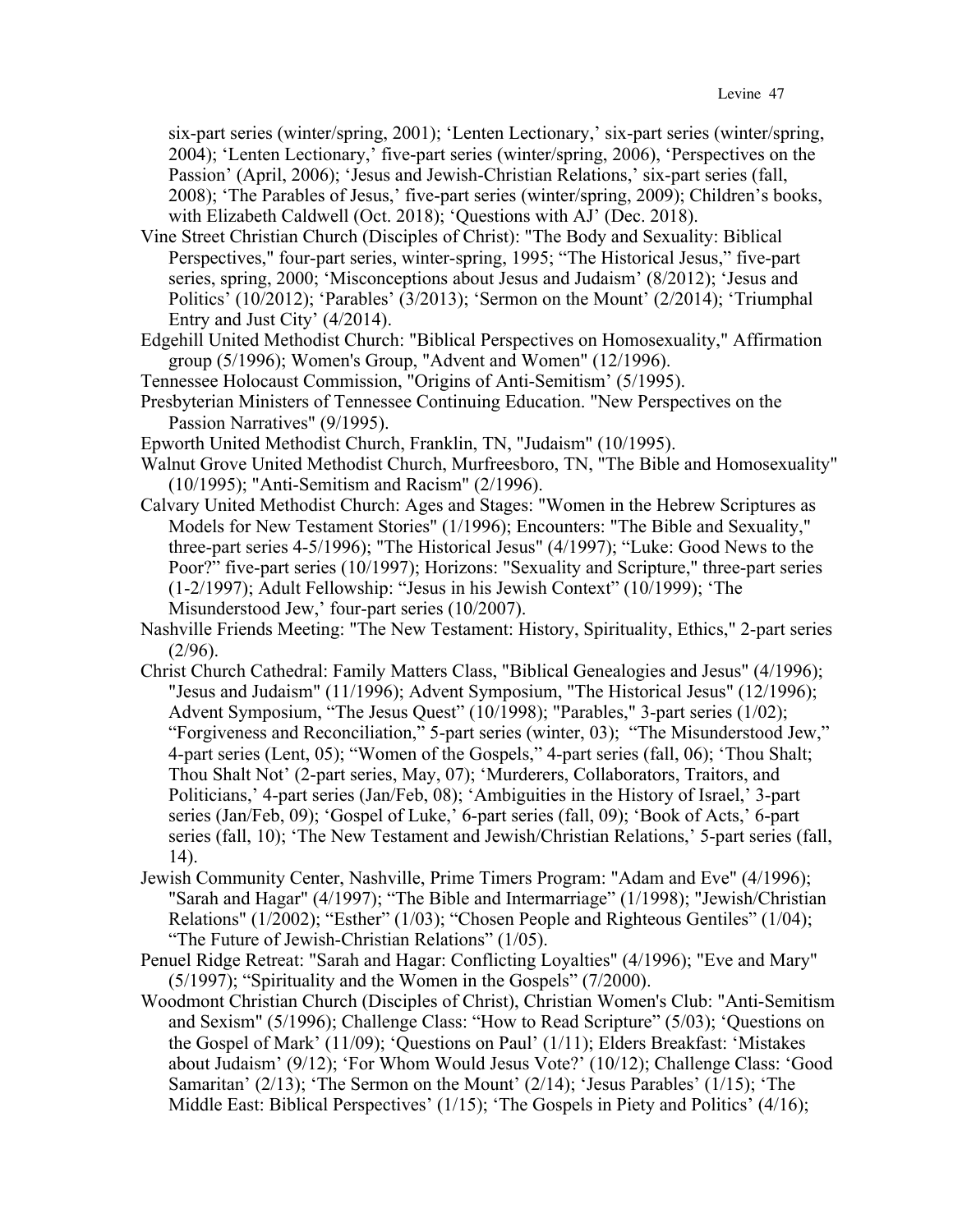six-part series (winter/spring, 2001); 'Lenten Lectionary,' six-part series (winter/spring, 2004); 'Lenten Lectionary,' five-part series (winter/spring, 2006), 'Perspectives on the Passion' (April, 2006); 'Jesus and Jewish-Christian Relations,' six-part series (fall, 2008); 'The Parables of Jesus,' five-part series (winter/spring, 2009); Children's books, with Elizabeth Caldwell (Oct. 2018); 'Questions with AJ' (Dec. 2018).

Vine Street Christian Church (Disciples of Christ): "The Body and Sexuality: Biblical Perspectives," four-part series, winter-spring, 1995; "The Historical Jesus," five-part series, spring, 2000; 'Misconceptions about Jesus and Judaism' (8/2012); 'Jesus and Politics' (10/2012); 'Parables' (3/2013); 'Sermon on the Mount' (2/2014); 'Triumphal Entry and Just City' (4/2014).

Edgehill United Methodist Church: "Biblical Perspectives on Homosexuality," Affirmation group (5/1996); Women's Group, "Advent and Women" (12/1996).

Tennessee Holocaust Commission, "Origins of Anti-Semitism' (5/1995).

Presbyterian Ministers of Tennessee Continuing Education. "New Perspectives on the Passion Narratives" (9/1995).

Epworth United Methodist Church, Franklin, TN, "Judaism" (10/1995).

Walnut Grove United Methodist Church, Murfreesboro, TN, "The Bible and Homosexuality" (10/1995); "Anti-Semitism and Racism" (2/1996).

Calvary United Methodist Church: Ages and Stages: "Women in the Hebrew Scriptures as Models for New Testament Stories" (1/1996); Encounters: "The Bible and Sexuality," three-part series 4-5/1996); "The Historical Jesus" (4/1997); "Luke: Good News to the Poor?" five-part series (10/1997); Horizons: "Sexuality and Scripture," three-part series (1-2/1997); Adult Fellowship: "Jesus in his Jewish Context" (10/1999); 'The Misunderstood Jew,' four-part series (10/2007).

Nashville Friends Meeting: "The New Testament: History, Spirituality, Ethics," 2-part series (2/96).

Christ Church Cathedral: Family Matters Class, "Biblical Genealogies and Jesus" (4/1996); "Jesus and Judaism" (11/1996); Advent Symposium, "The Historical Jesus" (12/1996); Advent Symposium, "The Jesus Quest" (10/1998); "Parables," 3-part series (1/02); "Forgiveness and Reconciliation," 5-part series (winter, 03); "The Misunderstood Jew," 4-part series (Lent, 05); "Women of the Gospels," 4-part series (fall, 06); 'Thou Shalt; Thou Shalt Not' (2-part series, May, 07); 'Murderers, Collaborators, Traitors, and Politicians,' 4-part series (Jan/Feb, 08); 'Ambiguities in the History of Israel,' 3-part series (Jan/Feb, 09); 'Gospel of Luke,' 6-part series (fall, 09); 'Book of Acts,' 6-part series (fall, 10); 'The New Testament and Jewish/Christian Relations,' 5-part series (fall, 14).

Jewish Community Center, Nashville, Prime Timers Program: "Adam and Eve" (4/1996); "Sarah and Hagar" (4/1997); "The Bible and Intermarriage" (1/1998); "Jewish/Christian Relations" (1/2002); "Esther" (1/03); "Chosen People and Righteous Gentiles" (1/04); "The Future of Jewish-Christian Relations" (1/05).

Penuel Ridge Retreat: "Sarah and Hagar: Conflicting Loyalties" (4/1996); "Eve and Mary" (5/1997); "Spirituality and the Women in the Gospels" (7/2000).

Woodmont Christian Church (Disciples of Christ), Christian Women's Club: "Anti-Semitism and Sexism" (5/1996); Challenge Class: "How to Read Scripture" (5/03); 'Questions on the Gospel of Mark' (11/09); 'Questions on Paul' (1/11); Elders Breakfast: 'Mistakes about Judaism' (9/12); 'For Whom Would Jesus Vote?' (10/12); Challenge Class: 'Good Samaritan' (2/13); 'The Sermon on the Mount' (2/14); 'Jesus Parables' (1/15); 'The Middle East: Biblical Perspectives' (1/15); 'The Gospels in Piety and Politics' (4/16);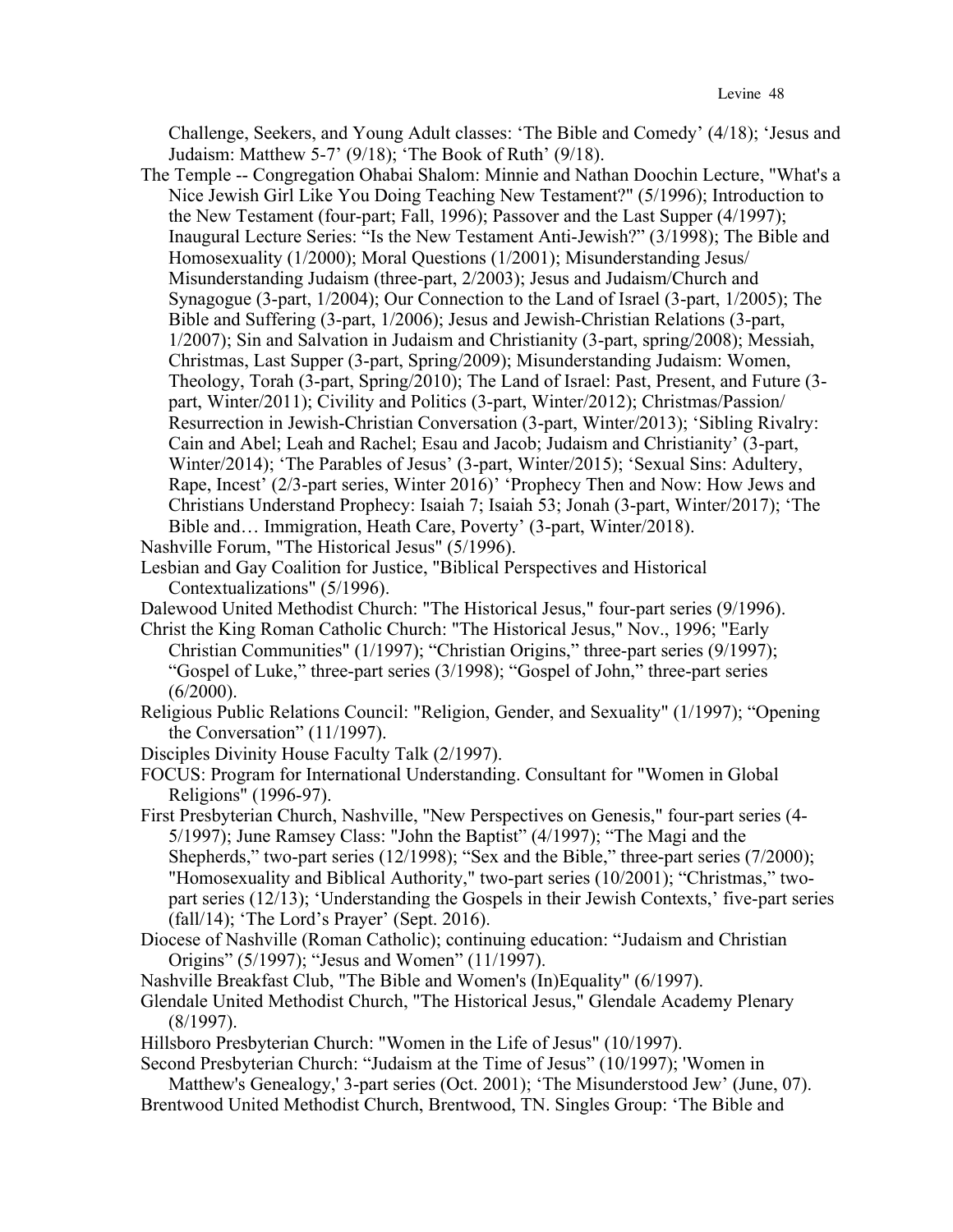Challenge, Seekers, and Young Adult classes: 'The Bible and Comedy' (4/18); 'Jesus and Judaism: Matthew 5-7' (9/18); 'The Book of Ruth' (9/18).

The Temple -- Congregation Ohabai Shalom: Minnie and Nathan Doochin Lecture, "What's a Nice Jewish Girl Like You Doing Teaching New Testament?" (5/1996); Introduction to the New Testament (four-part; Fall, 1996); Passover and the Last Supper (4/1997); Inaugural Lecture Series: "Is the New Testament Anti-Jewish?" (3/1998); The Bible and Homosexuality (1/2000); Moral Questions (1/2001); Misunderstanding Jesus/ Misunderstanding Judaism (three-part, 2/2003); Jesus and Judaism/Church and Synagogue (3-part, 1/2004); Our Connection to the Land of Israel (3-part, 1/2005); The Bible and Suffering (3-part, 1/2006); Jesus and Jewish-Christian Relations (3-part, 1/2007); Sin and Salvation in Judaism and Christianity (3-part, spring/2008); Messiah, Christmas, Last Supper (3-part, Spring/2009); Misunderstanding Judaism: Women, Theology, Torah (3-part, Spring/2010); The Land of Israel: Past, Present, and Future (3-part, Winter/2011); Civility and Politics (3-part, Winter/2012); Christmas/Passion/ Resurrection in Jewish-Christian Conversation (3-part, Winter/2013); 'Sibling Rivalry: Cain and Abel; Leah and Rachel; Esau and Jacob; Judaism and Christianity' (3-part, Winter/2014); 'The Parables of Jesus' (3-part, Winter/2015); 'Sexual Sins: Adultery, Rape, Incest' (2/3-part series, Winter 2016)' 'Prophecy Then and Now: How Jews and Christians Understand Prophecy: Isaiah 7; Isaiah 53; Jonah (3-part, Winter/2017); 'The Bible and… Immigration, Heath Care, Poverty' (3-part, Winter/2018).

Nashville Forum, "The Historical Jesus" (5/1996).

Lesbian and Gay Coalition for Justice, "Biblical Perspectives and Historical Contextualizations" (5/1996).

Dalewood United Methodist Church: "The Historical Jesus," four-part series (9/1996).

Christ the King Roman Catholic Church: "The Historical Jesus," Nov., 1996; "Early Christian Communities" (1/1997); "Christian Origins," three-part series (9/1997); "Gospel of Luke," three-part series (3/1998); "Gospel of John," three-part series (6/2000).

Religious Public Relations Council: "Religion, Gender, and Sexuality" (1/1997); "Opening the Conversation" (11/1997).

Disciples Divinity House Faculty Talk (2/1997).

FOCUS: Program for International Understanding. Consultant for "Women in Global Religions" (1996-97).

First Presbyterian Church, Nashville, "New Perspectives on Genesis," four-part series (4-5/1997); June Ramsey Class: "John the Baptist" (4/1997); "The Magi and the Shepherds," two-part series (12/1998); "Sex and the Bible," three-part series (7/2000); "Homosexuality and Biblical Authority," two-part series (10/2001); "Christmas," two-part series (12/13); 'Understanding the Gospels in their Jewish Contexts,' five-part series (fall/14); 'The Lord's Prayer' (Sept. 2016).

Diocese of Nashville (Roman Catholic); continuing education: "Judaism and Christian Origins" (5/1997); "Jesus and Women" (11/1997).

Nashville Breakfast Club, "The Bible and Women's (In)Equality" (6/1997).

Glendale United Methodist Church, "The Historical Jesus," Glendale Academy Plenary (8/1997).

Hillsboro Presbyterian Church: "Women in the Life of Jesus" (10/1997).

Second Presbyterian Church: "Judaism at the Time of Jesus" (10/1997); 'Women in Matthew's Genealogy,' 3-part series (Oct. 2001); 'The Misunderstood Jew' (June, 07).

Brentwood United Methodist Church, Brentwood, TN. Singles Group: 'The Bible and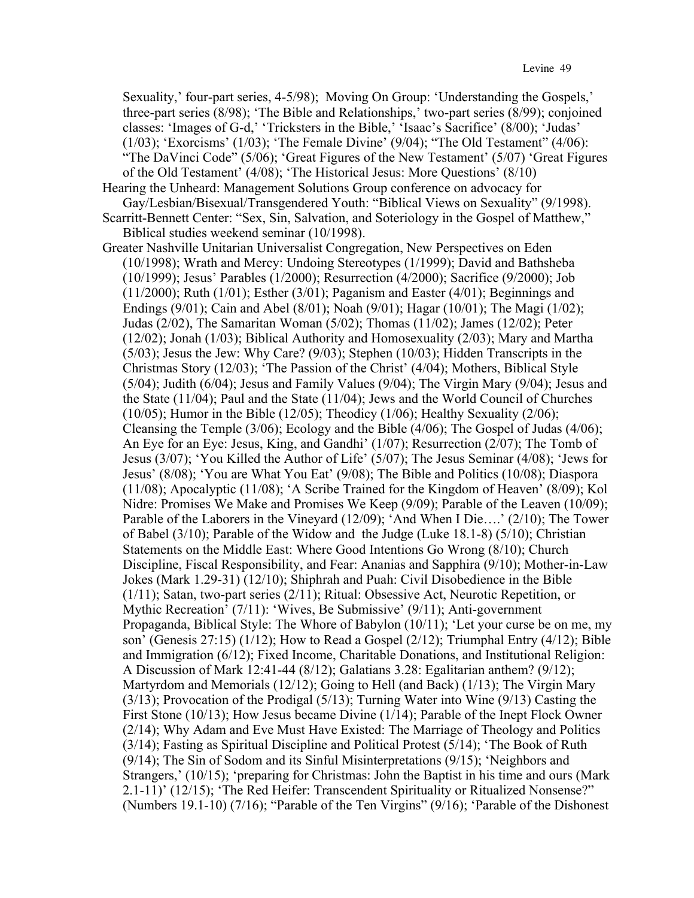Sexuality,' four-part series, 4-5/98); Moving On Group: 'Understanding the Gospels,' three-part series (8/98); 'The Bible and Relationships,' two-part series (8/99); conjoined classes: 'Images of G-d,' 'Tricksters in the Bible,' 'Isaac's Sacrifice' (8/00); 'Judas' (1/03); 'Exorcisms' (1/03); 'The Female Divine' (9/04); "The Old Testament" (4/06): "The DaVinci Code" (5/06); 'Great Figures of the New Testament' (5/07) 'Great Figures of the Old Testament' (4/08); 'The Historical Jesus: More Questions' (8/10)

Hearing the Unheard: Management Solutions Group conference on advocacy for Gay/Lesbian/Bisexual/Transgendered Youth: "Biblical Views on Sexuality" (9/1998).

Scarritt-Bennett Center: "Sex, Sin, Salvation, and Soteriology in the Gospel of Matthew," Biblical studies weekend seminar (10/1998).

Greater Nashville Unitarian Universalist Congregation, New Perspectives on Eden (10/1998); Wrath and Mercy: Undoing Stereotypes (1/1999); David and Bathsheba (10/1999); Jesus' Parables (1/2000); Resurrection (4/2000); Sacrifice (9/2000); Job (11/2000); Ruth (1/01); Esther (3/01); Paganism and Easter (4/01); Beginnings and Endings (9/01); Cain and Abel (8/01); Noah (9/01); Hagar (10/01); The Magi (1/02); Judas (2/02), The Samaritan Woman (5/02); Thomas (11/02); James (12/02); Peter (12/02); Jonah (1/03); Biblical Authority and Homosexuality (2/03); Mary and Martha (5/03); Jesus the Jew: Why Care? (9/03); Stephen (10/03); Hidden Transcripts in the Christmas Story (12/03); 'The Passion of the Christ' (4/04); Mothers, Biblical Style (5/04); Judith (6/04); Jesus and Family Values (9/04); The Virgin Mary (9/04); Jesus and the State (11/04); Paul and the State (11/04); Jews and the World Council of Churches (10/05); Humor in the Bible (12/05); Theodicy (1/06); Healthy Sexuality (2/06); Cleansing the Temple (3/06); Ecology and the Bible (4/06); The Gospel of Judas (4/06); An Eye for an Eye: Jesus, King, and Gandhi' (1/07); Resurrection (2/07); The Tomb of Jesus (3/07); 'You Killed the Author of Life' (5/07); The Jesus Seminar (4/08); 'Jews for Jesus' (8/08); 'You are What You Eat' (9/08); The Bible and Politics (10/08); Diaspora (11/08); Apocalyptic (11/08); 'A Scribe Trained for the Kingdom of Heaven' (8/09); Kol Nidre: Promises We Make and Promises We Keep (9/09); Parable of the Leaven (10/09); Parable of the Laborers in the Vineyard (12/09); 'And When I Die….' (2/10); The Tower of Babel (3/10); Parable of the Widow and the Judge (Luke 18.1-8) (5/10); Christian Statements on the Middle East: Where Good Intentions Go Wrong (8/10); Church Discipline, Fiscal Responsibility, and Fear: Ananias and Sapphira (9/10); Mother-in-Law Jokes (Mark 1.29-31) (12/10); Shiphrah and Puah: Civil Disobedience in the Bible (1/11); Satan, two-part series (2/11); Ritual: Obsessive Act, Neurotic Repetition, or Mythic Recreation' (7/11): 'Wives, Be Submissive' (9/11); Anti-government Propaganda, Biblical Style: The Whore of Babylon (10/11); 'Let your curse be on me, my son' (Genesis 27:15) (1/12); How to Read a Gospel (2/12); Triumphal Entry (4/12); Bible and Immigration (6/12); Fixed Income, Charitable Donations, and Institutional Religion: A Discussion of Mark 12:41-44 (8/12); Galatians 3.28: Egalitarian anthem? (9/12); Martyrdom and Memorials (12/12); Going to Hell (and Back) (1/13); The Virgin Mary (3/13); Provocation of the Prodigal (5/13); Turning Water into Wine (9/13) Casting the First Stone (10/13); How Jesus became Divine (1/14); Parable of the Inept Flock Owner (2/14); Why Adam and Eve Must Have Existed: The Marriage of Theology and Politics (3/14); Fasting as Spiritual Discipline and Political Protest (5/14); 'The Book of Ruth (9/14); The Sin of Sodom and its Sinful Misinterpretations (9/15); 'Neighbors and Strangers,' (10/15); 'preparing for Christmas: John the Baptist in his time and ours (Mark 2.1-11)' (12/15); 'The Red Heifer: Transcendent Spirituality or Ritualized Nonsense?" (Numbers 19.1-10) (7/16); "Parable of the Ten Virgins" (9/16); 'Parable of the Dishonest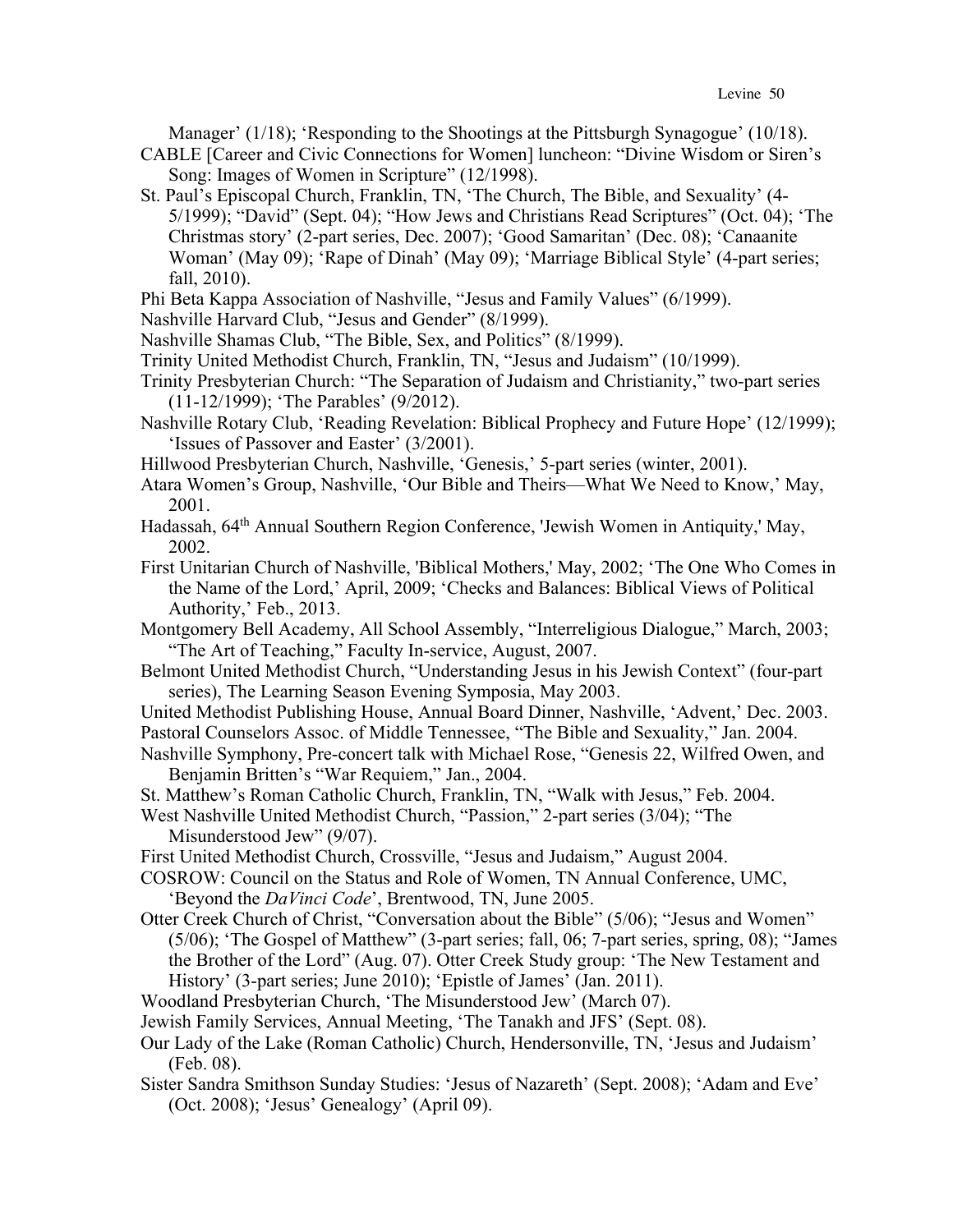Manager' (1/18); 'Responding to the Shootings at the Pittsburgh Synagogue' (10/18).

CABLE [Career and Civic Connections for Women] luncheon: "Divine Wisdom or Siren's Song: Images of Women in Scripture" (12/1998).

St. Paul's Episcopal Church, Franklin, TN, 'The Church, The Bible, and Sexuality' (4-5/1999); "David" (Sept. 04); "How Jews and Christians Read Scriptures" (Oct. 04); 'The Christmas story' (2-part series, Dec. 2007); 'Good Samaritan' (Dec. 08); 'Canaanite Woman' (May 09); 'Rape of Dinah' (May 09); 'Marriage Biblical Style' (4-part series; fall, 2010).

Phi Beta Kappa Association of Nashville, "Jesus and Family Values" (6/1999).

Nashville Harvard Club, "Jesus and Gender" (8/1999).

Nashville Shamas Club, "The Bible, Sex, and Politics" (8/1999).

Trinity United Methodist Church, Franklin, TN, "Jesus and Judaism" (10/1999).

Trinity Presbyterian Church: "The Separation of Judaism and Christianity," two-part series (11-12/1999); 'The Parables' (9/2012).

Nashville Rotary Club, 'Reading Revelation: Biblical Prophecy and Future Hope' (12/1999); 'Issues of Passover and Easter' (3/2001).

Hillwood Presbyterian Church, Nashville, 'Genesis,' 5-part series (winter, 2001).

Atara Women's Group, Nashville, 'Our Bible and Theirs—What We Need to Know,' May, 2001.

Hadassah, 64th Annual Southern Region Conference, 'Jewish Women in Antiquity,' May, 2002.

First Unitarian Church of Nashville, 'Biblical Mothers,' May, 2002; 'The One Who Comes in the Name of the Lord,' April, 2009; 'Checks and Balances: Biblical Views of Political Authority,' Feb., 2013.

Montgomery Bell Academy, All School Assembly, "Interreligious Dialogue," March, 2003; "The Art of Teaching," Faculty In-service, August, 2007.

Belmont United Methodist Church, "Understanding Jesus in his Jewish Context" (four-part series), The Learning Season Evening Symposia, May 2003.

United Methodist Publishing House, Annual Board Dinner, Nashville, 'Advent,' Dec. 2003.

Pastoral Counselors Assoc. of Middle Tennessee, "The Bible and Sexuality," Jan. 2004.

Nashville Symphony, Pre-concert talk with Michael Rose, "Genesis 22, Wilfred Owen, and Benjamin Britten's "War Requiem," Jan., 2004.

St. Matthew's Roman Catholic Church, Franklin, TN, "Walk with Jesus," Feb. 2004.

West Nashville United Methodist Church, "Passion," 2-part series (3/04); "The Misunderstood Jew" (9/07).

First United Methodist Church, Crossville, "Jesus and Judaism," August 2004.

COSROW: Council on the Status and Role of Women, TN Annual Conference, UMC, 'Beyond the *DaVinci Code*', Brentwood, TN, June 2005.

Otter Creek Church of Christ, "Conversation about the Bible" (5/06); "Jesus and Women" (5/06); 'The Gospel of Matthew" (3-part series; fall, 06; 7-part series, spring, 08); "James the Brother of the Lord" (Aug. 07). Otter Creek Study group: 'The New Testament and History' (3-part series; June 2010); 'Epistle of James' (Jan. 2011).

Woodland Presbyterian Church, 'The Misunderstood Jew' (March 07).

Jewish Family Services, Annual Meeting, 'The Tanakh and JFS' (Sept. 08).

Our Lady of the Lake (Roman Catholic) Church, Hendersonville, TN, 'Jesus and Judaism' (Feb. 08).

Sister Sandra Smithson Sunday Studies: 'Jesus of Nazareth' (Sept. 2008); 'Adam and Eve' (Oct. 2008); 'Jesus' Genealogy' (April 09).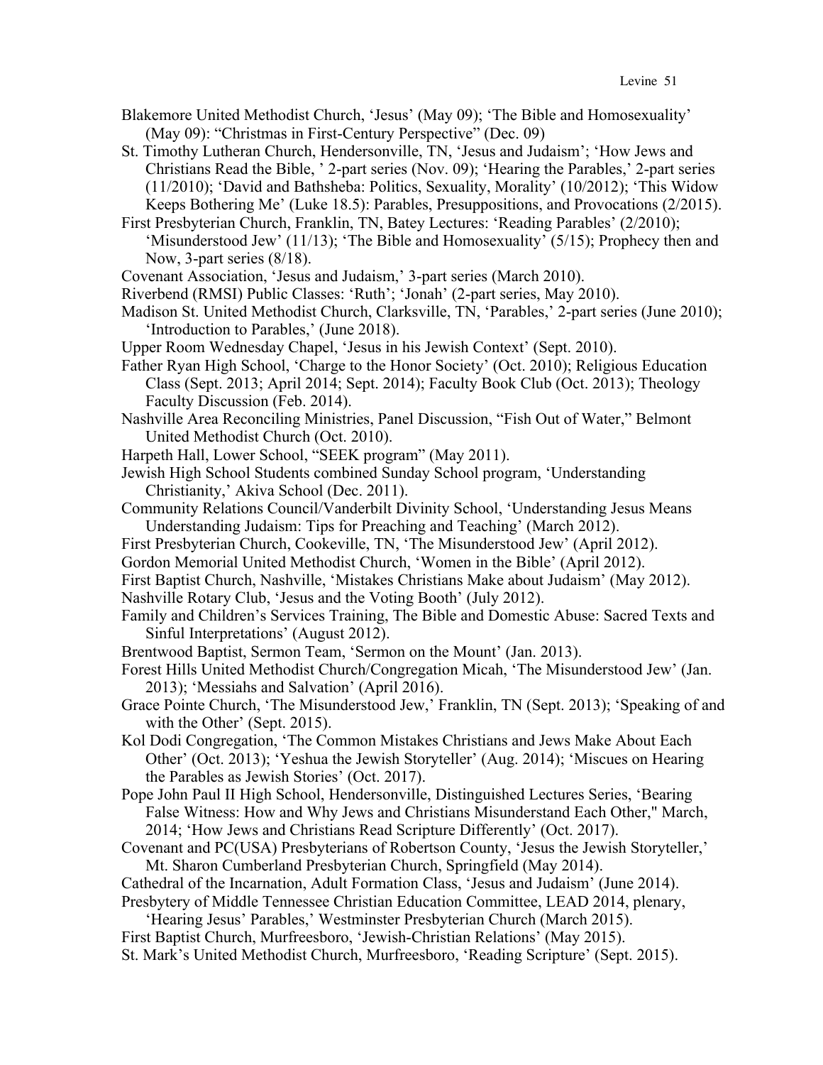Blakemore United Methodist Church, 'Jesus' (May 09); 'The Bible and Homosexuality' (May 09): "Christmas in First-Century Perspective" (Dec. 09)

St. Timothy Lutheran Church, Hendersonville, TN, 'Jesus and Judaism'; 'How Jews and Christians Read the Bible, ' 2-part series (Nov. 09); 'Hearing the Parables,' 2-part series (11/2010); 'David and Bathsheba: Politics, Sexuality, Morality' (10/2012); 'This Widow Keeps Bothering Me' (Luke 18.5): Parables, Presuppositions, and Provocations (2/2015).

First Presbyterian Church, Franklin, TN, Batey Lectures: 'Reading Parables' (2/2010); 'Misunderstood Jew' (11/13); 'The Bible and Homosexuality' (5/15); Prophecy then and Now, 3-part series (8/18).

Covenant Association, 'Jesus and Judaism,' 3-part series (March 2010).

Riverbend (RMSI) Public Classes: 'Ruth'; 'Jonah' (2-part series, May 2010).

Madison St. United Methodist Church, Clarksville, TN, 'Parables,' 2-part series (June 2010); 'Introduction to Parables,' (June 2018).

Upper Room Wednesday Chapel, 'Jesus in his Jewish Context' (Sept. 2010).

Father Ryan High School, 'Charge to the Honor Society' (Oct. 2010); Religious Education Class (Sept. 2013; April 2014; Sept. 2014); Faculty Book Club (Oct. 2013); Theology Faculty Discussion (Feb. 2014).

Nashville Area Reconciling Ministries, Panel Discussion, "Fish Out of Water," Belmont United Methodist Church (Oct. 2010).

Harpeth Hall, Lower School, "SEEK program" (May 2011).

Jewish High School Students combined Sunday School program, 'Understanding Christianity,' Akiva School (Dec. 2011).

Community Relations Council/Vanderbilt Divinity School, 'Understanding Jesus Means Understanding Judaism: Tips for Preaching and Teaching' (March 2012).

First Presbyterian Church, Cookeville, TN, 'The Misunderstood Jew' (April 2012).

Gordon Memorial United Methodist Church, 'Women in the Bible' (April 2012).

First Baptist Church, Nashville, 'Mistakes Christians Make about Judaism' (May 2012).

Nashville Rotary Club, 'Jesus and the Voting Booth' (July 2012).

Family and Children's Services Training, The Bible and Domestic Abuse: Sacred Texts and Sinful Interpretations' (August 2012).

Brentwood Baptist, Sermon Team, 'Sermon on the Mount' (Jan. 2013).

Forest Hills United Methodist Church/Congregation Micah, 'The Misunderstood Jew' (Jan. 2013); 'Messiahs and Salvation' (April 2016).

Grace Pointe Church, 'The Misunderstood Jew,' Franklin, TN (Sept. 2013); 'Speaking of and with the Other' (Sept. 2015).

Kol Dodi Congregation, 'The Common Mistakes Christians and Jews Make About Each Other' (Oct. 2013); 'Yeshua the Jewish Storyteller' (Aug. 2014); 'Miscues on Hearing the Parables as Jewish Stories' (Oct. 2017).

Pope John Paul II High School, Hendersonville, Distinguished Lectures Series, 'Bearing False Witness: How and Why Jews and Christians Misunderstand Each Other," March, 2014; 'How Jews and Christians Read Scripture Differently' (Oct. 2017).

Covenant and PC(USA) Presbyterians of Robertson County, 'Jesus the Jewish Storyteller,' Mt. Sharon Cumberland Presbyterian Church, Springfield (May 2014).

Cathedral of the Incarnation, Adult Formation Class, 'Jesus and Judaism' (June 2014).

Presbytery of Middle Tennessee Christian Education Committee, LEAD 2014, plenary, 'Hearing Jesus' Parables,' Westminster Presbyterian Church (March 2015).

First Baptist Church, Murfreesboro, 'Jewish-Christian Relations' (May 2015).

St. Mark's United Methodist Church, Murfreesboro, 'Reading Scripture' (Sept. 2015).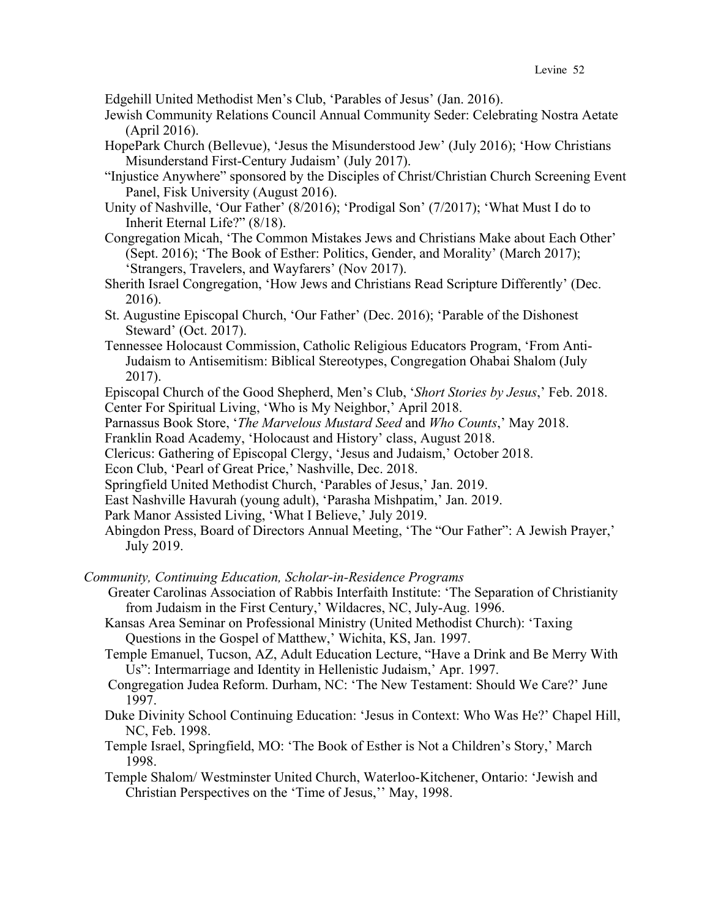Edgehill United Methodist Men's Club, 'Parables of Jesus' (Jan. 2016).

Jewish Community Relations Council Annual Community Seder: Celebrating Nostra Aetate (April 2016).

HopePark Church (Bellevue), 'Jesus the Misunderstood Jew' (July 2016); 'How Christians Misunderstand First-Century Judaism' (July 2017).

"Injustice Anywhere" sponsored by the Disciples of Christ/Christian Church Screening Event Panel, Fisk University (August 2016).

Unity of Nashville, 'Our Father' (8/2016); 'Prodigal Son' (7/2017); 'What Must I do to Inherit Eternal Life?" (8/18).

Congregation Micah, 'The Common Mistakes Jews and Christians Make about Each Other' (Sept. 2016); 'The Book of Esther: Politics, Gender, and Morality' (March 2017); 'Strangers, Travelers, and Wayfarers' (Nov 2017).

Sherith Israel Congregation, 'How Jews and Christians Read Scripture Differently' (Dec. 2016).

St. Augustine Episcopal Church, 'Our Father' (Dec. 2016); 'Parable of the Dishonest Steward' (Oct. 2017).

Tennessee Holocaust Commission, Catholic Religious Educators Program, 'From Anti-Judaism to Antisemitism: Biblical Stereotypes, Congregation Ohabai Shalom (July 2017).

Episcopal Church of the Good Shepherd, Men's Club, '*Short Stories by Jesus*,' Feb. 2018.

Center For Spiritual Living, 'Who is My Neighbor,' April 2018.

Parnassus Book Store, '*The Marvelous Mustard Seed* and *Who Counts*,' May 2018.

Franklin Road Academy, 'Holocaust and History' class, August 2018.

Clericus: Gathering of Episcopal Clergy, 'Jesus and Judaism,' October 2018.

Econ Club, 'Pearl of Great Price,' Nashville, Dec. 2018.

Springfield United Methodist Church, 'Parables of Jesus,' Jan. 2019.

East Nashville Havurah (young adult), 'Parasha Mishpatim,' Jan. 2019.

Park Manor Assisted Living, 'What I Believe,' July 2019.

Abingdon Press, Board of Directors Annual Meeting, 'The "Our Father": A Jewish Prayer,' July 2019.

*Community, Continuing Education, Scholar-in-Residence Programs*

Greater Carolinas Association of Rabbis Interfaith Institute: 'The Separation of Christianity from Judaism in the First Century,' Wildacres, NC, July-Aug. 1996.

Kansas Area Seminar on Professional Ministry (United Methodist Church): 'Taxing Questions in the Gospel of Matthew,' Wichita, KS, Jan. 1997.

Temple Emanuel, Tucson, AZ, Adult Education Lecture, "Have a Drink and Be Merry With Us": Intermarriage and Identity in Hellenistic Judaism,' Apr. 1997.

Congregation Judea Reform. Durham, NC: 'The New Testament: Should We Care?' June 1997.

Duke Divinity School Continuing Education: 'Jesus in Context: Who Was He?' Chapel Hill, NC, Feb. 1998.

Temple Israel, Springfield, MO: 'The Book of Esther is Not a Children's Story,' March 1998.

Temple Shalom/ Westminster United Church, Waterloo-Kitchener, Ontario: 'Jewish and Christian Perspectives on the 'Time of Jesus,'' May, 1998.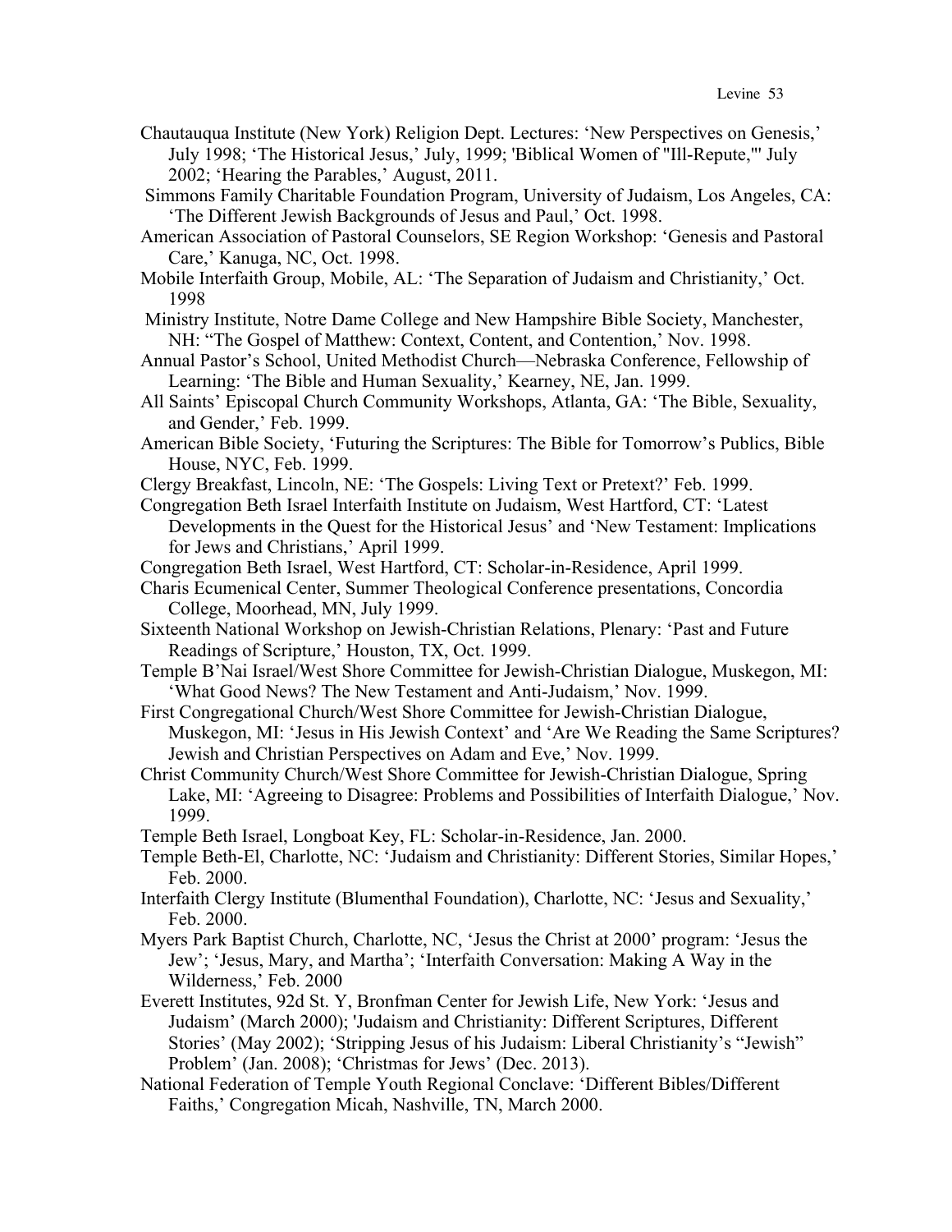Chautauqua Institute (New York) Religion Dept. Lectures: 'New Perspectives on Genesis,' July 1998; 'The Historical Jesus,' July, 1999; 'Biblical Women of "Ill-Repute,"' July 2002; 'Hearing the Parables,' August, 2011.

Simmons Family Charitable Foundation Program, University of Judaism, Los Angeles, CA: 'The Different Jewish Backgrounds of Jesus and Paul,' Oct. 1998.

American Association of Pastoral Counselors, SE Region Workshop: 'Genesis and Pastoral Care,' Kanuga, NC, Oct. 1998.

Mobile Interfaith Group, Mobile, AL: 'The Separation of Judaism and Christianity,' Oct. 1998

Ministry Institute, Notre Dame College and New Hampshire Bible Society, Manchester, NH: "The Gospel of Matthew: Context, Content, and Contention,' Nov. 1998.

Annual Pastor's School, United Methodist Church—Nebraska Conference, Fellowship of Learning: 'The Bible and Human Sexuality,' Kearney, NE, Jan. 1999.

All Saints' Episcopal Church Community Workshops, Atlanta, GA: 'The Bible, Sexuality, and Gender,' Feb. 1999.

American Bible Society, 'Futuring the Scriptures: The Bible for Tomorrow's Publics, Bible House, NYC, Feb. 1999.

Clergy Breakfast, Lincoln, NE: 'The Gospels: Living Text or Pretext?' Feb. 1999.

Congregation Beth Israel Interfaith Institute on Judaism, West Hartford, CT: 'Latest Developments in the Quest for the Historical Jesus' and 'New Testament: Implications for Jews and Christians,' April 1999.

Congregation Beth Israel, West Hartford, CT: Scholar-in-Residence, April 1999.

Charis Ecumenical Center, Summer Theological Conference presentations, Concordia College, Moorhead, MN, July 1999.

Sixteenth National Workshop on Jewish-Christian Relations, Plenary: 'Past and Future Readings of Scripture,' Houston, TX, Oct. 1999.

Temple B'Nai Israel/West Shore Committee for Jewish-Christian Dialogue, Muskegon, MI: 'What Good News? The New Testament and Anti-Judaism,' Nov. 1999.

First Congregational Church/West Shore Committee for Jewish-Christian Dialogue, Muskegon, MI: 'Jesus in His Jewish Context' and 'Are We Reading the Same Scriptures? Jewish and Christian Perspectives on Adam and Eve,' Nov. 1999.

Christ Community Church/West Shore Committee for Jewish-Christian Dialogue, Spring Lake, MI: 'Agreeing to Disagree: Problems and Possibilities of Interfaith Dialogue,' Nov. 1999.

Temple Beth Israel, Longboat Key, FL: Scholar-in-Residence, Jan. 2000.

Temple Beth-El, Charlotte, NC: 'Judaism and Christianity: Different Stories, Similar Hopes,' Feb. 2000.

Interfaith Clergy Institute (Blumenthal Foundation), Charlotte, NC: 'Jesus and Sexuality,' Feb. 2000.

Myers Park Baptist Church, Charlotte, NC, 'Jesus the Christ at 2000' program: 'Jesus the Jew'; 'Jesus, Mary, and Martha'; 'Interfaith Conversation: Making A Way in the Wilderness,' Feb. 2000

Everett Institutes, 92d St. Y, Bronfman Center for Jewish Life, New York: 'Jesus and Judaism' (March 2000); 'Judaism and Christianity: Different Scriptures, Different Stories' (May 2002); 'Stripping Jesus of his Judaism: Liberal Christianity's "Jewish" Problem' (Jan. 2008); 'Christmas for Jews' (Dec. 2013).

National Federation of Temple Youth Regional Conclave: 'Different Bibles/Different Faiths,' Congregation Micah, Nashville, TN, March 2000.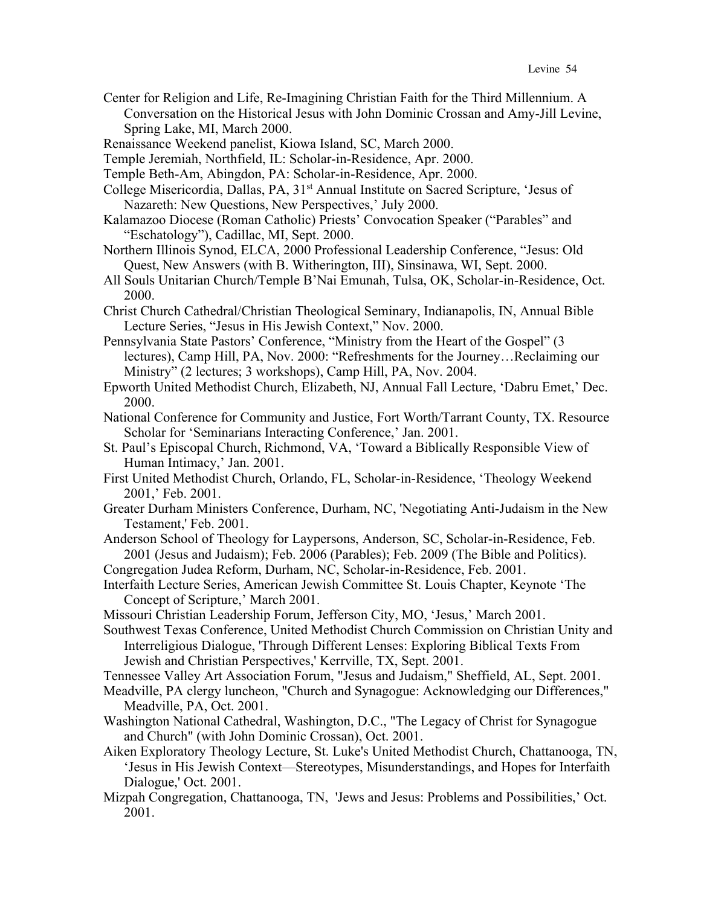Center for Religion and Life, Re-Imagining Christian Faith for the Third Millennium. A Conversation on the Historical Jesus with John Dominic Crossan and Amy-Jill Levine, Spring Lake, MI, March 2000.

Renaissance Weekend panelist, Kiowa Island, SC, March 2000.

Temple Jeremiah, Northfield, IL: Scholar-in-Residence, Apr. 2000.

Temple Beth-Am, Abingdon, PA: Scholar-in-Residence, Apr. 2000.

College Misericordia, Dallas, PA, 31st Annual Institute on Sacred Scripture, 'Jesus of Nazareth: New Questions, New Perspectives,' July 2000.

Kalamazoo Diocese (Roman Catholic) Priests' Convocation Speaker ("Parables" and "Eschatology"), Cadillac, MI, Sept. 2000.

Northern Illinois Synod, ELCA, 2000 Professional Leadership Conference, "Jesus: Old Quest, New Answers (with B. Witherington, III), Sinsinawa, WI, Sept. 2000.

All Souls Unitarian Church/Temple B'Nai Emunah, Tulsa, OK, Scholar-in-Residence, Oct. 2000.

Christ Church Cathedral/Christian Theological Seminary, Indianapolis, IN, Annual Bible Lecture Series, "Jesus in His Jewish Context," Nov. 2000.

Pennsylvania State Pastors' Conference, "Ministry from the Heart of the Gospel" (3 lectures), Camp Hill, PA, Nov. 2000: "Refreshments for the Journey…Reclaiming our Ministry" (2 lectures; 3 workshops), Camp Hill, PA, Nov. 2004.

Epworth United Methodist Church, Elizabeth, NJ, Annual Fall Lecture, 'Dabru Emet,' Dec. 2000.

National Conference for Community and Justice, Fort Worth/Tarrant County, TX. Resource Scholar for 'Seminarians Interacting Conference,' Jan. 2001.

St. Paul's Episcopal Church, Richmond, VA, 'Toward a Biblically Responsible View of Human Intimacy,' Jan. 2001.

First United Methodist Church, Orlando, FL, Scholar-in-Residence, 'Theology Weekend 2001,' Feb. 2001.

Greater Durham Ministers Conference, Durham, NC, 'Negotiating Anti-Judaism in the New Testament,' Feb. 2001.

Anderson School of Theology for Laypersons, Anderson, SC, Scholar-in-Residence, Feb. 2001 (Jesus and Judaism); Feb. 2006 (Parables); Feb. 2009 (The Bible and Politics).

Congregation Judea Reform, Durham, NC, Scholar-in-Residence, Feb. 2001.

Interfaith Lecture Series, American Jewish Committee St. Louis Chapter, Keynote 'The Concept of Scripture,' March 2001.

Missouri Christian Leadership Forum, Jefferson City, MO, 'Jesus,' March 2001.

Southwest Texas Conference, United Methodist Church Commission on Christian Unity and Interreligious Dialogue, 'Through Different Lenses: Exploring Biblical Texts From Jewish and Christian Perspectives,' Kerrville, TX, Sept. 2001.

Tennessee Valley Art Association Forum, "Jesus and Judaism," Sheffield, AL, Sept. 2001.

Meadville, PA clergy luncheon, "Church and Synagogue: Acknowledging our Differences," Meadville, PA, Oct. 2001.

Washington National Cathedral, Washington, D.C., "The Legacy of Christ for Synagogue and Church" (with John Dominic Crossan), Oct. 2001.

Aiken Exploratory Theology Lecture, St. Luke's United Methodist Church, Chattanooga, TN, 'Jesus in His Jewish Context—Stereotypes, Misunderstandings, and Hopes for Interfaith Dialogue,' Oct. 2001.

Mizpah Congregation, Chattanooga, TN, 'Jews and Jesus: Problems and Possibilities,' Oct. 2001.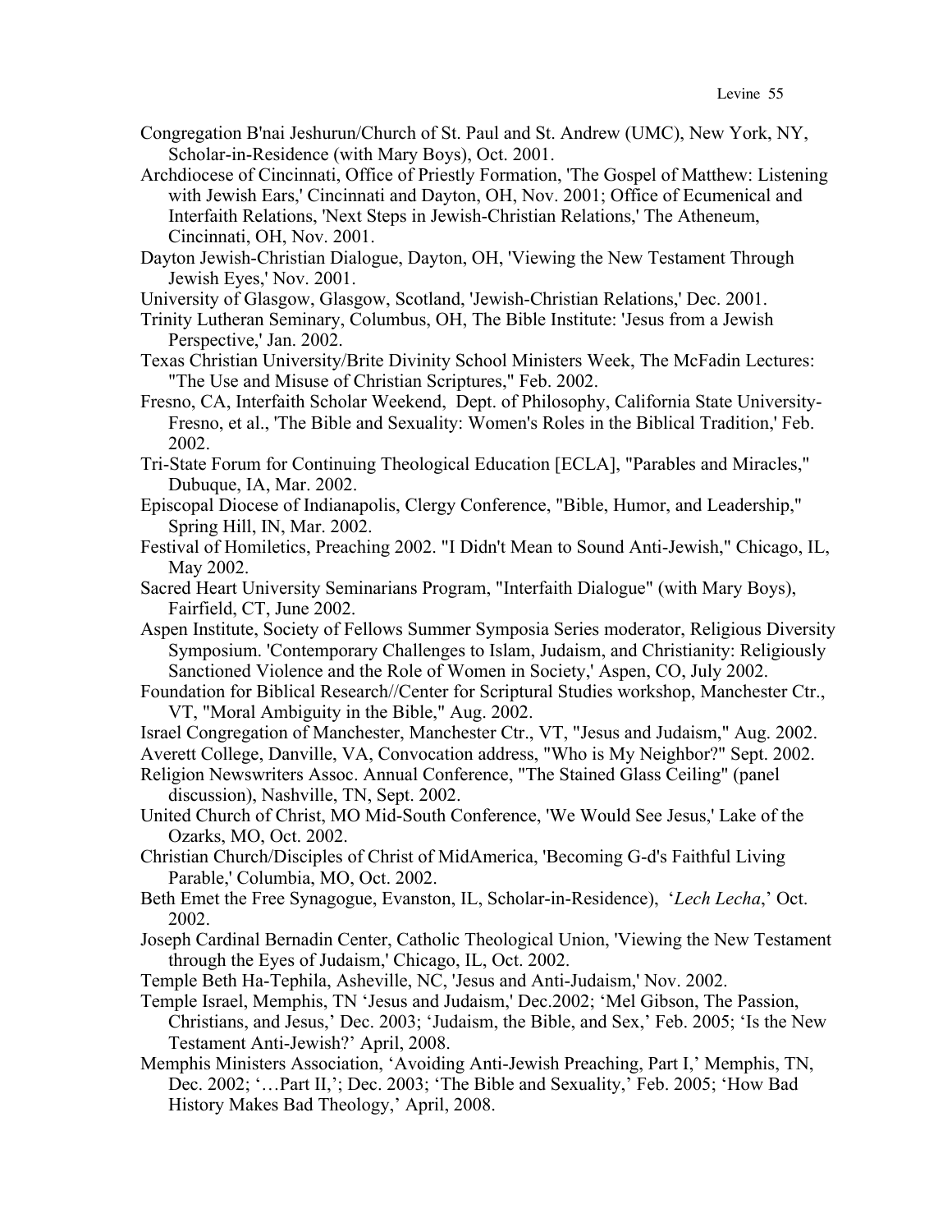Congregation B'nai Jeshurun/Church of St. Paul and St. Andrew (UMC), New York, NY, Scholar-in-Residence (with Mary Boys), Oct. 2001.

Archdiocese of Cincinnati, Office of Priestly Formation, 'The Gospel of Matthew: Listening with Jewish Ears,' Cincinnati and Dayton, OH, Nov. 2001; Office of Ecumenical and Interfaith Relations, 'Next Steps in Jewish-Christian Relations,' The Atheneum, Cincinnati, OH, Nov. 2001.

Dayton Jewish-Christian Dialogue, Dayton, OH, 'Viewing the New Testament Through Jewish Eyes,' Nov. 2001.

University of Glasgow, Glasgow, Scotland, 'Jewish-Christian Relations,' Dec. 2001.

Trinity Lutheran Seminary, Columbus, OH, The Bible Institute: 'Jesus from a Jewish Perspective,' Jan. 2002.

Texas Christian University/Brite Divinity School Ministers Week, The McFadin Lectures: "The Use and Misuse of Christian Scriptures," Feb. 2002.

Fresno, CA, Interfaith Scholar Weekend, Dept. of Philosophy, California State University-Fresno, et al., 'The Bible and Sexuality: Women's Roles in the Biblical Tradition,' Feb. 2002.

Tri-State Forum for Continuing Theological Education [ECLA], "Parables and Miracles," Dubuque, IA, Mar. 2002.

Episcopal Diocese of Indianapolis, Clergy Conference, "Bible, Humor, and Leadership," Spring Hill, IN, Mar. 2002.

Festival of Homiletics, Preaching 2002. "I Didn't Mean to Sound Anti-Jewish," Chicago, IL, May 2002.

Sacred Heart University Seminarians Program, "Interfaith Dialogue" (with Mary Boys), Fairfield, CT, June 2002.

Aspen Institute, Society of Fellows Summer Symposia Series moderator, Religious Diversity Symposium. 'Contemporary Challenges to Islam, Judaism, and Christianity: Religiously Sanctioned Violence and the Role of Women in Society,' Aspen, CO, July 2002.

Foundation for Biblical Research//Center for Scriptural Studies workshop, Manchester Ctr., VT, "Moral Ambiguity in the Bible," Aug. 2002.

Israel Congregation of Manchester, Manchester Ctr., VT, "Jesus and Judaism," Aug. 2002.

Averett College, Danville, VA, Convocation address, "Who is My Neighbor?" Sept. 2002.

Religion Newswriters Assoc. Annual Conference, "The Stained Glass Ceiling" (panel discussion), Nashville, TN, Sept. 2002.

United Church of Christ, MO Mid-South Conference, 'We Would See Jesus,' Lake of the Ozarks, MO, Oct. 2002.

Christian Church/Disciples of Christ of MidAmerica, 'Becoming G-d's Faithful Living Parable,' Columbia, MO, Oct. 2002.

Beth Emet the Free Synagogue, Evanston, IL, Scholar-in-Residence), '*Lech Lecha*,' Oct. 2002.

Joseph Cardinal Bernadin Center, Catholic Theological Union, 'Viewing the New Testament through the Eyes of Judaism,' Chicago, IL, Oct. 2002.

Temple Beth Ha-Tephila, Asheville, NC, 'Jesus and Anti-Judaism,' Nov. 2002.

Temple Israel, Memphis, TN 'Jesus and Judaism,' Dec.2002; 'Mel Gibson, The Passion, Christians, and Jesus,' Dec. 2003; 'Judaism, the Bible, and Sex,' Feb. 2005; 'Is the New Testament Anti-Jewish?' April, 2008.

Memphis Ministers Association, 'Avoiding Anti-Jewish Preaching, Part I,' Memphis, TN, Dec. 2002; '…Part II,'; Dec. 2003; 'The Bible and Sexuality,' Feb. 2005; 'How Bad History Makes Bad Theology,' April, 2008.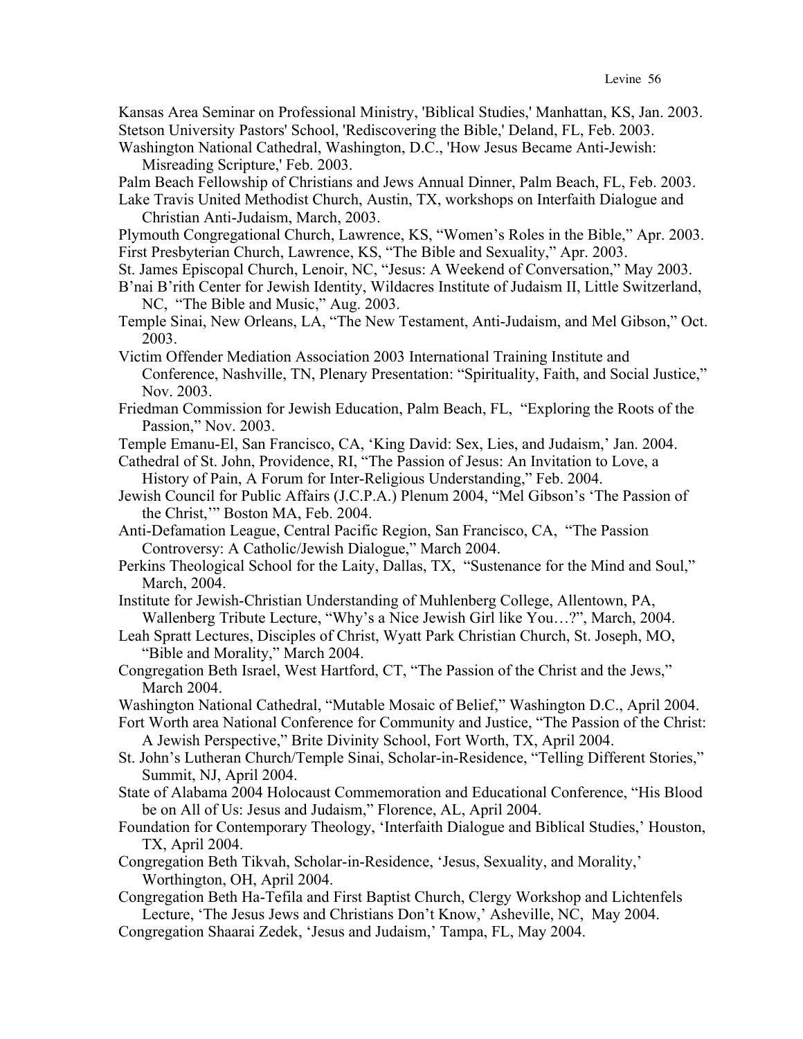Kansas Area Seminar on Professional Ministry, 'Biblical Studies,' Manhattan, KS, Jan. 2003.

Stetson University Pastors' School, 'Rediscovering the Bible,' Deland, FL, Feb. 2003.

Washington National Cathedral, Washington, D.C., 'How Jesus Became Anti-Jewish: Misreading Scripture,' Feb. 2003.

Palm Beach Fellowship of Christians and Jews Annual Dinner, Palm Beach, FL, Feb. 2003.

Lake Travis United Methodist Church, Austin, TX, workshops on Interfaith Dialogue and Christian Anti-Judaism, March, 2003.

Plymouth Congregational Church, Lawrence, KS, "Women's Roles in the Bible," Apr. 2003.

First Presbyterian Church, Lawrence, KS, "The Bible and Sexuality," Apr. 2003.

St. James Episcopal Church, Lenoir, NC, "Jesus: A Weekend of Conversation," May 2003.

B'nai B'rith Center for Jewish Identity, Wildacres Institute of Judaism II, Little Switzerland, NC, "The Bible and Music," Aug. 2003.

Temple Sinai, New Orleans, LA, "The New Testament, Anti-Judaism, and Mel Gibson," Oct. 2003.

Victim Offender Mediation Association 2003 International Training Institute and Conference, Nashville, TN, Plenary Presentation: "Spirituality, Faith, and Social Justice," Nov. 2003.

Friedman Commission for Jewish Education, Palm Beach, FL, "Exploring the Roots of the Passion," Nov. 2003.

Temple Emanu-El, San Francisco, CA, 'King David: Sex, Lies, and Judaism,' Jan. 2004.

Cathedral of St. John, Providence, RI, "The Passion of Jesus: An Invitation to Love, a History of Pain, A Forum for Inter-Religious Understanding," Feb. 2004.

Jewish Council for Public Affairs (J.C.P.A.) Plenum 2004, "Mel Gibson's 'The Passion of the Christ,'" Boston MA, Feb. 2004.

Anti-Defamation League, Central Pacific Region, San Francisco, CA, "The Passion Controversy: A Catholic/Jewish Dialogue," March 2004.

Perkins Theological School for the Laity, Dallas, TX, "Sustenance for the Mind and Soul," March, 2004.

Institute for Jewish-Christian Understanding of Muhlenberg College, Allentown, PA, Wallenberg Tribute Lecture, "Why's a Nice Jewish Girl like You…?", March, 2004.

Leah Spratt Lectures, Disciples of Christ, Wyatt Park Christian Church, St. Joseph, MO, "Bible and Morality," March 2004.

Congregation Beth Israel, West Hartford, CT, "The Passion of the Christ and the Jews," March 2004.

Washington National Cathedral, "Mutable Mosaic of Belief," Washington D.C., April 2004.

Fort Worth area National Conference for Community and Justice, "The Passion of the Christ: A Jewish Perspective," Brite Divinity School, Fort Worth, TX, April 2004.

St. John's Lutheran Church/Temple Sinai, Scholar-in-Residence, "Telling Different Stories," Summit, NJ, April 2004.

State of Alabama 2004 Holocaust Commemoration and Educational Conference, "His Blood be on All of Us: Jesus and Judaism," Florence, AL, April 2004.

Foundation for Contemporary Theology, 'Interfaith Dialogue and Biblical Studies,' Houston, TX, April 2004.

Congregation Beth Tikvah, Scholar-in-Residence, 'Jesus, Sexuality, and Morality,' Worthington, OH, April 2004.

Congregation Beth Ha-Tefila and First Baptist Church, Clergy Workshop and Lichtenfels Lecture, 'The Jesus Jews and Christians Don't Know,' Asheville, NC, May 2004.

Congregation Shaarai Zedek, 'Jesus and Judaism,' Tampa, FL, May 2004.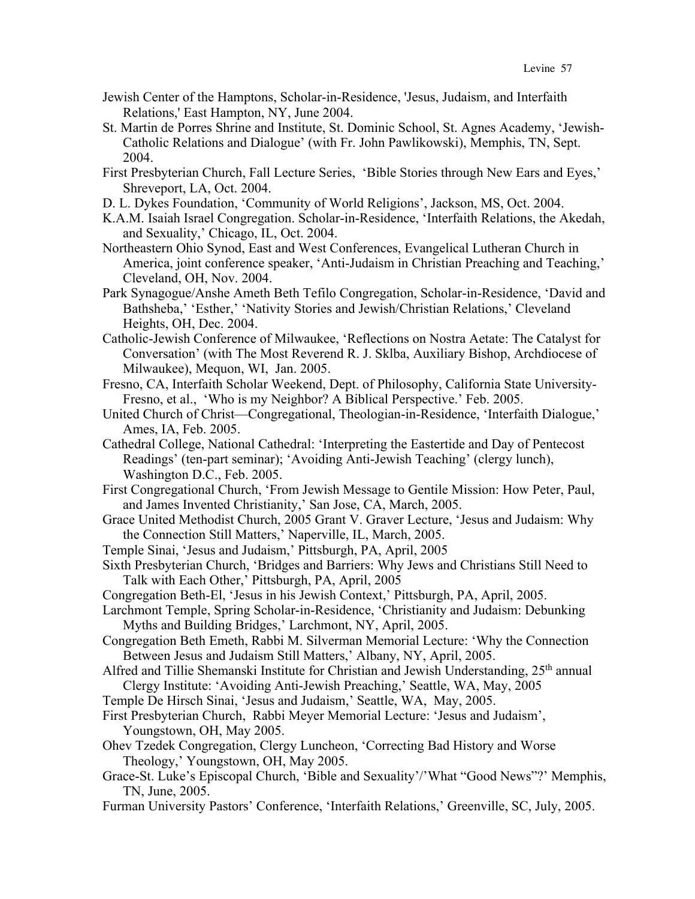Jewish Center of the Hamptons, Scholar-in-Residence, 'Jesus, Judaism, and Interfaith Relations,' East Hampton, NY, June 2004.

St. Martin de Porres Shrine and Institute, St. Dominic School, St. Agnes Academy, 'Jewish-Catholic Relations and Dialogue' (with Fr. John Pawlikowski), Memphis, TN, Sept. 2004.

First Presbyterian Church, Fall Lecture Series, 'Bible Stories through New Ears and Eyes,' Shreveport, LA, Oct. 2004.

D. L. Dykes Foundation, 'Community of World Religions', Jackson, MS, Oct. 2004.

K.A.M. Isaiah Israel Congregation. Scholar-in-Residence, 'Interfaith Relations, the Akedah, and Sexuality,' Chicago, IL, Oct. 2004.

Northeastern Ohio Synod, East and West Conferences, Evangelical Lutheran Church in America, joint conference speaker, 'Anti-Judaism in Christian Preaching and Teaching,' Cleveland, OH, Nov. 2004.

Park Synagogue/Anshe Ameth Beth Tefilo Congregation, Scholar-in-Residence, 'David and Bathsheba,' 'Esther,' 'Nativity Stories and Jewish/Christian Relations,' Cleveland Heights, OH, Dec. 2004.

Catholic-Jewish Conference of Milwaukee, 'Reflections on Nostra Aetate: The Catalyst for Conversation' (with The Most Reverend R. J. Sklba, Auxiliary Bishop, Archdiocese of Milwaukee), Mequon, WI, Jan. 2005.

Fresno, CA, Interfaith Scholar Weekend, Dept. of Philosophy, California State University-Fresno, et al., 'Who is my Neighbor? A Biblical Perspective.' Feb. 2005.

United Church of Christ—Congregational, Theologian-in-Residence, 'Interfaith Dialogue,' Ames, IA, Feb. 2005.

Cathedral College, National Cathedral: 'Interpreting the Eastertide and Day of Pentecost Readings' (ten-part seminar); 'Avoiding Anti-Jewish Teaching' (clergy lunch), Washington D.C., Feb. 2005.

First Congregational Church, 'From Jewish Message to Gentile Mission: How Peter, Paul, and James Invented Christianity,' San Jose, CA, March, 2005.

Grace United Methodist Church, 2005 Grant V. Graver Lecture, 'Jesus and Judaism: Why the Connection Still Matters,' Naperville, IL, March, 2005.

Temple Sinai, 'Jesus and Judaism,' Pittsburgh, PA, April, 2005

Sixth Presbyterian Church, 'Bridges and Barriers: Why Jews and Christians Still Need to Talk with Each Other,' Pittsburgh, PA, April, 2005

Congregation Beth-El, 'Jesus in his Jewish Context,' Pittsburgh, PA, April, 2005.

Larchmont Temple, Spring Scholar-in-Residence, 'Christianity and Judaism: Debunking Myths and Building Bridges,' Larchmont, NY, April, 2005.

Congregation Beth Emeth, Rabbi M. Silverman Memorial Lecture: 'Why the Connection Between Jesus and Judaism Still Matters,' Albany, NY, April, 2005.

Alfred and Tillie Shemanski Institute for Christian and Jewish Understanding, 25th annual Clergy Institute: 'Avoiding Anti-Jewish Preaching,' Seattle, WA, May, 2005

Temple De Hirsch Sinai, 'Jesus and Judaism,' Seattle, WA, May, 2005.

First Presbyterian Church, Rabbi Meyer Memorial Lecture: 'Jesus and Judaism', Youngstown, OH, May 2005.

Ohev Tzedek Congregation, Clergy Luncheon, 'Correcting Bad History and Worse Theology,' Youngstown, OH, May 2005.

Grace-St. Luke's Episcopal Church, 'Bible and Sexuality'/'What "Good News"?' Memphis, TN, June, 2005.

Furman University Pastors' Conference, 'Interfaith Relations,' Greenville, SC, July, 2005.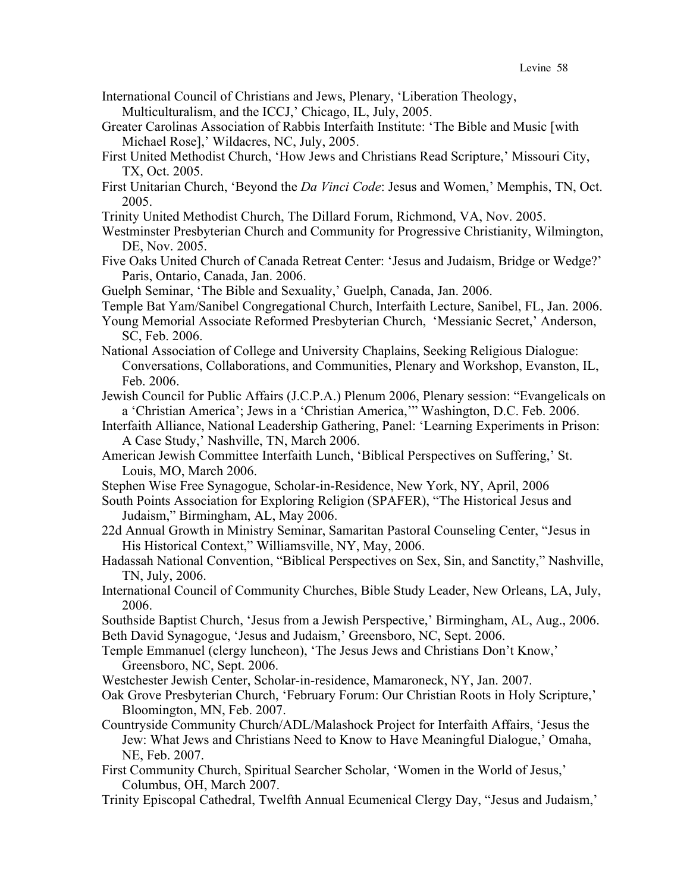International Council of Christians and Jews, Plenary, 'Liberation Theology, Multiculturalism, and the ICCJ,' Chicago, IL, July, 2005.

Greater Carolinas Association of Rabbis Interfaith Institute: 'The Bible and Music [with Michael Rose],' Wildacres, NC, July, 2005.

First United Methodist Church, 'How Jews and Christians Read Scripture,' Missouri City, TX, Oct. 2005.

First Unitarian Church, 'Beyond the *Da Vinci Code*: Jesus and Women,' Memphis, TN, Oct. 2005.

Trinity United Methodist Church, The Dillard Forum, Richmond, VA, Nov. 2005.

Westminster Presbyterian Church and Community for Progressive Christianity, Wilmington, DE, Nov. 2005.

Five Oaks United Church of Canada Retreat Center: 'Jesus and Judaism, Bridge or Wedge?' Paris, Ontario, Canada, Jan. 2006.

Guelph Seminar, 'The Bible and Sexuality,' Guelph, Canada, Jan. 2006.

Temple Bat Yam/Sanibel Congregational Church, Interfaith Lecture, Sanibel, FL, Jan. 2006.

Young Memorial Associate Reformed Presbyterian Church, 'Messianic Secret,' Anderson, SC, Feb. 2006.

National Association of College and University Chaplains, Seeking Religious Dialogue: Conversations, Collaborations, and Communities, Plenary and Workshop, Evanston, IL, Feb. 2006.

Jewish Council for Public Affairs (J.C.P.A.) Plenum 2006, Plenary session: "Evangelicals on a 'Christian America'; Jews in a 'Christian America,'" Washington, D.C. Feb. 2006.

Interfaith Alliance, National Leadership Gathering, Panel: 'Learning Experiments in Prison: A Case Study,' Nashville, TN, March 2006.

American Jewish Committee Interfaith Lunch, 'Biblical Perspectives on Suffering,' St. Louis, MO, March 2006.

Stephen Wise Free Synagogue, Scholar-in-Residence, New York, NY, April, 2006

South Points Association for Exploring Religion (SPAFER), "The Historical Jesus and Judaism," Birmingham, AL, May 2006.

22d Annual Growth in Ministry Seminar, Samaritan Pastoral Counseling Center, "Jesus in His Historical Context," Williamsville, NY, May, 2006.

Hadassah National Convention, "Biblical Perspectives on Sex, Sin, and Sanctity," Nashville, TN, July, 2006.

International Council of Community Churches, Bible Study Leader, New Orleans, LA, July, 2006.

Southside Baptist Church, 'Jesus from a Jewish Perspective,' Birmingham, AL, Aug., 2006.

Beth David Synagogue, 'Jesus and Judaism,' Greensboro, NC, Sept. 2006.

Temple Emmanuel (clergy luncheon), 'The Jesus Jews and Christians Don't Know,' Greensboro, NC, Sept. 2006.

Westchester Jewish Center, Scholar-in-residence, Mamaroneck, NY, Jan. 2007.

Oak Grove Presbyterian Church, 'February Forum: Our Christian Roots in Holy Scripture,' Bloomington, MN, Feb. 2007.

Countryside Community Church/ADL/Malashock Project for Interfaith Affairs, 'Jesus the Jew: What Jews and Christians Need to Know to Have Meaningful Dialogue,' Omaha, NE, Feb. 2007.

First Community Church, Spiritual Searcher Scholar, 'Women in the World of Jesus,' Columbus, OH, March 2007.

Trinity Episcopal Cathedral, Twelfth Annual Ecumenical Clergy Day, "Jesus and Judaism,'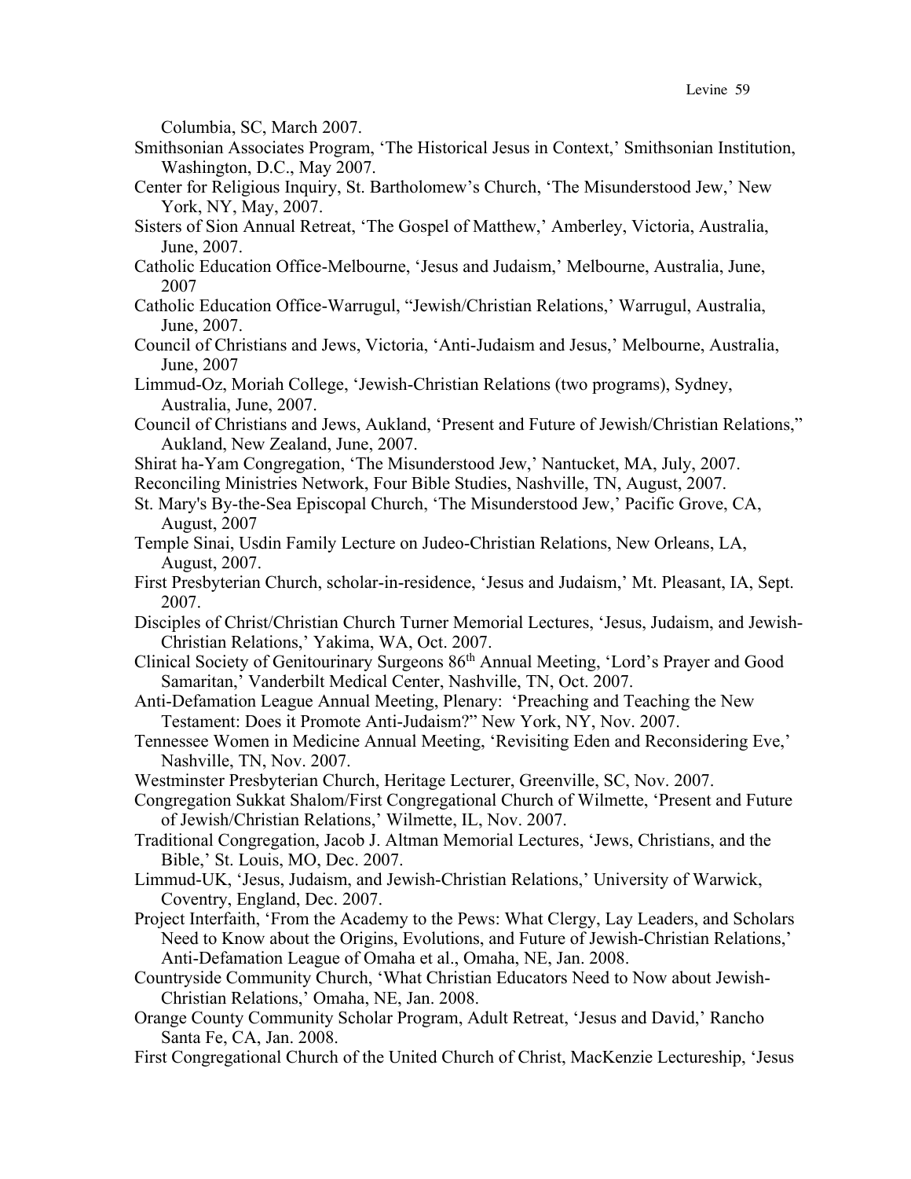Columbia, SC, March 2007.

Smithsonian Associates Program, 'The Historical Jesus in Context,' Smithsonian Institution, Washington, D.C., May 2007.

Center for Religious Inquiry, St. Bartholomew's Church, 'The Misunderstood Jew,' New York, NY, May, 2007.

Sisters of Sion Annual Retreat, 'The Gospel of Matthew,' Amberley, Victoria, Australia, June, 2007.

Catholic Education Office-Melbourne, 'Jesus and Judaism,' Melbourne, Australia, June, 2007

Catholic Education Office-Warrugul, "Jewish/Christian Relations,' Warrugul, Australia, June, 2007.

Council of Christians and Jews, Victoria, 'Anti-Judaism and Jesus,' Melbourne, Australia, June, 2007

Limmud-Oz, Moriah College, 'Jewish-Christian Relations (two programs), Sydney, Australia, June, 2007.

Council of Christians and Jews, Aukland, 'Present and Future of Jewish/Christian Relations," Aukland, New Zealand, June, 2007.

Shirat ha-Yam Congregation, 'The Misunderstood Jew,' Nantucket, MA, July, 2007.

Reconciling Ministries Network, Four Bible Studies, Nashville, TN, August, 2007.

St. Mary's By-the-Sea Episcopal Church, 'The Misunderstood Jew,' Pacific Grove, CA, August, 2007

Temple Sinai, Usdin Family Lecture on Judeo-Christian Relations, New Orleans, LA, August, 2007.

First Presbyterian Church, scholar-in-residence, 'Jesus and Judaism,' Mt. Pleasant, IA, Sept. 2007.

Disciples of Christ/Christian Church Turner Memorial Lectures, 'Jesus, Judaism, and Jewish-Christian Relations,' Yakima, WA, Oct. 2007.

Clinical Society of Genitourinary Surgeons 86th Annual Meeting, 'Lord's Prayer and Good Samaritan,' Vanderbilt Medical Center, Nashville, TN, Oct. 2007.

Anti-Defamation League Annual Meeting, Plenary: 'Preaching and Teaching the New Testament: Does it Promote Anti-Judaism?" New York, NY, Nov. 2007.

Tennessee Women in Medicine Annual Meeting, 'Revisiting Eden and Reconsidering Eve,' Nashville, TN, Nov. 2007.

Westminster Presbyterian Church, Heritage Lecturer, Greenville, SC, Nov. 2007.

Congregation Sukkat Shalom/First Congregational Church of Wilmette, 'Present and Future of Jewish/Christian Relations,' Wilmette, IL, Nov. 2007.

Traditional Congregation, Jacob J. Altman Memorial Lectures, 'Jews, Christians, and the Bible,' St. Louis, MO, Dec. 2007.

Limmud-UK, 'Jesus, Judaism, and Jewish-Christian Relations,' University of Warwick, Coventry, England, Dec. 2007.

Project Interfaith, 'From the Academy to the Pews: What Clergy, Lay Leaders, and Scholars Need to Know about the Origins, Evolutions, and Future of Jewish-Christian Relations,' Anti-Defamation League of Omaha et al., Omaha, NE, Jan. 2008.

Countryside Community Church, 'What Christian Educators Need to Now about Jewish-Christian Relations,' Omaha, NE, Jan. 2008.

Orange County Community Scholar Program, Adult Retreat, 'Jesus and David,' Rancho Santa Fe, CA, Jan. 2008.

First Congregational Church of the United Church of Christ, MacKenzie Lectureship, 'Jesus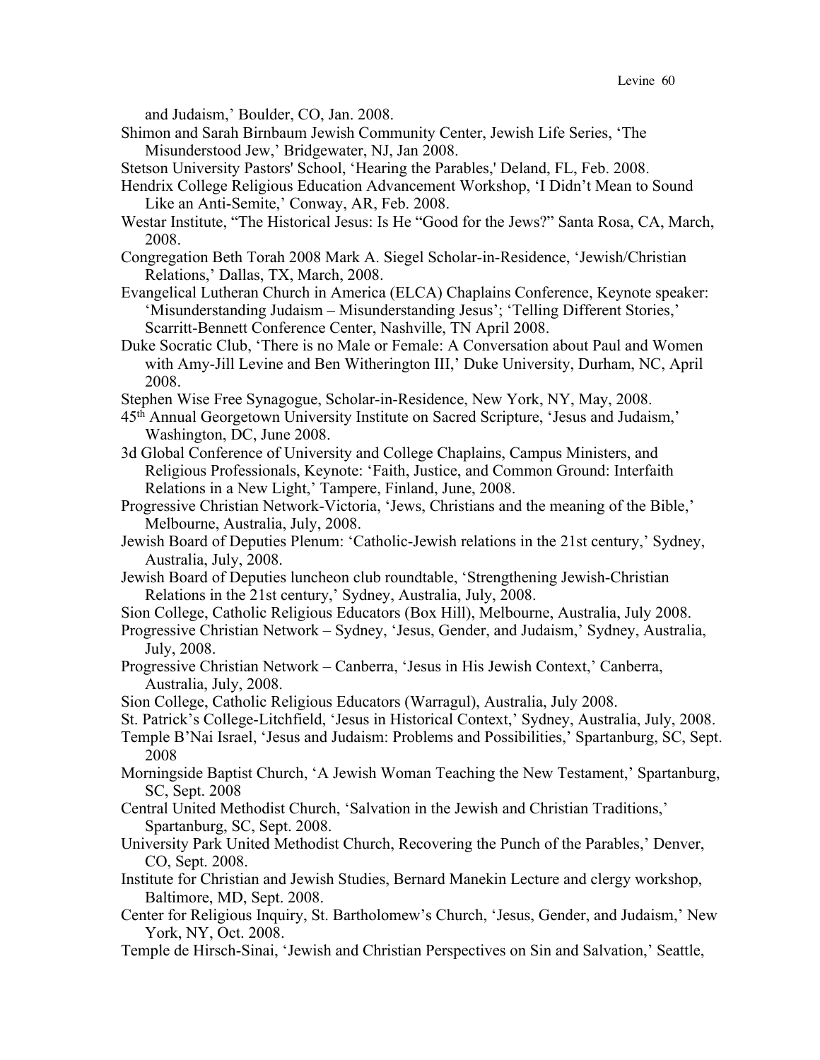and Judaism,' Boulder, CO, Jan. 2008.

Shimon and Sarah Birnbaum Jewish Community Center, Jewish Life Series, 'The Misunderstood Jew,' Bridgewater, NJ, Jan 2008.

Stetson University Pastors' School, 'Hearing the Parables,' Deland, FL, Feb. 2008.

Hendrix College Religious Education Advancement Workshop, 'I Didn't Mean to Sound Like an Anti-Semite,' Conway, AR, Feb. 2008.

Westar Institute, "The Historical Jesus: Is He "Good for the Jews?" Santa Rosa, CA, March, 2008.

Congregation Beth Torah 2008 Mark A. Siegel Scholar-in-Residence, 'Jewish/Christian Relations,' Dallas, TX, March, 2008.

Evangelical Lutheran Church in America (ELCA) Chaplains Conference, Keynote speaker: 'Misunderstanding Judaism – Misunderstanding Jesus'; 'Telling Different Stories,' Scarritt-Bennett Conference Center, Nashville, TN April 2008.

Duke Socratic Club, 'There is no Male or Female: A Conversation about Paul and Women with Amy-Jill Levine and Ben Witherington III,' Duke University, Durham, NC, April 2008.

Stephen Wise Free Synagogue, Scholar-in-Residence, New York, NY, May, 2008.

45th Annual Georgetown University Institute on Sacred Scripture, 'Jesus and Judaism,' Washington, DC, June 2008.

3d Global Conference of University and College Chaplains, Campus Ministers, and Religious Professionals, Keynote: 'Faith, Justice, and Common Ground: Interfaith Relations in a New Light,' Tampere, Finland, June, 2008.

Progressive Christian Network-Victoria, 'Jews, Christians and the meaning of the Bible,' Melbourne, Australia, July, 2008.

Jewish Board of Deputies Plenum: 'Catholic-Jewish relations in the 21st century,' Sydney, Australia, July, 2008.

Jewish Board of Deputies luncheon club roundtable, 'Strengthening Jewish-Christian Relations in the 21st century,' Sydney, Australia, July, 2008.

Sion College, Catholic Religious Educators (Box Hill), Melbourne, Australia, July 2008.

Progressive Christian Network – Sydney, 'Jesus, Gender, and Judaism,' Sydney, Australia, July, 2008.

Progressive Christian Network – Canberra, 'Jesus in His Jewish Context,' Canberra, Australia, July, 2008.

Sion College, Catholic Religious Educators (Warragul), Australia, July 2008.

St. Patrick's College-Litchfield, 'Jesus in Historical Context,' Sydney, Australia, July, 2008.

Temple B'Nai Israel, 'Jesus and Judaism: Problems and Possibilities,' Spartanburg, SC, Sept. 2008

Morningside Baptist Church, 'A Jewish Woman Teaching the New Testament,' Spartanburg, SC, Sept. 2008

Central United Methodist Church, 'Salvation in the Jewish and Christian Traditions,' Spartanburg, SC, Sept. 2008.

University Park United Methodist Church, Recovering the Punch of the Parables,' Denver, CO, Sept. 2008.

Institute for Christian and Jewish Studies, Bernard Manekin Lecture and clergy workshop, Baltimore, MD, Sept. 2008.

Center for Religious Inquiry, St. Bartholomew's Church, 'Jesus, Gender, and Judaism,' New York, NY, Oct. 2008.

Temple de Hirsch-Sinai, 'Jewish and Christian Perspectives on Sin and Salvation,' Seattle,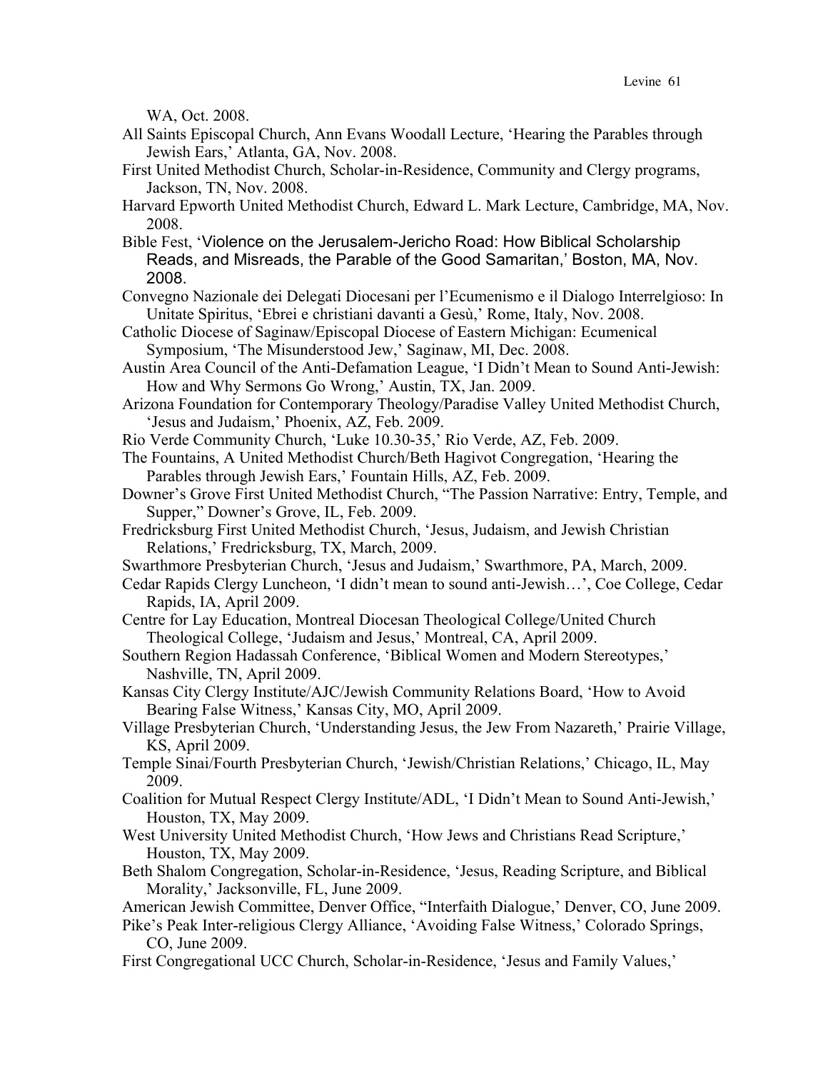WA, Oct. 2008.

All Saints Episcopal Church, Ann Evans Woodall Lecture, 'Hearing the Parables through Jewish Ears,' Atlanta, GA, Nov. 2008.

First United Methodist Church, Scholar-in-Residence, Community and Clergy programs, Jackson, TN, Nov. 2008.

Harvard Epworth United Methodist Church, Edward L. Mark Lecture, Cambridge, MA, Nov. 2008.

Bible Fest, 'Violence on the Jerusalem-Jericho Road: How Biblical Scholarship Reads, and Misreads, the Parable of the Good Samaritan,' Boston, MA, Nov. 2008.

Convegno Nazionale dei Delegati Diocesani per l'Ecumenismo e il Dialogo Interrelgioso: In Unitate Spiritus, 'Ebrei e christiani davanti a Gesù,' Rome, Italy, Nov. 2008.

Catholic Diocese of Saginaw/Episcopal Diocese of Eastern Michigan: Ecumenical Symposium, 'The Misunderstood Jew,' Saginaw, MI, Dec. 2008.

Austin Area Council of the Anti-Defamation League, 'I Didn't Mean to Sound Anti-Jewish: How and Why Sermons Go Wrong,' Austin, TX, Jan. 2009.

Arizona Foundation for Contemporary Theology/Paradise Valley United Methodist Church, 'Jesus and Judaism,' Phoenix, AZ, Feb. 2009.

Rio Verde Community Church, 'Luke 10.30-35,' Rio Verde, AZ, Feb. 2009.

The Fountains, A United Methodist Church/Beth Hagivot Congregation, 'Hearing the Parables through Jewish Ears,' Fountain Hills, AZ, Feb. 2009.

Downer's Grove First United Methodist Church, "The Passion Narrative: Entry, Temple, and Supper," Downer's Grove, IL, Feb. 2009.

Fredricksburg First United Methodist Church, 'Jesus, Judaism, and Jewish Christian Relations,' Fredricksburg, TX, March, 2009.

Swarthmore Presbyterian Church, 'Jesus and Judaism,' Swarthmore, PA, March, 2009.

Cedar Rapids Clergy Luncheon, 'I didn't mean to sound anti-Jewish…', Coe College, Cedar Rapids, IA, April 2009.

Centre for Lay Education, Montreal Diocesan Theological College/United Church Theological College, 'Judaism and Jesus,' Montreal, CA, April 2009.

Southern Region Hadassah Conference, 'Biblical Women and Modern Stereotypes,' Nashville, TN, April 2009.

Kansas City Clergy Institute/AJC/Jewish Community Relations Board, 'How to Avoid Bearing False Witness,' Kansas City, MO, April 2009.

Village Presbyterian Church, 'Understanding Jesus, the Jew From Nazareth,' Prairie Village, KS, April 2009.

Temple Sinai/Fourth Presbyterian Church, 'Jewish/Christian Relations,' Chicago, IL, May 2009.

Coalition for Mutual Respect Clergy Institute/ADL, 'I Didn't Mean to Sound Anti-Jewish,' Houston, TX, May 2009.

West University United Methodist Church, 'How Jews and Christians Read Scripture,' Houston, TX, May 2009.

Beth Shalom Congregation, Scholar-in-Residence, 'Jesus, Reading Scripture, and Biblical Morality,' Jacksonville, FL, June 2009.

American Jewish Committee, Denver Office, "Interfaith Dialogue,' Denver, CO, June 2009.

Pike's Peak Inter-religious Clergy Alliance, 'Avoiding False Witness,' Colorado Springs, CO, June 2009.

First Congregational UCC Church, Scholar-in-Residence, 'Jesus and Family Values,'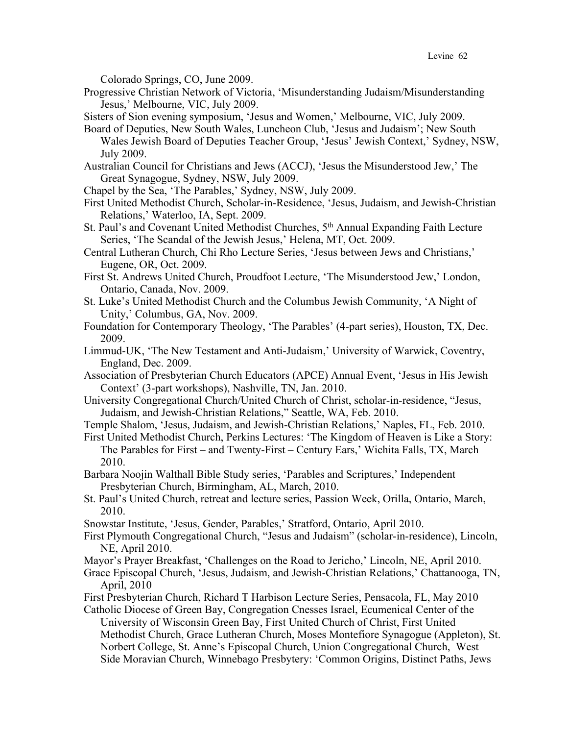Colorado Springs, CO, June 2009.

Progressive Christian Network of Victoria, 'Misunderstanding Judaism/Misunderstanding Jesus,' Melbourne, VIC, July 2009.

Sisters of Sion evening symposium, 'Jesus and Women,' Melbourne, VIC, July 2009.

Board of Deputies, New South Wales, Luncheon Club, 'Jesus and Judaism'; New South Wales Jewish Board of Deputies Teacher Group, 'Jesus' Jewish Context,' Sydney, NSW, July 2009.

Australian Council for Christians and Jews (ACCJ), 'Jesus the Misunderstood Jew,' The Great Synagogue, Sydney, NSW, July 2009.

Chapel by the Sea, 'The Parables,' Sydney, NSW, July 2009.

First United Methodist Church, Scholar-in-Residence, 'Jesus, Judaism, and Jewish-Christian Relations,' Waterloo, IA, Sept. 2009.

St. Paul's and Covenant United Methodist Churches, 5th Annual Expanding Faith Lecture Series, 'The Scandal of the Jewish Jesus,' Helena, MT, Oct. 2009.

Central Lutheran Church, Chi Rho Lecture Series, 'Jesus between Jews and Christians,' Eugene, OR, Oct. 2009.

First St. Andrews United Church, Proudfoot Lecture, 'The Misunderstood Jew,' London, Ontario, Canada, Nov. 2009.

St. Luke's United Methodist Church and the Columbus Jewish Community, 'A Night of Unity,' Columbus, GA, Nov. 2009.

Foundation for Contemporary Theology, 'The Parables' (4-part series), Houston, TX, Dec. 2009.

Limmud-UK, 'The New Testament and Anti-Judaism,' University of Warwick, Coventry, England, Dec. 2009.

Association of Presbyterian Church Educators (APCE) Annual Event, 'Jesus in His Jewish Context' (3-part workshops), Nashville, TN, Jan. 2010.

University Congregational Church/United Church of Christ, scholar-in-residence, "Jesus, Judaism, and Jewish-Christian Relations," Seattle, WA, Feb. 2010.

Temple Shalom, 'Jesus, Judaism, and Jewish-Christian Relations,' Naples, FL, Feb. 2010.

First United Methodist Church, Perkins Lectures: 'The Kingdom of Heaven is Like a Story: The Parables for First – and Twenty-First – Century Ears,' Wichita Falls, TX, March 2010.

Barbara Noojin Walthall Bible Study series, 'Parables and Scriptures,' Independent Presbyterian Church, Birmingham, AL, March, 2010.

St. Paul's United Church, retreat and lecture series, Passion Week, Orilla, Ontario, March, 2010.

Snowstar Institute, 'Jesus, Gender, Parables,' Stratford, Ontario, April 2010.

First Plymouth Congregational Church, "Jesus and Judaism" (scholar-in-residence), Lincoln, NE, April 2010.

Mayor's Prayer Breakfast, 'Challenges on the Road to Jericho,' Lincoln, NE, April 2010.

Grace Episcopal Church, 'Jesus, Judaism, and Jewish-Christian Relations,' Chattanooga, TN, April, 2010

First Presbyterian Church, Richard T Harbison Lecture Series, Pensacola, FL, May 2010

Catholic Diocese of Green Bay, Congregation Cnesses Israel, Ecumenical Center of the University of Wisconsin Green Bay, First United Church of Christ, First United Methodist Church, Grace Lutheran Church, Moses Montefiore Synagogue (Appleton), St. Norbert College, St. Anne's Episcopal Church, Union Congregational Church, West Side Moravian Church, Winnebago Presbytery: 'Common Origins, Distinct Paths, Jews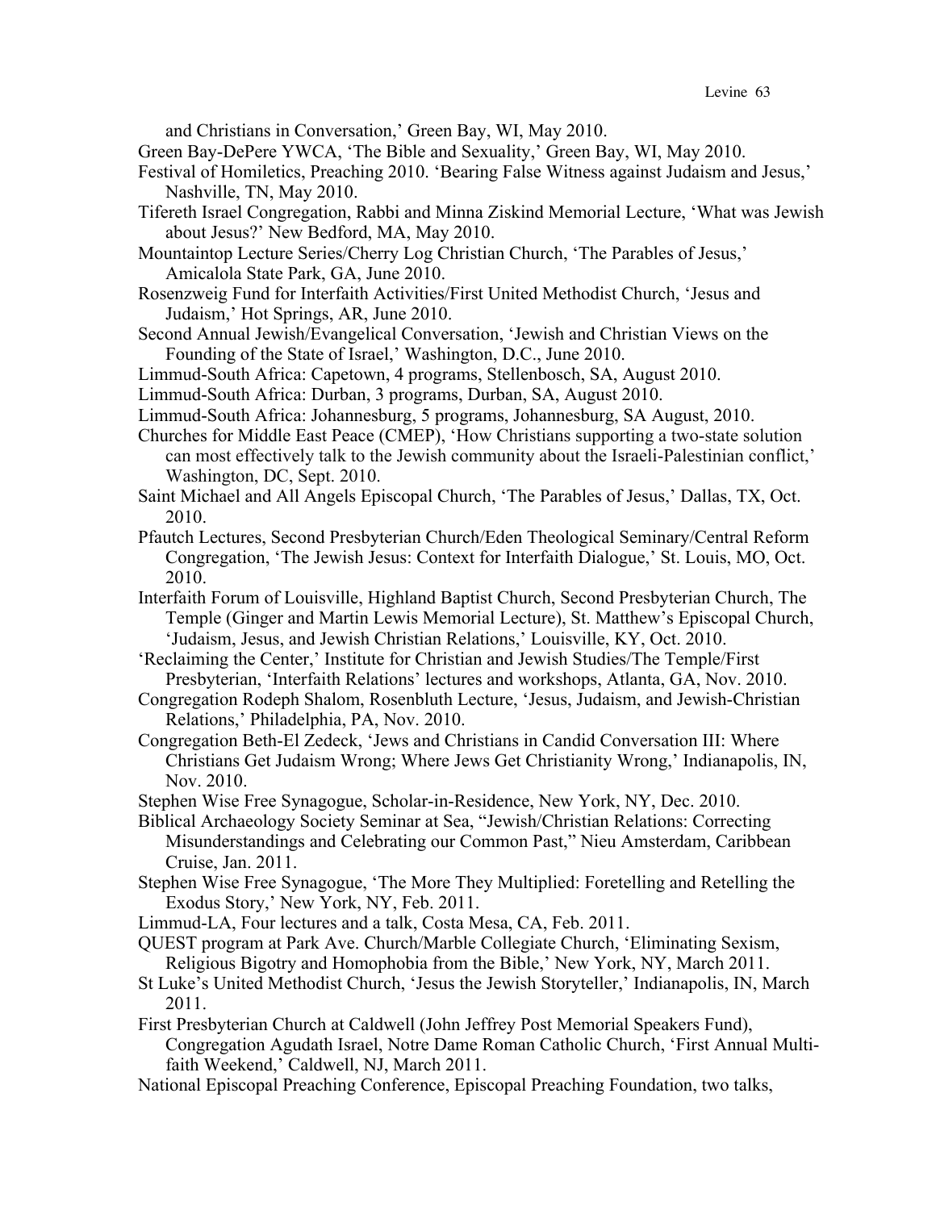and Christians in Conversation,' Green Bay, WI, May 2010.

Green Bay-DePere YWCA, 'The Bible and Sexuality,' Green Bay, WI, May 2010.

Festival of Homiletics, Preaching 2010. 'Bearing False Witness against Judaism and Jesus,' Nashville, TN, May 2010.

Tifereth Israel Congregation, Rabbi and Minna Ziskind Memorial Lecture, 'What was Jewish about Jesus?' New Bedford, MA, May 2010.

Mountaintop Lecture Series/Cherry Log Christian Church, 'The Parables of Jesus,' Amicalola State Park, GA, June 2010.

Rosenzweig Fund for Interfaith Activities/First United Methodist Church, 'Jesus and Judaism,' Hot Springs, AR, June 2010.

Second Annual Jewish/Evangelical Conversation, 'Jewish and Christian Views on the Founding of the State of Israel,' Washington, D.C., June 2010.

Limmud-South Africa: Capetown, 4 programs, Stellenbosch, SA, August 2010.

Limmud-South Africa: Durban, 3 programs, Durban, SA, August 2010.

Limmud-South Africa: Johannesburg, 5 programs, Johannesburg, SA August, 2010.

Churches for Middle East Peace (CMEP), 'How Christians supporting a two-state solution can most effectively talk to the Jewish community about the Israeli-Palestinian conflict,' Washington, DC, Sept. 2010.

Saint Michael and All Angels Episcopal Church, 'The Parables of Jesus,' Dallas, TX, Oct. 2010.

Pfautch Lectures, Second Presbyterian Church/Eden Theological Seminary/Central Reform Congregation, 'The Jewish Jesus: Context for Interfaith Dialogue,' St. Louis, MO, Oct. 2010.

Interfaith Forum of Louisville, Highland Baptist Church, Second Presbyterian Church, The Temple (Ginger and Martin Lewis Memorial Lecture), St. Matthew's Episcopal Church, 'Judaism, Jesus, and Jewish Christian Relations,' Louisville, KY, Oct. 2010.

'Reclaiming the Center,' Institute for Christian and Jewish Studies/The Temple/First Presbyterian, 'Interfaith Relations' lectures and workshops, Atlanta, GA, Nov. 2010.

Congregation Rodeph Shalom, Rosenbluth Lecture, 'Jesus, Judaism, and Jewish-Christian Relations,' Philadelphia, PA, Nov. 2010.

Congregation Beth-El Zedeck, 'Jews and Christians in Candid Conversation III: Where Christians Get Judaism Wrong; Where Jews Get Christianity Wrong,' Indianapolis, IN, Nov. 2010.

Stephen Wise Free Synagogue, Scholar-in-Residence, New York, NY, Dec. 2010.

Biblical Archaeology Society Seminar at Sea, "Jewish/Christian Relations: Correcting Misunderstandings and Celebrating our Common Past," Nieu Amsterdam, Caribbean Cruise, Jan. 2011.

Stephen Wise Free Synagogue, 'The More They Multiplied: Foretelling and Retelling the Exodus Story,' New York, NY, Feb. 2011.

Limmud-LA, Four lectures and a talk, Costa Mesa, CA, Feb. 2011.

QUEST program at Park Ave. Church/Marble Collegiate Church, 'Eliminating Sexism, Religious Bigotry and Homophobia from the Bible,' New York, NY, March 2011.

St Luke's United Methodist Church, 'Jesus the Jewish Storyteller,' Indianapolis, IN, March 2011.

First Presbyterian Church at Caldwell (John Jeffrey Post Memorial Speakers Fund), Congregation Agudath Israel, Notre Dame Roman Catholic Church, 'First Annual Multi-faith Weekend,' Caldwell, NJ, March 2011.

National Episcopal Preaching Conference, Episcopal Preaching Foundation, two talks,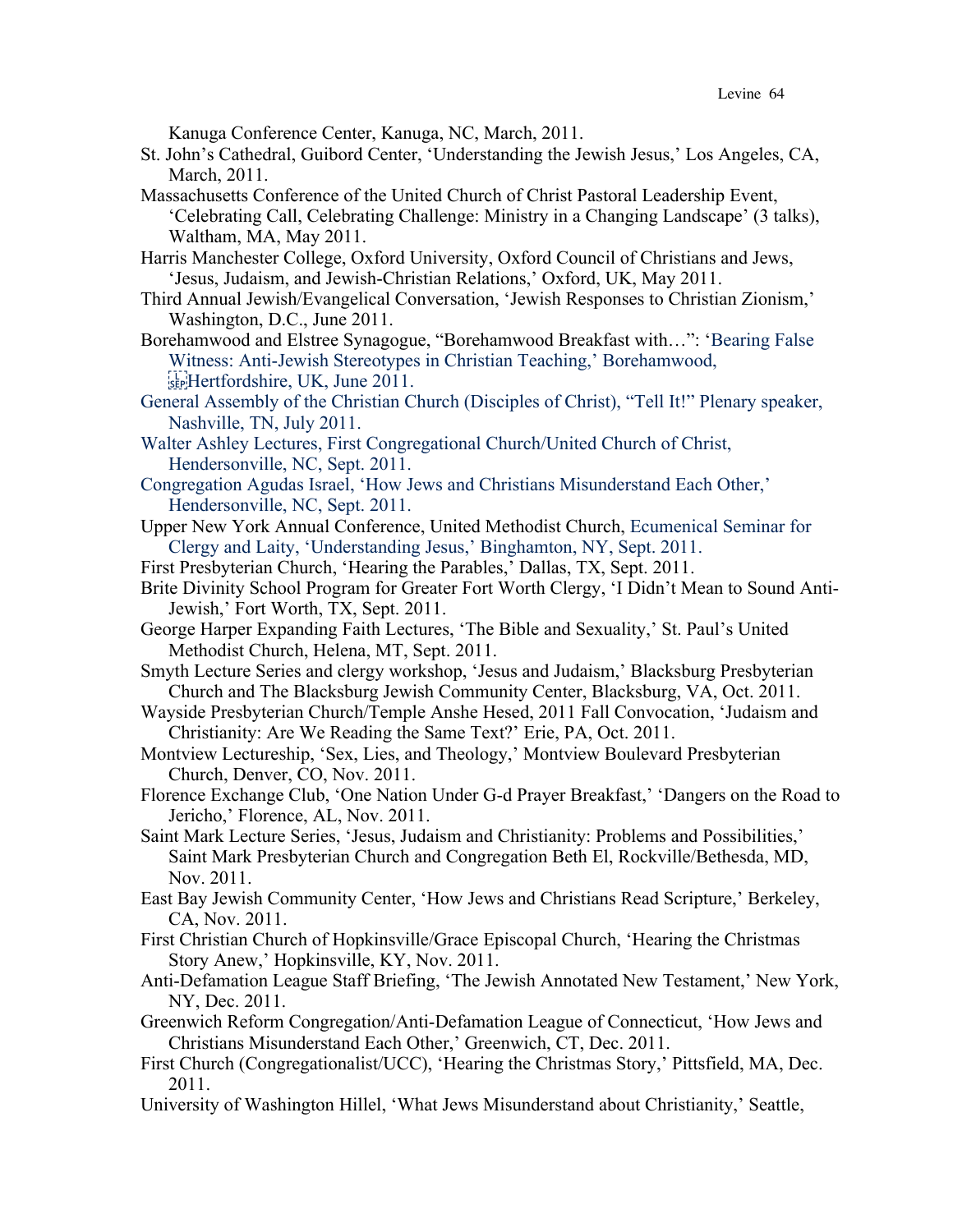Kanuga Conference Center, Kanuga, NC, March, 2011.

St. John's Cathedral, Guibord Center, 'Understanding the Jewish Jesus,' Los Angeles, CA, March, 2011.

Massachusetts Conference of the United Church of Christ Pastoral Leadership Event, 'Celebrating Call, Celebrating Challenge: Ministry in a Changing Landscape' (3 talks), Waltham, MA, May 2011.

Harris Manchester College, Oxford University, Oxford Council of Christians and Jews, 'Jesus, Judaism, and Jewish-Christian Relations,' Oxford, UK, May 2011.

Third Annual Jewish/Evangelical Conversation, 'Jewish Responses to Christian Zionism,' Washington, D.C., June 2011.

Borehamwood and Elstree Synagogue, "Borehamwood Breakfast with…": 'Bearing False Witness: Anti-Jewish Stereotypes in Christian Teaching,' Borehamwood, Hertfordshire, UK, June 2011.

General Assembly of the Christian Church (Disciples of Christ), "Tell It!" Plenary speaker, Nashville, TN, July 2011.

Walter Ashley Lectures, First Congregational Church/United Church of Christ, Hendersonville, NC, Sept. 2011.

Congregation Agudas Israel, 'How Jews and Christians Misunderstand Each Other,' Hendersonville, NC, Sept. 2011.

Upper New York Annual Conference, United Methodist Church, Ecumenical Seminar for Clergy and Laity, 'Understanding Jesus,' Binghamton, NY, Sept. 2011.

First Presbyterian Church, 'Hearing the Parables,' Dallas, TX, Sept. 2011.

Brite Divinity School Program for Greater Fort Worth Clergy, 'I Didn't Mean to Sound Anti-Jewish,' Fort Worth, TX, Sept. 2011.

George Harper Expanding Faith Lectures, 'The Bible and Sexuality,' St. Paul's United Methodist Church, Helena, MT, Sept. 2011.

Smyth Lecture Series and clergy workshop, 'Jesus and Judaism,' Blacksburg Presbyterian Church and The Blacksburg Jewish Community Center, Blacksburg, VA, Oct. 2011.

Wayside Presbyterian Church/Temple Anshe Hesed, 2011 Fall Convocation, 'Judaism and Christianity: Are We Reading the Same Text?' Erie, PA, Oct. 2011.

Montview Lectureship, 'Sex, Lies, and Theology,' Montview Boulevard Presbyterian Church, Denver, CO, Nov. 2011.

Florence Exchange Club, 'One Nation Under G-d Prayer Breakfast,' 'Dangers on the Road to Jericho,' Florence, AL, Nov. 2011.

Saint Mark Lecture Series, 'Jesus, Judaism and Christianity: Problems and Possibilities,' Saint Mark Presbyterian Church and Congregation Beth El, Rockville/Bethesda, MD, Nov. 2011.

East Bay Jewish Community Center, 'How Jews and Christians Read Scripture,' Berkeley, CA, Nov. 2011.

First Christian Church of Hopkinsville/Grace Episcopal Church, 'Hearing the Christmas Story Anew,' Hopkinsville, KY, Nov. 2011.

Anti-Defamation League Staff Briefing, 'The Jewish Annotated New Testament,' New York, NY, Dec. 2011.

Greenwich Reform Congregation/Anti-Defamation League of Connecticut, 'How Jews and Christians Misunderstand Each Other,' Greenwich, CT, Dec. 2011.

First Church (Congregationalist/UCC), 'Hearing the Christmas Story,' Pittsfield, MA, Dec. 2011.

University of Washington Hillel, 'What Jews Misunderstand about Christianity,' Seattle,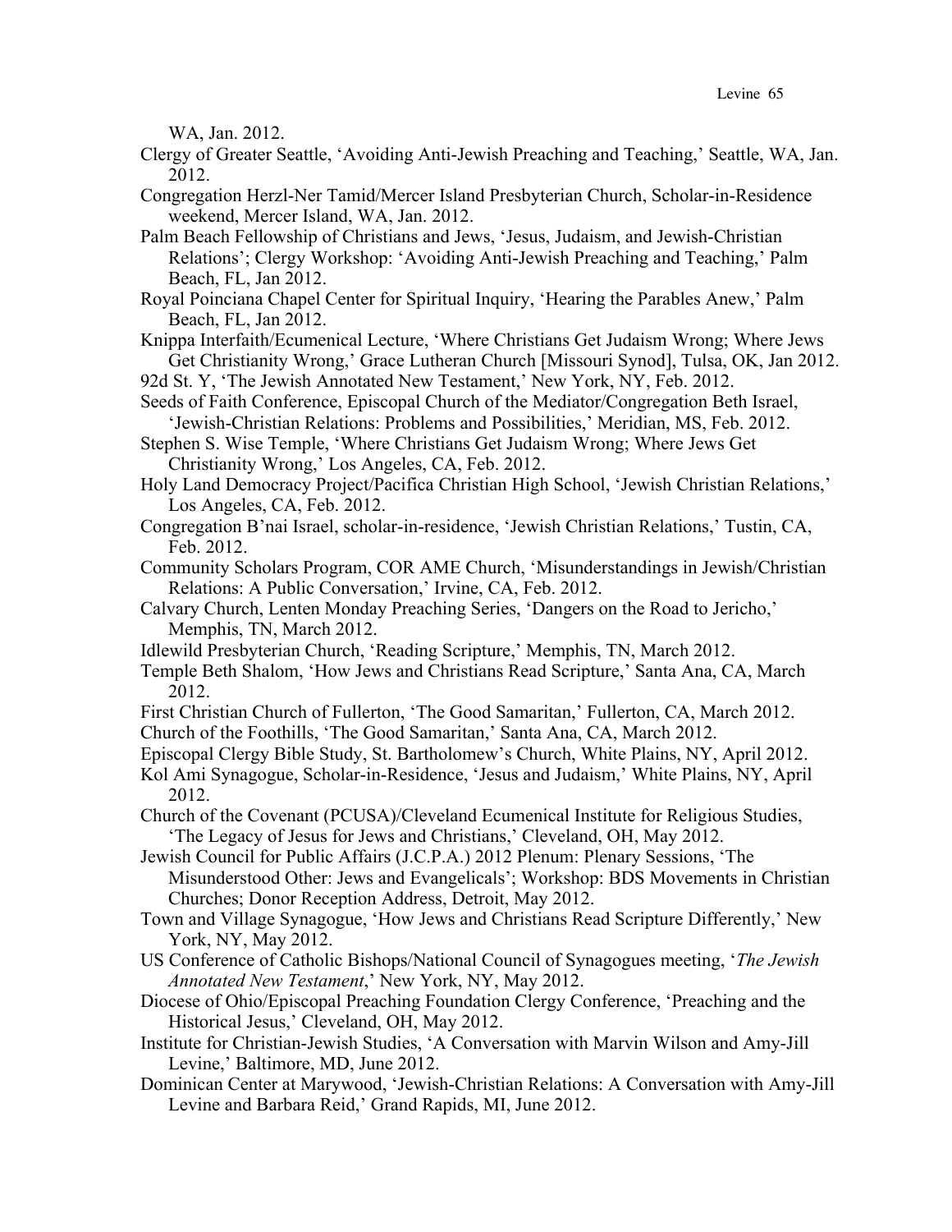WA, Jan. 2012.

Clergy of Greater Seattle, ‘Avoiding Anti-Jewish Preaching and Teaching,’ Seattle, WA, Jan. 2012.

Congregation Herzl-Ner Tamid/Mercer Island Presbyterian Church, Scholar-in-Residence weekend, Mercer Island, WA, Jan. 2012.

Palm Beach Fellowship of Christians and Jews, ‘Jesus, Judaism, and Jewish-Christian Relations’; Clergy Workshop: ‘Avoiding Anti-Jewish Preaching and Teaching,’ Palm Beach, FL, Jan 2012.

Royal Poinciana Chapel Center for Spiritual Inquiry, ‘Hearing the Parables Anew,’ Palm Beach, FL, Jan 2012.

Knippa Interfaith/Ecumenical Lecture, ‘Where Christians Get Judaism Wrong; Where Jews Get Christianity Wrong,’ Grace Lutheran Church [Missouri Synod], Tulsa, OK, Jan 2012.

92d St. Y, ‘The Jewish Annotated New Testament,’ New York, NY, Feb. 2012.

Seeds of Faith Conference, Episcopal Church of the Mediator/Congregation Beth Israel, ‘Jewish-Christian Relations: Problems and Possibilities,’ Meridian, MS, Feb. 2012.

Stephen S. Wise Temple, ‘Where Christians Get Judaism Wrong; Where Jews Get Christianity Wrong,’ Los Angeles, CA, Feb. 2012.

Holy Land Democracy Project/Pacifica Christian High School, ‘Jewish Christian Relations,’ Los Angeles, CA, Feb. 2012.

Congregation B’nai Israel, scholar-in-residence, ‘Jewish Christian Relations,’ Tustin, CA, Feb. 2012.

Community Scholars Program, COR AME Church, ‘Misunderstandings in Jewish/Christian Relations: A Public Conversation,’ Irvine, CA, Feb. 2012.

Calvary Church, Lenten Monday Preaching Series, ‘Dangers on the Road to Jericho,’ Memphis, TN, March 2012.

Idlewild Presbyterian Church, ‘Reading Scripture,’ Memphis, TN, March 2012.

Temple Beth Shalom, ‘How Jews and Christians Read Scripture,’ Santa Ana, CA, March 2012.

First Christian Church of Fullerton, ‘The Good Samaritan,’ Fullerton, CA, March 2012.

Church of the Foothills, ‘The Good Samaritan,’ Santa Ana, CA, March 2012.

Episcopal Clergy Bible Study, St. Bartholomew’s Church, White Plains, NY, April 2012.

Kol Ami Synagogue, Scholar-in-Residence, ‘Jesus and Judaism,’ White Plains, NY, April 2012.

Church of the Covenant (PCUSA)/Cleveland Ecumenical Institute for Religious Studies, ‘The Legacy of Jesus for Jews and Christians,’ Cleveland, OH, May 2012.

Jewish Council for Public Affairs (J.C.P.A.) 2012 Plenum: Plenary Sessions, ‘The Misunderstood Other: Jews and Evangelicals’; Workshop: BDS Movements in Christian Churches; Donor Reception Address, Detroit, May 2012.

Town and Village Synagogue, ‘How Jews and Christians Read Scripture Differently,’ New York, NY, May 2012.

US Conference of Catholic Bishops/National Council of Synagogues meeting, ‘*The Jewish Annotated New Testament*,’ New York, NY, May 2012.

Diocese of Ohio/Episcopal Preaching Foundation Clergy Conference, ‘Preaching and the Historical Jesus,’ Cleveland, OH, May 2012.

Institute for Christian-Jewish Studies, ‘A Conversation with Marvin Wilson and Amy-Jill Levine,’ Baltimore, MD, June 2012.

Dominican Center at Marywood, ‘Jewish-Christian Relations: A Conversation with Amy-Jill Levine and Barbara Reid,’ Grand Rapids, MI, June 2012.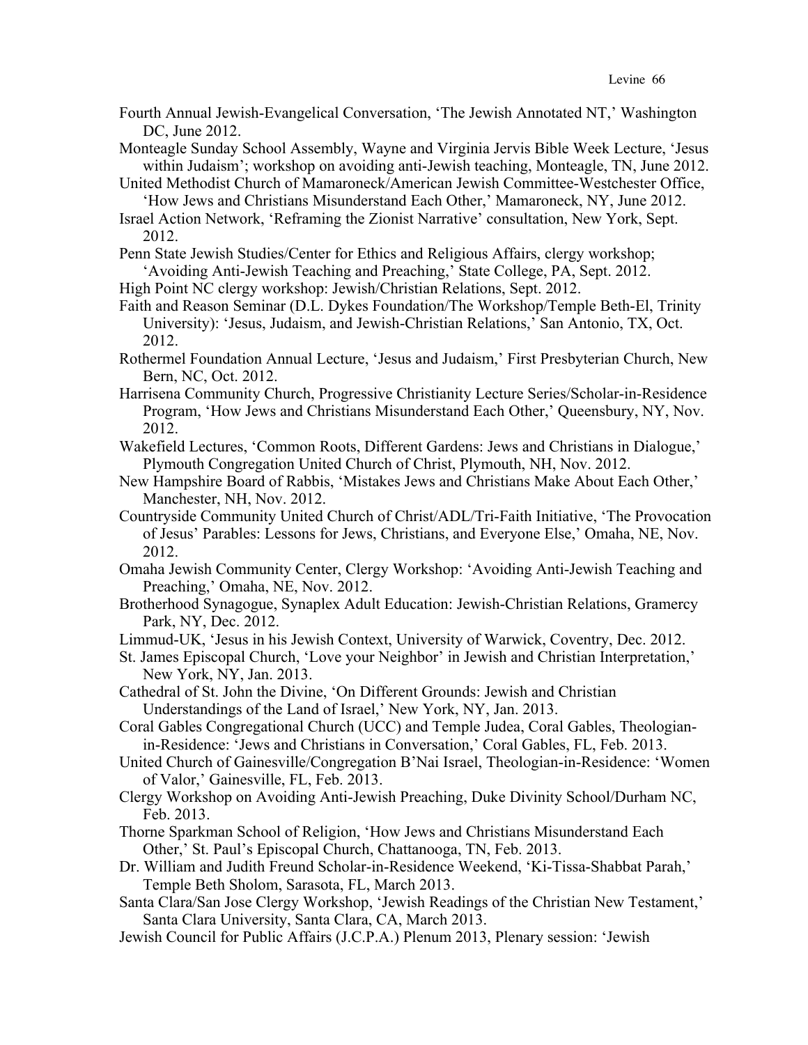Fourth Annual Jewish-Evangelical Conversation, 'The Jewish Annotated NT,' Washington DC, June 2012.

Monteagle Sunday School Assembly, Wayne and Virginia Jervis Bible Week Lecture, 'Jesus within Judaism'; workshop on avoiding anti-Jewish teaching, Monteagle, TN, June 2012.

United Methodist Church of Mamaroneck/American Jewish Committee-Westchester Office, 'How Jews and Christians Misunderstand Each Other,' Mamaroneck, NY, June 2012.

Israel Action Network, 'Reframing the Zionist Narrative' consultation, New York, Sept. 2012.

Penn State Jewish Studies/Center for Ethics and Religious Affairs, clergy workshop; 'Avoiding Anti-Jewish Teaching and Preaching,' State College, PA, Sept. 2012.

High Point NC clergy workshop: Jewish/Christian Relations, Sept. 2012.

Faith and Reason Seminar (D.L. Dykes Foundation/The Workshop/Temple Beth-El, Trinity University): 'Jesus, Judaism, and Jewish-Christian Relations,' San Antonio, TX, Oct. 2012.

Rothermel Foundation Annual Lecture, 'Jesus and Judaism,' First Presbyterian Church, New Bern, NC, Oct. 2012.

Harrisena Community Church, Progressive Christianity Lecture Series/Scholar-in-Residence Program, 'How Jews and Christians Misunderstand Each Other,' Queensbury, NY, Nov. 2012.

Wakefield Lectures, 'Common Roots, Different Gardens: Jews and Christians in Dialogue,' Plymouth Congregation United Church of Christ, Plymouth, NH, Nov. 2012.

New Hampshire Board of Rabbis, 'Mistakes Jews and Christians Make About Each Other,' Manchester, NH, Nov. 2012.

Countryside Community United Church of Christ/ADL/Tri-Faith Initiative, 'The Provocation of Jesus' Parables: Lessons for Jews, Christians, and Everyone Else,' Omaha, NE, Nov. 2012.

Omaha Jewish Community Center, Clergy Workshop: 'Avoiding Anti-Jewish Teaching and Preaching,' Omaha, NE, Nov. 2012.

Brotherhood Synagogue, Synaplex Adult Education: Jewish-Christian Relations, Gramercy Park, NY, Dec. 2012.

Limmud-UK, 'Jesus in his Jewish Context, University of Warwick, Coventry, Dec. 2012.

St. James Episcopal Church, 'Love your Neighbor' in Jewish and Christian Interpretation,' New York, NY, Jan. 2013.

Cathedral of St. John the Divine, 'On Different Grounds: Jewish and Christian Understandings of the Land of Israel,' New York, NY, Jan. 2013.

Coral Gables Congregational Church (UCC) and Temple Judea, Coral Gables, Theologian-in-Residence: 'Jews and Christians in Conversation,' Coral Gables, FL, Feb. 2013.

United Church of Gainesville/Congregation B'Nai Israel, Theologian-in-Residence: 'Women of Valor,' Gainesville, FL, Feb. 2013.

Clergy Workshop on Avoiding Anti-Jewish Preaching, Duke Divinity School/Durham NC, Feb. 2013.

Thorne Sparkman School of Religion, 'How Jews and Christians Misunderstand Each Other,' St. Paul's Episcopal Church, Chattanooga, TN, Feb. 2013.

Dr. William and Judith Freund Scholar-in-Residence Weekend, 'Ki-Tissa-Shabbat Parah,' Temple Beth Sholom, Sarasota, FL, March 2013.

Santa Clara/San Jose Clergy Workshop, 'Jewish Readings of the Christian New Testament,' Santa Clara University, Santa Clara, CA, March 2013.

Jewish Council for Public Affairs (J.C.P.A.) Plenum 2013, Plenary session: 'Jewish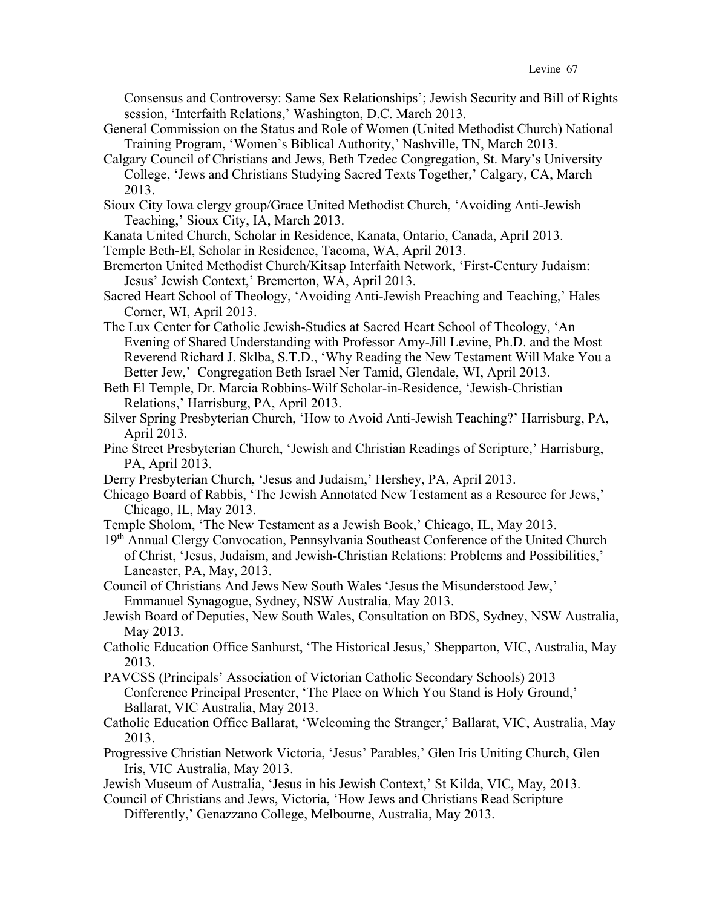Consensus and Controversy: Same Sex Relationships'; Jewish Security and Bill of Rights session, 'Interfaith Relations,' Washington, D.C. March 2013.

General Commission on the Status and Role of Women (United Methodist Church) National Training Program, 'Women's Biblical Authority,' Nashville, TN, March 2013.

Calgary Council of Christians and Jews, Beth Tzedec Congregation, St. Mary's University College, 'Jews and Christians Studying Sacred Texts Together,' Calgary, CA, March 2013.

Sioux City Iowa clergy group/Grace United Methodist Church, 'Avoiding Anti-Jewish Teaching,' Sioux City, IA, March 2013.

Kanata United Church, Scholar in Residence, Kanata, Ontario, Canada, April 2013.

Temple Beth-El, Scholar in Residence, Tacoma, WA, April 2013.

Bremerton United Methodist Church/Kitsap Interfaith Network, 'First-Century Judaism: Jesus' Jewish Context,' Bremerton, WA, April 2013.

Sacred Heart School of Theology, 'Avoiding Anti-Jewish Preaching and Teaching,' Hales Corner, WI, April 2013.

The Lux Center for Catholic Jewish-Studies at Sacred Heart School of Theology, 'An Evening of Shared Understanding with Professor Amy-Jill Levine, Ph.D. and the Most Reverend Richard J. Sklba, S.T.D., 'Why Reading the New Testament Will Make You a Better Jew,' Congregation Beth Israel Ner Tamid, Glendale, WI, April 2013.

Beth El Temple, Dr. Marcia Robbins-Wilf Scholar-in-Residence, 'Jewish-Christian Relations,' Harrisburg, PA, April 2013.

Silver Spring Presbyterian Church, 'How to Avoid Anti-Jewish Teaching?' Harrisburg, PA, April 2013.

Pine Street Presbyterian Church, 'Jewish and Christian Readings of Scripture,' Harrisburg, PA, April 2013.

Derry Presbyterian Church, 'Jesus and Judaism,' Hershey, PA, April 2013.

Chicago Board of Rabbis, 'The Jewish Annotated New Testament as a Resource for Jews,' Chicago, IL, May 2013.

Temple Sholom, 'The New Testament as a Jewish Book,' Chicago, IL, May 2013.

19th Annual Clergy Convocation, Pennsylvania Southeast Conference of the United Church of Christ, 'Jesus, Judaism, and Jewish-Christian Relations: Problems and Possibilities,' Lancaster, PA, May, 2013.

Council of Christians And Jews New South Wales 'Jesus the Misunderstood Jew,' Emmanuel Synagogue, Sydney, NSW Australia, May 2013.

Jewish Board of Deputies, New South Wales, Consultation on BDS, Sydney, NSW Australia, May 2013.

Catholic Education Office Sanhurst, 'The Historical Jesus,' Shepparton, VIC, Australia, May 2013.

PAVCSS (Principals' Association of Victorian Catholic Secondary Schools) 2013 Conference Principal Presenter, 'The Place on Which You Stand is Holy Ground,' Ballarat, VIC Australia, May 2013.

Catholic Education Office Ballarat, 'Welcoming the Stranger,' Ballarat, VIC, Australia, May 2013.

Progressive Christian Network Victoria, 'Jesus' Parables,' Glen Iris Uniting Church, Glen Iris, VIC Australia, May 2013.

Jewish Museum of Australia, 'Jesus in his Jewish Context,' St Kilda, VIC, May, 2013.

Council of Christians and Jews, Victoria, 'How Jews and Christians Read Scripture Differently,' Genazzano College, Melbourne, Australia, May 2013.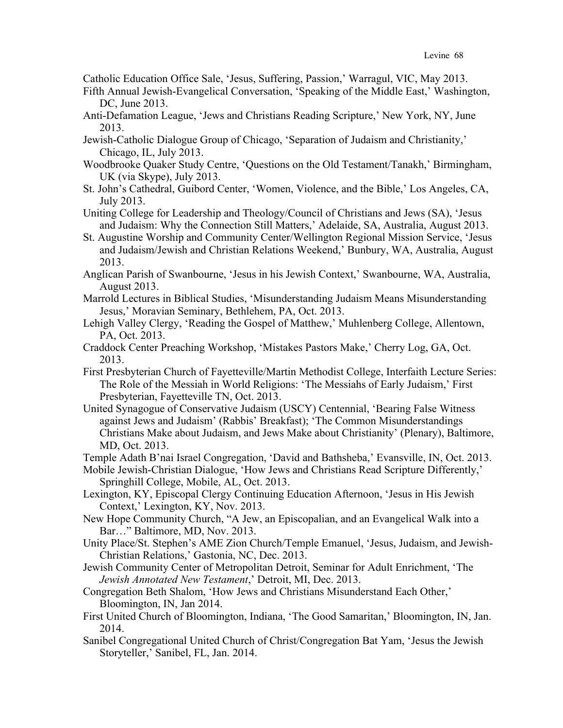Catholic Education Office Sale, 'Jesus, Suffering, Passion,' Warragul, VIC, May 2013.

Fifth Annual Jewish-Evangelical Conversation, 'Speaking of the Middle East,' Washington, DC, June 2013.

Anti-Defamation League, 'Jews and Christians Reading Scripture,' New York, NY, June 2013.

Jewish-Catholic Dialogue Group of Chicago, 'Separation of Judaism and Christianity,' Chicago, IL, July 2013.

Woodbrooke Quaker Study Centre, 'Questions on the Old Testament/Tanakh,' Birmingham, UK (via Skype), July 2013.

St. John's Cathedral, Guibord Center, 'Women, Violence, and the Bible,' Los Angeles, CA, July 2013.

Uniting College for Leadership and Theology/Council of Christians and Jews (SA), 'Jesus and Judaism: Why the Connection Still Matters,' Adelaide, SA, Australia, August 2013.

St. Augustine Worship and Community Center/Wellington Regional Mission Service, 'Jesus and Judaism/Jewish and Christian Relations Weekend,' Bunbury, WA, Australia, August 2013.

Anglican Parish of Swanbourne, 'Jesus in his Jewish Context,' Swanbourne, WA, Australia, August 2013.

Marrold Lectures in Biblical Studies, 'Misunderstanding Judaism Means Misunderstanding Jesus,' Moravian Seminary, Bethlehem, PA, Oct. 2013.

Lehigh Valley Clergy, 'Reading the Gospel of Matthew,' Muhlenberg College, Allentown, PA, Oct. 2013.

Craddock Center Preaching Workshop, 'Mistakes Pastors Make,' Cherry Log, GA, Oct. 2013.

First Presbyterian Church of Fayetteville/Martin Methodist College, Interfaith Lecture Series: The Role of the Messiah in World Religions: 'The Messiahs of Early Judaism,' First Presbyterian, Fayetteville TN, Oct. 2013.

United Synagogue of Conservative Judaism (USCY) Centennial, 'Bearing False Witness against Jews and Judaism' (Rabbis' Breakfast); 'The Common Misunderstandings Christians Make about Judaism, and Jews Make about Christianity' (Plenary), Baltimore, MD, Oct. 2013.

Temple Adath B'nai Israel Congregation, 'David and Bathsheba,' Evansville, IN, Oct. 2013.

Mobile Jewish-Christian Dialogue, 'How Jews and Christians Read Scripture Differently,' Springhill College, Mobile, AL, Oct. 2013.

Lexington, KY, Episcopal Clergy Continuing Education Afternoon, 'Jesus in His Jewish Context,' Lexington, KY, Nov. 2013.

New Hope Community Church, "A Jew, an Episcopalian, and an Evangelical Walk into a Bar…" Baltimore, MD, Nov. 2013.

Unity Place/St. Stephen's AME Zion Church/Temple Emanuel, 'Jesus, Judaism, and Jewish-Christian Relations,' Gastonia, NC, Dec. 2013.

Jewish Community Center of Metropolitan Detroit, Seminar for Adult Enrichment, 'The *Jewish Annotated New Testament*,' Detroit, MI, Dec. 2013.

Congregation Beth Shalom, 'How Jews and Christians Misunderstand Each Other,' Bloomington, IN, Jan 2014.

First United Church of Bloomington, Indiana, 'The Good Samaritan,' Bloomington, IN, Jan. 2014.

Sanibel Congregational United Church of Christ/Congregation Bat Yam, 'Jesus the Jewish Storyteller,' Sanibel, FL, Jan. 2014.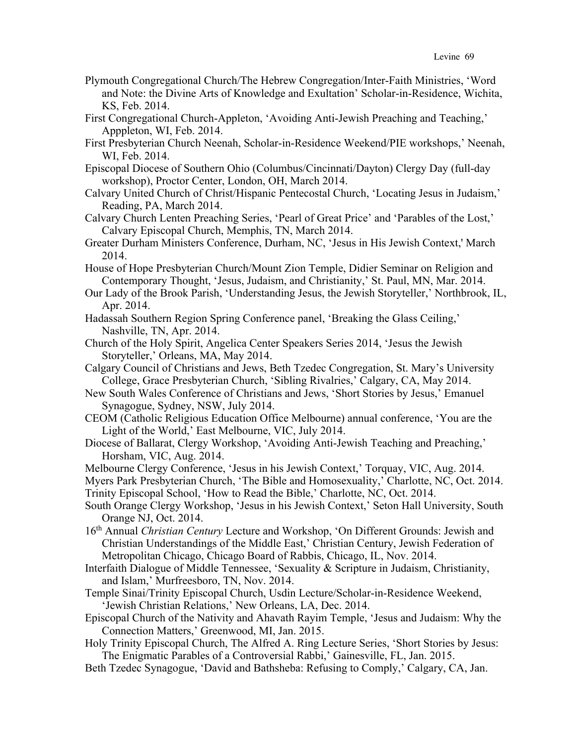Plymouth Congregational Church/The Hebrew Congregation/Inter-Faith Ministries, 'Word and Note: the Divine Arts of Knowledge and Exultation' Scholar-in-Residence, Wichita, KS, Feb. 2014.

First Congregational Church-Appleton, 'Avoiding Anti-Jewish Preaching and Teaching,' Apppleton, WI, Feb. 2014.

First Presbyterian Church Neenah, Scholar-in-Residence Weekend/PIE workshops,' Neenah, WI, Feb. 2014.

Episcopal Diocese of Southern Ohio (Columbus/Cincinnati/Dayton) Clergy Day (full-day workshop), Proctor Center, London, OH, March 2014.

Calvary United Church of Christ/Hispanic Pentecostal Church, 'Locating Jesus in Judaism,' Reading, PA, March 2014.

Calvary Church Lenten Preaching Series, 'Pearl of Great Price' and 'Parables of the Lost,' Calvary Episcopal Church, Memphis, TN, March 2014.

Greater Durham Ministers Conference, Durham, NC, 'Jesus in His Jewish Context,' March 2014.

House of Hope Presbyterian Church/Mount Zion Temple, Didier Seminar on Religion and Contemporary Thought, 'Jesus, Judaism, and Christianity,' St. Paul, MN, Mar. 2014.

Our Lady of the Brook Parish, 'Understanding Jesus, the Jewish Storyteller,' Northbrook, IL, Apr. 2014.

Hadassah Southern Region Spring Conference panel, 'Breaking the Glass Ceiling,' Nashville, TN, Apr. 2014.

Church of the Holy Spirit, Angelica Center Speakers Series 2014, 'Jesus the Jewish Storyteller,' Orleans, MA, May 2014.

Calgary Council of Christians and Jews, Beth Tzedec Congregation, St. Mary's University College, Grace Presbyterian Church, 'Sibling Rivalries,' Calgary, CA, May 2014.

New South Wales Conference of Christians and Jews, 'Short Stories by Jesus,' Emanuel Synagogue, Sydney, NSW, July 2014.

CEOM (Catholic Religious Education Office Melbourne) annual conference, 'You are the Light of the World,' East Melbourne, VIC, July 2014.

Diocese of Ballarat, Clergy Workshop, 'Avoiding Anti-Jewish Teaching and Preaching,' Horsham, VIC, Aug. 2014.

Melbourne Clergy Conference, 'Jesus in his Jewish Context,' Torquay, VIC, Aug. 2014.

Myers Park Presbyterian Church, 'The Bible and Homosexuality,' Charlotte, NC, Oct. 2014.

Trinity Episcopal School, 'How to Read the Bible,' Charlotte, NC, Oct. 2014.

South Orange Clergy Workshop, 'Jesus in his Jewish Context,' Seton Hall University, South Orange NJ, Oct. 2014.

16th Annual *Christian Century* Lecture and Workshop, 'On Different Grounds: Jewish and Christian Understandings of the Middle East,' Christian Century, Jewish Federation of Metropolitan Chicago, Chicago Board of Rabbis, Chicago, IL, Nov. 2014.

Interfaith Dialogue of Middle Tennessee, 'Sexuality & Scripture in Judaism, Christianity, and Islam,' Murfreesboro, TN, Nov. 2014.

Temple Sinai/Trinity Episcopal Church, Usdin Lecture/Scholar-in-Residence Weekend, 'Jewish Christian Relations,' New Orleans, LA, Dec. 2014.

Episcopal Church of the Nativity and Ahavath Rayim Temple, 'Jesus and Judaism: Why the Connection Matters,' Greenwood, MI, Jan. 2015.

Holy Trinity Episcopal Church, The Alfred A. Ring Lecture Series, 'Short Stories by Jesus: The Enigmatic Parables of a Controversial Rabbi,' Gainesville, FL, Jan. 2015.

Beth Tzedec Synagogue, 'David and Bathsheba: Refusing to Comply,' Calgary, CA, Jan.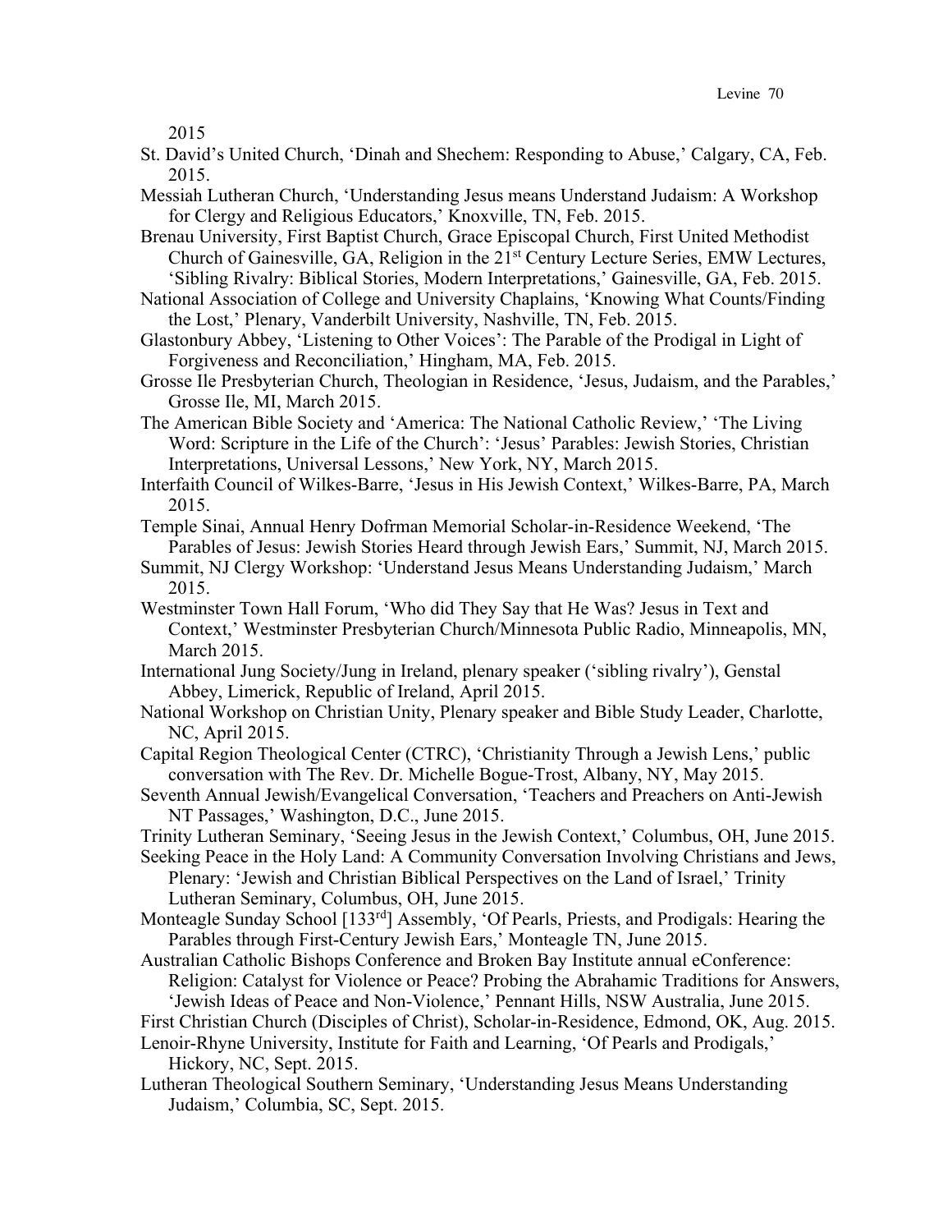2015

St. David's United Church, 'Dinah and Shechem: Responding to Abuse,' Calgary, CA, Feb. 2015.

Messiah Lutheran Church, 'Understanding Jesus means Understand Judaism: A Workshop for Clergy and Religious Educators,' Knoxville, TN, Feb. 2015.

Brenau University, First Baptist Church, Grace Episcopal Church, First United Methodist Church of Gainesville, GA, Religion in the 21st Century Lecture Series, EMW Lectures, 'Sibling Rivalry: Biblical Stories, Modern Interpretations,' Gainesville, GA, Feb. 2015.

National Association of College and University Chaplains, 'Knowing What Counts/Finding the Lost,' Plenary, Vanderbilt University, Nashville, TN, Feb. 2015.

Glastonbury Abbey, 'Listening to Other Voices': The Parable of the Prodigal in Light of Forgiveness and Reconciliation,' Hingham, MA, Feb. 2015.

Grosse Ile Presbyterian Church, Theologian in Residence, 'Jesus, Judaism, and the Parables,' Grosse Ile, MI, March 2015.

The American Bible Society and 'America: The National Catholic Review,' 'The Living Word: Scripture in the Life of the Church': 'Jesus' Parables: Jewish Stories, Christian Interpretations, Universal Lessons,' New York, NY, March 2015.

Interfaith Council of Wilkes-Barre, 'Jesus in His Jewish Context,' Wilkes-Barre, PA, March 2015.

Temple Sinai, Annual Henry Dofrman Memorial Scholar-in-Residence Weekend, 'The Parables of Jesus: Jewish Stories Heard through Jewish Ears,' Summit, NJ, March 2015.

Summit, NJ Clergy Workshop: 'Understand Jesus Means Understanding Judaism,' March 2015.

Westminster Town Hall Forum, 'Who did They Say that He Was? Jesus in Text and Context,' Westminster Presbyterian Church/Minnesota Public Radio, Minneapolis, MN, March 2015.

International Jung Society/Jung in Ireland, plenary speaker ('sibling rivalry'), Genstal Abbey, Limerick, Republic of Ireland, April 2015.

National Workshop on Christian Unity, Plenary speaker and Bible Study Leader, Charlotte, NC, April 2015.

Capital Region Theological Center (CTRC), 'Christianity Through a Jewish Lens,' public conversation with The Rev. Dr. Michelle Bogue-Trost, Albany, NY, May 2015.

Seventh Annual Jewish/Evangelical Conversation, 'Teachers and Preachers on Anti-Jewish NT Passages,' Washington, D.C., June 2015.

Trinity Lutheran Seminary, 'Seeing Jesus in the Jewish Context,' Columbus, OH, June 2015.

Seeking Peace in the Holy Land: A Community Conversation Involving Christians and Jews, Plenary: 'Jewish and Christian Biblical Perspectives on the Land of Israel,' Trinity Lutheran Seminary, Columbus, OH, June 2015.

Monteagle Sunday School [133rd] Assembly, 'Of Pearls, Priests, and Prodigals: Hearing the Parables through First-Century Jewish Ears,' Monteagle TN, June 2015.

Australian Catholic Bishops Conference and Broken Bay Institute annual eConference: Religion: Catalyst for Violence or Peace? Probing the Abrahamic Traditions for Answers, 'Jewish Ideas of Peace and Non-Violence,' Pennant Hills, NSW Australia, June 2015.

First Christian Church (Disciples of Christ), Scholar-in-Residence, Edmond, OK, Aug. 2015.

Lenoir-Rhyne University, Institute for Faith and Learning, 'Of Pearls and Prodigals,' Hickory, NC, Sept. 2015.

Lutheran Theological Southern Seminary, 'Understanding Jesus Means Understanding Judaism,' Columbia, SC, Sept. 2015.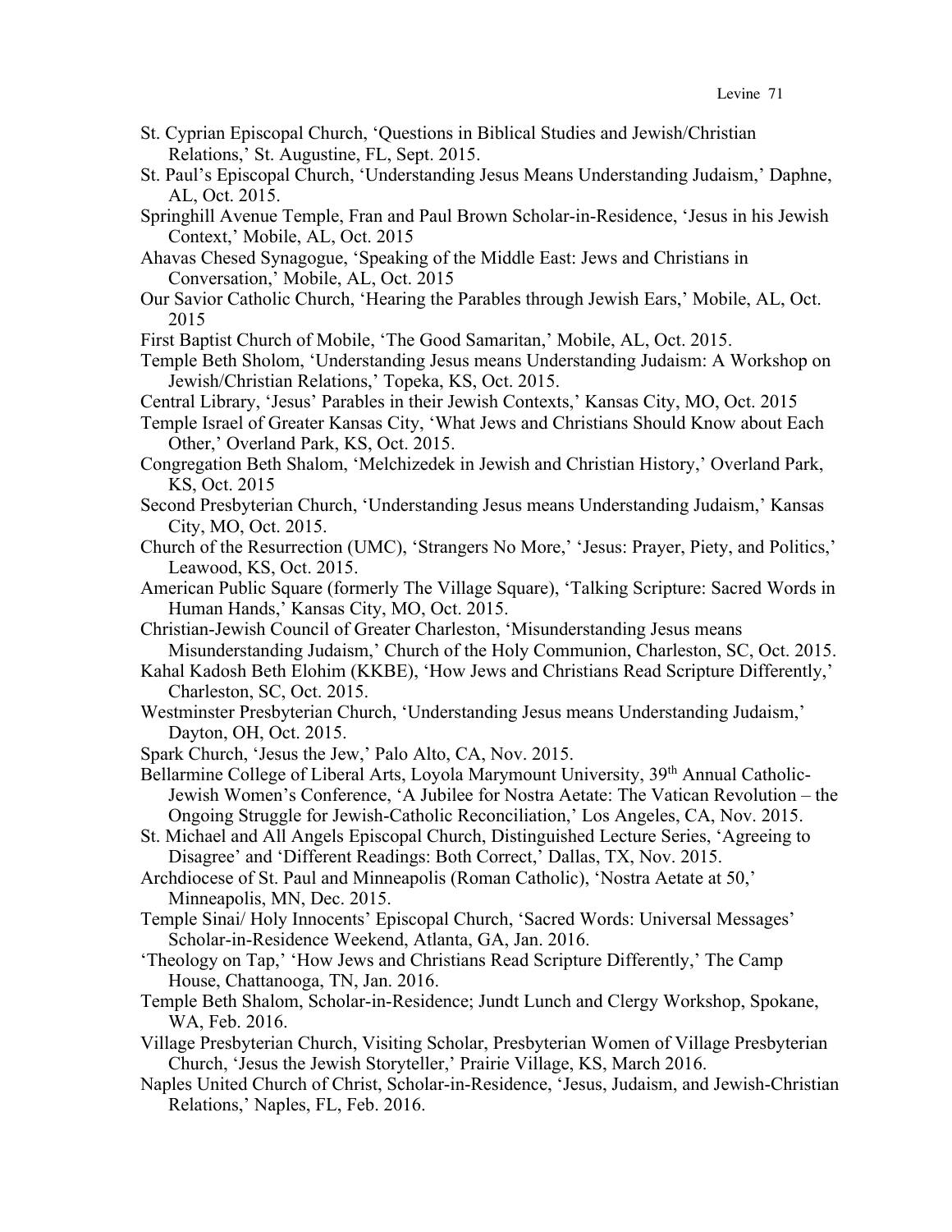St. Cyprian Episcopal Church, 'Questions in Biblical Studies and Jewish/Christian Relations,' St. Augustine, FL, Sept. 2015.

St. Paul's Episcopal Church, 'Understanding Jesus Means Understanding Judaism,' Daphne, AL, Oct. 2015.

Springhill Avenue Temple, Fran and Paul Brown Scholar-in-Residence, 'Jesus in his Jewish Context,' Mobile, AL, Oct. 2015

Ahavas Chesed Synagogue, 'Speaking of the Middle East: Jews and Christians in Conversation,' Mobile, AL, Oct. 2015

Our Savior Catholic Church, 'Hearing the Parables through Jewish Ears,' Mobile, AL, Oct. 2015

First Baptist Church of Mobile, 'The Good Samaritan,' Mobile, AL, Oct. 2015.

Temple Beth Sholom, 'Understanding Jesus means Understanding Judaism: A Workshop on Jewish/Christian Relations,' Topeka, KS, Oct. 2015.

Central Library, 'Jesus' Parables in their Jewish Contexts,' Kansas City, MO, Oct. 2015

Temple Israel of Greater Kansas City, 'What Jews and Christians Should Know about Each Other,' Overland Park, KS, Oct. 2015.

Congregation Beth Shalom, 'Melchizedek in Jewish and Christian History,' Overland Park, KS, Oct. 2015

Second Presbyterian Church, 'Understanding Jesus means Understanding Judaism,' Kansas City, MO, Oct. 2015.

Church of the Resurrection (UMC), 'Strangers No More,' 'Jesus: Prayer, Piety, and Politics,' Leawood, KS, Oct. 2015.

American Public Square (formerly The Village Square), 'Talking Scripture: Sacred Words in Human Hands,' Kansas City, MO, Oct. 2015.

Christian-Jewish Council of Greater Charleston, 'Misunderstanding Jesus means Misunderstanding Judaism,' Church of the Holy Communion, Charleston, SC, Oct. 2015.

Kahal Kadosh Beth Elohim (KKBE), 'How Jews and Christians Read Scripture Differently,' Charleston, SC, Oct. 2015.

Westminster Presbyterian Church, 'Understanding Jesus means Understanding Judaism,' Dayton, OH, Oct. 2015.

Spark Church, 'Jesus the Jew,' Palo Alto, CA, Nov. 2015.

Bellarmine College of Liberal Arts, Loyola Marymount University, 39th Annual Catholic-Jewish Women's Conference, 'A Jubilee for Nostra Aetate: The Vatican Revolution – the Ongoing Struggle for Jewish-Catholic Reconciliation,' Los Angeles, CA, Nov. 2015.

St. Michael and All Angels Episcopal Church, Distinguished Lecture Series, 'Agreeing to Disagree' and 'Different Readings: Both Correct,' Dallas, TX, Nov. 2015.

Archdiocese of St. Paul and Minneapolis (Roman Catholic), 'Nostra Aetate at 50,' Minneapolis, MN, Dec. 2015.

Temple Sinai/ Holy Innocents' Episcopal Church, 'Sacred Words: Universal Messages' Scholar-in-Residence Weekend, Atlanta, GA, Jan. 2016.

'Theology on Tap,' 'How Jews and Christians Read Scripture Differently,' The Camp House, Chattanooga, TN, Jan. 2016.

Temple Beth Shalom, Scholar-in-Residence; Jundt Lunch and Clergy Workshop, Spokane, WA, Feb. 2016.

Village Presbyterian Church, Visiting Scholar, Presbyterian Women of Village Presbyterian Church, 'Jesus the Jewish Storyteller,' Prairie Village, KS, March 2016.

Naples United Church of Christ, Scholar-in-Residence, 'Jesus, Judaism, and Jewish-Christian Relations,' Naples, FL, Feb. 2016.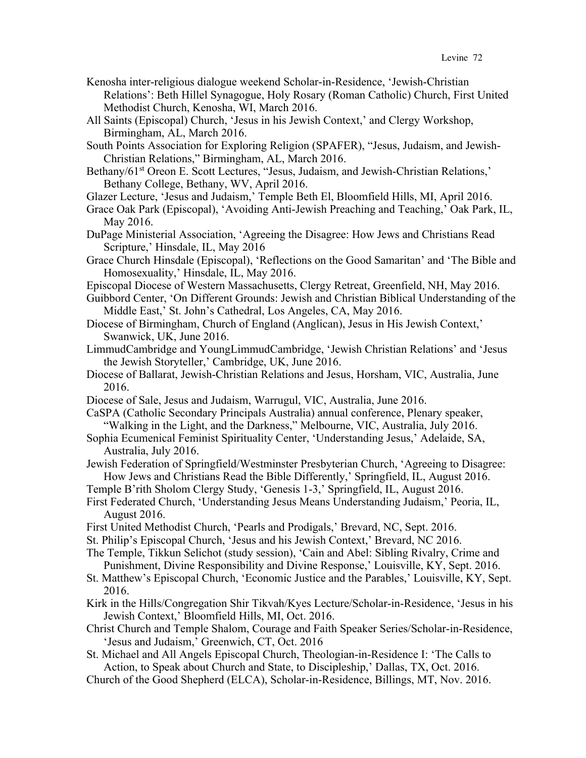Kenosha inter-religious dialogue weekend Scholar-in-Residence, 'Jewish-Christian Relations': Beth Hillel Synagogue, Holy Rosary (Roman Catholic) Church, First United Methodist Church, Kenosha, WI, March 2016.

All Saints (Episcopal) Church, 'Jesus in his Jewish Context,' and Clergy Workshop, Birmingham, AL, March 2016.

South Points Association for Exploring Religion (SPAFER), "Jesus, Judaism, and Jewish-Christian Relations," Birmingham, AL, March 2016.

Bethany/61st Oreon E. Scott Lectures, "Jesus, Judaism, and Jewish-Christian Relations,' Bethany College, Bethany, WV, April 2016.

Glazer Lecture, 'Jesus and Judaism,' Temple Beth El, Bloomfield Hills, MI, April 2016.

Grace Oak Park (Episcopal), 'Avoiding Anti-Jewish Preaching and Teaching,' Oak Park, IL, May 2016.

DuPage Ministerial Association, 'Agreeing the Disagree: How Jews and Christians Read Scripture,' Hinsdale, IL, May 2016

Grace Church Hinsdale (Episcopal), 'Reflections on the Good Samaritan' and 'The Bible and Homosexuality,' Hinsdale, IL, May 2016.

Episcopal Diocese of Western Massachusetts, Clergy Retreat, Greenfield, NH, May 2016.

Guibbord Center, 'On Different Grounds: Jewish and Christian Biblical Understanding of the Middle East,' St. John's Cathedral, Los Angeles, CA, May 2016.

Diocese of Birmingham, Church of England (Anglican), Jesus in His Jewish Context,' Swanwick, UK, June 2016.

LimmudCambridge and YoungLimmudCambridge, 'Jewish Christian Relations' and 'Jesus the Jewish Storyteller,' Cambridge, UK, June 2016.

Diocese of Ballarat, Jewish-Christian Relations and Jesus, Horsham, VIC, Australia, June 2016.

Diocese of Sale, Jesus and Judaism, Warrugul, VIC, Australia, June 2016.

CaSPA (Catholic Secondary Principals Australia) annual conference, Plenary speaker, "Walking in the Light, and the Darkness," Melbourne, VIC, Australia, July 2016.

Sophia Ecumenical Feminist Spirituality Center, 'Understanding Jesus,' Adelaide, SA, Australia, July 2016.

Jewish Federation of Springfield/Westminster Presbyterian Church, 'Agreeing to Disagree: How Jews and Christians Read the Bible Differently,' Springfield, IL, August 2016.

Temple B'rith Sholom Clergy Study, 'Genesis 1-3,' Springfield, IL, August 2016.

First Federated Church, 'Understanding Jesus Means Understanding Judaism,' Peoria, IL, August 2016.

First United Methodist Church, 'Pearls and Prodigals,' Brevard, NC, Sept. 2016.

St. Philip's Episcopal Church, 'Jesus and his Jewish Context,' Brevard, NC 2016.

The Temple, Tikkun Selichot (study session), 'Cain and Abel: Sibling Rivalry, Crime and Punishment, Divine Responsibility and Divine Response,' Louisville, KY, Sept. 2016.

St. Matthew's Episcopal Church, 'Economic Justice and the Parables,' Louisville, KY, Sept. 2016.

Kirk in the Hills/Congregation Shir Tikvah/Kyes Lecture/Scholar-in-Residence, 'Jesus in his Jewish Context,' Bloomfield Hills, MI, Oct. 2016.

Christ Church and Temple Shalom, Courage and Faith Speaker Series/Scholar-in-Residence, 'Jesus and Judaism,' Greenwich, CT, Oct. 2016

St. Michael and All Angels Episcopal Church, Theologian-in-Residence I: 'The Calls to Action, to Speak about Church and State, to Discipleship,' Dallas, TX, Oct. 2016.

Church of the Good Shepherd (ELCA), Scholar-in-Residence, Billings, MT, Nov. 2016.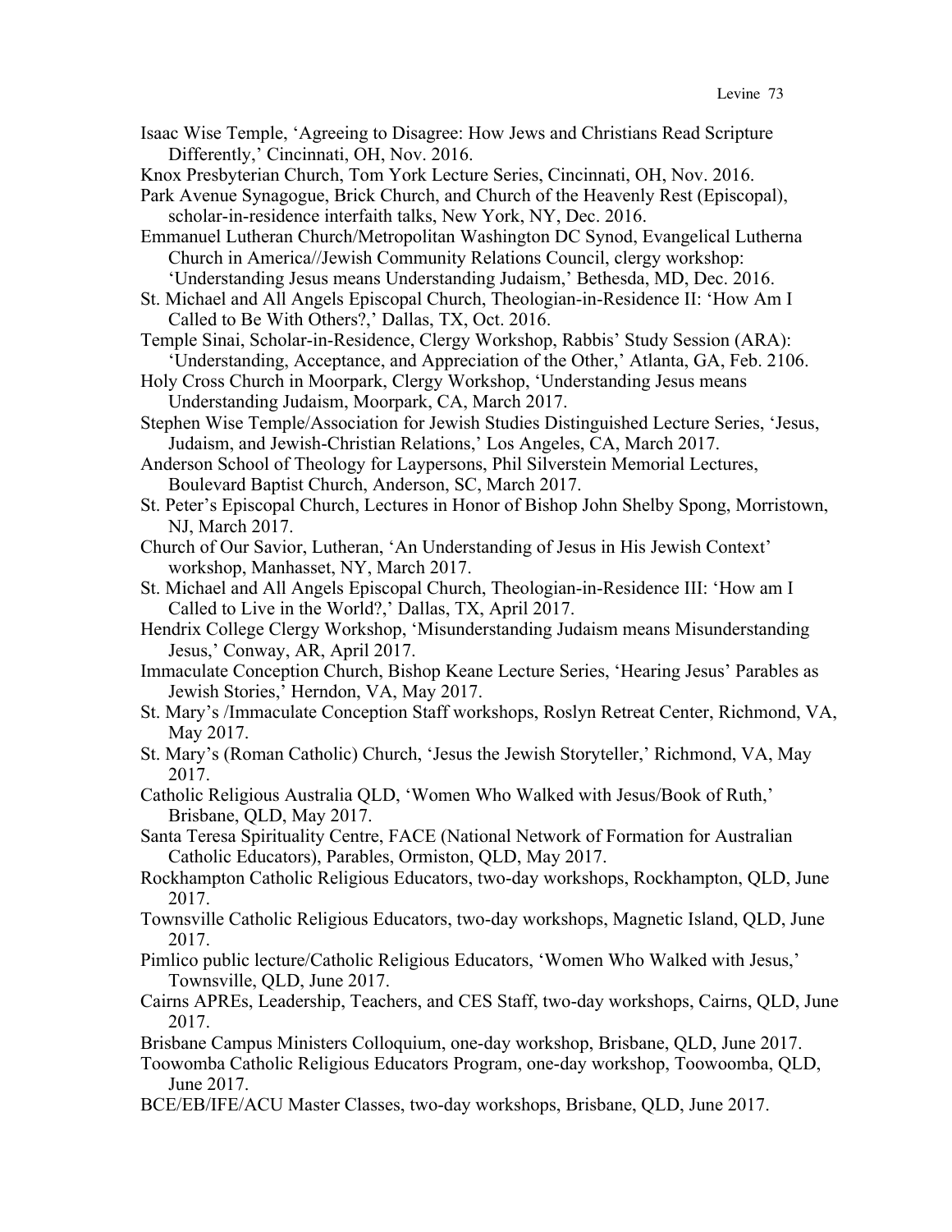Isaac Wise Temple, 'Agreeing to Disagree: How Jews and Christians Read Scripture Differently,' Cincinnati, OH, Nov. 2016.

Knox Presbyterian Church, Tom York Lecture Series, Cincinnati, OH, Nov. 2016.

Park Avenue Synagogue, Brick Church, and Church of the Heavenly Rest (Episcopal), scholar-in-residence interfaith talks, New York, NY, Dec. 2016.

Emmanuel Lutheran Church/Metropolitan Washington DC Synod, Evangelical Lutherna Church in America//Jewish Community Relations Council, clergy workshop: 'Understanding Jesus means Understanding Judaism,' Bethesda, MD, Dec. 2016.

St. Michael and All Angels Episcopal Church, Theologian-in-Residence II: 'How Am I Called to Be With Others?,' Dallas, TX, Oct. 2016.

Temple Sinai, Scholar-in-Residence, Clergy Workshop, Rabbis' Study Session (ARA): 'Understanding, Acceptance, and Appreciation of the Other,' Atlanta, GA, Feb. 2106.

Holy Cross Church in Moorpark, Clergy Workshop, 'Understanding Jesus means Understanding Judaism, Moorpark, CA, March 2017.

Stephen Wise Temple/Association for Jewish Studies Distinguished Lecture Series, 'Jesus, Judaism, and Jewish-Christian Relations,' Los Angeles, CA, March 2017.

Anderson School of Theology for Laypersons, Phil Silverstein Memorial Lectures, Boulevard Baptist Church, Anderson, SC, March 2017.

St. Peter's Episcopal Church, Lectures in Honor of Bishop John Shelby Spong, Morristown, NJ, March 2017.

Church of Our Savior, Lutheran, 'An Understanding of Jesus in His Jewish Context' workshop, Manhasset, NY, March 2017.

St. Michael and All Angels Episcopal Church, Theologian-in-Residence III: 'How am I Called to Live in the World?,' Dallas, TX, April 2017.

Hendrix College Clergy Workshop, 'Misunderstanding Judaism means Misunderstanding Jesus,' Conway, AR, April 2017.

Immaculate Conception Church, Bishop Keane Lecture Series, 'Hearing Jesus' Parables as Jewish Stories,' Herndon, VA, May 2017.

St. Mary's /Immaculate Conception Staff workshops, Roslyn Retreat Center, Richmond, VA, May 2017.

St. Mary's (Roman Catholic) Church, 'Jesus the Jewish Storyteller,' Richmond, VA, May 2017.

Catholic Religious Australia QLD, 'Women Who Walked with Jesus/Book of Ruth,' Brisbane, QLD, May 2017.

Santa Teresa Spirituality Centre, FACE (National Network of Formation for Australian Catholic Educators), Parables, Ormiston, QLD, May 2017.

Rockhampton Catholic Religious Educators, two-day workshops, Rockhampton, QLD, June 2017.

Townsville Catholic Religious Educators, two-day workshops, Magnetic Island, QLD, June 2017.

Pimlico public lecture/Catholic Religious Educators, 'Women Who Walked with Jesus,' Townsville, QLD, June 2017.

Cairns APREs, Leadership, Teachers, and CES Staff, two-day workshops, Cairns, QLD, June 2017.

Brisbane Campus Ministers Colloquium, one-day workshop, Brisbane, QLD, June 2017.

Toowomba Catholic Religious Educators Program, one-day workshop, Toowoomba, QLD, June 2017.

BCE/EB/IFE/ACU Master Classes, two-day workshops, Brisbane, QLD, June 2017.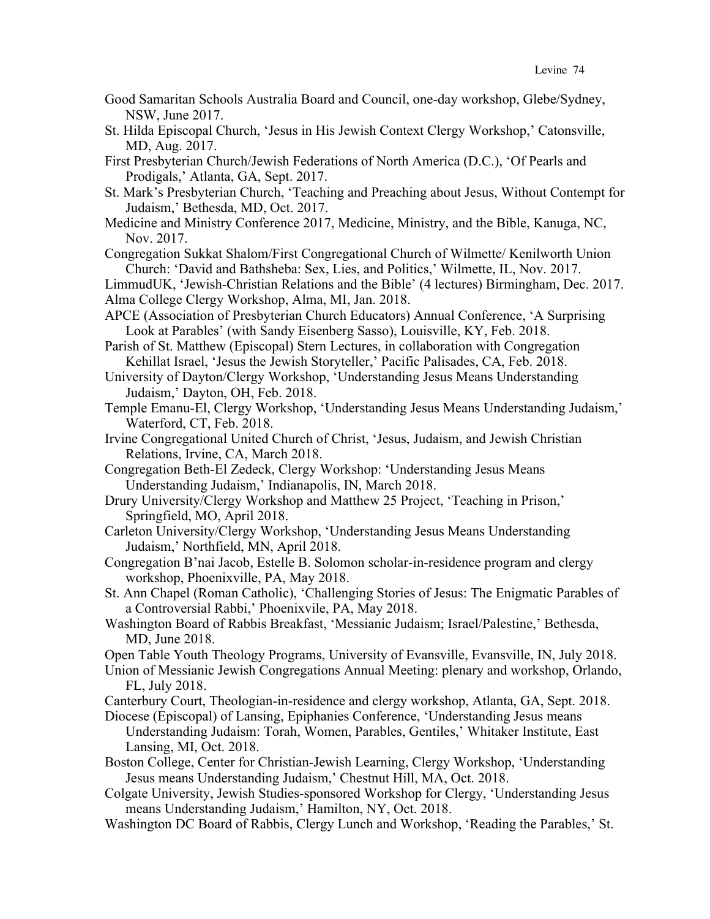Good Samaritan Schools Australia Board and Council, one-day workshop, Glebe/Sydney, NSW, June 2017.

St. Hilda Episcopal Church, 'Jesus in His Jewish Context Clergy Workshop,' Catonsville, MD, Aug. 2017.

First Presbyterian Church/Jewish Federations of North America (D.C.), 'Of Pearls and Prodigals,' Atlanta, GA, Sept. 2017.

St. Mark's Presbyterian Church, 'Teaching and Preaching about Jesus, Without Contempt for Judaism,' Bethesda, MD, Oct. 2017.

Medicine and Ministry Conference 2017, Medicine, Ministry, and the Bible, Kanuga, NC, Nov. 2017.

Congregation Sukkat Shalom/First Congregational Church of Wilmette/ Kenilworth Union Church: 'David and Bathsheba: Sex, Lies, and Politics,' Wilmette, IL, Nov. 2017.

LimmudUK, 'Jewish-Christian Relations and the Bible' (4 lectures) Birmingham, Dec. 2017.

Alma College Clergy Workshop, Alma, MI, Jan. 2018.

APCE (Association of Presbyterian Church Educators) Annual Conference, 'A Surprising Look at Parables' (with Sandy Eisenberg Sasso), Louisville, KY, Feb. 2018.

Parish of St. Matthew (Episcopal) Stern Lectures, in collaboration with Congregation Kehillat Israel, 'Jesus the Jewish Storyteller,' Pacific Palisades, CA, Feb. 2018.

University of Dayton/Clergy Workshop, 'Understanding Jesus Means Understanding Judaism,' Dayton, OH, Feb. 2018.

Temple Emanu-El, Clergy Workshop, 'Understanding Jesus Means Understanding Judaism,' Waterford, CT, Feb. 2018.

Irvine Congregational United Church of Christ, 'Jesus, Judaism, and Jewish Christian Relations, Irvine, CA, March 2018.

Congregation Beth-El Zedeck, Clergy Workshop: 'Understanding Jesus Means Understanding Judaism,' Indianapolis, IN, March 2018.

Drury University/Clergy Workshop and Matthew 25 Project, 'Teaching in Prison,' Springfield, MO, April 2018.

Carleton University/Clergy Workshop, 'Understanding Jesus Means Understanding Judaism,' Northfield, MN, April 2018.

Congregation B'nai Jacob, Estelle B. Solomon scholar-in-residence program and clergy workshop, Phoenixville, PA, May 2018.

St. Ann Chapel (Roman Catholic), 'Challenging Stories of Jesus: The Enigmatic Parables of a Controversial Rabbi,' Phoenixvile, PA, May 2018.

Washington Board of Rabbis Breakfast, 'Messianic Judaism; Israel/Palestine,' Bethesda, MD, June 2018.

Open Table Youth Theology Programs, University of Evansville, Evansville, IN, July 2018.

Union of Messianic Jewish Congregations Annual Meeting: plenary and workshop, Orlando, FL, July 2018.

Canterbury Court, Theologian-in-residence and clergy workshop, Atlanta, GA, Sept. 2018.

Diocese (Episcopal) of Lansing, Epiphanies Conference, 'Understanding Jesus means Understanding Judaism: Torah, Women, Parables, Gentiles,' Whitaker Institute, East Lansing, MI, Oct. 2018.

Boston College, Center for Christian-Jewish Learning, Clergy Workshop, 'Understanding Jesus means Understanding Judaism,' Chestnut Hill, MA, Oct. 2018.

Colgate University, Jewish Studies-sponsored Workshop for Clergy, 'Understanding Jesus means Understanding Judaism,' Hamilton, NY, Oct. 2018.

Washington DC Board of Rabbis, Clergy Lunch and Workshop, 'Reading the Parables,' St.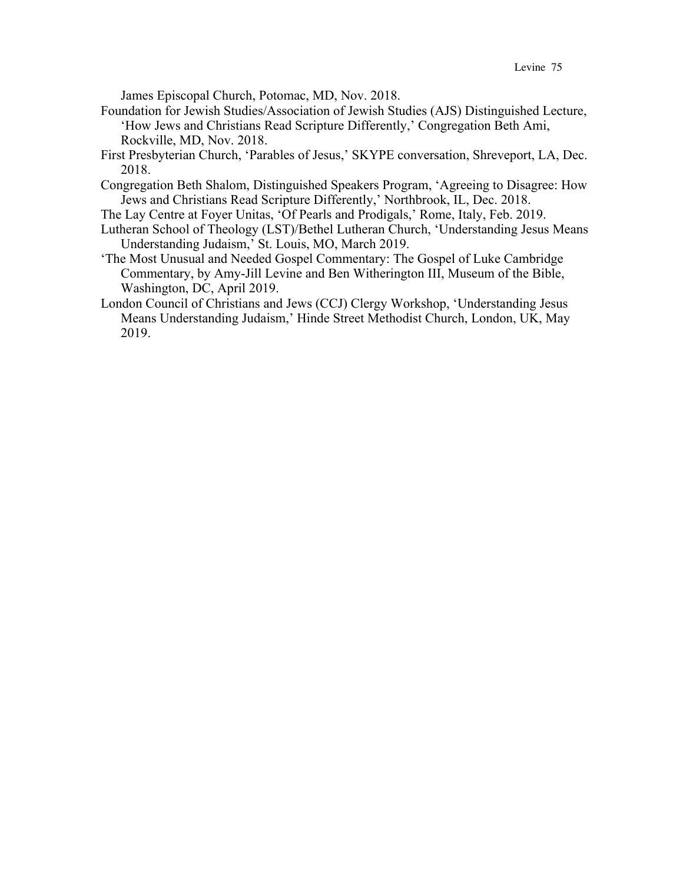James Episcopal Church, Potomac, MD, Nov. 2018.

Foundation for Jewish Studies/Association of Jewish Studies (AJS) Distinguished Lecture, 'How Jews and Christians Read Scripture Differently,' Congregation Beth Ami, Rockville, MD, Nov. 2018.

First Presbyterian Church, 'Parables of Jesus,' SKYPE conversation, Shreveport, LA, Dec. 2018.

Congregation Beth Shalom, Distinguished Speakers Program, 'Agreeing to Disagree: How Jews and Christians Read Scripture Differently,' Northbrook, IL, Dec. 2018.

The Lay Centre at Foyer Unitas, 'Of Pearls and Prodigals,' Rome, Italy, Feb. 2019.

Lutheran School of Theology (LST)/Bethel Lutheran Church, 'Understanding Jesus Means Understanding Judaism,' St. Louis, MO, March 2019.

'The Most Unusual and Needed Gospel Commentary: The Gospel of Luke Cambridge Commentary, by Amy-Jill Levine and Ben Witherington III, Museum of the Bible, Washington, DC, April 2019.

London Council of Christians and Jews (CCJ) Clergy Workshop, 'Understanding Jesus Means Understanding Judaism,' Hinde Street Methodist Church, London, UK, May 2019.